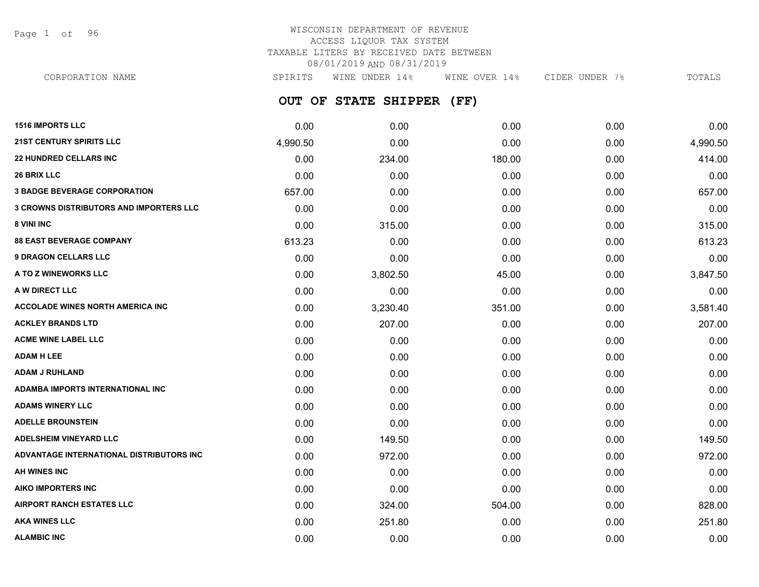# WISCONSIN DEPARTMENT OF REVENUE
## ACCESS LIQUOR TAX SYSTEM
## TAXABLE LITERS BY RECEIVED DATE BETWEEN 08/01/2019 AND 08/31/2019

## OUT OF STATE SHIPPER (FF)

| CORPORATION NAME | SPIRITS | WINE UNDER 14% | WINE OVER 14% | CIDER UNDER 7% | TOTALS |
|---|---|---|---|---|---|
| 1516 IMPORTS LLC | 0.00 | 0.00 | 0.00 | 0.00 | 0.00 |
| 21ST CENTURY SPIRITS LLC | 4,990.50 | 0.00 | 0.00 | 0.00 | 4,990.50 |
| 22 HUNDRED CELLARS INC | 0.00 | 234.00 | 180.00 | 0.00 | 414.00 |
| 26 BRIX LLC | 0.00 | 0.00 | 0.00 | 0.00 | 0.00 |
| 3 BADGE BEVERAGE CORPORATION | 657.00 | 0.00 | 0.00 | 0.00 | 657.00 |
| 3 CROWNS DISTRIBUTORS AND IMPORTERS LLC | 0.00 | 0.00 | 0.00 | 0.00 | 0.00 |
| 8 VINI INC | 0.00 | 315.00 | 0.00 | 0.00 | 315.00 |
| 88 EAST BEVERAGE COMPANY | 613.23 | 0.00 | 0.00 | 0.00 | 613.23 |
| 9 DRAGON CELLARS LLC | 0.00 | 0.00 | 0.00 | 0.00 | 0.00 |
| A TO Z WINEWORKS LLC | 0.00 | 3,802.50 | 45.00 | 0.00 | 3,847.50 |
| A W DIRECT LLC | 0.00 | 0.00 | 0.00 | 0.00 | 0.00 |
| ACCOLADE WINES NORTH AMERICA INC | 0.00 | 3,230.40 | 351.00 | 0.00 | 3,581.40 |
| ACKLEY BRANDS LTD | 0.00 | 207.00 | 0.00 | 0.00 | 207.00 |
| ACME WINE LABEL LLC | 0.00 | 0.00 | 0.00 | 0.00 | 0.00 |
| ADAM H LEE | 0.00 | 0.00 | 0.00 | 0.00 | 0.00 |
| ADAM J RUHLAND | 0.00 | 0.00 | 0.00 | 0.00 | 0.00 |
| ADAMBA IMPORTS INTERNATIONAL INC | 0.00 | 0.00 | 0.00 | 0.00 | 0.00 |
| ADAMS WINERY LLC | 0.00 | 0.00 | 0.00 | 0.00 | 0.00 |
| ADELLE BROUNSTEIN | 0.00 | 0.00 | 0.00 | 0.00 | 0.00 |
| ADELSHEIM VINEYARD LLC | 0.00 | 149.50 | 0.00 | 0.00 | 149.50 |
| ADVANTAGE INTERNATIONAL DISTRIBUTORS INC | 0.00 | 972.00 | 0.00 | 0.00 | 972.00 |
| AH WINES INC | 0.00 | 0.00 | 0.00 | 0.00 | 0.00 |
| AIKO IMPORTERS INC | 0.00 | 0.00 | 0.00 | 0.00 | 0.00 |
| AIRPORT RANCH ESTATES LLC | 0.00 | 324.00 | 504.00 | 0.00 | 828.00 |
| AKA WINES LLC | 0.00 | 251.80 | 0.00 | 0.00 | 251.80 |
| ALAMBIC INC | 0.00 | 0.00 | 0.00 | 0.00 | 0.00 |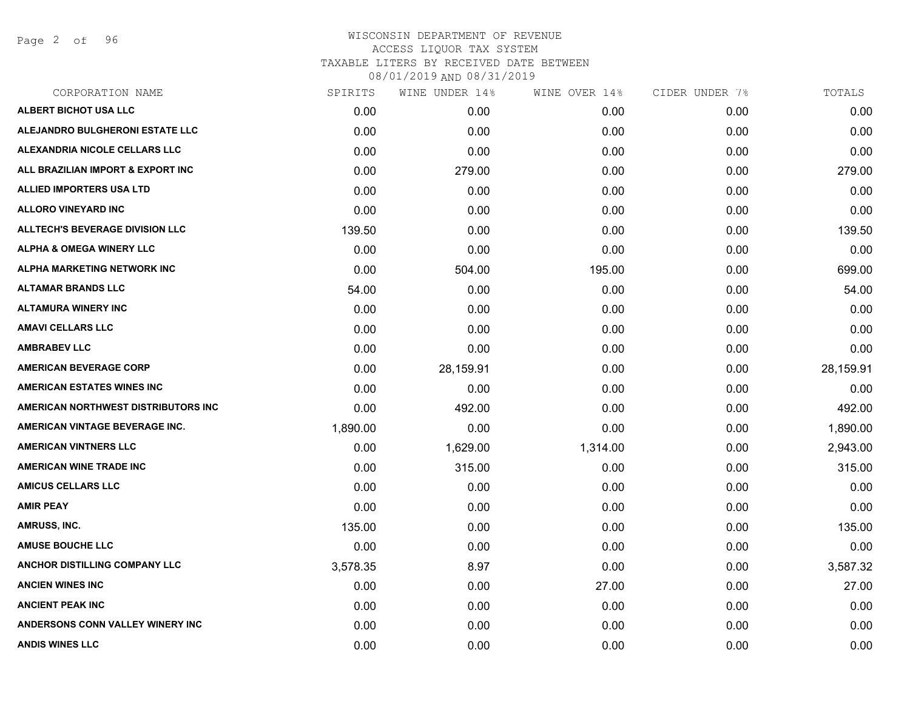WISCONSIN DEPARTMENT OF REVENUE
ACCESS LIQUOR TAX SYSTEM
TAXABLE LITERS BY RECEIVED DATE BETWEEN
08/01/2019 AND 08/31/2019

| CORPORATION NAME | SPIRITS | WINE UNDER 14% | WINE OVER 14% | CIDER UNDER 7% | TOTALS |
|---|---|---|---|---|---|
| ALBERT BICHOT USA LLC | 0.00 | 0.00 | 0.00 | 0.00 | 0.00 |
| ALEJANDRO BULGHERONI ESTATE LLC | 0.00 | 0.00 | 0.00 | 0.00 | 0.00 |
| ALEXANDRIA NICOLE CELLARS LLC | 0.00 | 0.00 | 0.00 | 0.00 | 0.00 |
| ALL BRAZILIAN IMPORT & EXPORT INC | 0.00 | 279.00 | 0.00 | 0.00 | 279.00 |
| ALLIED IMPORTERS USA LTD | 0.00 | 0.00 | 0.00 | 0.00 | 0.00 |
| ALLORO VINEYARD INC | 0.00 | 0.00 | 0.00 | 0.00 | 0.00 |
| ALLTECH'S BEVERAGE DIVISION LLC | 139.50 | 0.00 | 0.00 | 0.00 | 139.50 |
| ALPHA & OMEGA WINERY LLC | 0.00 | 0.00 | 0.00 | 0.00 | 0.00 |
| ALPHA MARKETING NETWORK INC | 0.00 | 504.00 | 195.00 | 0.00 | 699.00 |
| ALTAMAR BRANDS LLC | 54.00 | 0.00 | 0.00 | 0.00 | 54.00 |
| ALTAMURA WINERY INC | 0.00 | 0.00 | 0.00 | 0.00 | 0.00 |
| AMAVI CELLARS LLC | 0.00 | 0.00 | 0.00 | 0.00 | 0.00 |
| AMBRABEV LLC | 0.00 | 0.00 | 0.00 | 0.00 | 0.00 |
| AMERICAN BEVERAGE CORP | 0.00 | 28,159.91 | 0.00 | 0.00 | 28,159.91 |
| AMERICAN ESTATES WINES INC | 0.00 | 0.00 | 0.00 | 0.00 | 0.00 |
| AMERICAN NORTHWEST DISTRIBUTORS INC | 0.00 | 492.00 | 0.00 | 0.00 | 492.00 |
| AMERICAN VINTAGE BEVERAGE INC. | 1,890.00 | 0.00 | 0.00 | 0.00 | 1,890.00 |
| AMERICAN VINTNERS LLC | 0.00 | 1,629.00 | 1,314.00 | 0.00 | 2,943.00 |
| AMERICAN WINE TRADE INC | 0.00 | 315.00 | 0.00 | 0.00 | 315.00 |
| AMICUS CELLARS LLC | 0.00 | 0.00 | 0.00 | 0.00 | 0.00 |
| AMIR PEAY | 0.00 | 0.00 | 0.00 | 0.00 | 0.00 |
| AMRUSS, INC. | 135.00 | 0.00 | 0.00 | 0.00 | 135.00 |
| AMUSE BOUCHE LLC | 0.00 | 0.00 | 0.00 | 0.00 | 0.00 |
| ANCHOR DISTILLING COMPANY LLC | 3,578.35 | 8.97 | 0.00 | 0.00 | 3,587.32 |
| ANCIEN WINES INC | 0.00 | 0.00 | 27.00 | 0.00 | 27.00 |
| ANCIENT PEAK INC | 0.00 | 0.00 | 0.00 | 0.00 | 0.00 |
| ANDERSONS CONN VALLEY WINERY INC | 0.00 | 0.00 | 0.00 | 0.00 | 0.00 |
| ANDIS WINES LLC | 0.00 | 0.00 | 0.00 | 0.00 | 0.00 |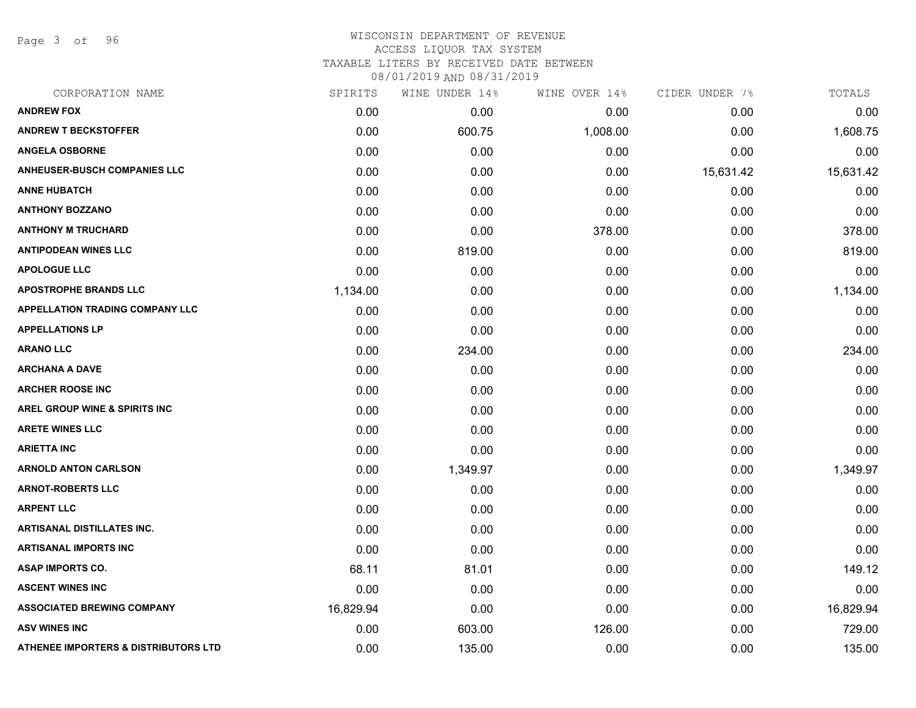# WISCONSIN DEPARTMENT OF REVENUE
ACCESS LIQUOR TAX SYSTEM
TAXABLE LITERS BY RECEIVED DATE BETWEEN
08/01/2019 AND 08/31/2019

| CORPORATION NAME | SPIRITS | WINE UNDER 14% | WINE OVER 14% | CIDER UNDER 7% | TOTALS |
|---|---|---|---|---|---|
| ANDREW FOX | 0.00 | 0.00 | 0.00 | 0.00 | 0.00 |
| ANDREW T BECKSTOFFER | 0.00 | 600.75 | 1,008.00 | 0.00 | 1,608.75 |
| ANGELA OSBORNE | 0.00 | 0.00 | 0.00 | 0.00 | 0.00 |
| ANHEUSER-BUSCH COMPANIES LLC | 0.00 | 0.00 | 0.00 | 15,631.42 | 15,631.42 |
| ANNE HUBATCH | 0.00 | 0.00 | 0.00 | 0.00 | 0.00 |
| ANTHONY BOZZANO | 0.00 | 0.00 | 0.00 | 0.00 | 0.00 |
| ANTHONY M TRUCHARD | 0.00 | 0.00 | 378.00 | 0.00 | 378.00 |
| ANTIPODEAN WINES LLC | 0.00 | 819.00 | 0.00 | 0.00 | 819.00 |
| APOLOGUE LLC | 0.00 | 0.00 | 0.00 | 0.00 | 0.00 |
| APOSTROPHE BRANDS LLC | 1,134.00 | 0.00 | 0.00 | 0.00 | 1,134.00 |
| APPELLATION TRADING COMPANY LLC | 0.00 | 0.00 | 0.00 | 0.00 | 0.00 |
| APPELLATIONS LP | 0.00 | 0.00 | 0.00 | 0.00 | 0.00 |
| ARANO LLC | 0.00 | 234.00 | 0.00 | 0.00 | 234.00 |
| ARCHANA A DAVE | 0.00 | 0.00 | 0.00 | 0.00 | 0.00 |
| ARCHER ROOSE INC | 0.00 | 0.00 | 0.00 | 0.00 | 0.00 |
| AREL GROUP WINE & SPIRITS INC | 0.00 | 0.00 | 0.00 | 0.00 | 0.00 |
| ARETE WINES LLC | 0.00 | 0.00 | 0.00 | 0.00 | 0.00 |
| ARIETTA INC | 0.00 | 0.00 | 0.00 | 0.00 | 0.00 |
| ARNOLD ANTON CARLSON | 0.00 | 1,349.97 | 0.00 | 0.00 | 1,349.97 |
| ARNOT-ROBERTS LLC | 0.00 | 0.00 | 0.00 | 0.00 | 0.00 |
| ARPENT LLC | 0.00 | 0.00 | 0.00 | 0.00 | 0.00 |
| ARTISANAL DISTILLATES INC. | 0.00 | 0.00 | 0.00 | 0.00 | 0.00 |
| ARTISANAL IMPORTS INC | 0.00 | 0.00 | 0.00 | 0.00 | 0.00 |
| ASAP IMPORTS CO. | 68.11 | 81.01 | 0.00 | 0.00 | 149.12 |
| ASCENT WINES INC | 0.00 | 0.00 | 0.00 | 0.00 | 0.00 |
| ASSOCIATED BREWING COMPANY | 16,829.94 | 0.00 | 0.00 | 0.00 | 16,829.94 |
| ASV WINES INC | 0.00 | 603.00 | 126.00 | 0.00 | 729.00 |
| ATHENEE IMPORTERS & DISTRIBUTORS LTD | 0.00 | 135.00 | 0.00 | 0.00 | 135.00 |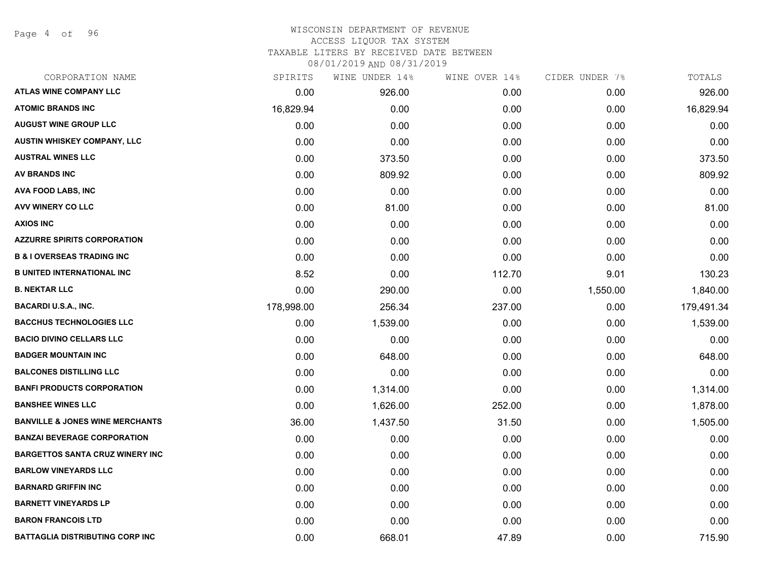# WISCONSIN DEPARTMENT OF REVENUE
## ACCESS LIQUOR TAX SYSTEM
### TAXABLE LITERS BY RECEIVED DATE BETWEEN 08/01/2019 AND 08/31/2019

| CORPORATION NAME | SPIRITS | WINE UNDER 14% | WINE OVER 14% | CIDER UNDER 7% | TOTALS |
|---|---|---|---|---|---|
| ATLAS WINE COMPANY LLC | 0.00 | 926.00 | 0.00 | 0.00 | 926.00 |
| ATOMIC BRANDS INC | 16,829.94 | 0.00 | 0.00 | 0.00 | 16,829.94 |
| AUGUST WINE GROUP LLC | 0.00 | 0.00 | 0.00 | 0.00 | 0.00 |
| AUSTIN WHISKEY COMPANY, LLC | 0.00 | 0.00 | 0.00 | 0.00 | 0.00 |
| AUSTRAL WINES LLC | 0.00 | 373.50 | 0.00 | 0.00 | 373.50 |
| AV BRANDS INC | 0.00 | 809.92 | 0.00 | 0.00 | 809.92 |
| AVA FOOD LABS, INC | 0.00 | 0.00 | 0.00 | 0.00 | 0.00 |
| AVV WINERY CO LLC | 0.00 | 81.00 | 0.00 | 0.00 | 81.00 |
| AXIOS INC | 0.00 | 0.00 | 0.00 | 0.00 | 0.00 |
| AZZURRE SPIRITS CORPORATION | 0.00 | 0.00 | 0.00 | 0.00 | 0.00 |
| B & I OVERSEAS TRADING INC | 0.00 | 0.00 | 0.00 | 0.00 | 0.00 |
| B UNITED INTERNATIONAL INC | 8.52 | 0.00 | 112.70 | 9.01 | 130.23 |
| B. NEKTAR LLC | 0.00 | 290.00 | 0.00 | 1,550.00 | 1,840.00 |
| BACARDI U.S.A., INC. | 178,998.00 | 256.34 | 237.00 | 0.00 | 179,491.34 |
| BACCHUS TECHNOLOGIES LLC | 0.00 | 1,539.00 | 0.00 | 0.00 | 1,539.00 |
| BACIO DIVINO CELLARS LLC | 0.00 | 0.00 | 0.00 | 0.00 | 0.00 |
| BADGER MOUNTAIN INC | 0.00 | 648.00 | 0.00 | 0.00 | 648.00 |
| BALCONES DISTILLING LLC | 0.00 | 0.00 | 0.00 | 0.00 | 0.00 |
| BANFI PRODUCTS CORPORATION | 0.00 | 1,314.00 | 0.00 | 0.00 | 1,314.00 |
| BANSHEE WINES LLC | 0.00 | 1,626.00 | 252.00 | 0.00 | 1,878.00 |
| BANVILLE & JONES WINE MERCHANTS | 36.00 | 1,437.50 | 31.50 | 0.00 | 1,505.00 |
| BANZAI BEVERAGE CORPORATION | 0.00 | 0.00 | 0.00 | 0.00 | 0.00 |
| BARGETTOS SANTA CRUZ WINERY INC | 0.00 | 0.00 | 0.00 | 0.00 | 0.00 |
| BARLOW VINEYARDS LLC | 0.00 | 0.00 | 0.00 | 0.00 | 0.00 |
| BARNARD GRIFFIN INC | 0.00 | 0.00 | 0.00 | 0.00 | 0.00 |
| BARNETT VINEYARDS LP | 0.00 | 0.00 | 0.00 | 0.00 | 0.00 |
| BARON FRANCOIS LTD | 0.00 | 0.00 | 0.00 | 0.00 | 0.00 |
| BATTAGLIA DISTRIBUTING CORP INC | 0.00 | 668.01 | 47.89 | 0.00 | 715.90 |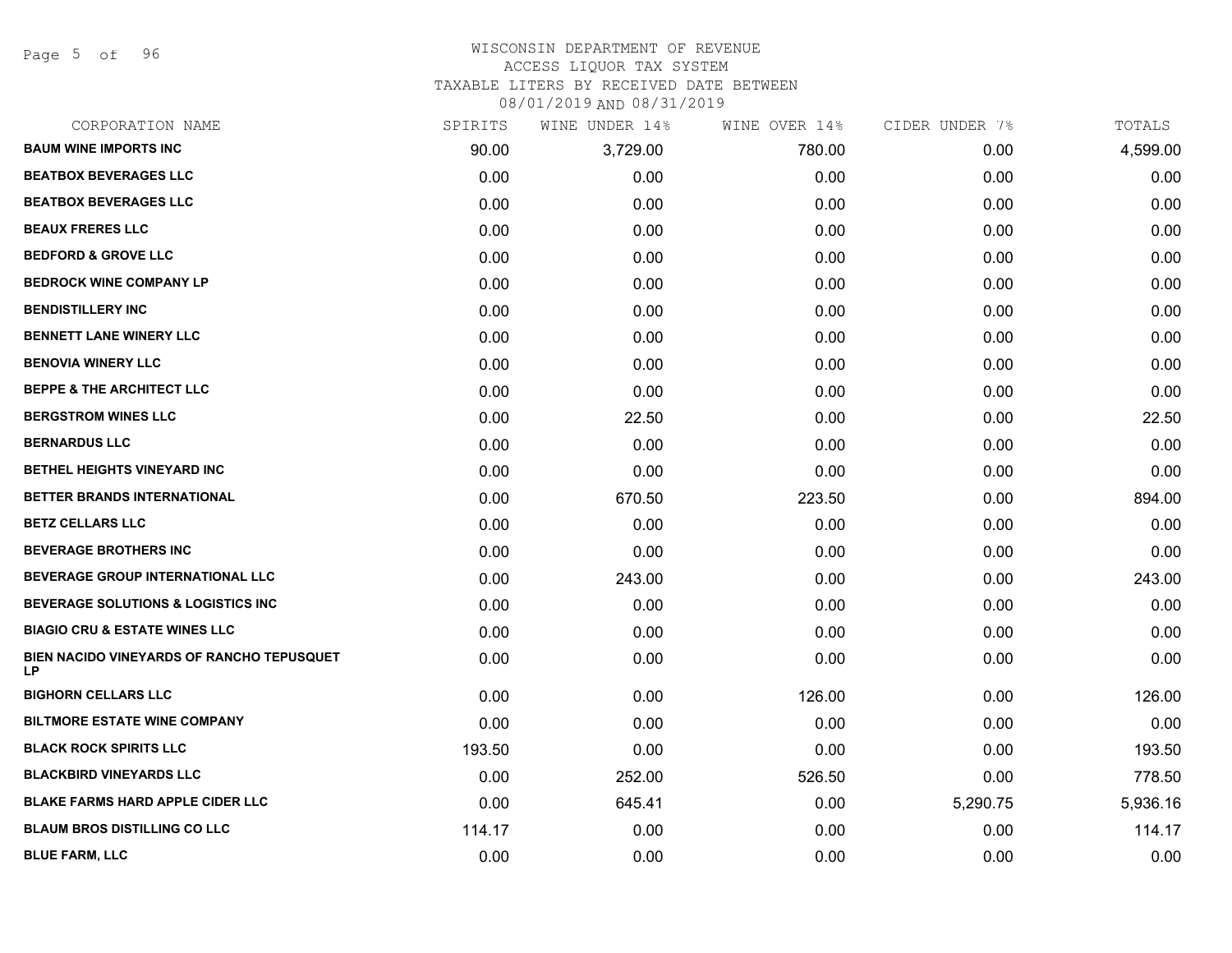# WISCONSIN DEPARTMENT OF REVENUE

ACCESS LIQUOR TAX SYSTEM

TAXABLE LITERS BY RECEIVED DATE BETWEEN

08/01/2019 AND 08/31/2019

| CORPORATION NAME | SPIRITS | WINE UNDER 14% | WINE OVER 14% | CIDER UNDER 7% | TOTALS |
|---|---|---|---|---|---|
| BAUM WINE IMPORTS INC | 90.00 | 3,729.00 | 780.00 | 0.00 | 4,599.00 |
| BEATBOX BEVERAGES LLC | 0.00 | 0.00 | 0.00 | 0.00 | 0.00 |
| BEATBOX BEVERAGES LLC | 0.00 | 0.00 | 0.00 | 0.00 | 0.00 |
| BEAUX FRERES LLC | 0.00 | 0.00 | 0.00 | 0.00 | 0.00 |
| BEDFORD & GROVE LLC | 0.00 | 0.00 | 0.00 | 0.00 | 0.00 |
| BEDROCK WINE COMPANY LP | 0.00 | 0.00 | 0.00 | 0.00 | 0.00 |
| BENDISTILLERY INC | 0.00 | 0.00 | 0.00 | 0.00 | 0.00 |
| BENNETT LANE WINERY LLC | 0.00 | 0.00 | 0.00 | 0.00 | 0.00 |
| BENOVIA WINERY LLC | 0.00 | 0.00 | 0.00 | 0.00 | 0.00 |
| BEPPE & THE ARCHITECT LLC | 0.00 | 0.00 | 0.00 | 0.00 | 0.00 |
| BERGSTROM WINES LLC | 0.00 | 22.50 | 0.00 | 0.00 | 22.50 |
| BERNARDUS LLC | 0.00 | 0.00 | 0.00 | 0.00 | 0.00 |
| BETHEL HEIGHTS VINEYARD INC | 0.00 | 0.00 | 0.00 | 0.00 | 0.00 |
| BETTER BRANDS INTERNATIONAL | 0.00 | 670.50 | 223.50 | 0.00 | 894.00 |
| BETZ CELLARS LLC | 0.00 | 0.00 | 0.00 | 0.00 | 0.00 |
| BEVERAGE BROTHERS INC | 0.00 | 0.00 | 0.00 | 0.00 | 0.00 |
| BEVERAGE GROUP INTERNATIONAL LLC | 0.00 | 243.00 | 0.00 | 0.00 | 243.00 |
| BEVERAGE SOLUTIONS & LOGISTICS INC | 0.00 | 0.00 | 0.00 | 0.00 | 0.00 |
| BIAGIO CRU & ESTATE WINES LLC | 0.00 | 0.00 | 0.00 | 0.00 | 0.00 |
| BIEN NACIDO VINEYARDS OF RANCHO TEPUSQUET LP | 0.00 | 0.00 | 0.00 | 0.00 | 0.00 |
| BIGHORN CELLARS LLC | 0.00 | 0.00 | 126.00 | 0.00 | 126.00 |
| BILTMORE ESTATE WINE COMPANY | 0.00 | 0.00 | 0.00 | 0.00 | 0.00 |
| BLACK ROCK SPIRITS LLC | 193.50 | 0.00 | 0.00 | 0.00 | 193.50 |
| BLACKBIRD VINEYARDS LLC | 0.00 | 252.00 | 526.50 | 0.00 | 778.50 |
| BLAKE FARMS HARD APPLE CIDER LLC | 0.00 | 645.41 | 0.00 | 5,290.75 | 5,936.16 |
| BLAUM BROS DISTILLING CO LLC | 114.17 | 0.00 | 0.00 | 0.00 | 114.17 |
| BLUE FARM, LLC | 0.00 | 0.00 | 0.00 | 0.00 | 0.00 |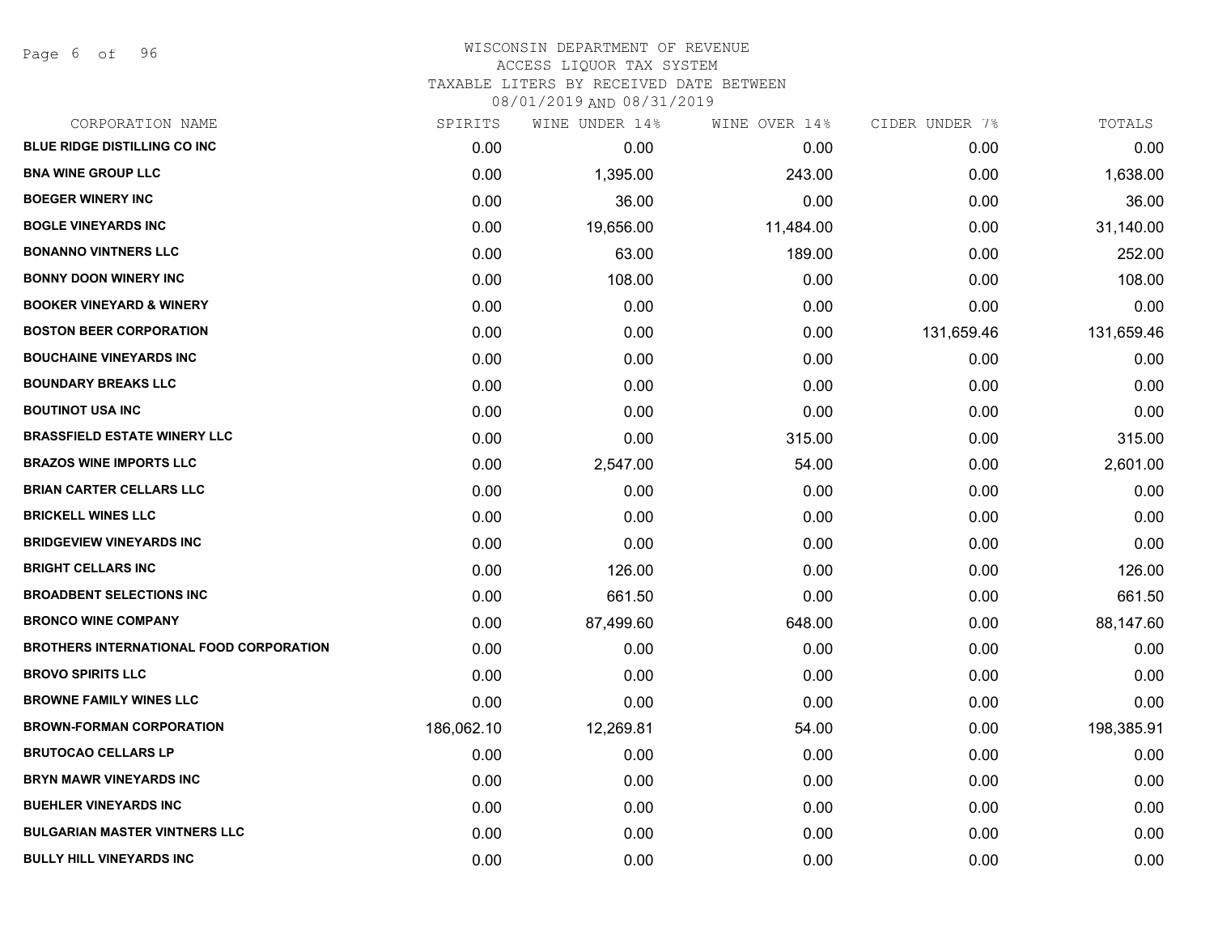# WISCONSIN DEPARTMENT OF REVENUE
ACCESS LIQUOR TAX SYSTEM
TAXABLE LITERS BY RECEIVED DATE BETWEEN
08/01/2019 AND 08/31/2019

| CORPORATION NAME | SPIRITS | WINE UNDER 14% | WINE OVER 14% | CIDER UNDER 7% | TOTALS |
|---|---|---|---|---|---|
| BLUE RIDGE DISTILLING CO INC | 0.00 | 0.00 | 0.00 | 0.00 | 0.00 |
| BNA WINE GROUP LLC | 0.00 | 1,395.00 | 243.00 | 0.00 | 1,638.00 |
| BOEGER WINERY INC | 0.00 | 36.00 | 0.00 | 0.00 | 36.00 |
| BOGLE VINEYARDS INC | 0.00 | 19,656.00 | 11,484.00 | 0.00 | 31,140.00 |
| BONANNO VINTNERS LLC | 0.00 | 63.00 | 189.00 | 0.00 | 252.00 |
| BONNY DOON WINERY INC | 0.00 | 108.00 | 0.00 | 0.00 | 108.00 |
| BOOKER VINEYARD & WINERY | 0.00 | 0.00 | 0.00 | 0.00 | 0.00 |
| BOSTON BEER CORPORATION | 0.00 | 0.00 | 0.00 | 131,659.46 | 131,659.46 |
| BOUCHAINE VINEYARDS INC | 0.00 | 0.00 | 0.00 | 0.00 | 0.00 |
| BOUNDARY BREAKS LLC | 0.00 | 0.00 | 0.00 | 0.00 | 0.00 |
| BOUTINOT USA INC | 0.00 | 0.00 | 0.00 | 0.00 | 0.00 |
| BRASSFIELD ESTATE WINERY LLC | 0.00 | 0.00 | 315.00 | 0.00 | 315.00 |
| BRAZOS WINE IMPORTS LLC | 0.00 | 2,547.00 | 54.00 | 0.00 | 2,601.00 |
| BRIAN CARTER CELLARS LLC | 0.00 | 0.00 | 0.00 | 0.00 | 0.00 |
| BRICKELL WINES LLC | 0.00 | 0.00 | 0.00 | 0.00 | 0.00 |
| BRIDGEVIEW VINEYARDS INC | 0.00 | 0.00 | 0.00 | 0.00 | 0.00 |
| BRIGHT CELLARS INC | 0.00 | 126.00 | 0.00 | 0.00 | 126.00 |
| BROADBENT SELECTIONS INC | 0.00 | 661.50 | 0.00 | 0.00 | 661.50 |
| BRONCO WINE COMPANY | 0.00 | 87,499.60 | 648.00 | 0.00 | 88,147.60 |
| BROTHERS INTERNATIONAL FOOD CORPORATION | 0.00 | 0.00 | 0.00 | 0.00 | 0.00 |
| BROVO SPIRITS LLC | 0.00 | 0.00 | 0.00 | 0.00 | 0.00 |
| BROWNE FAMILY WINES LLC | 0.00 | 0.00 | 0.00 | 0.00 | 0.00 |
| BROWN-FORMAN CORPORATION | 186,062.10 | 12,269.81 | 54.00 | 0.00 | 198,385.91 |
| BRUTOCAO CELLARS LP | 0.00 | 0.00 | 0.00 | 0.00 | 0.00 |
| BRYN MAWR VINEYARDS INC | 0.00 | 0.00 | 0.00 | 0.00 | 0.00 |
| BUEHLER VINEYARDS INC | 0.00 | 0.00 | 0.00 | 0.00 | 0.00 |
| BULGARIAN MASTER VINTNERS LLC | 0.00 | 0.00 | 0.00 | 0.00 | 0.00 |
| BULLY HILL VINEYARDS INC | 0.00 | 0.00 | 0.00 | 0.00 | 0.00 |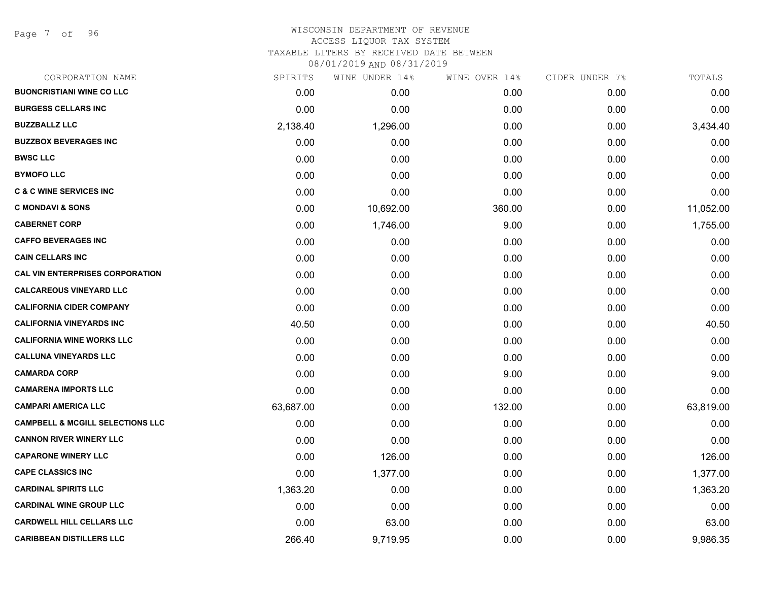WISCONSIN DEPARTMENT OF REVENUE
ACCESS LIQUOR TAX SYSTEM
TAXABLE LITERS BY RECEIVED DATE BETWEEN
08/01/2019 AND 08/31/2019

| CORPORATION NAME | SPIRITS | WINE UNDER 14% | WINE OVER 14% | CIDER UNDER 7% | TOTALS |
|---|---|---|---|---|---|
| BUONCRISTIANI WINE CO LLC | 0.00 | 0.00 | 0.00 | 0.00 | 0.00 |
| BURGESS CELLARS INC | 0.00 | 0.00 | 0.00 | 0.00 | 0.00 |
| BUZZBALLZ LLC | 2,138.40 | 1,296.00 | 0.00 | 0.00 | 3,434.40 |
| BUZZBOX BEVERAGES INC | 0.00 | 0.00 | 0.00 | 0.00 | 0.00 |
| BWSC LLC | 0.00 | 0.00 | 0.00 | 0.00 | 0.00 |
| BYMOFO LLC | 0.00 | 0.00 | 0.00 | 0.00 | 0.00 |
| C & C WINE SERVICES INC | 0.00 | 0.00 | 0.00 | 0.00 | 0.00 |
| C MONDAVI & SONS | 0.00 | 10,692.00 | 360.00 | 0.00 | 11,052.00 |
| CABERNET CORP | 0.00 | 1,746.00 | 9.00 | 0.00 | 1,755.00 |
| CAFFO BEVERAGES INC | 0.00 | 0.00 | 0.00 | 0.00 | 0.00 |
| CAIN CELLARS INC | 0.00 | 0.00 | 0.00 | 0.00 | 0.00 |
| CAL VIN ENTERPRISES CORPORATION | 0.00 | 0.00 | 0.00 | 0.00 | 0.00 |
| CALCAREOUS VINEYARD LLC | 0.00 | 0.00 | 0.00 | 0.00 | 0.00 |
| CALIFORNIA CIDER COMPANY | 0.00 | 0.00 | 0.00 | 0.00 | 0.00 |
| CALIFORNIA VINEYARDS INC | 40.50 | 0.00 | 0.00 | 0.00 | 40.50 |
| CALIFORNIA WINE WORKS LLC | 0.00 | 0.00 | 0.00 | 0.00 | 0.00 |
| CALLUNA VINEYARDS LLC | 0.00 | 0.00 | 0.00 | 0.00 | 0.00 |
| CAMARDA CORP | 0.00 | 0.00 | 9.00 | 0.00 | 9.00 |
| CAMARENA IMPORTS LLC | 0.00 | 0.00 | 0.00 | 0.00 | 0.00 |
| CAMPARI AMERICA LLC | 63,687.00 | 0.00 | 132.00 | 0.00 | 63,819.00 |
| CAMPBELL & MCGILL SELECTIONS LLC | 0.00 | 0.00 | 0.00 | 0.00 | 0.00 |
| CANNON RIVER WINERY LLC | 0.00 | 0.00 | 0.00 | 0.00 | 0.00 |
| CAPARONE WINERY LLC | 0.00 | 126.00 | 0.00 | 0.00 | 126.00 |
| CAPE CLASSICS INC | 0.00 | 1,377.00 | 0.00 | 0.00 | 1,377.00 |
| CARDINAL SPIRITS LLC | 1,363.20 | 0.00 | 0.00 | 0.00 | 1,363.20 |
| CARDINAL WINE GROUP LLC | 0.00 | 0.00 | 0.00 | 0.00 | 0.00 |
| CARDWELL HILL CELLARS LLC | 0.00 | 63.00 | 0.00 | 0.00 | 63.00 |
| CARIBBEAN DISTILLERS LLC | 266.40 | 9,719.95 | 0.00 | 0.00 | 9,986.35 |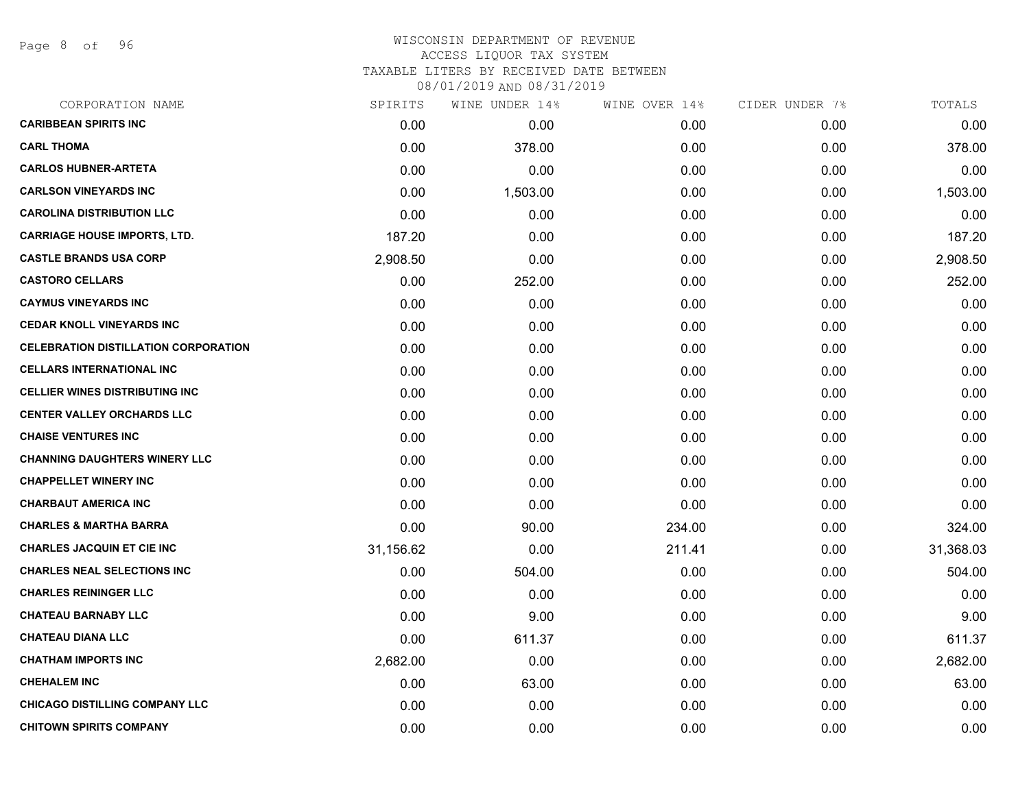WISCONSIN DEPARTMENT OF REVENUE
ACCESS LIQUOR TAX SYSTEM
TAXABLE LITERS BY RECEIVED DATE BETWEEN
08/01/2019 AND 08/31/2019

| CORPORATION NAME | SPIRITS | WINE UNDER 14% | WINE OVER 14% | CIDER UNDER 7% | TOTALS |
|---|---|---|---|---|---|
| **CARIBBEAN SPIRITS INC** | 0.00 | 0.00 | 0.00 | 0.00 | 0.00 |
| **CARL THOMA** | 0.00 | 378.00 | 0.00 | 0.00 | 378.00 |
| **CARLOS HUBNER-ARTETA** | 0.00 | 0.00 | 0.00 | 0.00 | 0.00 |
| **CARLSON VINEYARDS INC** | 0.00 | 1,503.00 | 0.00 | 0.00 | 1,503.00 |
| **CAROLINA DISTRIBUTION LLC** | 0.00 | 0.00 | 0.00 | 0.00 | 0.00 |
| **CARRIAGE HOUSE IMPORTS, LTD.** | 187.20 | 0.00 | 0.00 | 0.00 | 187.20 |
| **CASTLE BRANDS USA CORP** | 2,908.50 | 0.00 | 0.00 | 0.00 | 2,908.50 |
| **CASTORO CELLARS** | 0.00 | 252.00 | 0.00 | 0.00 | 252.00 |
| **CAYMUS VINEYARDS INC** | 0.00 | 0.00 | 0.00 | 0.00 | 0.00 |
| **CEDAR KNOLL VINEYARDS INC** | 0.00 | 0.00 | 0.00 | 0.00 | 0.00 |
| **CELEBRATION DISTILLATION CORPORATION** | 0.00 | 0.00 | 0.00 | 0.00 | 0.00 |
| **CELLARS INTERNATIONAL INC** | 0.00 | 0.00 | 0.00 | 0.00 | 0.00 |
| **CELLIER WINES DISTRIBUTING INC** | 0.00 | 0.00 | 0.00 | 0.00 | 0.00 |
| **CENTER VALLEY ORCHARDS LLC** | 0.00 | 0.00 | 0.00 | 0.00 | 0.00 |
| **CHAISE VENTURES INC** | 0.00 | 0.00 | 0.00 | 0.00 | 0.00 |
| **CHANNING DAUGHTERS WINERY LLC** | 0.00 | 0.00 | 0.00 | 0.00 | 0.00 |
| **CHAPPELLET WINERY INC** | 0.00 | 0.00 | 0.00 | 0.00 | 0.00 |
| **CHARBAUT AMERICA INC** | 0.00 | 0.00 | 0.00 | 0.00 | 0.00 |
| **CHARLES & MARTHA BARRA** | 0.00 | 90.00 | 234.00 | 0.00 | 324.00 |
| **CHARLES JACQUIN ET CIE INC** | 31,156.62 | 0.00 | 211.41 | 0.00 | 31,368.03 |
| **CHARLES NEAL SELECTIONS INC** | 0.00 | 504.00 | 0.00 | 0.00 | 504.00 |
| **CHARLES REININGER LLC** | 0.00 | 0.00 | 0.00 | 0.00 | 0.00 |
| **CHATEAU BARNABY LLC** | 0.00 | 9.00 | 0.00 | 0.00 | 9.00 |
| **CHATEAU DIANA LLC** | 0.00 | 611.37 | 0.00 | 0.00 | 611.37 |
| **CHATHAM IMPORTS INC** | 2,682.00 | 0.00 | 0.00 | 0.00 | 2,682.00 |
| **CHEHALEM INC** | 0.00 | 63.00 | 0.00 | 0.00 | 63.00 |
| **CHICAGO DISTILLING COMPANY LLC** | 0.00 | 0.00 | 0.00 | 0.00 | 0.00 |
| **CHITOWN SPIRITS COMPANY** | 0.00 | 0.00 | 0.00 | 0.00 | 0.00 |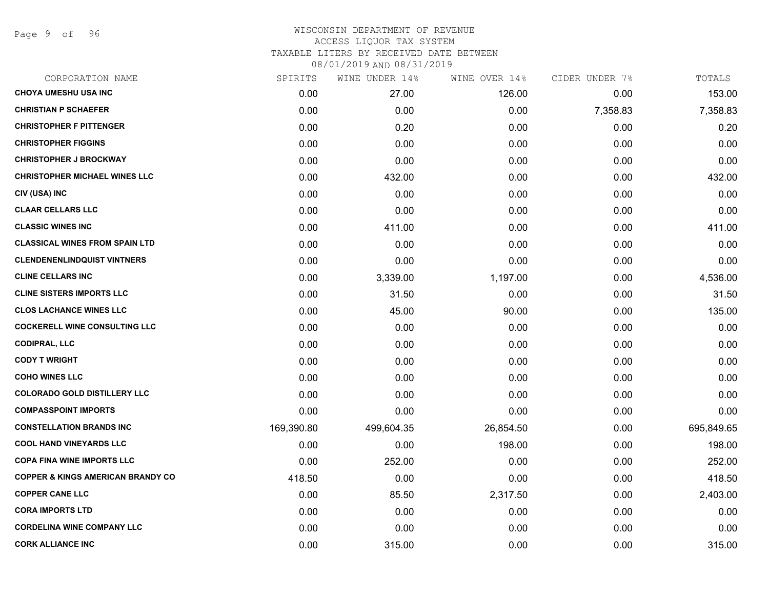WISCONSIN DEPARTMENT OF REVENUE
ACCESS LIQUOR TAX SYSTEM
TAXABLE LITERS BY RECEIVED DATE BETWEEN
08/01/2019 AND 08/31/2019

| CORPORATION NAME | SPIRITS | WINE UNDER 14% | WINE OVER 14% | CIDER UNDER 7% | TOTALS |
|---|---|---|---|---|---|
| **CHOYA UMESHU USA INC** | 0.00 | 27.00 | 126.00 | 0.00 | 153.00 |
| **CHRISTIAN P SCHAEFER** | 0.00 | 0.00 | 0.00 | 7,358.83 | 7,358.83 |
| **CHRISTOPHER F PITTENGER** | 0.00 | 0.20 | 0.00 | 0.00 | 0.20 |
| **CHRISTOPHER FIGGINS** | 0.00 | 0.00 | 0.00 | 0.00 | 0.00 |
| **CHRISTOPHER J BROCKWAY** | 0.00 | 0.00 | 0.00 | 0.00 | 0.00 |
| **CHRISTOPHER MICHAEL WINES LLC** | 0.00 | 432.00 | 0.00 | 0.00 | 432.00 |
| **CIV (USA) INC** | 0.00 | 0.00 | 0.00 | 0.00 | 0.00 |
| **CLAAR CELLARS LLC** | 0.00 | 0.00 | 0.00 | 0.00 | 0.00 |
| **CLASSIC WINES INC** | 0.00 | 411.00 | 0.00 | 0.00 | 411.00 |
| **CLASSICAL WINES FROM SPAIN LTD** | 0.00 | 0.00 | 0.00 | 0.00 | 0.00 |
| **CLENDENENLINDQUIST VINTNERS** | 0.00 | 0.00 | 0.00 | 0.00 | 0.00 |
| **CLINE CELLARS INC** | 0.00 | 3,339.00 | 1,197.00 | 0.00 | 4,536.00 |
| **CLINE SISTERS IMPORTS LLC** | 0.00 | 31.50 | 0.00 | 0.00 | 31.50 |
| **CLOS LACHANCE WINES LLC** | 0.00 | 45.00 | 90.00 | 0.00 | 135.00 |
| **COCKERELL WINE CONSULTING LLC** | 0.00 | 0.00 | 0.00 | 0.00 | 0.00 |
| **CODIPRAL, LLC** | 0.00 | 0.00 | 0.00 | 0.00 | 0.00 |
| **CODY T WRIGHT** | 0.00 | 0.00 | 0.00 | 0.00 | 0.00 |
| **COHO WINES LLC** | 0.00 | 0.00 | 0.00 | 0.00 | 0.00 |
| **COLORADO GOLD DISTILLERY LLC** | 0.00 | 0.00 | 0.00 | 0.00 | 0.00 |
| **COMPASSPOINT IMPORTS** | 0.00 | 0.00 | 0.00 | 0.00 | 0.00 |
| **CONSTELLATION BRANDS INC** | 169,390.80 | 499,604.35 | 26,854.50 | 0.00 | 695,849.65 |
| **COOL HAND VINEYARDS LLC** | 0.00 | 0.00 | 198.00 | 0.00 | 198.00 |
| **COPA FINA WINE IMPORTS LLC** | 0.00 | 252.00 | 0.00 | 0.00 | 252.00 |
| **COPPER & KINGS AMERICAN BRANDY CO** | 418.50 | 0.00 | 0.00 | 0.00 | 418.50 |
| **COPPER CANE LLC** | 0.00 | 85.50 | 2,317.50 | 0.00 | 2,403.00 |
| **CORA IMPORTS LTD** | 0.00 | 0.00 | 0.00 | 0.00 | 0.00 |
| **CORDELINA WINE COMPANY LLC** | 0.00 | 0.00 | 0.00 | 0.00 | 0.00 |
| **CORK ALLIANCE INC** | 0.00 | 315.00 | 0.00 | 0.00 | 315.00 |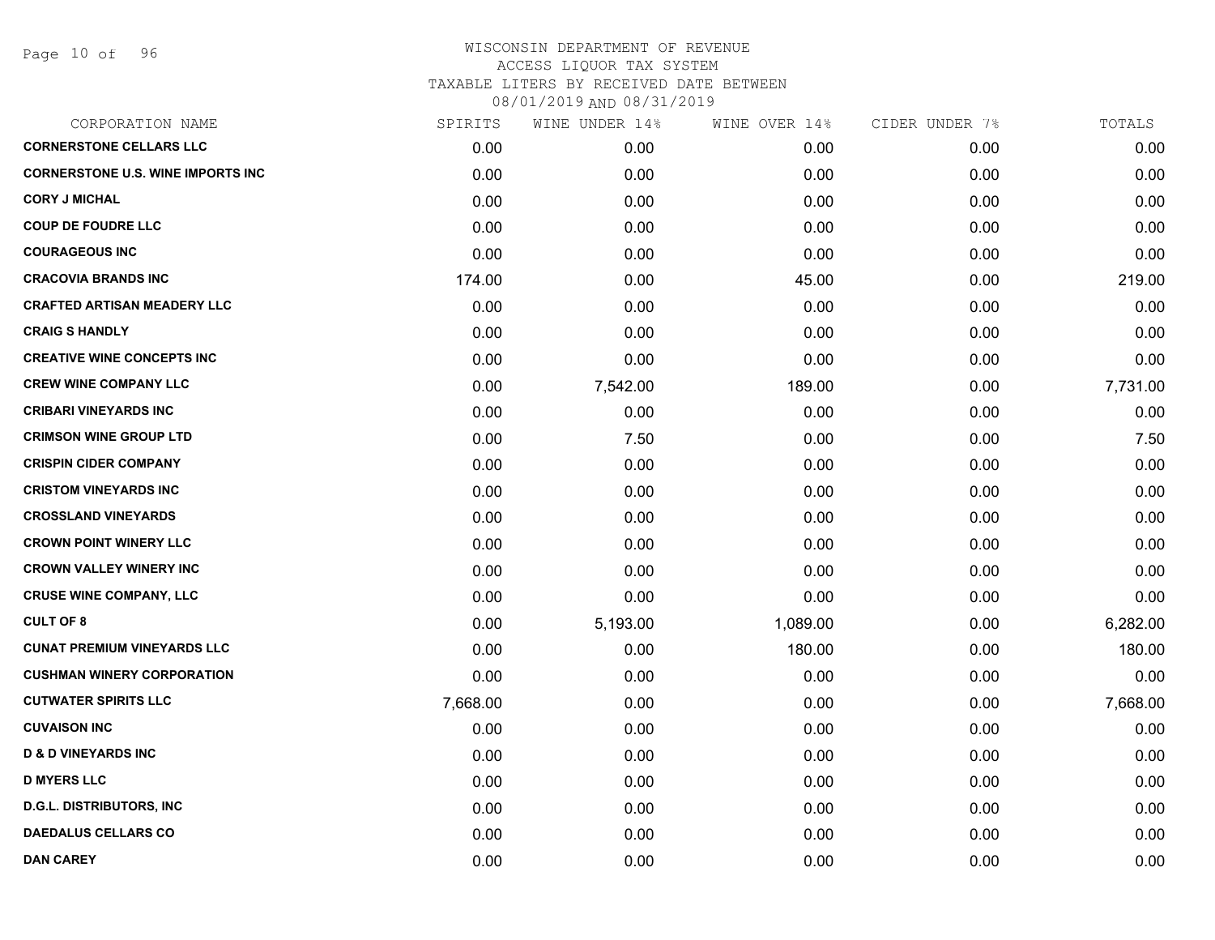WISCONSIN DEPARTMENT OF REVENUE
ACCESS LIQUOR TAX SYSTEM
TAXABLE LITERS BY RECEIVED DATE BETWEEN
08/01/2019 AND 08/31/2019

| CORPORATION NAME | SPIRITS | WINE UNDER 14% | WINE OVER 14% | CIDER UNDER 7% | TOTALS |
|---|---|---|---|---|---|
| CORNERSTONE CELLARS LLC | 0.00 | 0.00 | 0.00 | 0.00 | 0.00 |
| CORNERSTONE U.S. WINE IMPORTS INC | 0.00 | 0.00 | 0.00 | 0.00 | 0.00 |
| CORY J MICHAL | 0.00 | 0.00 | 0.00 | 0.00 | 0.00 |
| COUP DE FOUDRE LLC | 0.00 | 0.00 | 0.00 | 0.00 | 0.00 |
| COURAGEOUS INC | 0.00 | 0.00 | 0.00 | 0.00 | 0.00 |
| CRACOVIA BRANDS INC | 174.00 | 0.00 | 45.00 | 0.00 | 219.00 |
| CRAFTED ARTISAN MEADERY LLC | 0.00 | 0.00 | 0.00 | 0.00 | 0.00 |
| CRAIG S HANDLY | 0.00 | 0.00 | 0.00 | 0.00 | 0.00 |
| CREATIVE WINE CONCEPTS INC | 0.00 | 0.00 | 0.00 | 0.00 | 0.00 |
| CREW WINE COMPANY LLC | 0.00 | 7,542.00 | 189.00 | 0.00 | 7,731.00 |
| CRIBARI VINEYARDS INC | 0.00 | 0.00 | 0.00 | 0.00 | 0.00 |
| CRIMSON WINE GROUP LTD | 0.00 | 7.50 | 0.00 | 0.00 | 7.50 |
| CRISPIN CIDER COMPANY | 0.00 | 0.00 | 0.00 | 0.00 | 0.00 |
| CRISTOM VINEYARDS INC | 0.00 | 0.00 | 0.00 | 0.00 | 0.00 |
| CROSSLAND VINEYARDS | 0.00 | 0.00 | 0.00 | 0.00 | 0.00 |
| CROWN POINT WINERY LLC | 0.00 | 0.00 | 0.00 | 0.00 | 0.00 |
| CROWN VALLEY WINERY INC | 0.00 | 0.00 | 0.00 | 0.00 | 0.00 |
| CRUSE WINE COMPANY, LLC | 0.00 | 0.00 | 0.00 | 0.00 | 0.00 |
| CULT OF 8 | 0.00 | 5,193.00 | 1,089.00 | 0.00 | 6,282.00 |
| CUNAT PREMIUM VINEYARDS LLC | 0.00 | 0.00 | 180.00 | 0.00 | 180.00 |
| CUSHMAN WINERY CORPORATION | 0.00 | 0.00 | 0.00 | 0.00 | 0.00 |
| CUTWATER SPIRITS LLC | 7,668.00 | 0.00 | 0.00 | 0.00 | 7,668.00 |
| CUVAISON INC | 0.00 | 0.00 | 0.00 | 0.00 | 0.00 |
| D & D VINEYARDS INC | 0.00 | 0.00 | 0.00 | 0.00 | 0.00 |
| D MYERS LLC | 0.00 | 0.00 | 0.00 | 0.00 | 0.00 |
| D.G.L. DISTRIBUTORS, INC | 0.00 | 0.00 | 0.00 | 0.00 | 0.00 |
| DAEDALUS CELLARS CO | 0.00 | 0.00 | 0.00 | 0.00 | 0.00 |
| DAN CAREY | 0.00 | 0.00 | 0.00 | 0.00 | 0.00 |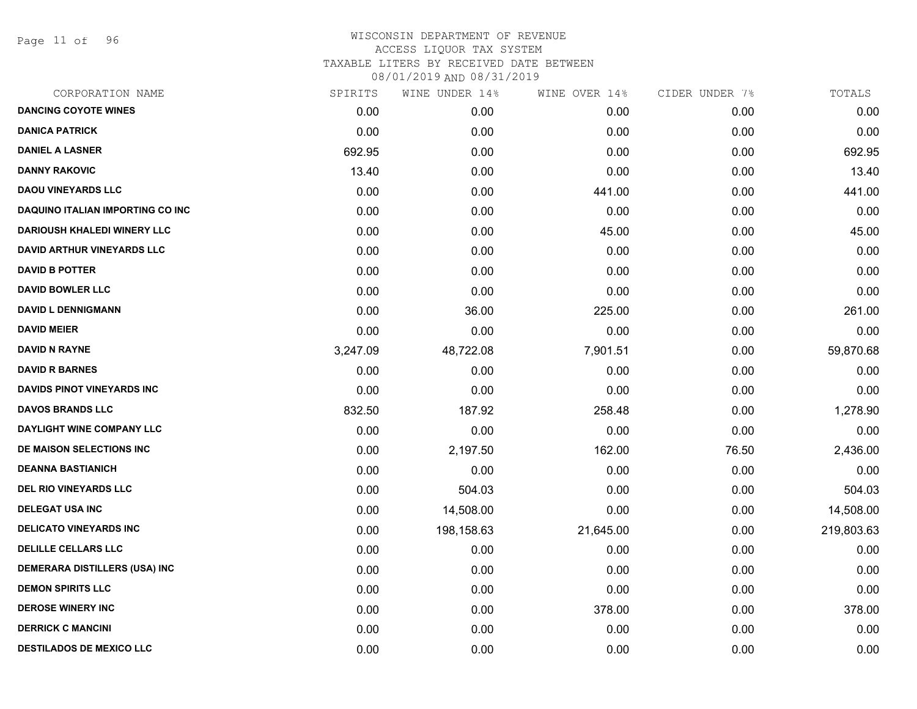WISCONSIN DEPARTMENT OF REVENUE
ACCESS LIQUOR TAX SYSTEM
TAXABLE LITERS BY RECEIVED DATE BETWEEN
08/01/2019 AND 08/31/2019

| CORPORATION NAME | SPIRITS | WINE UNDER 14% | WINE OVER 14% | CIDER UNDER 7% | TOTALS |
|---|---|---|---|---|---|
| DANCING COYOTE WINES | 0.00 | 0.00 | 0.00 | 0.00 | 0.00 |
| DANICA PATRICK | 0.00 | 0.00 | 0.00 | 0.00 | 0.00 |
| DANIEL A LASNER | 692.95 | 0.00 | 0.00 | 0.00 | 692.95 |
| DANNY RAKOVIC | 13.40 | 0.00 | 0.00 | 0.00 | 13.40 |
| DAOU VINEYARDS LLC | 0.00 | 0.00 | 441.00 | 0.00 | 441.00 |
| DAQUINO ITALIAN IMPORTING CO INC | 0.00 | 0.00 | 0.00 | 0.00 | 0.00 |
| DARIOUSH KHALEDI WINERY LLC | 0.00 | 0.00 | 45.00 | 0.00 | 45.00 |
| DAVID ARTHUR VINEYARDS LLC | 0.00 | 0.00 | 0.00 | 0.00 | 0.00 |
| DAVID B POTTER | 0.00 | 0.00 | 0.00 | 0.00 | 0.00 |
| DAVID BOWLER LLC | 0.00 | 0.00 | 0.00 | 0.00 | 0.00 |
| DAVID L DENNIGMANN | 0.00 | 36.00 | 225.00 | 0.00 | 261.00 |
| DAVID MEIER | 0.00 | 0.00 | 0.00 | 0.00 | 0.00 |
| DAVID N RAYNE | 3,247.09 | 48,722.08 | 7,901.51 | 0.00 | 59,870.68 |
| DAVID R BARNES | 0.00 | 0.00 | 0.00 | 0.00 | 0.00 |
| DAVIDS PINOT VINEYARDS INC | 0.00 | 0.00 | 0.00 | 0.00 | 0.00 |
| DAVOS BRANDS LLC | 832.50 | 187.92 | 258.48 | 0.00 | 1,278.90 |
| DAYLIGHT WINE COMPANY LLC | 0.00 | 0.00 | 0.00 | 0.00 | 0.00 |
| DE MAISON SELECTIONS INC | 0.00 | 2,197.50 | 162.00 | 76.50 | 2,436.00 |
| DEANNA BASTIANICH | 0.00 | 0.00 | 0.00 | 0.00 | 0.00 |
| DEL RIO VINEYARDS LLC | 0.00 | 504.03 | 0.00 | 0.00 | 504.03 |
| DELEGAT USA INC | 0.00 | 14,508.00 | 0.00 | 0.00 | 14,508.00 |
| DELICATO VINEYARDS INC | 0.00 | 198,158.63 | 21,645.00 | 0.00 | 219,803.63 |
| DELILLE CELLARS LLC | 0.00 | 0.00 | 0.00 | 0.00 | 0.00 |
| DEMERARA DISTILLERS (USA) INC | 0.00 | 0.00 | 0.00 | 0.00 | 0.00 |
| DEMON SPIRITS LLC | 0.00 | 0.00 | 0.00 | 0.00 | 0.00 |
| DEROSE WINERY INC | 0.00 | 0.00 | 378.00 | 0.00 | 378.00 |
| DERRICK C MANCINI | 0.00 | 0.00 | 0.00 | 0.00 | 0.00 |
| DESTILADOS DE MEXICO LLC | 0.00 | 0.00 | 0.00 | 0.00 | 0.00 |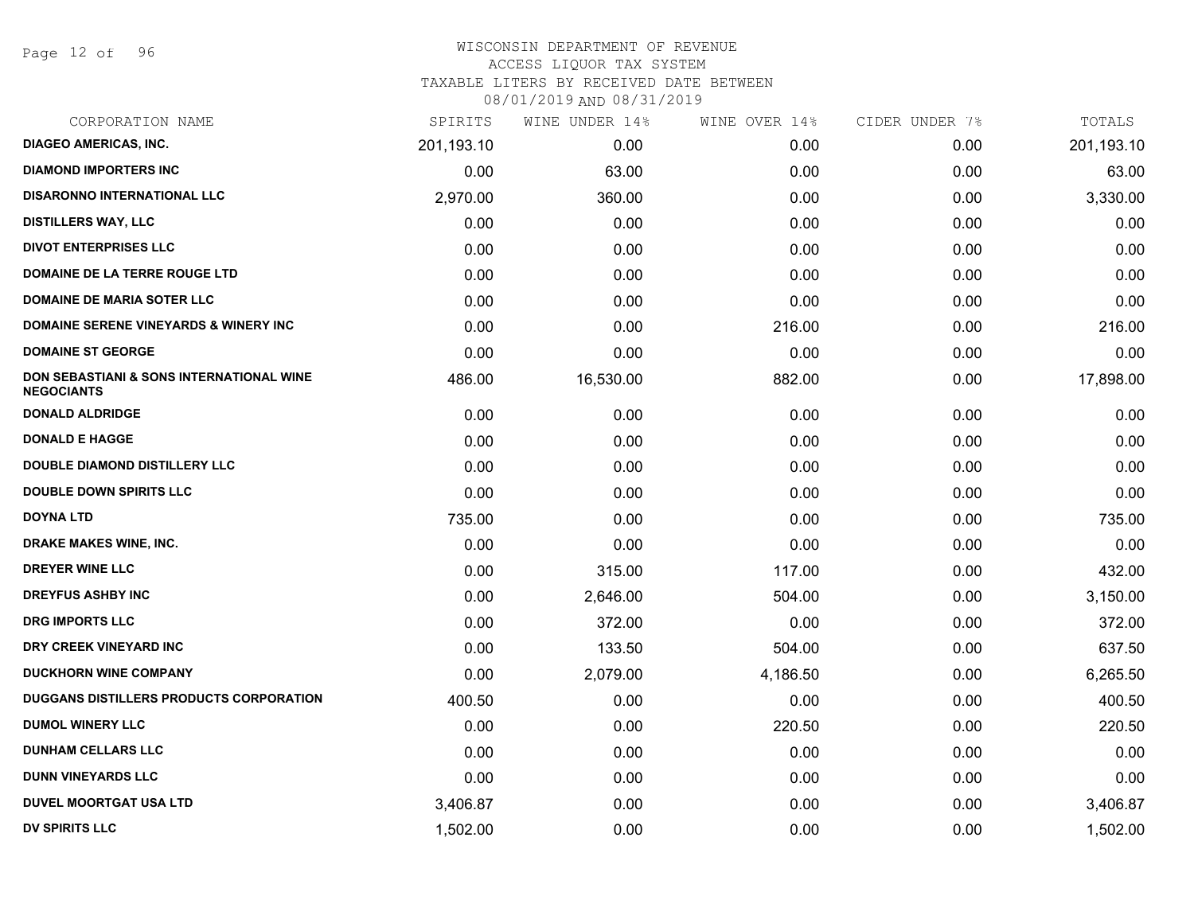# WISCONSIN DEPARTMENT OF REVENUE
## ACCESS LIQUOR TAX SYSTEM
### TAXABLE LITERS BY RECEIVED DATE BETWEEN 08/01/2019 AND 08/31/2019

| CORPORATION NAME | SPIRITS | WINE UNDER 14% | WINE OVER 14% | CIDER UNDER 7% | TOTALS |
|---|---|---|---|---|---|
| DIAGEO AMERICAS, INC. | 201,193.10 | 0.00 | 0.00 | 0.00 | 201,193.10 |
| DIAMOND IMPORTERS INC | 0.00 | 63.00 | 0.00 | 0.00 | 63.00 |
| DISARONNO INTERNATIONAL LLC | 2,970.00 | 360.00 | 0.00 | 0.00 | 3,330.00 |
| DISTILLERS WAY, LLC | 0.00 | 0.00 | 0.00 | 0.00 | 0.00 |
| DIVOT ENTERPRISES LLC | 0.00 | 0.00 | 0.00 | 0.00 | 0.00 |
| DOMAINE DE LA TERRE ROUGE LTD | 0.00 | 0.00 | 0.00 | 0.00 | 0.00 |
| DOMAINE DE MARIA SOTER LLC | 0.00 | 0.00 | 0.00 | 0.00 | 0.00 |
| DOMAINE SERENE VINEYARDS & WINERY INC | 0.00 | 0.00 | 216.00 | 0.00 | 216.00 |
| DOMAINE ST GEORGE | 0.00 | 0.00 | 0.00 | 0.00 | 0.00 |
| DON SEBASTIANI & SONS INTERNATIONAL WINE NEGOCIANTS | 486.00 | 16,530.00 | 882.00 | 0.00 | 17,898.00 |
| DONALD ALDRIDGE | 0.00 | 0.00 | 0.00 | 0.00 | 0.00 |
| DONALD E HAGGE | 0.00 | 0.00 | 0.00 | 0.00 | 0.00 |
| DOUBLE DIAMOND DISTILLERY LLC | 0.00 | 0.00 | 0.00 | 0.00 | 0.00 |
| DOUBLE DOWN SPIRITS LLC | 0.00 | 0.00 | 0.00 | 0.00 | 0.00 |
| DOYNA LTD | 735.00 | 0.00 | 0.00 | 0.00 | 735.00 |
| DRAKE MAKES WINE, INC. | 0.00 | 0.00 | 0.00 | 0.00 | 0.00 |
| DREYER WINE LLC | 0.00 | 315.00 | 117.00 | 0.00 | 432.00 |
| DREYFUS ASHBY INC | 0.00 | 2,646.00 | 504.00 | 0.00 | 3,150.00 |
| DRG IMPORTS LLC | 0.00 | 372.00 | 0.00 | 0.00 | 372.00 |
| DRY CREEK VINEYARD INC | 0.00 | 133.50 | 504.00 | 0.00 | 637.50 |
| DUCKHORN WINE COMPANY | 0.00 | 2,079.00 | 4,186.50 | 0.00 | 6,265.50 |
| DUGGANS DISTILLERS PRODUCTS CORPORATION | 400.50 | 0.00 | 0.00 | 0.00 | 400.50 |
| DUMOL WINERY LLC | 0.00 | 0.00 | 220.50 | 0.00 | 220.50 |
| DUNHAM CELLARS LLC | 0.00 | 0.00 | 0.00 | 0.00 | 0.00 |
| DUNN VINEYARDS LLC | 0.00 | 0.00 | 0.00 | 0.00 | 0.00 |
| DUVEL MOORTGAT USA LTD | 3,406.87 | 0.00 | 0.00 | 0.00 | 3,406.87 |
| DV SPIRITS LLC | 1,502.00 | 0.00 | 0.00 | 0.00 | 1,502.00 |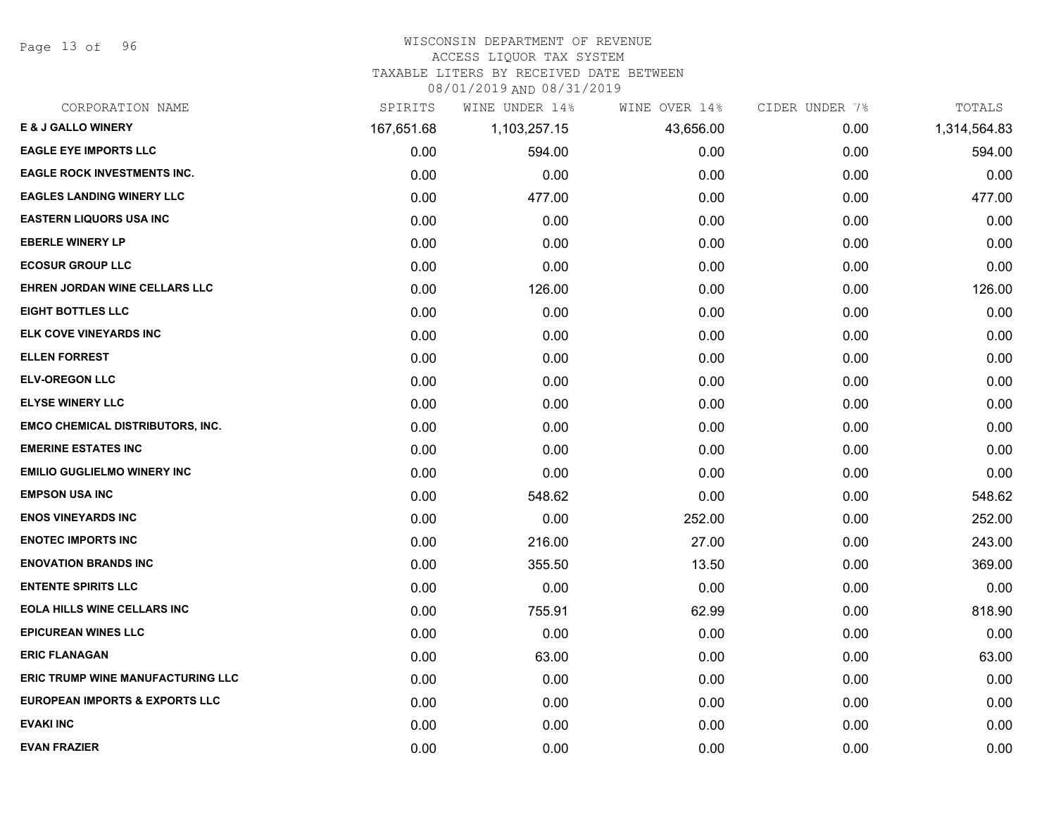# WISCONSIN DEPARTMENT OF REVENUE
ACCESS LIQUOR TAX SYSTEM
TAXABLE LITERS BY RECEIVED DATE BETWEEN
08/01/2019 AND 08/31/2019

| CORPORATION NAME | SPIRITS | WINE UNDER 14% | WINE OVER 14% | CIDER UNDER 7% | TOTALS |
|---|---|---|---|---|---|
| E & J GALLO WINERY | 167,651.68 | 1,103,257.15 | 43,656.00 | 0.00 | 1,314,564.83 |
| EAGLE EYE IMPORTS LLC | 0.00 | 594.00 | 0.00 | 0.00 | 594.00 |
| EAGLE ROCK INVESTMENTS INC. | 0.00 | 0.00 | 0.00 | 0.00 | 0.00 |
| EAGLES LANDING WINERY LLC | 0.00 | 477.00 | 0.00 | 0.00 | 477.00 |
| EASTERN LIQUORS USA INC | 0.00 | 0.00 | 0.00 | 0.00 | 0.00 |
| EBERLE WINERY LP | 0.00 | 0.00 | 0.00 | 0.00 | 0.00 |
| ECOSUR GROUP LLC | 0.00 | 0.00 | 0.00 | 0.00 | 0.00 |
| EHREN JORDAN WINE CELLARS LLC | 0.00 | 126.00 | 0.00 | 0.00 | 126.00 |
| EIGHT BOTTLES LLC | 0.00 | 0.00 | 0.00 | 0.00 | 0.00 |
| ELK COVE VINEYARDS INC | 0.00 | 0.00 | 0.00 | 0.00 | 0.00 |
| ELLEN FORREST | 0.00 | 0.00 | 0.00 | 0.00 | 0.00 |
| ELV-OREGON LLC | 0.00 | 0.00 | 0.00 | 0.00 | 0.00 |
| ELYSE WINERY LLC | 0.00 | 0.00 | 0.00 | 0.00 | 0.00 |
| EMCO CHEMICAL DISTRIBUTORS, INC. | 0.00 | 0.00 | 0.00 | 0.00 | 0.00 |
| EMERINE ESTATES INC | 0.00 | 0.00 | 0.00 | 0.00 | 0.00 |
| EMILIO GUGLIELMO WINERY INC | 0.00 | 0.00 | 0.00 | 0.00 | 0.00 |
| EMPSON USA INC | 0.00 | 548.62 | 0.00 | 0.00 | 548.62 |
| ENOS VINEYARDS INC | 0.00 | 0.00 | 252.00 | 0.00 | 252.00 |
| ENOTEC IMPORTS INC | 0.00 | 216.00 | 27.00 | 0.00 | 243.00 |
| ENOVATION BRANDS INC | 0.00 | 355.50 | 13.50 | 0.00 | 369.00 |
| ENTENTE SPIRITS LLC | 0.00 | 0.00 | 0.00 | 0.00 | 0.00 |
| EOLA HILLS WINE CELLARS INC | 0.00 | 755.91 | 62.99 | 0.00 | 818.90 |
| EPICUREAN WINES LLC | 0.00 | 0.00 | 0.00 | 0.00 | 0.00 |
| ERIC FLANAGAN | 0.00 | 63.00 | 0.00 | 0.00 | 63.00 |
| ERIC TRUMP WINE MANUFACTURING LLC | 0.00 | 0.00 | 0.00 | 0.00 | 0.00 |
| EUROPEAN IMPORTS & EXPORTS LLC | 0.00 | 0.00 | 0.00 | 0.00 | 0.00 |
| EVAKI INC | 0.00 | 0.00 | 0.00 | 0.00 | 0.00 |
| EVAN FRAZIER | 0.00 | 0.00 | 0.00 | 0.00 | 0.00 |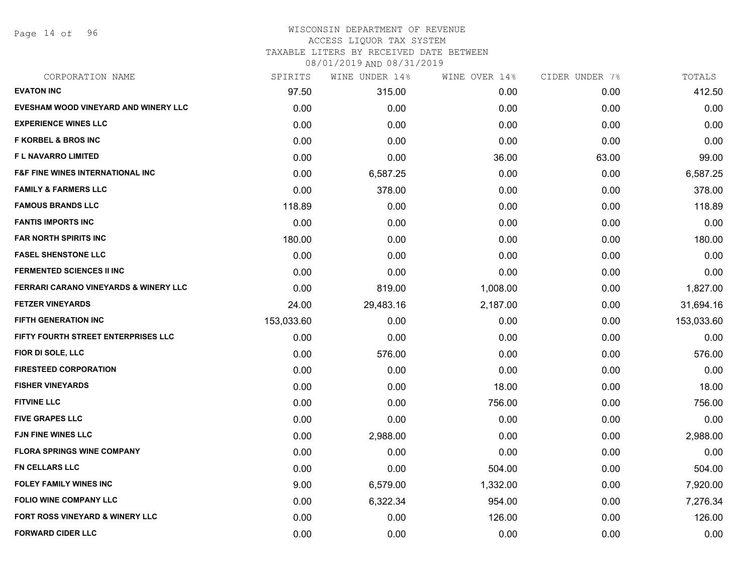WISCONSIN DEPARTMENT OF REVENUE
ACCESS LIQUOR TAX SYSTEM
TAXABLE LITERS BY RECEIVED DATE BETWEEN
08/01/2019 AND 08/31/2019

| CORPORATION NAME | SPIRITS | WINE UNDER 14% | WINE OVER 14% | CIDER UNDER 7% | TOTALS |
|---|---|---|---|---|---|
| **EVATON INC** | 97.50 | 315.00 | 0.00 | 0.00 | 412.50 |
| **EVESHAM WOOD VINEYARD AND WINERY LLC** | 0.00 | 0.00 | 0.00 | 0.00 | 0.00 |
| **EXPERIENCE WINES LLC** | 0.00 | 0.00 | 0.00 | 0.00 | 0.00 |
| **F KORBEL & BROS INC** | 0.00 | 0.00 | 0.00 | 0.00 | 0.00 |
| **F L NAVARRO LIMITED** | 0.00 | 0.00 | 36.00 | 63.00 | 99.00 |
| **F&F FINE WINES INTERNATIONAL INC** | 0.00 | 6,587.25 | 0.00 | 0.00 | 6,587.25 |
| **FAMILY & FARMERS LLC** | 0.00 | 378.00 | 0.00 | 0.00 | 378.00 |
| **FAMOUS BRANDS LLC** | 118.89 | 0.00 | 0.00 | 0.00 | 118.89 |
| **FANTIS IMPORTS INC** | 0.00 | 0.00 | 0.00 | 0.00 | 0.00 |
| **FAR NORTH SPIRITS INC** | 180.00 | 0.00 | 0.00 | 0.00 | 180.00 |
| **FASEL SHENSTONE LLC** | 0.00 | 0.00 | 0.00 | 0.00 | 0.00 |
| **FERMENTED SCIENCES II INC** | 0.00 | 0.00 | 0.00 | 0.00 | 0.00 |
| **FERRARI CARANO VINEYARDS & WINERY LLC** | 0.00 | 819.00 | 1,008.00 | 0.00 | 1,827.00 |
| **FETZER VINEYARDS** | 24.00 | 29,483.16 | 2,187.00 | 0.00 | 31,694.16 |
| **FIFTH GENERATION INC** | 153,033.60 | 0.00 | 0.00 | 0.00 | 153,033.60 |
| **FIFTY FOURTH STREET ENTERPRISES LLC** | 0.00 | 0.00 | 0.00 | 0.00 | 0.00 |
| **FIOR DI SOLE, LLC** | 0.00 | 576.00 | 0.00 | 0.00 | 576.00 |
| **FIRESTEED CORPORATION** | 0.00 | 0.00 | 0.00 | 0.00 | 0.00 |
| **FISHER VINEYARDS** | 0.00 | 0.00 | 18.00 | 0.00 | 18.00 |
| **FITVINE LLC** | 0.00 | 0.00 | 756.00 | 0.00 | 756.00 |
| **FIVE GRAPES LLC** | 0.00 | 0.00 | 0.00 | 0.00 | 0.00 |
| **FJN FINE WINES LLC** | 0.00 | 2,988.00 | 0.00 | 0.00 | 2,988.00 |
| **FLORA SPRINGS WINE COMPANY** | 0.00 | 0.00 | 0.00 | 0.00 | 0.00 |
| **FN CELLARS LLC** | 0.00 | 0.00 | 504.00 | 0.00 | 504.00 |
| **FOLEY FAMILY WINES INC** | 9.00 | 6,579.00 | 1,332.00 | 0.00 | 7,920.00 |
| **FOLIO WINE COMPANY LLC** | 0.00 | 6,322.34 | 954.00 | 0.00 | 7,276.34 |
| **FORT ROSS VINEYARD & WINERY LLC** | 0.00 | 0.00 | 126.00 | 0.00 | 126.00 |
| **FORWARD CIDER LLC** | 0.00 | 0.00 | 0.00 | 0.00 | 0.00 |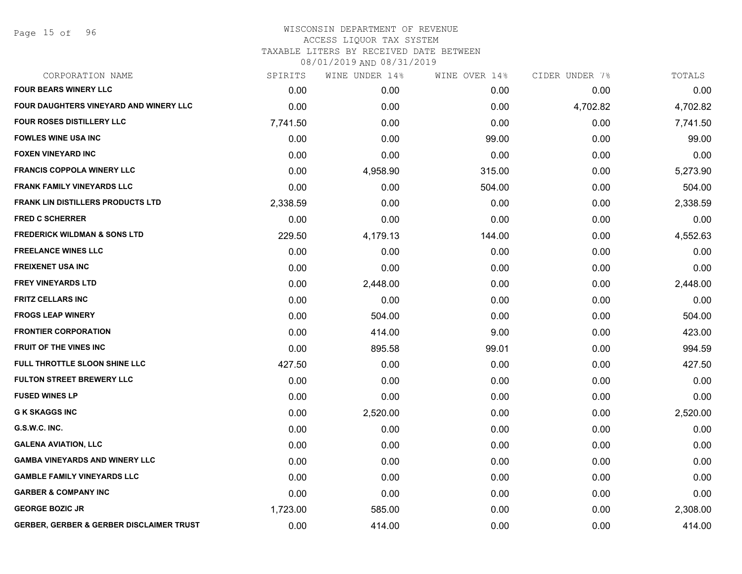WISCONSIN DEPARTMENT OF REVENUE
ACCESS LIQUOR TAX SYSTEM
TAXABLE LITERS BY RECEIVED DATE BETWEEN
08/01/2019 AND 08/31/2019

| CORPORATION NAME | SPIRITS | WINE UNDER 14% | WINE OVER 14% | CIDER UNDER 7% | TOTALS |
|---|---|---|---|---|---|
| FOUR BEARS WINERY LLC | 0.00 | 0.00 | 0.00 | 0.00 | 0.00 |
| FOUR DAUGHTERS VINEYARD AND WINERY LLC | 0.00 | 0.00 | 0.00 | 4,702.82 | 4,702.82 |
| FOUR ROSES DISTILLERY LLC | 7,741.50 | 0.00 | 0.00 | 0.00 | 7,741.50 |
| FOWLES WINE USA INC | 0.00 | 0.00 | 99.00 | 0.00 | 99.00 |
| FOXEN VINEYARD INC | 0.00 | 0.00 | 0.00 | 0.00 | 0.00 |
| FRANCIS COPPOLA WINERY LLC | 0.00 | 4,958.90 | 315.00 | 0.00 | 5,273.90 |
| FRANK FAMILY VINEYARDS LLC | 0.00 | 0.00 | 504.00 | 0.00 | 504.00 |
| FRANK LIN DISTILLERS PRODUCTS LTD | 2,338.59 | 0.00 | 0.00 | 0.00 | 2,338.59 |
| FRED C SCHERRER | 0.00 | 0.00 | 0.00 | 0.00 | 0.00 |
| FREDERICK WILDMAN & SONS LTD | 229.50 | 4,179.13 | 144.00 | 0.00 | 4,552.63 |
| FREELANCE WINES LLC | 0.00 | 0.00 | 0.00 | 0.00 | 0.00 |
| FREIXENET USA INC | 0.00 | 0.00 | 0.00 | 0.00 | 0.00 |
| FREY VINEYARDS LTD | 0.00 | 2,448.00 | 0.00 | 0.00 | 2,448.00 |
| FRITZ CELLARS INC | 0.00 | 0.00 | 0.00 | 0.00 | 0.00 |
| FROGS LEAP WINERY | 0.00 | 504.00 | 0.00 | 0.00 | 504.00 |
| FRONTIER CORPORATION | 0.00 | 414.00 | 9.00 | 0.00 | 423.00 |
| FRUIT OF THE VINES INC | 0.00 | 895.58 | 99.01 | 0.00 | 994.59 |
| FULL THROTTLE SLOON SHINE LLC | 427.50 | 0.00 | 0.00 | 0.00 | 427.50 |
| FULTON STREET BREWERY LLC | 0.00 | 0.00 | 0.00 | 0.00 | 0.00 |
| FUSED WINES LP | 0.00 | 0.00 | 0.00 | 0.00 | 0.00 |
| G K SKAGGS INC | 0.00 | 2,520.00 | 0.00 | 0.00 | 2,520.00 |
| G.S.W.C. INC. | 0.00 | 0.00 | 0.00 | 0.00 | 0.00 |
| GALENA AVIATION, LLC | 0.00 | 0.00 | 0.00 | 0.00 | 0.00 |
| GAMBA VINEYARDS AND WINERY LLC | 0.00 | 0.00 | 0.00 | 0.00 | 0.00 |
| GAMBLE FAMILY VINEYARDS LLC | 0.00 | 0.00 | 0.00 | 0.00 | 0.00 |
| GARBER & COMPANY INC | 0.00 | 0.00 | 0.00 | 0.00 | 0.00 |
| GEORGE BOZIC JR | 1,723.00 | 585.00 | 0.00 | 0.00 | 2,308.00 |
| GERBER, GERBER & GERBER DISCLAIMER TRUST | 0.00 | 414.00 | 0.00 | 0.00 | 414.00 |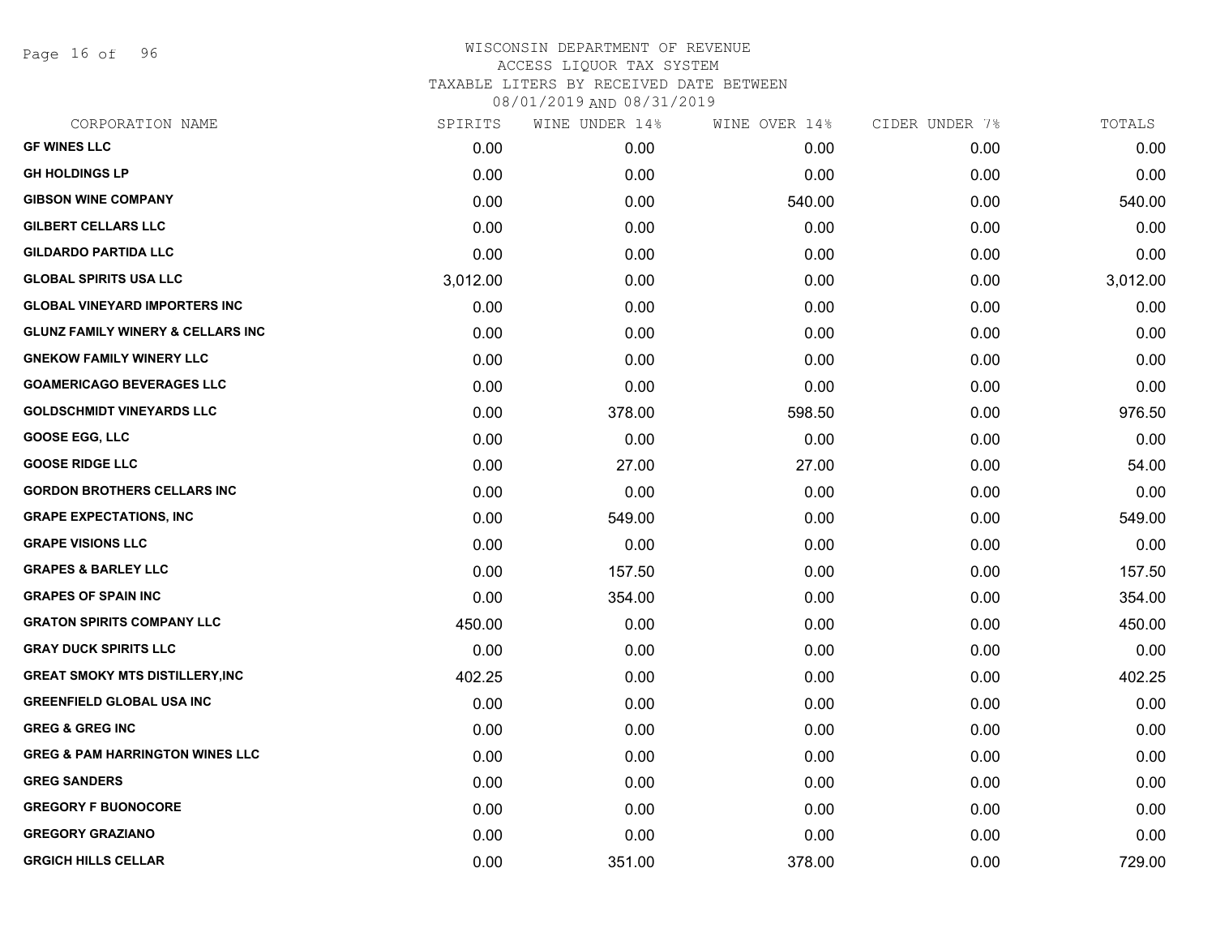WISCONSIN DEPARTMENT OF REVENUE
ACCESS LIQUOR TAX SYSTEM
TAXABLE LITERS BY RECEIVED DATE BETWEEN
08/01/2019 AND 08/31/2019

| CORPORATION NAME | SPIRITS | WINE UNDER 14% | WINE OVER 14% | CIDER UNDER 7% | TOTALS |
|---|---|---|---|---|---|
| GF WINES LLC | 0.00 | 0.00 | 0.00 | 0.00 | 0.00 |
| GH HOLDINGS LP | 0.00 | 0.00 | 0.00 | 0.00 | 0.00 |
| GIBSON WINE COMPANY | 0.00 | 0.00 | 540.00 | 0.00 | 540.00 |
| GILBERT CELLARS LLC | 0.00 | 0.00 | 0.00 | 0.00 | 0.00 |
| GILDARDO PARTIDA LLC | 0.00 | 0.00 | 0.00 | 0.00 | 0.00 |
| GLOBAL SPIRITS USA LLC | 3,012.00 | 0.00 | 0.00 | 0.00 | 3,012.00 |
| GLOBAL VINEYARD IMPORTERS INC | 0.00 | 0.00 | 0.00 | 0.00 | 0.00 |
| GLUNZ FAMILY WINERY & CELLARS INC | 0.00 | 0.00 | 0.00 | 0.00 | 0.00 |
| GNEKOW FAMILY WINERY LLC | 0.00 | 0.00 | 0.00 | 0.00 | 0.00 |
| GOAMERICAGO BEVERAGES LLC | 0.00 | 0.00 | 0.00 | 0.00 | 0.00 |
| GOLDSCHMIDT VINEYARDS LLC | 0.00 | 378.00 | 598.50 | 0.00 | 976.50 |
| GOOSE EGG, LLC | 0.00 | 0.00 | 0.00 | 0.00 | 0.00 |
| GOOSE RIDGE LLC | 0.00 | 27.00 | 27.00 | 0.00 | 54.00 |
| GORDON BROTHERS CELLARS INC | 0.00 | 0.00 | 0.00 | 0.00 | 0.00 |
| GRAPE EXPECTATIONS, INC | 0.00 | 549.00 | 0.00 | 0.00 | 549.00 |
| GRAPE VISIONS LLC | 0.00 | 0.00 | 0.00 | 0.00 | 0.00 |
| GRAPES & BARLEY LLC | 0.00 | 157.50 | 0.00 | 0.00 | 157.50 |
| GRAPES OF SPAIN INC | 0.00 | 354.00 | 0.00 | 0.00 | 354.00 |
| GRATON SPIRITS COMPANY LLC | 450.00 | 0.00 | 0.00 | 0.00 | 450.00 |
| GRAY DUCK SPIRITS LLC | 0.00 | 0.00 | 0.00 | 0.00 | 0.00 |
| GREAT SMOKY MTS DISTILLERY,INC | 402.25 | 0.00 | 0.00 | 0.00 | 402.25 |
| GREENFIELD GLOBAL USA INC | 0.00 | 0.00 | 0.00 | 0.00 | 0.00 |
| GREG & GREG INC | 0.00 | 0.00 | 0.00 | 0.00 | 0.00 |
| GREG & PAM HARRINGTON WINES LLC | 0.00 | 0.00 | 0.00 | 0.00 | 0.00 |
| GREG SANDERS | 0.00 | 0.00 | 0.00 | 0.00 | 0.00 |
| GREGORY F BUONOCORE | 0.00 | 0.00 | 0.00 | 0.00 | 0.00 |
| GREGORY GRAZIANO | 0.00 | 0.00 | 0.00 | 0.00 | 0.00 |
| GRGICH HILLS CELLAR | 0.00 | 351.00 | 378.00 | 0.00 | 729.00 |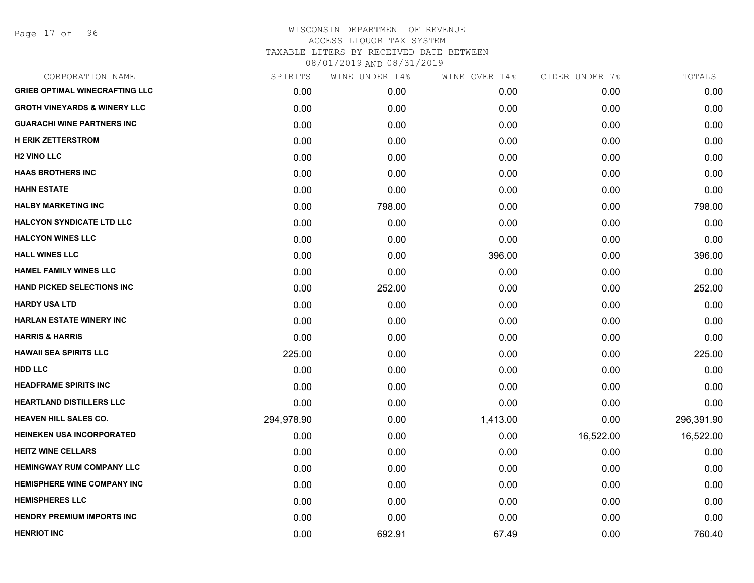WISCONSIN DEPARTMENT OF REVENUE
ACCESS LIQUOR TAX SYSTEM
TAXABLE LITERS BY RECEIVED DATE BETWEEN
08/01/2019 AND 08/31/2019

| CORPORATION NAME | SPIRITS | WINE UNDER 14% | WINE OVER 14% | CIDER UNDER 7% | TOTALS |
|---|---|---|---|---|---|
| GRIEB OPTIMAL WINECRAFTING LLC | 0.00 | 0.00 | 0.00 | 0.00 | 0.00 |
| GROTH VINEYARDS & WINERY LLC | 0.00 | 0.00 | 0.00 | 0.00 | 0.00 |
| GUARACHI WINE PARTNERS INC | 0.00 | 0.00 | 0.00 | 0.00 | 0.00 |
| H ERIK ZETTERSTROM | 0.00 | 0.00 | 0.00 | 0.00 | 0.00 |
| H2 VINO LLC | 0.00 | 0.00 | 0.00 | 0.00 | 0.00 |
| HAAS BROTHERS INC | 0.00 | 0.00 | 0.00 | 0.00 | 0.00 |
| HAHN ESTATE | 0.00 | 0.00 | 0.00 | 0.00 | 0.00 |
| HALBY MARKETING INC | 0.00 | 798.00 | 0.00 | 0.00 | 798.00 |
| HALCYON SYNDICATE LTD LLC | 0.00 | 0.00 | 0.00 | 0.00 | 0.00 |
| HALCYON WINES LLC | 0.00 | 0.00 | 0.00 | 0.00 | 0.00 |
| HALL WINES LLC | 0.00 | 0.00 | 396.00 | 0.00 | 396.00 |
| HAMEL FAMILY WINES LLC | 0.00 | 0.00 | 0.00 | 0.00 | 0.00 |
| HAND PICKED SELECTIONS INC | 0.00 | 252.00 | 0.00 | 0.00 | 252.00 |
| HARDY USA LTD | 0.00 | 0.00 | 0.00 | 0.00 | 0.00 |
| HARLAN ESTATE WINERY INC | 0.00 | 0.00 | 0.00 | 0.00 | 0.00 |
| HARRIS & HARRIS | 0.00 | 0.00 | 0.00 | 0.00 | 0.00 |
| HAWAII SEA SPIRITS LLC | 225.00 | 0.00 | 0.00 | 0.00 | 225.00 |
| HDD LLC | 0.00 | 0.00 | 0.00 | 0.00 | 0.00 |
| HEADFRAME SPIRITS INC | 0.00 | 0.00 | 0.00 | 0.00 | 0.00 |
| HEARTLAND DISTILLERS LLC | 0.00 | 0.00 | 0.00 | 0.00 | 0.00 |
| HEAVEN HILL SALES CO. | 294,978.90 | 0.00 | 1,413.00 | 0.00 | 296,391.90 |
| HEINEKEN USA INCORPORATED | 0.00 | 0.00 | 0.00 | 16,522.00 | 16,522.00 |
| HEITZ WINE CELLARS | 0.00 | 0.00 | 0.00 | 0.00 | 0.00 |
| HEMINGWAY RUM COMPANY LLC | 0.00 | 0.00 | 0.00 | 0.00 | 0.00 |
| HEMISPHERE WINE COMPANY INC | 0.00 | 0.00 | 0.00 | 0.00 | 0.00 |
| HEMISPHERES LLC | 0.00 | 0.00 | 0.00 | 0.00 | 0.00 |
| HENDRY PREMIUM IMPORTS INC | 0.00 | 0.00 | 0.00 | 0.00 | 0.00 |
| HENRIOT INC | 0.00 | 692.91 | 67.49 | 0.00 | 760.40 |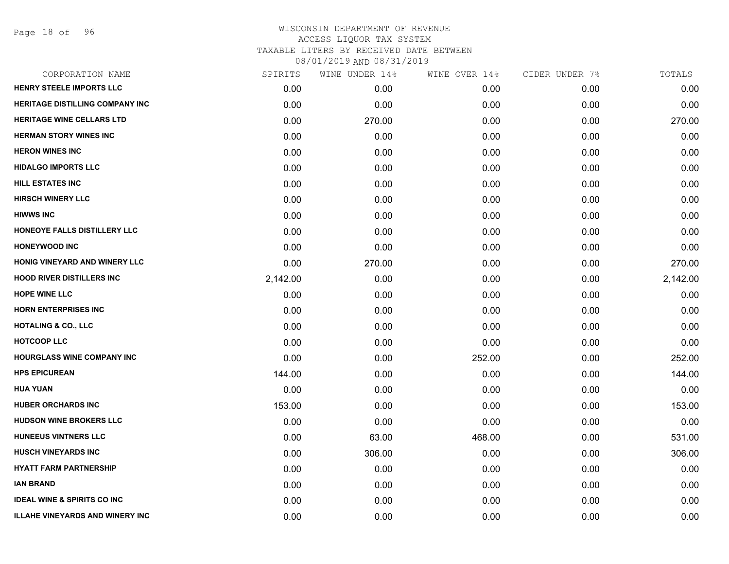# WISCONSIN DEPARTMENT OF REVENUE
## ACCESS LIQUOR TAX SYSTEM
## TAXABLE LITERS BY RECEIVED DATE BETWEEN 08/01/2019 AND 08/31/2019

| CORPORATION NAME | SPIRITS | WINE UNDER 14% | WINE OVER 14% | CIDER UNDER 7% | TOTALS |
|---|---|---|---|---|---|
| HENRY STEELE IMPORTS LLC | 0.00 | 0.00 | 0.00 | 0.00 | 0.00 |
| HERITAGE DISTILLING COMPANY INC | 0.00 | 0.00 | 0.00 | 0.00 | 0.00 |
| HERITAGE WINE CELLARS LTD | 0.00 | 270.00 | 0.00 | 0.00 | 270.00 |
| HERMAN STORY WINES INC | 0.00 | 0.00 | 0.00 | 0.00 | 0.00 |
| HERON WINES INC | 0.00 | 0.00 | 0.00 | 0.00 | 0.00 |
| HIDALGO IMPORTS LLC | 0.00 | 0.00 | 0.00 | 0.00 | 0.00 |
| HILL ESTATES INC | 0.00 | 0.00 | 0.00 | 0.00 | 0.00 |
| HIRSCH WINERY LLC | 0.00 | 0.00 | 0.00 | 0.00 | 0.00 |
| HIWWS INC | 0.00 | 0.00 | 0.00 | 0.00 | 0.00 |
| HONEOYE FALLS DISTILLERY LLC | 0.00 | 0.00 | 0.00 | 0.00 | 0.00 |
| HONEYWOOD INC | 0.00 | 0.00 | 0.00 | 0.00 | 0.00 |
| HONIG VINEYARD AND WINERY LLC | 0.00 | 270.00 | 0.00 | 0.00 | 270.00 |
| HOOD RIVER DISTILLERS INC | 2,142.00 | 0.00 | 0.00 | 0.00 | 2,142.00 |
| HOPE WINE LLC | 0.00 | 0.00 | 0.00 | 0.00 | 0.00 |
| HORN ENTERPRISES INC | 0.00 | 0.00 | 0.00 | 0.00 | 0.00 |
| HOTALING & CO., LLC | 0.00 | 0.00 | 0.00 | 0.00 | 0.00 |
| HOTCOOP LLC | 0.00 | 0.00 | 0.00 | 0.00 | 0.00 |
| HOURGLASS WINE COMPANY INC | 0.00 | 0.00 | 252.00 | 0.00 | 252.00 |
| HPS EPICUREAN | 144.00 | 0.00 | 0.00 | 0.00 | 144.00 |
| HUA YUAN | 0.00 | 0.00 | 0.00 | 0.00 | 0.00 |
| HUBER ORCHARDS INC | 153.00 | 0.00 | 0.00 | 0.00 | 153.00 |
| HUDSON WINE BROKERS LLC | 0.00 | 0.00 | 0.00 | 0.00 | 0.00 |
| HUNEEUS VINTNERS LLC | 0.00 | 63.00 | 468.00 | 0.00 | 531.00 |
| HUSCH VINEYARDS INC | 0.00 | 306.00 | 0.00 | 0.00 | 306.00 |
| HYATT FARM PARTNERSHIP | 0.00 | 0.00 | 0.00 | 0.00 | 0.00 |
| IAN BRAND | 0.00 | 0.00 | 0.00 | 0.00 | 0.00 |
| IDEAL WINE & SPIRITS CO INC | 0.00 | 0.00 | 0.00 | 0.00 | 0.00 |
| ILLAHE VINEYARDS AND WINERY INC | 0.00 | 0.00 | 0.00 | 0.00 | 0.00 |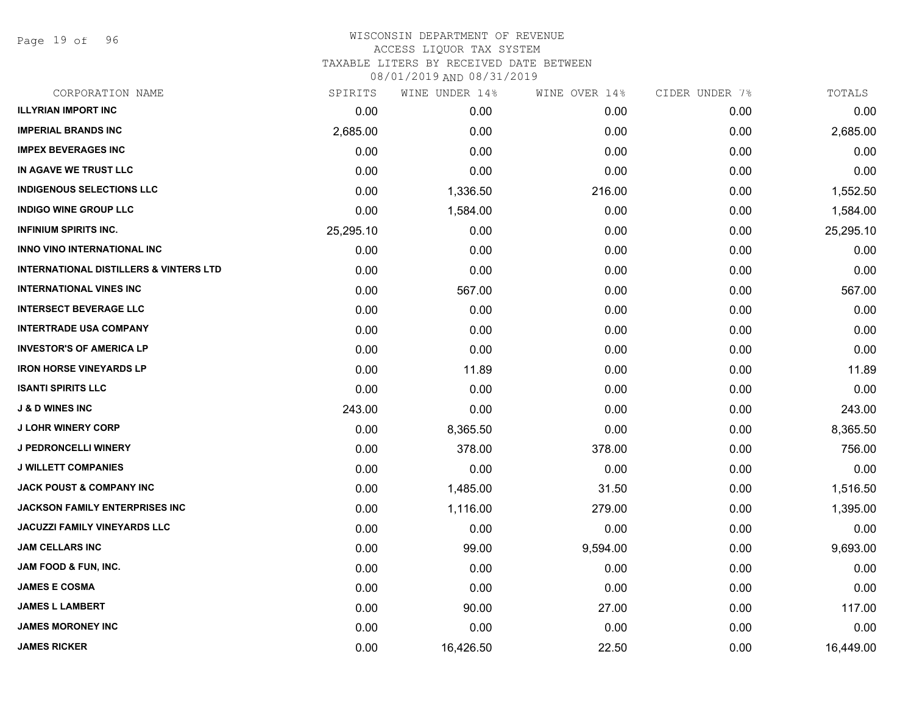WISCONSIN DEPARTMENT OF REVENUE
ACCESS LIQUOR TAX SYSTEM
TAXABLE LITERS BY RECEIVED DATE BETWEEN
08/01/2019 AND 08/31/2019

| CORPORATION NAME | SPIRITS | WINE UNDER 14% | WINE OVER 14% | CIDER UNDER 7% | TOTALS |
|---|---|---|---|---|---|
| **ILLYRIAN IMPORT INC** | 0.00 | 0.00 | 0.00 | 0.00 | 0.00 |
| **IMPERIAL BRANDS INC** | 2,685.00 | 0.00 | 0.00 | 0.00 | 2,685.00 |
| **IMPEX BEVERAGES INC** | 0.00 | 0.00 | 0.00 | 0.00 | 0.00 |
| **IN AGAVE WE TRUST LLC** | 0.00 | 0.00 | 0.00 | 0.00 | 0.00 |
| **INDIGENOUS SELECTIONS LLC** | 0.00 | 1,336.50 | 216.00 | 0.00 | 1,552.50 |
| **INDIGO WINE GROUP LLC** | 0.00 | 1,584.00 | 0.00 | 0.00 | 1,584.00 |
| **INFINIUM SPIRITS INC.** | 25,295.10 | 0.00 | 0.00 | 0.00 | 25,295.10 |
| **INNO VINO INTERNATIONAL INC** | 0.00 | 0.00 | 0.00 | 0.00 | 0.00 |
| **INTERNATIONAL DISTILLERS & VINTERS LTD** | 0.00 | 0.00 | 0.00 | 0.00 | 0.00 |
| **INTERNATIONAL VINES INC** | 0.00 | 567.00 | 0.00 | 0.00 | 567.00 |
| **INTERSECT BEVERAGE LLC** | 0.00 | 0.00 | 0.00 | 0.00 | 0.00 |
| **INTERTRADE USA COMPANY** | 0.00 | 0.00 | 0.00 | 0.00 | 0.00 |
| **INVESTOR'S OF AMERICA LP** | 0.00 | 0.00 | 0.00 | 0.00 | 0.00 |
| **IRON HORSE VINEYARDS LP** | 0.00 | 11.89 | 0.00 | 0.00 | 11.89 |
| **ISANTI SPIRITS LLC** | 0.00 | 0.00 | 0.00 | 0.00 | 0.00 |
| **J & D WINES INC** | 243.00 | 0.00 | 0.00 | 0.00 | 243.00 |
| **J LOHR WINERY CORP** | 0.00 | 8,365.50 | 0.00 | 0.00 | 8,365.50 |
| **J PEDRONCELLI WINERY** | 0.00 | 378.00 | 378.00 | 0.00 | 756.00 |
| **J WILLETT COMPANIES** | 0.00 | 0.00 | 0.00 | 0.00 | 0.00 |
| **JACK POUST & COMPANY INC** | 0.00 | 1,485.00 | 31.50 | 0.00 | 1,516.50 |
| **JACKSON FAMILY ENTERPRISES INC** | 0.00 | 1,116.00 | 279.00 | 0.00 | 1,395.00 |
| **JACUZZI FAMILY VINEYARDS LLC** | 0.00 | 0.00 | 0.00 | 0.00 | 0.00 |
| **JAM CELLARS INC** | 0.00 | 99.00 | 9,594.00 | 0.00 | 9,693.00 |
| **JAM FOOD & FUN, INC.** | 0.00 | 0.00 | 0.00 | 0.00 | 0.00 |
| **JAMES E COSMA** | 0.00 | 0.00 | 0.00 | 0.00 | 0.00 |
| **JAMES L LAMBERT** | 0.00 | 90.00 | 27.00 | 0.00 | 117.00 |
| **JAMES MORONEY INC** | 0.00 | 0.00 | 0.00 | 0.00 | 0.00 |
| **JAMES RICKER** | 0.00 | 16,426.50 | 22.50 | 0.00 | 16,449.00 |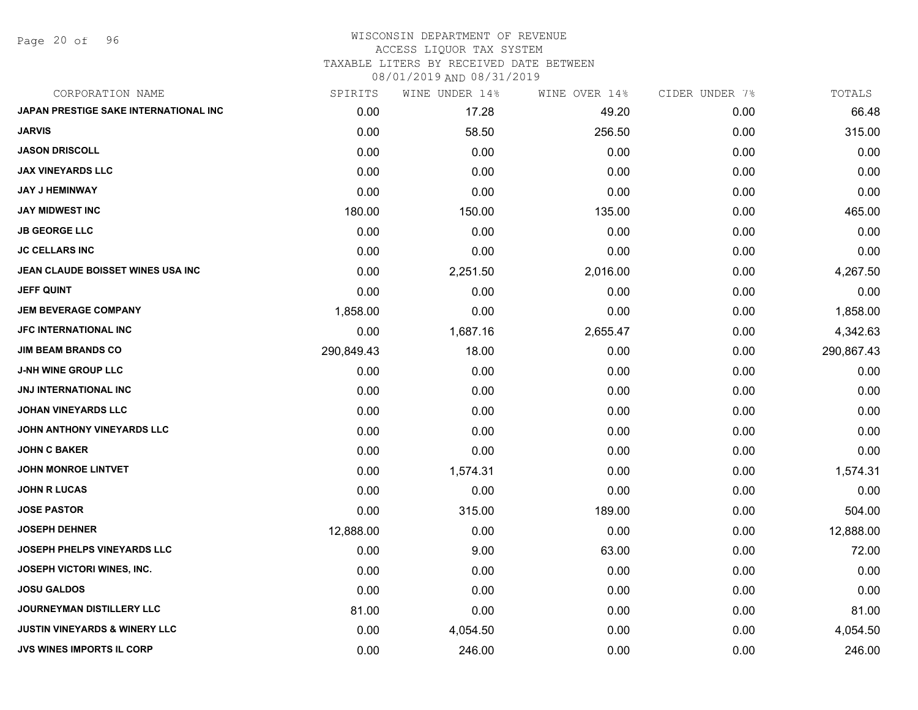# WISCONSIN DEPARTMENT OF REVENUE
ACCESS LIQUOR TAX SYSTEM
TAXABLE LITERS BY RECEIVED DATE BETWEEN
08/01/2019 AND 08/31/2019

| CORPORATION NAME | SPIRITS | WINE UNDER 14% | WINE OVER 14% | CIDER UNDER 7% | TOTALS |
|---|---|---|---|---|---|
| JAPAN PRESTIGE SAKE INTERNATIONAL INC | 0.00 | 17.28 | 49.20 | 0.00 | 66.48 |
| JARVIS | 0.00 | 58.50 | 256.50 | 0.00 | 315.00 |
| JASON DRISCOLL | 0.00 | 0.00 | 0.00 | 0.00 | 0.00 |
| JAX VINEYARDS LLC | 0.00 | 0.00 | 0.00 | 0.00 | 0.00 |
| JAY J HEMINWAY | 0.00 | 0.00 | 0.00 | 0.00 | 0.00 |
| JAY MIDWEST INC | 180.00 | 150.00 | 135.00 | 0.00 | 465.00 |
| JB GEORGE LLC | 0.00 | 0.00 | 0.00 | 0.00 | 0.00 |
| JC CELLARS INC | 0.00 | 0.00 | 0.00 | 0.00 | 0.00 |
| JEAN CLAUDE BOISSET WINES USA INC | 0.00 | 2,251.50 | 2,016.00 | 0.00 | 4,267.50 |
| JEFF QUINT | 0.00 | 0.00 | 0.00 | 0.00 | 0.00 |
| JEM BEVERAGE COMPANY | 1,858.00 | 0.00 | 0.00 | 0.00 | 1,858.00 |
| JFC INTERNATIONAL INC | 0.00 | 1,687.16 | 2,655.47 | 0.00 | 4,342.63 |
| JIM BEAM BRANDS CO | 290,849.43 | 18.00 | 0.00 | 0.00 | 290,867.43 |
| J-NH WINE GROUP LLC | 0.00 | 0.00 | 0.00 | 0.00 | 0.00 |
| JNJ INTERNATIONAL INC | 0.00 | 0.00 | 0.00 | 0.00 | 0.00 |
| JOHAN VINEYARDS LLC | 0.00 | 0.00 | 0.00 | 0.00 | 0.00 |
| JOHN ANTHONY VINEYARDS LLC | 0.00 | 0.00 | 0.00 | 0.00 | 0.00 |
| JOHN C BAKER | 0.00 | 0.00 | 0.00 | 0.00 | 0.00 |
| JOHN MONROE LINTVET | 0.00 | 1,574.31 | 0.00 | 0.00 | 1,574.31 |
| JOHN R LUCAS | 0.00 | 0.00 | 0.00 | 0.00 | 0.00 |
| JOSE PASTOR | 0.00 | 315.00 | 189.00 | 0.00 | 504.00 |
| JOSEPH DEHNER | 12,888.00 | 0.00 | 0.00 | 0.00 | 12,888.00 |
| JOSEPH PHELPS VINEYARDS LLC | 0.00 | 9.00 | 63.00 | 0.00 | 72.00 |
| JOSEPH VICTORI WINES, INC. | 0.00 | 0.00 | 0.00 | 0.00 | 0.00 |
| JOSU GALDOS | 0.00 | 0.00 | 0.00 | 0.00 | 0.00 |
| JOURNEYMAN DISTILLERY LLC | 81.00 | 0.00 | 0.00 | 0.00 | 81.00 |
| JUSTIN VINEYARDS & WINERY LLC | 0.00 | 4,054.50 | 0.00 | 0.00 | 4,054.50 |
| JVS WINES IMPORTS IL CORP | 0.00 | 246.00 | 0.00 | 0.00 | 246.00 |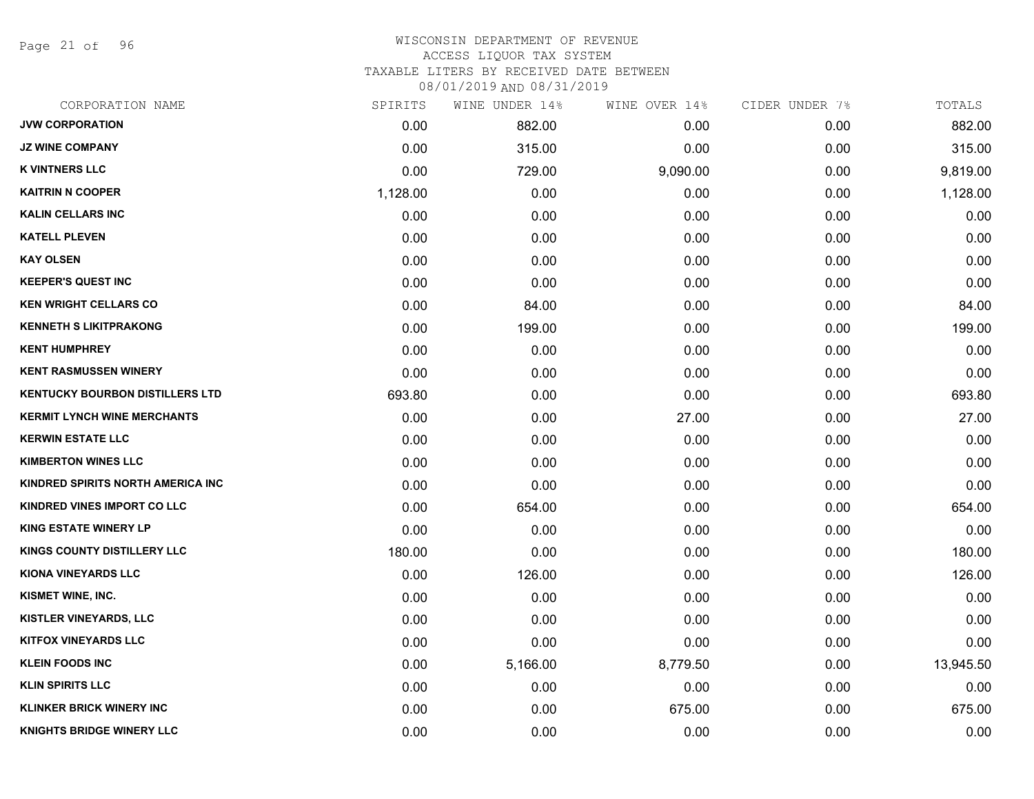WISCONSIN DEPARTMENT OF REVENUE
ACCESS LIQUOR TAX SYSTEM
TAXABLE LITERS BY RECEIVED DATE BETWEEN
08/01/2019 AND 08/31/2019

| CORPORATION NAME | SPIRITS | WINE UNDER 14% | WINE OVER 14% | CIDER UNDER 7% | TOTALS |
|---|---|---|---|---|---|
| JVW CORPORATION | 0.00 | 882.00 | 0.00 | 0.00 | 882.00 |
| JZ WINE COMPANY | 0.00 | 315.00 | 0.00 | 0.00 | 315.00 |
| K VINTNERS LLC | 0.00 | 729.00 | 9,090.00 | 0.00 | 9,819.00 |
| KAITRIN N COOPER | 1,128.00 | 0.00 | 0.00 | 0.00 | 1,128.00 |
| KALIN CELLARS INC | 0.00 | 0.00 | 0.00 | 0.00 | 0.00 |
| KATELL PLEVEN | 0.00 | 0.00 | 0.00 | 0.00 | 0.00 |
| KAY OLSEN | 0.00 | 0.00 | 0.00 | 0.00 | 0.00 |
| KEEPER'S QUEST INC | 0.00 | 0.00 | 0.00 | 0.00 | 0.00 |
| KEN WRIGHT CELLARS CO | 0.00 | 84.00 | 0.00 | 0.00 | 84.00 |
| KENNETH S LIKITPRAKONG | 0.00 | 199.00 | 0.00 | 0.00 | 199.00 |
| KENT HUMPHREY | 0.00 | 0.00 | 0.00 | 0.00 | 0.00 |
| KENT RASMUSSEN WINERY | 0.00 | 0.00 | 0.00 | 0.00 | 0.00 |
| KENTUCKY BOURBON DISTILLERS LTD | 693.80 | 0.00 | 0.00 | 0.00 | 693.80 |
| KERMIT LYNCH WINE MERCHANTS | 0.00 | 0.00 | 27.00 | 0.00 | 27.00 |
| KERWIN ESTATE LLC | 0.00 | 0.00 | 0.00 | 0.00 | 0.00 |
| KIMBERTON WINES LLC | 0.00 | 0.00 | 0.00 | 0.00 | 0.00 |
| KINDRED SPIRITS NORTH AMERICA INC | 0.00 | 0.00 | 0.00 | 0.00 | 0.00 |
| KINDRED VINES IMPORT CO LLC | 0.00 | 654.00 | 0.00 | 0.00 | 654.00 |
| KING ESTATE WINERY LP | 0.00 | 0.00 | 0.00 | 0.00 | 0.00 |
| KINGS COUNTY DISTILLERY LLC | 180.00 | 0.00 | 0.00 | 0.00 | 180.00 |
| KIONA VINEYARDS LLC | 0.00 | 126.00 | 0.00 | 0.00 | 126.00 |
| KISMET WINE, INC. | 0.00 | 0.00 | 0.00 | 0.00 | 0.00 |
| KISTLER VINEYARDS, LLC | 0.00 | 0.00 | 0.00 | 0.00 | 0.00 |
| KITFOX VINEYARDS LLC | 0.00 | 0.00 | 0.00 | 0.00 | 0.00 |
| KLEIN FOODS INC | 0.00 | 5,166.00 | 8,779.50 | 0.00 | 13,945.50 |
| KLIN SPIRITS LLC | 0.00 | 0.00 | 0.00 | 0.00 | 0.00 |
| KLINKER BRICK WINERY INC | 0.00 | 0.00 | 675.00 | 0.00 | 675.00 |
| KNIGHTS BRIDGE WINERY LLC | 0.00 | 0.00 | 0.00 | 0.00 | 0.00 |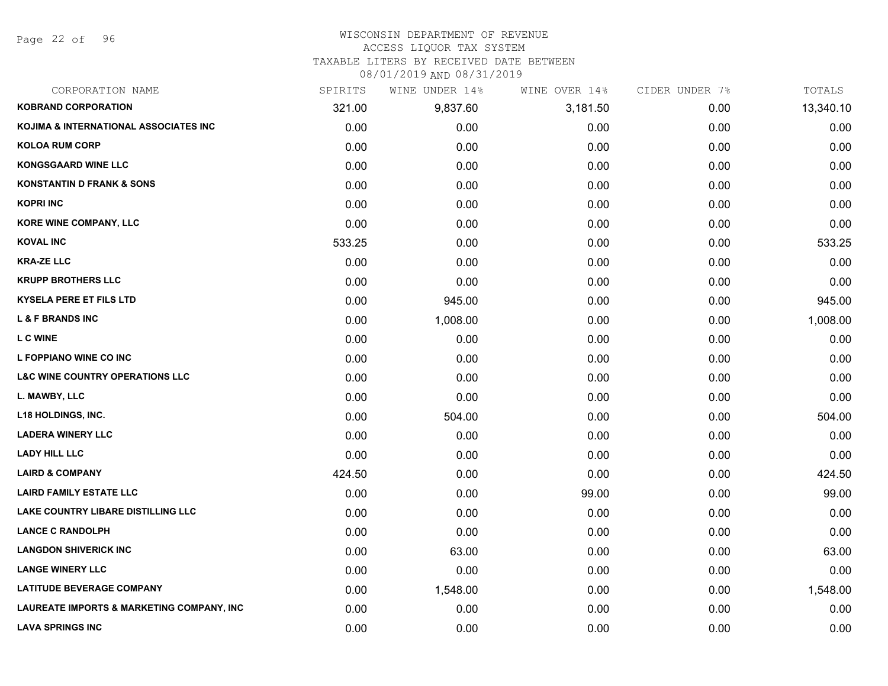# WISCONSIN DEPARTMENT OF REVENUE
## ACCESS LIQUOR TAX SYSTEM
### TAXABLE LITERS BY RECEIVED DATE BETWEEN 08/01/2019 AND 08/31/2019

| CORPORATION NAME | SPIRITS | WINE UNDER 14% | WINE OVER 14% | CIDER UNDER 7% | TOTALS |
|---|---|---|---|---|---|
| **KOBRAND CORPORATION** | 321.00 | 9,837.60 | 3,181.50 | 0.00 | 13,340.10 |
| **KOJIMA & INTERNATIONAL ASSOCIATES INC** | 0.00 | 0.00 | 0.00 | 0.00 | 0.00 |
| **KOLOA RUM CORP** | 0.00 | 0.00 | 0.00 | 0.00 | 0.00 |
| **KONGSGAARD WINE LLC** | 0.00 | 0.00 | 0.00 | 0.00 | 0.00 |
| **KONSTANTIN D FRANK & SONS** | 0.00 | 0.00 | 0.00 | 0.00 | 0.00 |
| **KOPRI INC** | 0.00 | 0.00 | 0.00 | 0.00 | 0.00 |
| **KORE WINE COMPANY, LLC** | 0.00 | 0.00 | 0.00 | 0.00 | 0.00 |
| **KOVAL INC** | 533.25 | 0.00 | 0.00 | 0.00 | 533.25 |
| **KRA-ZE LLC** | 0.00 | 0.00 | 0.00 | 0.00 | 0.00 |
| **KRUPP BROTHERS LLC** | 0.00 | 0.00 | 0.00 | 0.00 | 0.00 |
| **KYSELA PERE ET FILS LTD** | 0.00 | 945.00 | 0.00 | 0.00 | 945.00 |
| **L & F BRANDS INC** | 0.00 | 1,008.00 | 0.00 | 0.00 | 1,008.00 |
| **L C WINE** | 0.00 | 0.00 | 0.00 | 0.00 | 0.00 |
| **L FOPPIANO WINE CO INC** | 0.00 | 0.00 | 0.00 | 0.00 | 0.00 |
| **L&C WINE COUNTRY OPERATIONS LLC** | 0.00 | 0.00 | 0.00 | 0.00 | 0.00 |
| **L. MAWBY, LLC** | 0.00 | 0.00 | 0.00 | 0.00 | 0.00 |
| **L18 HOLDINGS, INC.** | 0.00 | 504.00 | 0.00 | 0.00 | 504.00 |
| **LADERA WINERY LLC** | 0.00 | 0.00 | 0.00 | 0.00 | 0.00 |
| **LADY HILL LLC** | 0.00 | 0.00 | 0.00 | 0.00 | 0.00 |
| **LAIRD & COMPANY** | 424.50 | 0.00 | 0.00 | 0.00 | 424.50 |
| **LAIRD FAMILY ESTATE LLC** | 0.00 | 0.00 | 99.00 | 0.00 | 99.00 |
| **LAKE COUNTRY LIBARE DISTILLING LLC** | 0.00 | 0.00 | 0.00 | 0.00 | 0.00 |
| **LANCE C RANDOLPH** | 0.00 | 0.00 | 0.00 | 0.00 | 0.00 |
| **LANGDON SHIVERICK INC** | 0.00 | 63.00 | 0.00 | 0.00 | 63.00 |
| **LANGE WINERY LLC** | 0.00 | 0.00 | 0.00 | 0.00 | 0.00 |
| **LATITUDE BEVERAGE COMPANY** | 0.00 | 1,548.00 | 0.00 | 0.00 | 1,548.00 |
| **LAUREATE IMPORTS & MARKETING COMPANY, INC** | 0.00 | 0.00 | 0.00 | 0.00 | 0.00 |
| **LAVA SPRINGS INC** | 0.00 | 0.00 | 0.00 | 0.00 | 0.00 |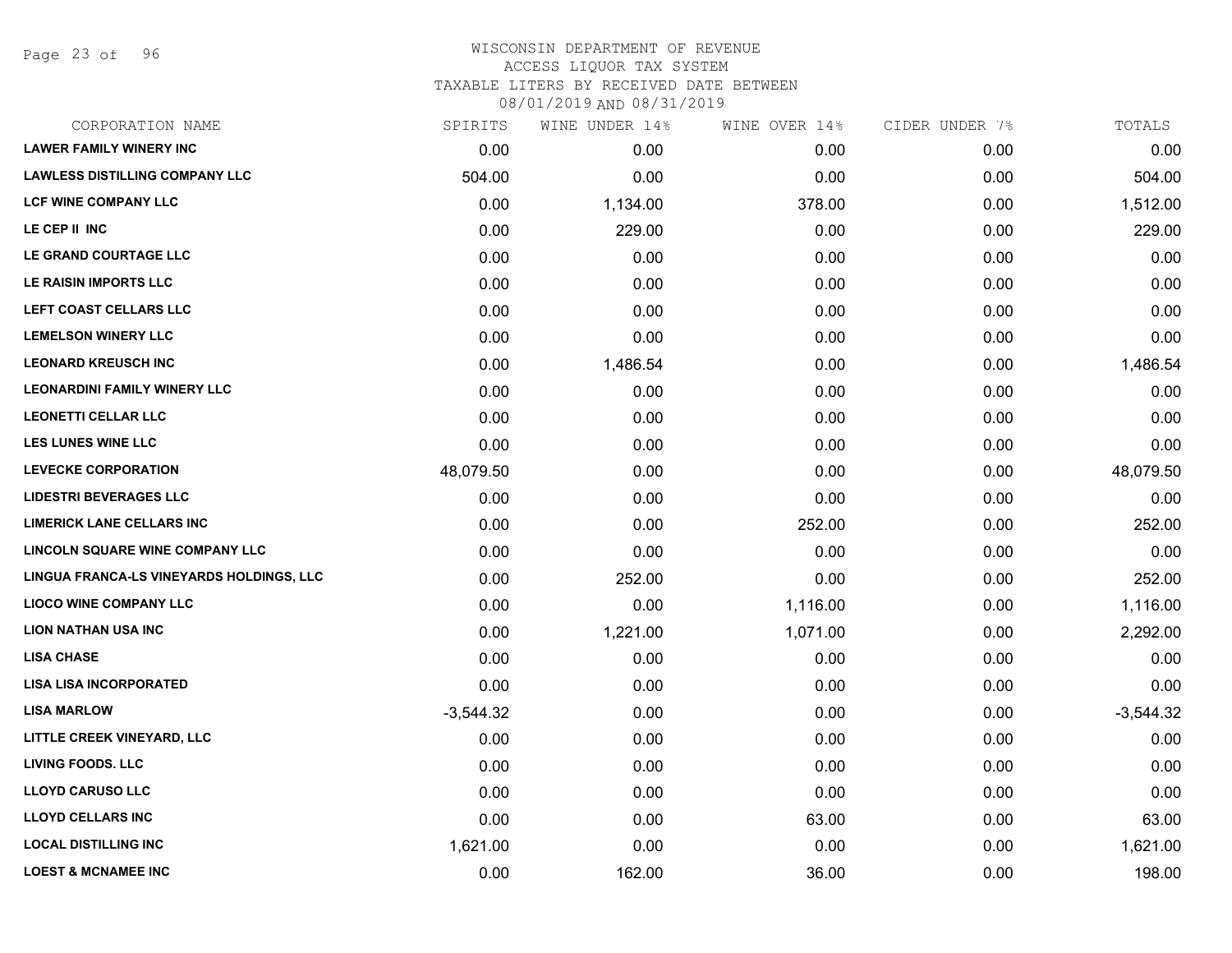WISCONSIN DEPARTMENT OF REVENUE
ACCESS LIQUOR TAX SYSTEM
TAXABLE LITERS BY RECEIVED DATE BETWEEN
08/01/2019 AND 08/31/2019

| CORPORATION NAME | SPIRITS | WINE UNDER 14% | WINE OVER 14% | CIDER UNDER 7% | TOTALS |
|---|---|---|---|---|---|
| LAWER FAMILY WINERY INC | 0.00 | 0.00 | 0.00 | 0.00 | 0.00 |
| LAWLESS DISTILLING COMPANY LLC | 504.00 | 0.00 | 0.00 | 0.00 | 504.00 |
| LCF WINE COMPANY LLC | 0.00 | 1,134.00 | 378.00 | 0.00 | 1,512.00 |
| LE CEP II INC | 0.00 | 229.00 | 0.00 | 0.00 | 229.00 |
| LE GRAND COURTAGE LLC | 0.00 | 0.00 | 0.00 | 0.00 | 0.00 |
| LE RAISIN IMPORTS LLC | 0.00 | 0.00 | 0.00 | 0.00 | 0.00 |
| LEFT COAST CELLARS LLC | 0.00 | 0.00 | 0.00 | 0.00 | 0.00 |
| LEMELSON WINERY LLC | 0.00 | 0.00 | 0.00 | 0.00 | 0.00 |
| LEONARD KREUSCH INC | 0.00 | 1,486.54 | 0.00 | 0.00 | 1,486.54 |
| LEONARDINI FAMILY WINERY LLC | 0.00 | 0.00 | 0.00 | 0.00 | 0.00 |
| LEONETTI CELLAR LLC | 0.00 | 0.00 | 0.00 | 0.00 | 0.00 |
| LES LUNES WINE LLC | 0.00 | 0.00 | 0.00 | 0.00 | 0.00 |
| LEVECKE CORPORATION | 48,079.50 | 0.00 | 0.00 | 0.00 | 48,079.50 |
| LIDESTRI BEVERAGES LLC | 0.00 | 0.00 | 0.00 | 0.00 | 0.00 |
| LIMERICK LANE CELLARS INC | 0.00 | 0.00 | 252.00 | 0.00 | 252.00 |
| LINCOLN SQUARE WINE COMPANY LLC | 0.00 | 0.00 | 0.00 | 0.00 | 0.00 |
| LINGUA FRANCA-LS VINEYARDS HOLDINGS, LLC | 0.00 | 252.00 | 0.00 | 0.00 | 252.00 |
| LIOCO WINE COMPANY LLC | 0.00 | 0.00 | 1,116.00 | 0.00 | 1,116.00 |
| LION NATHAN USA INC | 0.00 | 1,221.00 | 1,071.00 | 0.00 | 2,292.00 |
| LISA CHASE | 0.00 | 0.00 | 0.00 | 0.00 | 0.00 |
| LISA LISA INCORPORATED | 0.00 | 0.00 | 0.00 | 0.00 | 0.00 |
| LISA MARLOW | -3,544.32 | 0.00 | 0.00 | 0.00 | -3,544.32 |
| LITTLE CREEK VINEYARD, LLC | 0.00 | 0.00 | 0.00 | 0.00 | 0.00 |
| LIVING FOODS. LLC | 0.00 | 0.00 | 0.00 | 0.00 | 0.00 |
| LLOYD CARUSO LLC | 0.00 | 0.00 | 0.00 | 0.00 | 0.00 |
| LLOYD CELLARS INC | 0.00 | 0.00 | 63.00 | 0.00 | 63.00 |
| LOCAL DISTILLING INC | 1,621.00 | 0.00 | 0.00 | 0.00 | 1,621.00 |
| LOEST & MCNAMEE INC | 0.00 | 162.00 | 36.00 | 0.00 | 198.00 |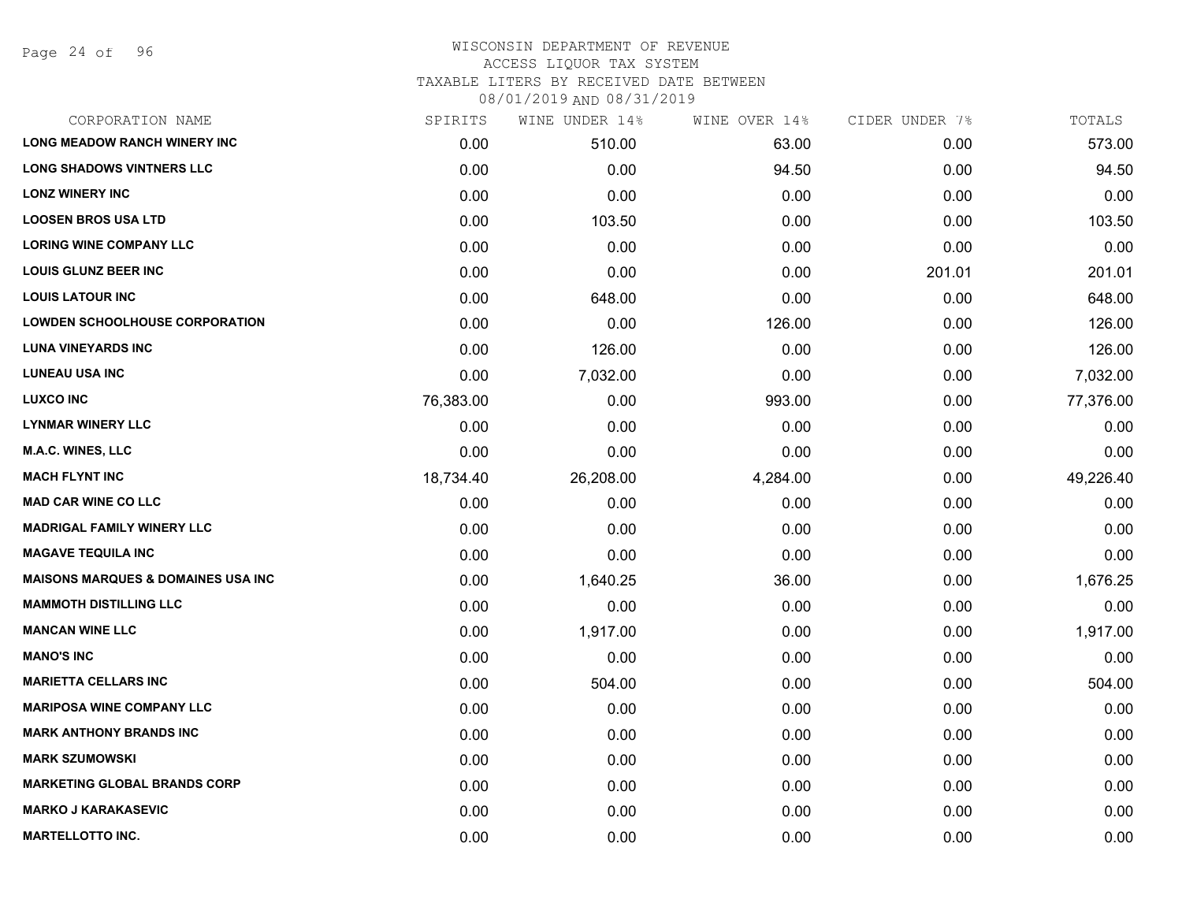# WISCONSIN DEPARTMENT OF REVENUE

ACCESS LIQUOR TAX SYSTEM

TAXABLE LITERS BY RECEIVED DATE BETWEEN

08/01/2019 AND 08/31/2019

| CORPORATION NAME | SPIRITS | WINE UNDER 14% | WINE OVER 14% | CIDER UNDER 7% | TOTALS |
|---|---|---|---|---|---|
| LONG MEADOW RANCH WINERY INC | 0.00 | 510.00 | 63.00 | 0.00 | 573.00 |
| LONG SHADOWS VINTNERS LLC | 0.00 | 0.00 | 94.50 | 0.00 | 94.50 |
| LONZ WINERY INC | 0.00 | 0.00 | 0.00 | 0.00 | 0.00 |
| LOOSEN BROS USA LTD | 0.00 | 103.50 | 0.00 | 0.00 | 103.50 |
| LORING WINE COMPANY LLC | 0.00 | 0.00 | 0.00 | 0.00 | 0.00 |
| LOUIS GLUNZ BEER INC | 0.00 | 0.00 | 0.00 | 201.01 | 201.01 |
| LOUIS LATOUR INC | 0.00 | 648.00 | 0.00 | 0.00 | 648.00 |
| LOWDEN SCHOOLHOUSE CORPORATION | 0.00 | 0.00 | 126.00 | 0.00 | 126.00 |
| LUNA VINEYARDS INC | 0.00 | 126.00 | 0.00 | 0.00 | 126.00 |
| LUNEAU USA INC | 0.00 | 7,032.00 | 0.00 | 0.00 | 7,032.00 |
| LUXCO INC | 76,383.00 | 0.00 | 993.00 | 0.00 | 77,376.00 |
| LYNMAR WINERY LLC | 0.00 | 0.00 | 0.00 | 0.00 | 0.00 |
| M.A.C. WINES, LLC | 0.00 | 0.00 | 0.00 | 0.00 | 0.00 |
| MACH FLYNT INC | 18,734.40 | 26,208.00 | 4,284.00 | 0.00 | 49,226.40 |
| MAD CAR WINE CO LLC | 0.00 | 0.00 | 0.00 | 0.00 | 0.00 |
| MADRIGAL FAMILY WINERY LLC | 0.00 | 0.00 | 0.00 | 0.00 | 0.00 |
| MAGAVE TEQUILA INC | 0.00 | 0.00 | 0.00 | 0.00 | 0.00 |
| MAISONS MARQUES & DOMAINES USA INC | 0.00 | 1,640.25 | 36.00 | 0.00 | 1,676.25 |
| MAMMOTH DISTILLING LLC | 0.00 | 0.00 | 0.00 | 0.00 | 0.00 |
| MANCAN WINE LLC | 0.00 | 1,917.00 | 0.00 | 0.00 | 1,917.00 |
| MANO'S INC | 0.00 | 0.00 | 0.00 | 0.00 | 0.00 |
| MARIETTA CELLARS INC | 0.00 | 504.00 | 0.00 | 0.00 | 504.00 |
| MARIPOSA WINE COMPANY LLC | 0.00 | 0.00 | 0.00 | 0.00 | 0.00 |
| MARK ANTHONY BRANDS INC | 0.00 | 0.00 | 0.00 | 0.00 | 0.00 |
| MARK SZUMOWSKI | 0.00 | 0.00 | 0.00 | 0.00 | 0.00 |
| MARKETING GLOBAL BRANDS CORP | 0.00 | 0.00 | 0.00 | 0.00 | 0.00 |
| MARKO J KARAKASEVIC | 0.00 | 0.00 | 0.00 | 0.00 | 0.00 |
| MARTELLOTTO INC. | 0.00 | 0.00 | 0.00 | 0.00 | 0.00 |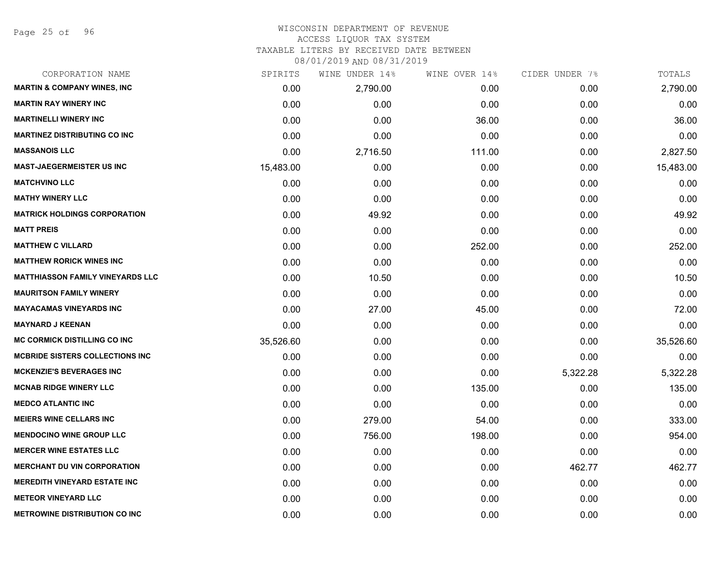# WISCONSIN DEPARTMENT OF REVENUE
## ACCESS LIQUOR TAX SYSTEM
### TAXABLE LITERS BY RECEIVED DATE BETWEEN 08/01/2019 AND 08/31/2019

| CORPORATION NAME | SPIRITS | WINE UNDER 14% | WINE OVER 14% | CIDER UNDER 7% | TOTALS |
|---|---|---|---|---|---|
| MARTIN & COMPANY WINES, INC | 0.00 | 2,790.00 | 0.00 | 0.00 | 2,790.00 |
| MARTIN RAY WINERY INC | 0.00 | 0.00 | 0.00 | 0.00 | 0.00 |
| MARTINELLI WINERY INC | 0.00 | 0.00 | 36.00 | 0.00 | 36.00 |
| MARTINEZ DISTRIBUTING CO INC | 0.00 | 0.00 | 0.00 | 0.00 | 0.00 |
| MASSANOIS LLC | 0.00 | 2,716.50 | 111.00 | 0.00 | 2,827.50 |
| MAST-JAEGERMEISTER US INC | 15,483.00 | 0.00 | 0.00 | 0.00 | 15,483.00 |
| MATCHVINO LLC | 0.00 | 0.00 | 0.00 | 0.00 | 0.00 |
| MATHY WINERY LLC | 0.00 | 0.00 | 0.00 | 0.00 | 0.00 |
| MATRICK HOLDINGS CORPORATION | 0.00 | 49.92 | 0.00 | 0.00 | 49.92 |
| MATT PREIS | 0.00 | 0.00 | 0.00 | 0.00 | 0.00 |
| MATTHEW C VILLARD | 0.00 | 0.00 | 252.00 | 0.00 | 252.00 |
| MATTHEW RORICK WINES INC | 0.00 | 0.00 | 0.00 | 0.00 | 0.00 |
| MATTHIASSON FAMILY VINEYARDS LLC | 0.00 | 10.50 | 0.00 | 0.00 | 10.50 |
| MAURITSON FAMILY WINERY | 0.00 | 0.00 | 0.00 | 0.00 | 0.00 |
| MAYACAMAS VINEYARDS INC | 0.00 | 27.00 | 45.00 | 0.00 | 72.00 |
| MAYNARD J KEENAN | 0.00 | 0.00 | 0.00 | 0.00 | 0.00 |
| MC CORMICK DISTILLING CO INC | 35,526.60 | 0.00 | 0.00 | 0.00 | 35,526.60 |
| MCBRIDE SISTERS COLLECTIONS INC | 0.00 | 0.00 | 0.00 | 0.00 | 0.00 |
| MCKENZIE'S BEVERAGES INC | 0.00 | 0.00 | 0.00 | 5,322.28 | 5,322.28 |
| MCNAB RIDGE WINERY LLC | 0.00 | 0.00 | 135.00 | 0.00 | 135.00 |
| MEDCO ATLANTIC INC | 0.00 | 0.00 | 0.00 | 0.00 | 0.00 |
| MEIERS WINE CELLARS INC | 0.00 | 279.00 | 54.00 | 0.00 | 333.00 |
| MENDOCINO WINE GROUP LLC | 0.00 | 756.00 | 198.00 | 0.00 | 954.00 |
| MERCER WINE ESTATES LLC | 0.00 | 0.00 | 0.00 | 0.00 | 0.00 |
| MERCHANT DU VIN CORPORATION | 0.00 | 0.00 | 0.00 | 462.77 | 462.77 |
| MEREDITH VINEYARD ESTATE INC | 0.00 | 0.00 | 0.00 | 0.00 | 0.00 |
| METEOR VINEYARD LLC | 0.00 | 0.00 | 0.00 | 0.00 | 0.00 |
| METROWINE DISTRIBUTION CO INC | 0.00 | 0.00 | 0.00 | 0.00 | 0.00 |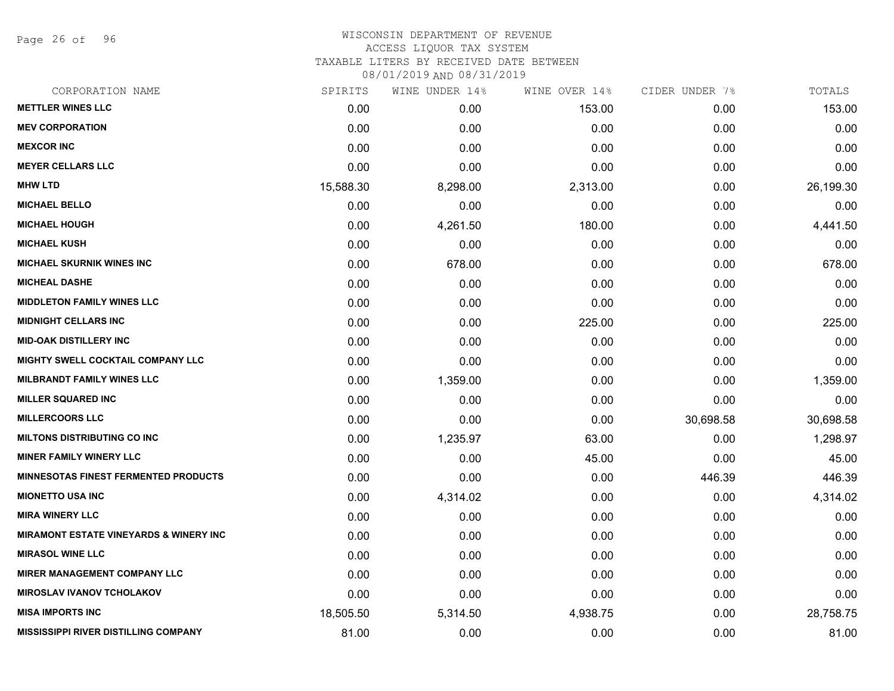WISCONSIN DEPARTMENT OF REVENUE
ACCESS LIQUOR TAX SYSTEM
TAXABLE LITERS BY RECEIVED DATE BETWEEN
08/01/2019 AND 08/31/2019

| CORPORATION NAME | SPIRITS | WINE UNDER 14% | WINE OVER 14% | CIDER UNDER 7% | TOTALS |
|---|---|---|---|---|---|
| METTLER WINES LLC | 0.00 | 0.00 | 153.00 | 0.00 | 153.00 |
| MEV CORPORATION | 0.00 | 0.00 | 0.00 | 0.00 | 0.00 |
| MEXCOR INC | 0.00 | 0.00 | 0.00 | 0.00 | 0.00 |
| MEYER CELLARS LLC | 0.00 | 0.00 | 0.00 | 0.00 | 0.00 |
| MHW LTD | 15,588.30 | 8,298.00 | 2,313.00 | 0.00 | 26,199.30 |
| MICHAEL BELLO | 0.00 | 0.00 | 0.00 | 0.00 | 0.00 |
| MICHAEL HOUGH | 0.00 | 4,261.50 | 180.00 | 0.00 | 4,441.50 |
| MICHAEL KUSH | 0.00 | 0.00 | 0.00 | 0.00 | 0.00 |
| MICHAEL SKURNIK WINES INC | 0.00 | 678.00 | 0.00 | 0.00 | 678.00 |
| MICHEAL DASHE | 0.00 | 0.00 | 0.00 | 0.00 | 0.00 |
| MIDDLETON FAMILY WINES LLC | 0.00 | 0.00 | 0.00 | 0.00 | 0.00 |
| MIDNIGHT CELLARS INC | 0.00 | 0.00 | 225.00 | 0.00 | 225.00 |
| MID-OAK DISTILLERY INC | 0.00 | 0.00 | 0.00 | 0.00 | 0.00 |
| MIGHTY SWELL COCKTAIL COMPANY LLC | 0.00 | 0.00 | 0.00 | 0.00 | 0.00 |
| MILBRANDT FAMILY WINES LLC | 0.00 | 1,359.00 | 0.00 | 0.00 | 1,359.00 |
| MILLER SQUARED INC | 0.00 | 0.00 | 0.00 | 0.00 | 0.00 |
| MILLERCOORS LLC | 0.00 | 0.00 | 0.00 | 30,698.58 | 30,698.58 |
| MILTONS DISTRIBUTING CO INC | 0.00 | 1,235.97 | 63.00 | 0.00 | 1,298.97 |
| MINER FAMILY WINERY LLC | 0.00 | 0.00 | 45.00 | 0.00 | 45.00 |
| MINNESOTAS FINEST FERMENTED PRODUCTS | 0.00 | 0.00 | 0.00 | 446.39 | 446.39 |
| MIONETTO USA INC | 0.00 | 4,314.02 | 0.00 | 0.00 | 4,314.02 |
| MIRA WINERY LLC | 0.00 | 0.00 | 0.00 | 0.00 | 0.00 |
| MIRAMONT ESTATE VINEYARDS & WINERY INC | 0.00 | 0.00 | 0.00 | 0.00 | 0.00 |
| MIRASOL WINE LLC | 0.00 | 0.00 | 0.00 | 0.00 | 0.00 |
| MIRER MANAGEMENT COMPANY LLC | 0.00 | 0.00 | 0.00 | 0.00 | 0.00 |
| MIROSLAV IVANOV TCHOLAKOV | 0.00 | 0.00 | 0.00 | 0.00 | 0.00 |
| MISA IMPORTS INC | 18,505.50 | 5,314.50 | 4,938.75 | 0.00 | 28,758.75 |
| MISSISSIPPI RIVER DISTILLING COMPANY | 81.00 | 0.00 | 0.00 | 0.00 | 81.00 |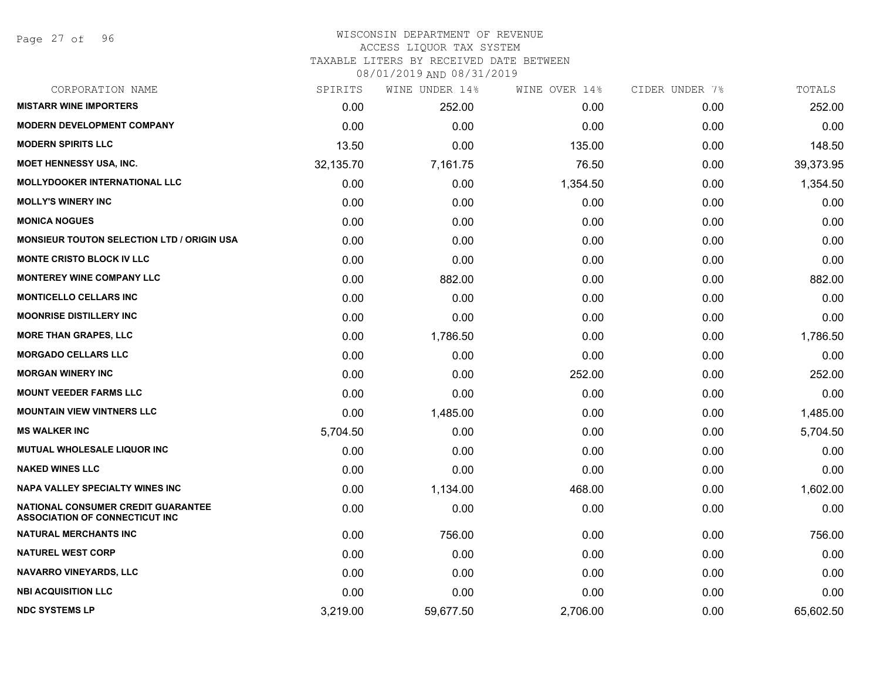# WISCONSIN DEPARTMENT OF REVENUE
## ACCESS LIQUOR TAX SYSTEM
### TAXABLE LITERS BY RECEIVED DATE BETWEEN 08/01/2019 AND 08/31/2019

| CORPORATION NAME | SPIRITS | WINE UNDER 14% | WINE OVER 14% | CIDER UNDER 7% | TOTALS |
|---|---|---|---|---|---|
| MISTARR WINE IMPORTERS | 0.00 | 252.00 | 0.00 | 0.00 | 252.00 |
| MODERN DEVELOPMENT COMPANY | 0.00 | 0.00 | 0.00 | 0.00 | 0.00 |
| MODERN SPIRITS LLC | 13.50 | 0.00 | 135.00 | 0.00 | 148.50 |
| MOET HENNESSY USA, INC. | 32,135.70 | 7,161.75 | 76.50 | 0.00 | 39,373.95 |
| MOLLYDOOKER INTERNATIONAL LLC | 0.00 | 0.00 | 1,354.50 | 0.00 | 1,354.50 |
| MOLLY'S WINERY INC | 0.00 | 0.00 | 0.00 | 0.00 | 0.00 |
| MONICA NOGUES | 0.00 | 0.00 | 0.00 | 0.00 | 0.00 |
| MONSIEUR TOUTON SELECTION LTD / ORIGIN USA | 0.00 | 0.00 | 0.00 | 0.00 | 0.00 |
| MONTE CRISTO BLOCK IV LLC | 0.00 | 0.00 | 0.00 | 0.00 | 0.00 |
| MONTEREY WINE COMPANY LLC | 0.00 | 882.00 | 0.00 | 0.00 | 882.00 |
| MONTICELLO CELLARS INC | 0.00 | 0.00 | 0.00 | 0.00 | 0.00 |
| MOONRISE DISTILLERY INC | 0.00 | 0.00 | 0.00 | 0.00 | 0.00 |
| MORE THAN GRAPES, LLC | 0.00 | 1,786.50 | 0.00 | 0.00 | 1,786.50 |
| MORGADO CELLARS LLC | 0.00 | 0.00 | 0.00 | 0.00 | 0.00 |
| MORGAN WINERY INC | 0.00 | 0.00 | 252.00 | 0.00 | 252.00 |
| MOUNT VEEDER FARMS LLC | 0.00 | 0.00 | 0.00 | 0.00 | 0.00 |
| MOUNTAIN VIEW VINTNERS LLC | 0.00 | 1,485.00 | 0.00 | 0.00 | 1,485.00 |
| MS WALKER INC | 5,704.50 | 0.00 | 0.00 | 0.00 | 5,704.50 |
| MUTUAL WHOLESALE LIQUOR INC | 0.00 | 0.00 | 0.00 | 0.00 | 0.00 |
| NAKED WINES LLC | 0.00 | 0.00 | 0.00 | 0.00 | 0.00 |
| NAPA VALLEY SPECIALTY WINES INC | 0.00 | 1,134.00 | 468.00 | 0.00 | 1,602.00 |
| NATIONAL CONSUMER CREDIT GUARANTEE ASSOCIATION OF CONNECTICUT INC | 0.00 | 0.00 | 0.00 | 0.00 | 0.00 |
| NATURAL MERCHANTS INC | 0.00 | 756.00 | 0.00 | 0.00 | 756.00 |
| NATUREL WEST CORP | 0.00 | 0.00 | 0.00 | 0.00 | 0.00 |
| NAVARRO VINEYARDS, LLC | 0.00 | 0.00 | 0.00 | 0.00 | 0.00 |
| NBI ACQUISITION LLC | 0.00 | 0.00 | 0.00 | 0.00 | 0.00 |
| NDC SYSTEMS LP | 3,219.00 | 59,677.50 | 2,706.00 | 0.00 | 65,602.50 |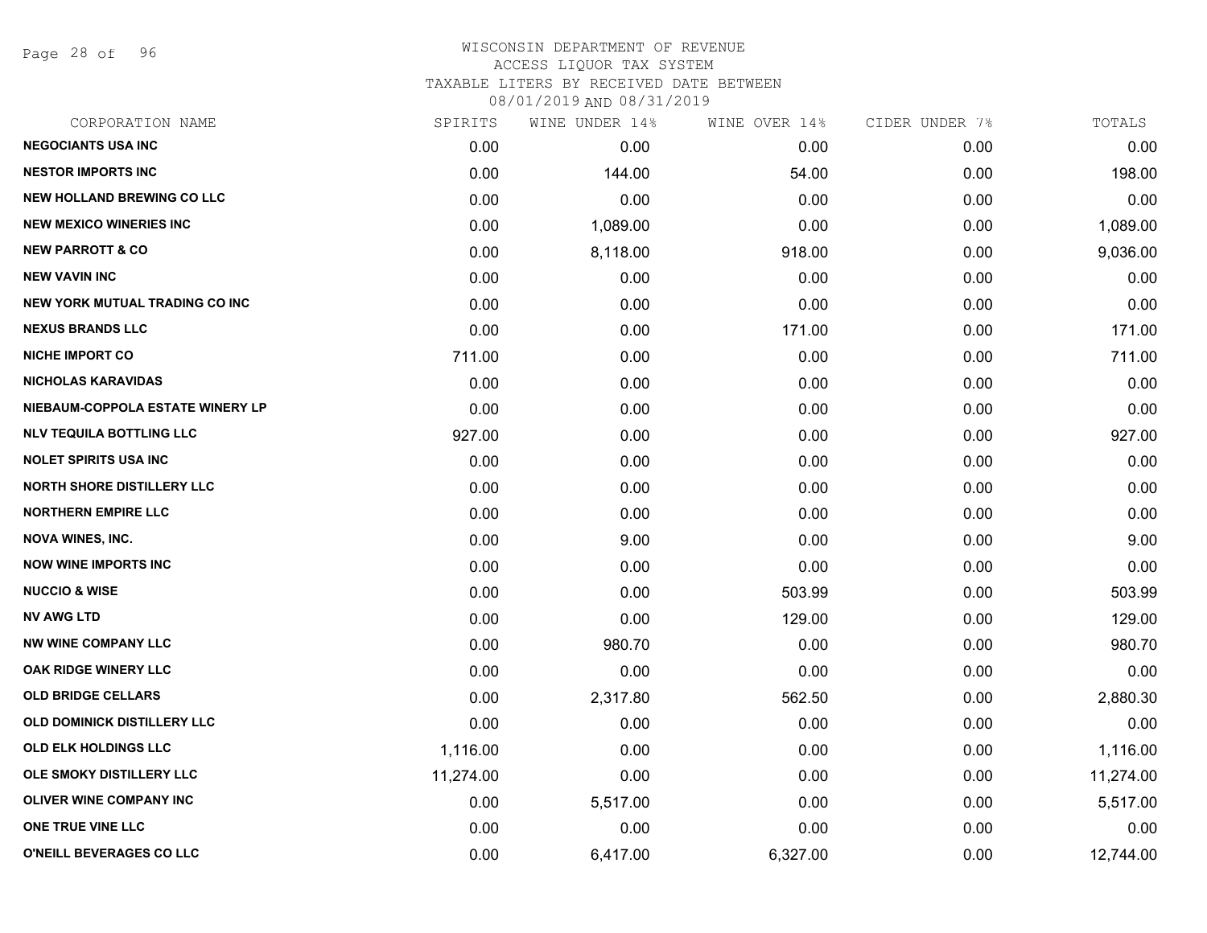# WISCONSIN DEPARTMENT OF REVENUE

ACCESS LIQUOR TAX SYSTEM

TAXABLE LITERS BY RECEIVED DATE BETWEEN

08/01/2019 AND 08/31/2019

| CORPORATION NAME | SPIRITS | WINE UNDER 14% | WINE OVER 14% | CIDER UNDER 7% | TOTALS |
|---|---|---|---|---|---|
| NEGOCIANTS USA INC | 0.00 | 0.00 | 0.00 | 0.00 | 0.00 |
| NESTOR IMPORTS INC | 0.00 | 144.00 | 54.00 | 0.00 | 198.00 |
| NEW HOLLAND BREWING CO LLC | 0.00 | 0.00 | 0.00 | 0.00 | 0.00 |
| NEW MEXICO WINERIES INC | 0.00 | 1,089.00 | 0.00 | 0.00 | 1,089.00 |
| NEW PARROTT & CO | 0.00 | 8,118.00 | 918.00 | 0.00 | 9,036.00 |
| NEW VAVIN INC | 0.00 | 0.00 | 0.00 | 0.00 | 0.00 |
| NEW YORK MUTUAL TRADING CO INC | 0.00 | 0.00 | 0.00 | 0.00 | 0.00 |
| NEXUS BRANDS LLC | 0.00 | 0.00 | 171.00 | 0.00 | 171.00 |
| NICHE IMPORT CO | 711.00 | 0.00 | 0.00 | 0.00 | 711.00 |
| NICHOLAS KARAVIDAS | 0.00 | 0.00 | 0.00 | 0.00 | 0.00 |
| NIEBAUM-COPPOLA ESTATE WINERY LP | 0.00 | 0.00 | 0.00 | 0.00 | 0.00 |
| NLV TEQUILA BOTTLING LLC | 927.00 | 0.00 | 0.00 | 0.00 | 927.00 |
| NOLET SPIRITS USA INC | 0.00 | 0.00 | 0.00 | 0.00 | 0.00 |
| NORTH SHORE DISTILLERY LLC | 0.00 | 0.00 | 0.00 | 0.00 | 0.00 |
| NORTHERN EMPIRE LLC | 0.00 | 0.00 | 0.00 | 0.00 | 0.00 |
| NOVA WINES, INC. | 0.00 | 9.00 | 0.00 | 0.00 | 9.00 |
| NOW WINE IMPORTS INC | 0.00 | 0.00 | 0.00 | 0.00 | 0.00 |
| NUCCIO & WISE | 0.00 | 0.00 | 503.99 | 0.00 | 503.99 |
| NV AWG LTD | 0.00 | 0.00 | 129.00 | 0.00 | 129.00 |
| NW WINE COMPANY LLC | 0.00 | 980.70 | 0.00 | 0.00 | 980.70 |
| OAK RIDGE WINERY LLC | 0.00 | 0.00 | 0.00 | 0.00 | 0.00 |
| OLD BRIDGE CELLARS | 0.00 | 2,317.80 | 562.50 | 0.00 | 2,880.30 |
| OLD DOMINICK DISTILLERY LLC | 0.00 | 0.00 | 0.00 | 0.00 | 0.00 |
| OLD ELK HOLDINGS LLC | 1,116.00 | 0.00 | 0.00 | 0.00 | 1,116.00 |
| OLE SMOKY DISTILLERY LLC | 11,274.00 | 0.00 | 0.00 | 0.00 | 11,274.00 |
| OLIVER WINE COMPANY INC | 0.00 | 5,517.00 | 0.00 | 0.00 | 5,517.00 |
| ONE TRUE VINE LLC | 0.00 | 0.00 | 0.00 | 0.00 | 0.00 |
| O'NEILL BEVERAGES CO LLC | 0.00 | 6,417.00 | 6,327.00 | 0.00 | 12,744.00 |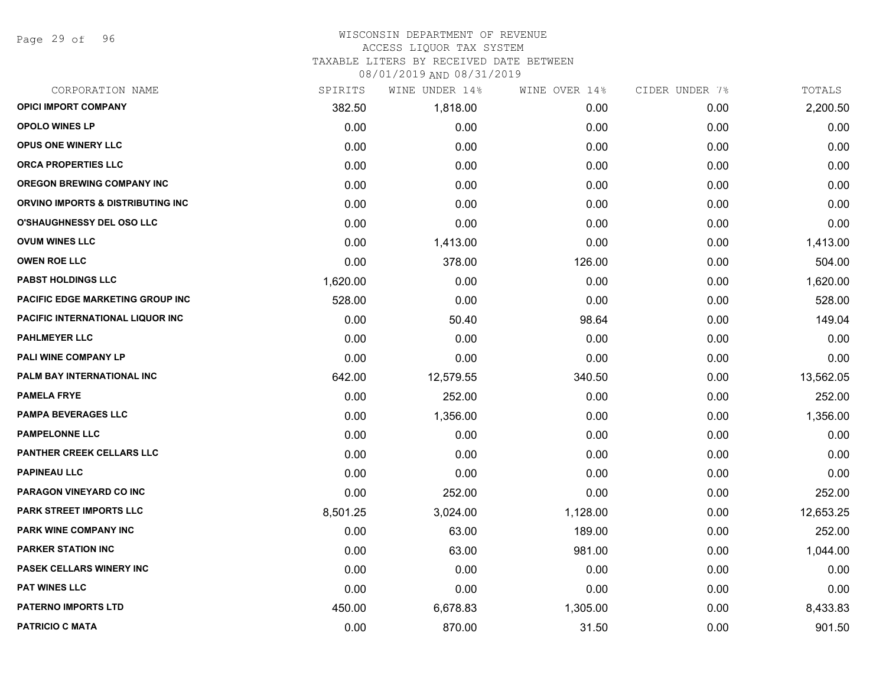# WISCONSIN DEPARTMENT OF REVENUE
## ACCESS LIQUOR TAX SYSTEM
## TAXABLE LITERS BY RECEIVED DATE BETWEEN 08/01/2019 AND 08/31/2019

| CORPORATION NAME | SPIRITS | WINE UNDER 14% | WINE OVER 14% | CIDER UNDER 7% | TOTALS |
|---|---|---|---|---|---|
| OPICI IMPORT COMPANY | 382.50 | 1,818.00 | 0.00 | 0.00 | 2,200.50 |
| OPOLO WINES LP | 0.00 | 0.00 | 0.00 | 0.00 | 0.00 |
| OPUS ONE WINERY LLC | 0.00 | 0.00 | 0.00 | 0.00 | 0.00 |
| ORCA PROPERTIES LLC | 0.00 | 0.00 | 0.00 | 0.00 | 0.00 |
| OREGON BREWING COMPANY INC | 0.00 | 0.00 | 0.00 | 0.00 | 0.00 |
| ORVINO IMPORTS & DISTRIBUTING INC | 0.00 | 0.00 | 0.00 | 0.00 | 0.00 |
| O'SHAUGHNESSY DEL OSO LLC | 0.00 | 0.00 | 0.00 | 0.00 | 0.00 |
| OVUM WINES LLC | 0.00 | 1,413.00 | 0.00 | 0.00 | 1,413.00 |
| OWEN ROE LLC | 0.00 | 378.00 | 126.00 | 0.00 | 504.00 |
| PABST HOLDINGS LLC | 1,620.00 | 0.00 | 0.00 | 0.00 | 1,620.00 |
| PACIFIC EDGE MARKETING GROUP INC | 528.00 | 0.00 | 0.00 | 0.00 | 528.00 |
| PACIFIC INTERNATIONAL LIQUOR INC | 0.00 | 50.40 | 98.64 | 0.00 | 149.04 |
| PAHLMEYER LLC | 0.00 | 0.00 | 0.00 | 0.00 | 0.00 |
| PALI WINE COMPANY LP | 0.00 | 0.00 | 0.00 | 0.00 | 0.00 |
| PALM BAY INTERNATIONAL INC | 642.00 | 12,579.55 | 340.50 | 0.00 | 13,562.05 |
| PAMELA FRYE | 0.00 | 252.00 | 0.00 | 0.00 | 252.00 |
| PAMPA BEVERAGES LLC | 0.00 | 1,356.00 | 0.00 | 0.00 | 1,356.00 |
| PAMPELONNE LLC | 0.00 | 0.00 | 0.00 | 0.00 | 0.00 |
| PANTHER CREEK CELLARS LLC | 0.00 | 0.00 | 0.00 | 0.00 | 0.00 |
| PAPINEAU LLC | 0.00 | 0.00 | 0.00 | 0.00 | 0.00 |
| PARAGON VINEYARD CO INC | 0.00 | 252.00 | 0.00 | 0.00 | 252.00 |
| PARK STREET IMPORTS LLC | 8,501.25 | 3,024.00 | 1,128.00 | 0.00 | 12,653.25 |
| PARK WINE COMPANY INC | 0.00 | 63.00 | 189.00 | 0.00 | 252.00 |
| PARKER STATION INC | 0.00 | 63.00 | 981.00 | 0.00 | 1,044.00 |
| PASEK CELLARS WINERY INC | 0.00 | 0.00 | 0.00 | 0.00 | 0.00 |
| PAT WINES LLC | 0.00 | 0.00 | 0.00 | 0.00 | 0.00 |
| PATERNO IMPORTS LTD | 450.00 | 6,678.83 | 1,305.00 | 0.00 | 8,433.83 |
| PATRICIO C MATA | 0.00 | 870.00 | 31.50 | 0.00 | 901.50 |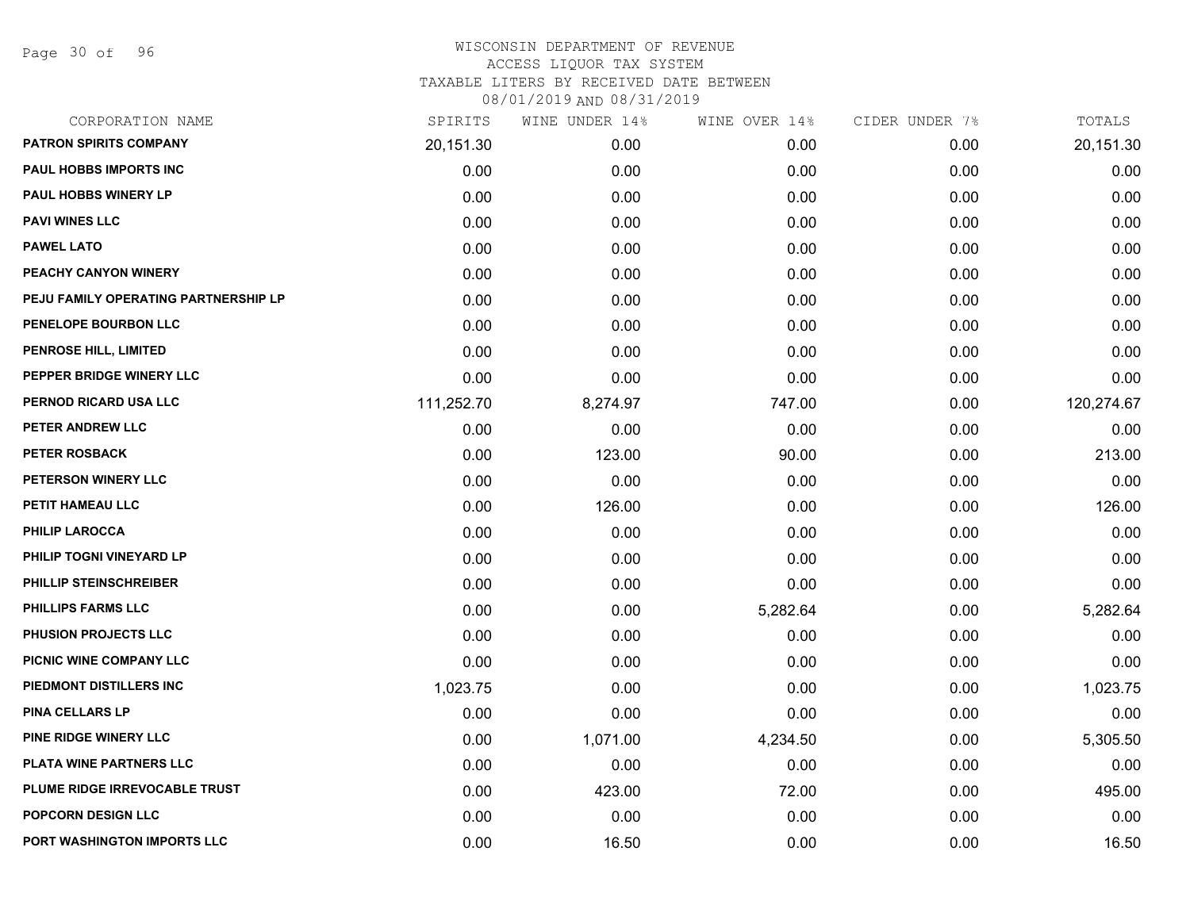WISCONSIN DEPARTMENT OF REVENUE
ACCESS LIQUOR TAX SYSTEM
TAXABLE LITERS BY RECEIVED DATE BETWEEN
08/01/2019 AND 08/31/2019

| CORPORATION NAME | SPIRITS | WINE UNDER 14% | WINE OVER 14% | CIDER UNDER 7% | TOTALS |
|---|---|---|---|---|---|
| PATRON SPIRITS COMPANY | 20,151.30 | 0.00 | 0.00 | 0.00 | 20,151.30 |
| PAUL HOBBS IMPORTS INC | 0.00 | 0.00 | 0.00 | 0.00 | 0.00 |
| PAUL HOBBS WINERY LP | 0.00 | 0.00 | 0.00 | 0.00 | 0.00 |
| PAVI WINES LLC | 0.00 | 0.00 | 0.00 | 0.00 | 0.00 |
| PAWEL LATO | 0.00 | 0.00 | 0.00 | 0.00 | 0.00 |
| PEACHY CANYON WINERY | 0.00 | 0.00 | 0.00 | 0.00 | 0.00 |
| PEJU FAMILY OPERATING PARTNERSHIP LP | 0.00 | 0.00 | 0.00 | 0.00 | 0.00 |
| PENELOPE BOURBON LLC | 0.00 | 0.00 | 0.00 | 0.00 | 0.00 |
| PENROSE HILL, LIMITED | 0.00 | 0.00 | 0.00 | 0.00 | 0.00 |
| PEPPER BRIDGE WINERY LLC | 0.00 | 0.00 | 0.00 | 0.00 | 0.00 |
| PERNOD RICARD USA LLC | 111,252.70 | 8,274.97 | 747.00 | 0.00 | 120,274.67 |
| PETER ANDREW LLC | 0.00 | 0.00 | 0.00 | 0.00 | 0.00 |
| PETER ROSBACK | 0.00 | 123.00 | 90.00 | 0.00 | 213.00 |
| PETERSON WINERY LLC | 0.00 | 0.00 | 0.00 | 0.00 | 0.00 |
| PETIT HAMEAU LLC | 0.00 | 126.00 | 0.00 | 0.00 | 126.00 |
| PHILIP LAROCCA | 0.00 | 0.00 | 0.00 | 0.00 | 0.00 |
| PHILIP TOGNI VINEYARD LP | 0.00 | 0.00 | 0.00 | 0.00 | 0.00 |
| PHILLIP STEINSCHREIBER | 0.00 | 0.00 | 0.00 | 0.00 | 0.00 |
| PHILLIPS FARMS LLC | 0.00 | 0.00 | 5,282.64 | 0.00 | 5,282.64 |
| PHUSION PROJECTS LLC | 0.00 | 0.00 | 0.00 | 0.00 | 0.00 |
| PICNIC WINE COMPANY LLC | 0.00 | 0.00 | 0.00 | 0.00 | 0.00 |
| PIEDMONT DISTILLERS INC | 1,023.75 | 0.00 | 0.00 | 0.00 | 1,023.75 |
| PINA CELLARS LP | 0.00 | 0.00 | 0.00 | 0.00 | 0.00 |
| PINE RIDGE WINERY LLC | 0.00 | 1,071.00 | 4,234.50 | 0.00 | 5,305.50 |
| PLATA WINE PARTNERS LLC | 0.00 | 0.00 | 0.00 | 0.00 | 0.00 |
| PLUME RIDGE IRREVOCABLE TRUST | 0.00 | 423.00 | 72.00 | 0.00 | 495.00 |
| POPCORN DESIGN LLC | 0.00 | 0.00 | 0.00 | 0.00 | 0.00 |
| PORT WASHINGTON IMPORTS LLC | 0.00 | 16.50 | 0.00 | 0.00 | 16.50 |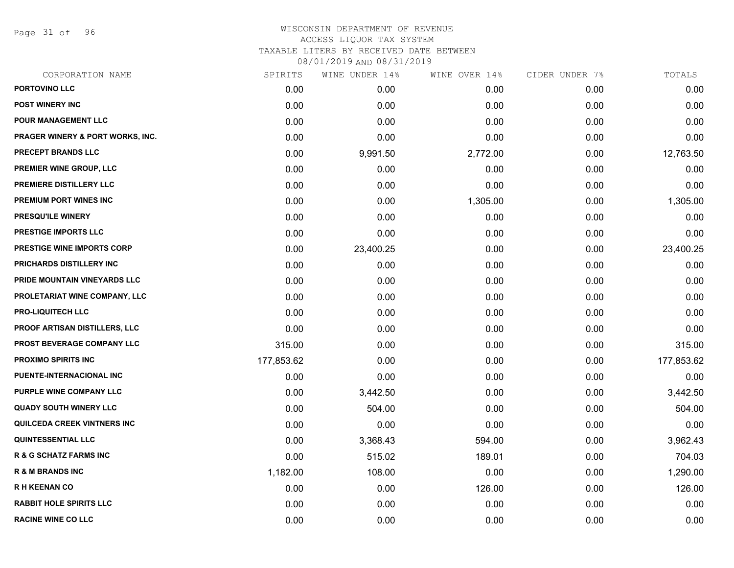# WISCONSIN DEPARTMENT OF REVENUE
## ACCESS LIQUOR TAX SYSTEM
### TAXABLE LITERS BY RECEIVED DATE BETWEEN 08/01/2019 AND 08/31/2019

| CORPORATION NAME | SPIRITS | WINE UNDER 14% | WINE OVER 14% | CIDER UNDER 7% | TOTALS |
|---|---|---|---|---|---|
| PORTOVINO LLC | 0.00 | 0.00 | 0.00 | 0.00 | 0.00 |
| POST WINERY INC | 0.00 | 0.00 | 0.00 | 0.00 | 0.00 |
| POUR MANAGEMENT LLC | 0.00 | 0.00 | 0.00 | 0.00 | 0.00 |
| PRAGER WINERY & PORT WORKS, INC. | 0.00 | 0.00 | 0.00 | 0.00 | 0.00 |
| PRECEPT BRANDS LLC | 0.00 | 9,991.50 | 2,772.00 | 0.00 | 12,763.50 |
| PREMIER WINE GROUP, LLC | 0.00 | 0.00 | 0.00 | 0.00 | 0.00 |
| PREMIERE DISTILLERY LLC | 0.00 | 0.00 | 0.00 | 0.00 | 0.00 |
| PREMIUM PORT WINES INC | 0.00 | 0.00 | 1,305.00 | 0.00 | 1,305.00 |
| PRESQU'ILE WINERY | 0.00 | 0.00 | 0.00 | 0.00 | 0.00 |
| PRESTIGE IMPORTS LLC | 0.00 | 0.00 | 0.00 | 0.00 | 0.00 |
| PRESTIGE WINE IMPORTS CORP | 0.00 | 23,400.25 | 0.00 | 0.00 | 23,400.25 |
| PRICHARDS DISTILLERY INC | 0.00 | 0.00 | 0.00 | 0.00 | 0.00 |
| PRIDE MOUNTAIN VINEYARDS LLC | 0.00 | 0.00 | 0.00 | 0.00 | 0.00 |
| PROLETARIAT WINE COMPANY, LLC | 0.00 | 0.00 | 0.00 | 0.00 | 0.00 |
| PRO-LIQUITECH LLC | 0.00 | 0.00 | 0.00 | 0.00 | 0.00 |
| PROOF ARTISAN DISTILLERS, LLC | 0.00 | 0.00 | 0.00 | 0.00 | 0.00 |
| PROST BEVERAGE COMPANY LLC | 315.00 | 0.00 | 0.00 | 0.00 | 315.00 |
| PROXIMO SPIRITS INC | 177,853.62 | 0.00 | 0.00 | 0.00 | 177,853.62 |
| PUENTE-INTERNACIONAL INC | 0.00 | 0.00 | 0.00 | 0.00 | 0.00 |
| PURPLE WINE COMPANY LLC | 0.00 | 3,442.50 | 0.00 | 0.00 | 3,442.50 |
| QUADY SOUTH WINERY LLC | 0.00 | 504.00 | 0.00 | 0.00 | 504.00 |
| QUILCEDA CREEK VINTNERS INC | 0.00 | 0.00 | 0.00 | 0.00 | 0.00 |
| QUINTESSENTIAL LLC | 0.00 | 3,368.43 | 594.00 | 0.00 | 3,962.43 |
| R & G SCHATZ FARMS INC | 0.00 | 515.02 | 189.01 | 0.00 | 704.03 |
| R & M BRANDS INC | 1,182.00 | 108.00 | 0.00 | 0.00 | 1,290.00 |
| R H KEENAN CO | 0.00 | 0.00 | 126.00 | 0.00 | 126.00 |
| RABBIT HOLE SPIRITS LLC | 0.00 | 0.00 | 0.00 | 0.00 | 0.00 |
| RACINE WINE CO LLC | 0.00 | 0.00 | 0.00 | 0.00 | 0.00 |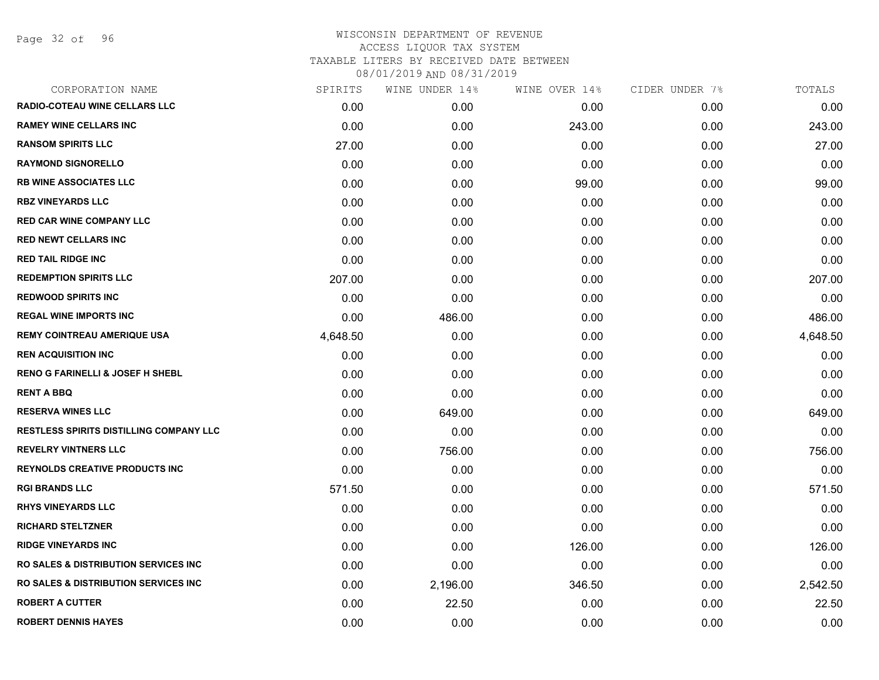WISCONSIN DEPARTMENT OF REVENUE
ACCESS LIQUOR TAX SYSTEM
TAXABLE LITERS BY RECEIVED DATE BETWEEN
08/01/2019 AND 08/31/2019

| CORPORATION NAME | SPIRITS | WINE UNDER 14% | WINE OVER 14% | CIDER UNDER 7% | TOTALS |
|---|---|---|---|---|---|
| RADIO-COTEAU WINE CELLARS LLC | 0.00 | 0.00 | 0.00 | 0.00 | 0.00 |
| RAMEY WINE CELLARS INC | 0.00 | 0.00 | 243.00 | 0.00 | 243.00 |
| RANSOM SPIRITS LLC | 27.00 | 0.00 | 0.00 | 0.00 | 27.00 |
| RAYMOND SIGNORELLO | 0.00 | 0.00 | 0.00 | 0.00 | 0.00 |
| RB WINE ASSOCIATES LLC | 0.00 | 0.00 | 99.00 | 0.00 | 99.00 |
| RBZ VINEYARDS LLC | 0.00 | 0.00 | 0.00 | 0.00 | 0.00 |
| RED CAR WINE COMPANY LLC | 0.00 | 0.00 | 0.00 | 0.00 | 0.00 |
| RED NEWT CELLARS INC | 0.00 | 0.00 | 0.00 | 0.00 | 0.00 |
| RED TAIL RIDGE INC | 0.00 | 0.00 | 0.00 | 0.00 | 0.00 |
| REDEMPTION SPIRITS LLC | 207.00 | 0.00 | 0.00 | 0.00 | 207.00 |
| REDWOOD SPIRITS INC | 0.00 | 0.00 | 0.00 | 0.00 | 0.00 |
| REGAL WINE IMPORTS INC | 0.00 | 486.00 | 0.00 | 0.00 | 486.00 |
| REMY COINTREAU AMERIQUE USA | 4,648.50 | 0.00 | 0.00 | 0.00 | 4,648.50 |
| REN ACQUISITION INC | 0.00 | 0.00 | 0.00 | 0.00 | 0.00 |
| RENO G FARINELLI & JOSEF H SHEBL | 0.00 | 0.00 | 0.00 | 0.00 | 0.00 |
| RENT A BBQ | 0.00 | 0.00 | 0.00 | 0.00 | 0.00 |
| RESERVA WINES LLC | 0.00 | 649.00 | 0.00 | 0.00 | 649.00 |
| RESTLESS SPIRITS DISTILLING COMPANY LLC | 0.00 | 0.00 | 0.00 | 0.00 | 0.00 |
| REVELRY VINTNERS LLC | 0.00 | 756.00 | 0.00 | 0.00 | 756.00 |
| REYNOLDS CREATIVE PRODUCTS INC | 0.00 | 0.00 | 0.00 | 0.00 | 0.00 |
| RGI BRANDS LLC | 571.50 | 0.00 | 0.00 | 0.00 | 571.50 |
| RHYS VINEYARDS LLC | 0.00 | 0.00 | 0.00 | 0.00 | 0.00 |
| RICHARD STELTZNER | 0.00 | 0.00 | 0.00 | 0.00 | 0.00 |
| RIDGE VINEYARDS INC | 0.00 | 0.00 | 126.00 | 0.00 | 126.00 |
| RO SALES & DISTRIBUTION SERVICES INC | 0.00 | 0.00 | 0.00 | 0.00 | 0.00 |
| RO SALES & DISTRIBUTION SERVICES INC | 0.00 | 2,196.00 | 346.50 | 0.00 | 2,542.50 |
| ROBERT A CUTTER | 0.00 | 22.50 | 0.00 | 0.00 | 22.50 |
| ROBERT DENNIS HAYES | 0.00 | 0.00 | 0.00 | 0.00 | 0.00 |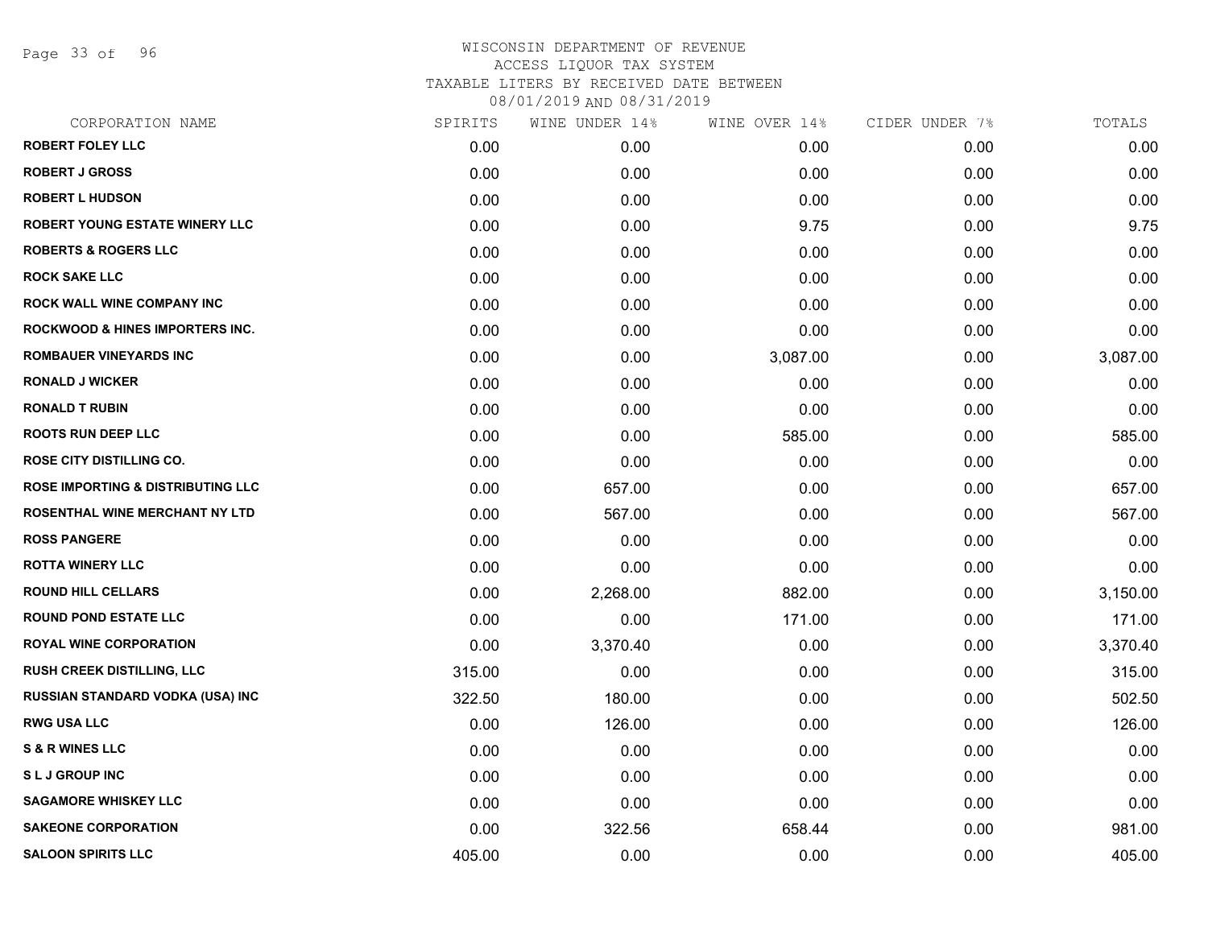# WISCONSIN DEPARTMENT OF REVENUE
## ACCESS LIQUOR TAX SYSTEM
### TAXABLE LITERS BY RECEIVED DATE BETWEEN 08/01/2019 AND 08/31/2019

| CORPORATION NAME | SPIRITS | WINE UNDER 14% | WINE OVER 14% | CIDER UNDER 7% | TOTALS |
|---|---|---|---|---|---|
| ROBERT FOLEY LLC | 0.00 | 0.00 | 0.00 | 0.00 | 0.00 |
| ROBERT J GROSS | 0.00 | 0.00 | 0.00 | 0.00 | 0.00 |
| ROBERT L HUDSON | 0.00 | 0.00 | 0.00 | 0.00 | 0.00 |
| ROBERT YOUNG ESTATE WINERY LLC | 0.00 | 0.00 | 9.75 | 0.00 | 9.75 |
| ROBERTS & ROGERS LLC | 0.00 | 0.00 | 0.00 | 0.00 | 0.00 |
| ROCK SAKE LLC | 0.00 | 0.00 | 0.00 | 0.00 | 0.00 |
| ROCK WALL WINE COMPANY INC | 0.00 | 0.00 | 0.00 | 0.00 | 0.00 |
| ROCKWOOD & HINES IMPORTERS INC. | 0.00 | 0.00 | 0.00 | 0.00 | 0.00 |
| ROMBAUER VINEYARDS INC | 0.00 | 0.00 | 3,087.00 | 0.00 | 3,087.00 |
| RONALD J WICKER | 0.00 | 0.00 | 0.00 | 0.00 | 0.00 |
| RONALD T RUBIN | 0.00 | 0.00 | 0.00 | 0.00 | 0.00 |
| ROOTS RUN DEEP LLC | 0.00 | 0.00 | 585.00 | 0.00 | 585.00 |
| ROSE CITY DISTILLING CO. | 0.00 | 0.00 | 0.00 | 0.00 | 0.00 |
| ROSE IMPORTING & DISTRIBUTING LLC | 0.00 | 657.00 | 0.00 | 0.00 | 657.00 |
| ROSENTHAL WINE MERCHANT NY LTD | 0.00 | 567.00 | 0.00 | 0.00 | 567.00 |
| ROSS PANGERE | 0.00 | 0.00 | 0.00 | 0.00 | 0.00 |
| ROTTA WINERY LLC | 0.00 | 0.00 | 0.00 | 0.00 | 0.00 |
| ROUND HILL CELLARS | 0.00 | 2,268.00 | 882.00 | 0.00 | 3,150.00 |
| ROUND POND ESTATE LLC | 0.00 | 0.00 | 171.00 | 0.00 | 171.00 |
| ROYAL WINE CORPORATION | 0.00 | 3,370.40 | 0.00 | 0.00 | 3,370.40 |
| RUSH CREEK DISTILLING, LLC | 315.00 | 0.00 | 0.00 | 0.00 | 315.00 |
| RUSSIAN STANDARD VODKA (USA) INC | 322.50 | 180.00 | 0.00 | 0.00 | 502.50 |
| RWG USA LLC | 0.00 | 126.00 | 0.00 | 0.00 | 126.00 |
| S & R WINES LLC | 0.00 | 0.00 | 0.00 | 0.00 | 0.00 |
| S L J GROUP INC | 0.00 | 0.00 | 0.00 | 0.00 | 0.00 |
| SAGAMORE WHISKEY LLC | 0.00 | 0.00 | 0.00 | 0.00 | 0.00 |
| SAKEONE CORPORATION | 0.00 | 322.56 | 658.44 | 0.00 | 981.00 |
| SALOON SPIRITS LLC | 405.00 | 0.00 | 0.00 | 0.00 | 405.00 |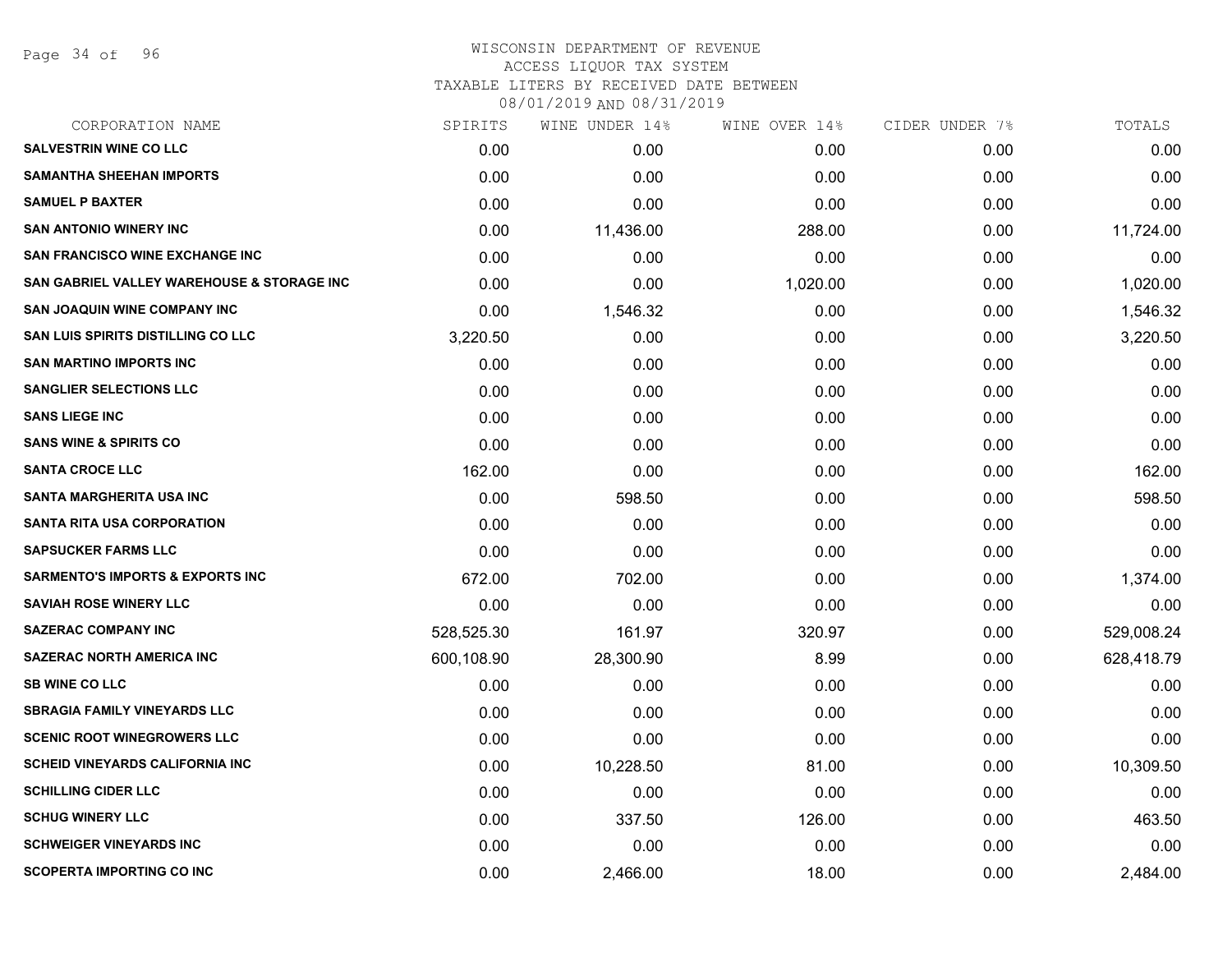# WISCONSIN DEPARTMENT OF REVENUE
## ACCESS LIQUOR TAX SYSTEM
### TAXABLE LITERS BY RECEIVED DATE BETWEEN 08/01/2019 AND 08/31/2019

| CORPORATION NAME | SPIRITS | WINE UNDER 14% | WINE OVER 14% | CIDER UNDER 7% | TOTALS |
|---|---|---|---|---|---|
| SALVESTRIN WINE CO LLC | 0.00 | 0.00 | 0.00 | 0.00 | 0.00 |
| SAMANTHA SHEEHAN IMPORTS | 0.00 | 0.00 | 0.00 | 0.00 | 0.00 |
| SAMUEL P BAXTER | 0.00 | 0.00 | 0.00 | 0.00 | 0.00 |
| SAN ANTONIO WINERY INC | 0.00 | 11,436.00 | 288.00 | 0.00 | 11,724.00 |
| SAN FRANCISCO WINE EXCHANGE INC | 0.00 | 0.00 | 0.00 | 0.00 | 0.00 |
| SAN GABRIEL VALLEY WAREHOUSE & STORAGE INC | 0.00 | 0.00 | 1,020.00 | 0.00 | 1,020.00 |
| SAN JOAQUIN WINE COMPANY INC | 0.00 | 1,546.32 | 0.00 | 0.00 | 1,546.32 |
| SAN LUIS SPIRITS DISTILLING CO LLC | 3,220.50 | 0.00 | 0.00 | 0.00 | 3,220.50 |
| SAN MARTINO IMPORTS INC | 0.00 | 0.00 | 0.00 | 0.00 | 0.00 |
| SANGLIER SELECTIONS LLC | 0.00 | 0.00 | 0.00 | 0.00 | 0.00 |
| SANS LIEGE INC | 0.00 | 0.00 | 0.00 | 0.00 | 0.00 |
| SANS WINE & SPIRITS CO | 0.00 | 0.00 | 0.00 | 0.00 | 0.00 |
| SANTA CROCE LLC | 162.00 | 0.00 | 0.00 | 0.00 | 162.00 |
| SANTA MARGHERITA USA INC | 0.00 | 598.50 | 0.00 | 0.00 | 598.50 |
| SANTA RITA USA CORPORATION | 0.00 | 0.00 | 0.00 | 0.00 | 0.00 |
| SAPSUCKER FARMS LLC | 0.00 | 0.00 | 0.00 | 0.00 | 0.00 |
| SARMENTO'S IMPORTS & EXPORTS INC | 672.00 | 702.00 | 0.00 | 0.00 | 1,374.00 |
| SAVIAH ROSE WINERY LLC | 0.00 | 0.00 | 0.00 | 0.00 | 0.00 |
| SAZERAC COMPANY INC | 528,525.30 | 161.97 | 320.97 | 0.00 | 529,008.24 |
| SAZERAC NORTH AMERICA INC | 600,108.90 | 28,300.90 | 8.99 | 0.00 | 628,418.79 |
| SB WINE CO LLC | 0.00 | 0.00 | 0.00 | 0.00 | 0.00 |
| SBRAGIA FAMILY VINEYARDS LLC | 0.00 | 0.00 | 0.00 | 0.00 | 0.00 |
| SCENIC ROOT WINEGROWERS LLC | 0.00 | 0.00 | 0.00 | 0.00 | 0.00 |
| SCHEID VINEYARDS CALIFORNIA INC | 0.00 | 10,228.50 | 81.00 | 0.00 | 10,309.50 |
| SCHILLING CIDER LLC | 0.00 | 0.00 | 0.00 | 0.00 | 0.00 |
| SCHUG WINERY LLC | 0.00 | 337.50 | 126.00 | 0.00 | 463.50 |
| SCHWEIGER VINEYARDS INC | 0.00 | 0.00 | 0.00 | 0.00 | 0.00 |
| SCOPERTA IMPORTING CO INC | 0.00 | 2,466.00 | 18.00 | 0.00 | 2,484.00 |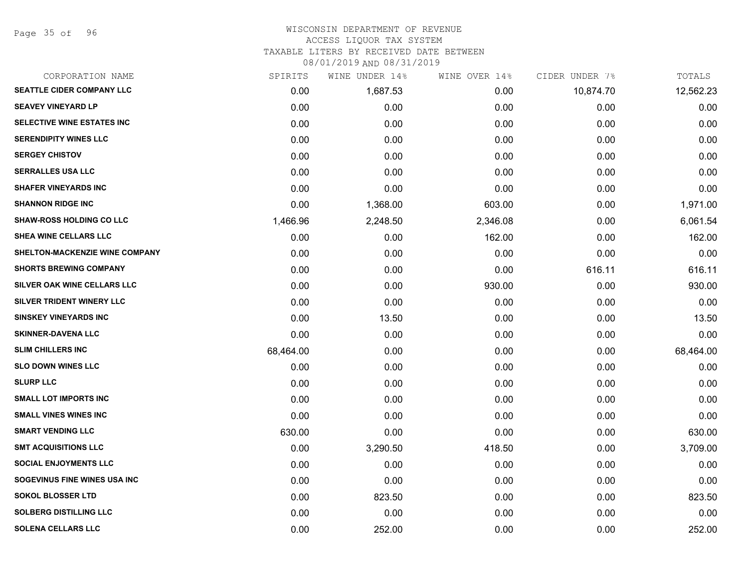# WISCONSIN DEPARTMENT OF REVENUE
## ACCESS LIQUOR TAX SYSTEM
### TAXABLE LITERS BY RECEIVED DATE BETWEEN 08/01/2019 AND 08/31/2019

| CORPORATION NAME | SPIRITS | WINE UNDER 14% | WINE OVER 14% | CIDER UNDER 7% | TOTALS |
|---|---|---|---|---|---|
| SEATTLE CIDER COMPANY LLC | 0.00 | 1,687.53 | 0.00 | 10,874.70 | 12,562.23 |
| SEAVEY VINEYARD LP | 0.00 | 0.00 | 0.00 | 0.00 | 0.00 |
| SELECTIVE WINE ESTATES INC | 0.00 | 0.00 | 0.00 | 0.00 | 0.00 |
| SERENDIPITY WINES LLC | 0.00 | 0.00 | 0.00 | 0.00 | 0.00 |
| SERGEY CHISTOV | 0.00 | 0.00 | 0.00 | 0.00 | 0.00 |
| SERRALLES USA LLC | 0.00 | 0.00 | 0.00 | 0.00 | 0.00 |
| SHAFER VINEYARDS INC | 0.00 | 0.00 | 0.00 | 0.00 | 0.00 |
| SHANNON RIDGE INC | 0.00 | 1,368.00 | 603.00 | 0.00 | 1,971.00 |
| SHAW-ROSS HOLDING CO LLC | 1,466.96 | 2,248.50 | 2,346.08 | 0.00 | 6,061.54 |
| SHEA WINE CELLARS LLC | 0.00 | 0.00 | 162.00 | 0.00 | 162.00 |
| SHELTON-MACKENZIE WINE COMPANY | 0.00 | 0.00 | 0.00 | 0.00 | 0.00 |
| SHORTS BREWING COMPANY | 0.00 | 0.00 | 0.00 | 616.11 | 616.11 |
| SILVER OAK WINE CELLARS LLC | 0.00 | 0.00 | 930.00 | 0.00 | 930.00 |
| SILVER TRIDENT WINERY LLC | 0.00 | 0.00 | 0.00 | 0.00 | 0.00 |
| SINSKEY VINEYARDS INC | 0.00 | 13.50 | 0.00 | 0.00 | 13.50 |
| SKINNER-DAVENA LLC | 0.00 | 0.00 | 0.00 | 0.00 | 0.00 |
| SLIM CHILLERS INC | 68,464.00 | 0.00 | 0.00 | 0.00 | 68,464.00 |
| SLO DOWN WINES LLC | 0.00 | 0.00 | 0.00 | 0.00 | 0.00 |
| SLURP LLC | 0.00 | 0.00 | 0.00 | 0.00 | 0.00 |
| SMALL LOT IMPORTS INC | 0.00 | 0.00 | 0.00 | 0.00 | 0.00 |
| SMALL VINES WINES INC | 0.00 | 0.00 | 0.00 | 0.00 | 0.00 |
| SMART VENDING LLC | 630.00 | 0.00 | 0.00 | 0.00 | 630.00 |
| SMT ACQUISITIONS LLC | 0.00 | 3,290.50 | 418.50 | 0.00 | 3,709.00 |
| SOCIAL ENJOYMENTS LLC | 0.00 | 0.00 | 0.00 | 0.00 | 0.00 |
| SOGEVINUS FINE WINES USA INC | 0.00 | 0.00 | 0.00 | 0.00 | 0.00 |
| SOKOL BLOSSER LTD | 0.00 | 823.50 | 0.00 | 0.00 | 823.50 |
| SOLBERG DISTILLING LLC | 0.00 | 0.00 | 0.00 | 0.00 | 0.00 |
| SOLENA CELLARS LLC | 0.00 | 252.00 | 0.00 | 0.00 | 252.00 |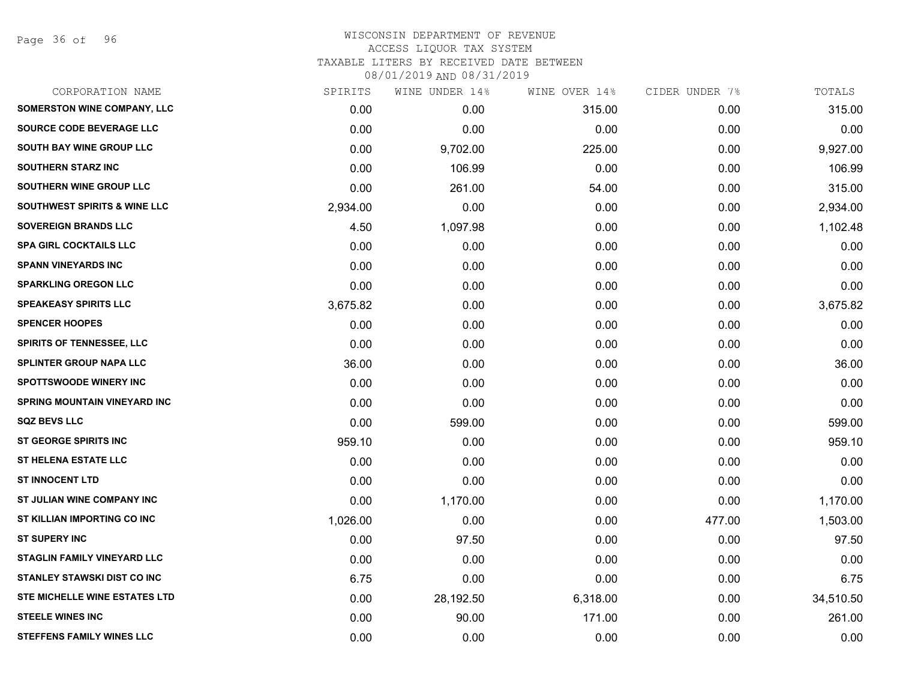# WISCONSIN DEPARTMENT OF REVENUE
ACCESS LIQUOR TAX SYSTEM
TAXABLE LITERS BY RECEIVED DATE BETWEEN
08/01/2019 AND 08/31/2019

| CORPORATION NAME | SPIRITS | WINE UNDER 14% | WINE OVER 14% | CIDER UNDER 7% | TOTALS |
|---|---|---|---|---|---|
| SOMERSTON WINE COMPANY, LLC | 0.00 | 0.00 | 315.00 | 0.00 | 315.00 |
| SOURCE CODE BEVERAGE LLC | 0.00 | 0.00 | 0.00 | 0.00 | 0.00 |
| SOUTH BAY WINE GROUP LLC | 0.00 | 9,702.00 | 225.00 | 0.00 | 9,927.00 |
| SOUTHERN STARZ INC | 0.00 | 106.99 | 0.00 | 0.00 | 106.99 |
| SOUTHERN WINE GROUP LLC | 0.00 | 261.00 | 54.00 | 0.00 | 315.00 |
| SOUTHWEST SPIRITS & WINE LLC | 2,934.00 | 0.00 | 0.00 | 0.00 | 2,934.00 |
| SOVEREIGN BRANDS LLC | 4.50 | 1,097.98 | 0.00 | 0.00 | 1,102.48 |
| SPA GIRL COCKTAILS LLC | 0.00 | 0.00 | 0.00 | 0.00 | 0.00 |
| SPANN VINEYARDS INC | 0.00 | 0.00 | 0.00 | 0.00 | 0.00 |
| SPARKLING OREGON LLC | 0.00 | 0.00 | 0.00 | 0.00 | 0.00 |
| SPEAKEASY SPIRITS LLC | 3,675.82 | 0.00 | 0.00 | 0.00 | 3,675.82 |
| SPENCER HOOPES | 0.00 | 0.00 | 0.00 | 0.00 | 0.00 |
| SPIRITS OF TENNESSEE, LLC | 0.00 | 0.00 | 0.00 | 0.00 | 0.00 |
| SPLINTER GROUP NAPA LLC | 36.00 | 0.00 | 0.00 | 0.00 | 36.00 |
| SPOTTSWOODE WINERY INC | 0.00 | 0.00 | 0.00 | 0.00 | 0.00 |
| SPRING MOUNTAIN VINEYARD INC | 0.00 | 0.00 | 0.00 | 0.00 | 0.00 |
| SQZ BEVS LLC | 0.00 | 599.00 | 0.00 | 0.00 | 599.00 |
| ST GEORGE SPIRITS INC | 959.10 | 0.00 | 0.00 | 0.00 | 959.10 |
| ST HELENA ESTATE LLC | 0.00 | 0.00 | 0.00 | 0.00 | 0.00 |
| ST INNOCENT LTD | 0.00 | 0.00 | 0.00 | 0.00 | 0.00 |
| ST JULIAN WINE COMPANY INC | 0.00 | 1,170.00 | 0.00 | 0.00 | 1,170.00 |
| ST KILLIAN IMPORTING CO INC | 1,026.00 | 0.00 | 0.00 | 477.00 | 1,503.00 |
| ST SUPERY INC | 0.00 | 97.50 | 0.00 | 0.00 | 97.50 |
| STAGLIN FAMILY VINEYARD LLC | 0.00 | 0.00 | 0.00 | 0.00 | 0.00 |
| STANLEY STAWSKI DIST CO INC | 6.75 | 0.00 | 0.00 | 0.00 | 6.75 |
| STE MICHELLE WINE ESTATES LTD | 0.00 | 28,192.50 | 6,318.00 | 0.00 | 34,510.50 |
| STEELE WINES INC | 0.00 | 90.00 | 171.00 | 0.00 | 261.00 |
| STEFFENS FAMILY WINES LLC | 0.00 | 0.00 | 0.00 | 0.00 | 0.00 |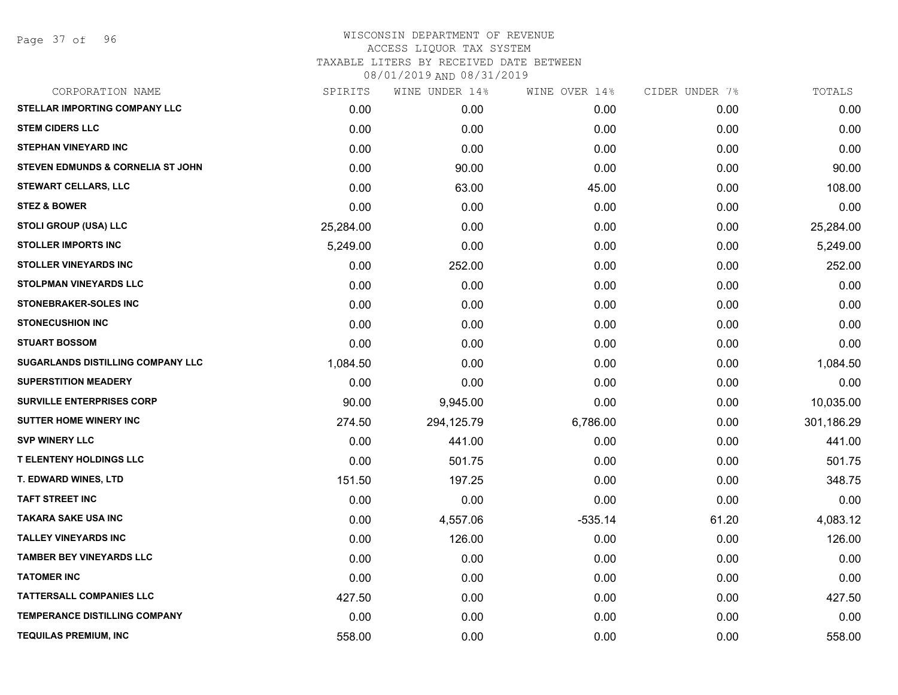# WISCONSIN DEPARTMENT OF REVENUE
## ACCESS LIQUOR TAX SYSTEM
### TAXABLE LITERS BY RECEIVED DATE BETWEEN 08/01/2019 AND 08/31/2019

| CORPORATION NAME | SPIRITS | WINE UNDER 14% | WINE OVER 14% | CIDER UNDER 7% | TOTALS |
|---|---|---|---|---|---|
| STELLAR IMPORTING COMPANY LLC | 0.00 | 0.00 | 0.00 | 0.00 | 0.00 |
| STEM CIDERS LLC | 0.00 | 0.00 | 0.00 | 0.00 | 0.00 |
| STEPHAN VINEYARD INC | 0.00 | 0.00 | 0.00 | 0.00 | 0.00 |
| STEVEN EDMUNDS & CORNELIA ST JOHN | 0.00 | 90.00 | 0.00 | 0.00 | 90.00 |
| STEWART CELLARS, LLC | 0.00 | 63.00 | 45.00 | 0.00 | 108.00 |
| STEZ & BOWER | 0.00 | 0.00 | 0.00 | 0.00 | 0.00 |
| STOLI GROUP (USA) LLC | 25,284.00 | 0.00 | 0.00 | 0.00 | 25,284.00 |
| STOLLER IMPORTS INC | 5,249.00 | 0.00 | 0.00 | 0.00 | 5,249.00 |
| STOLLER VINEYARDS INC | 0.00 | 252.00 | 0.00 | 0.00 | 252.00 |
| STOLPMAN VINEYARDS LLC | 0.00 | 0.00 | 0.00 | 0.00 | 0.00 |
| STONEBRAKER-SOLES INC | 0.00 | 0.00 | 0.00 | 0.00 | 0.00 |
| STONECUSHION INC | 0.00 | 0.00 | 0.00 | 0.00 | 0.00 |
| STUART BOSSOM | 0.00 | 0.00 | 0.00 | 0.00 | 0.00 |
| SUGARLANDS DISTILLING COMPANY LLC | 1,084.50 | 0.00 | 0.00 | 0.00 | 1,084.50 |
| SUPERSTITION MEADERY | 0.00 | 0.00 | 0.00 | 0.00 | 0.00 |
| SURVILLE ENTERPRISES CORP | 90.00 | 9,945.00 | 0.00 | 0.00 | 10,035.00 |
| SUTTER HOME WINERY INC | 274.50 | 294,125.79 | 6,786.00 | 0.00 | 301,186.29 |
| SVP WINERY LLC | 0.00 | 441.00 | 0.00 | 0.00 | 441.00 |
| T ELENTENY HOLDINGS LLC | 0.00 | 501.75 | 0.00 | 0.00 | 501.75 |
| T. EDWARD WINES, LTD | 151.50 | 197.25 | 0.00 | 0.00 | 348.75 |
| TAFT STREET INC | 0.00 | 0.00 | 0.00 | 0.00 | 0.00 |
| TAKARA SAKE USA INC | 0.00 | 4,557.06 | -535.14 | 61.20 | 4,083.12 |
| TALLEY VINEYARDS INC | 0.00 | 126.00 | 0.00 | 0.00 | 126.00 |
| TAMBER BEY VINEYARDS LLC | 0.00 | 0.00 | 0.00 | 0.00 | 0.00 |
| TATOMER INC | 0.00 | 0.00 | 0.00 | 0.00 | 0.00 |
| TATTERSALL COMPANIES LLC | 427.50 | 0.00 | 0.00 | 0.00 | 427.50 |
| TEMPERANCE DISTILLING COMPANY | 0.00 | 0.00 | 0.00 | 0.00 | 0.00 |
| TEQUILAS PREMIUM, INC | 558.00 | 0.00 | 0.00 | 0.00 | 558.00 |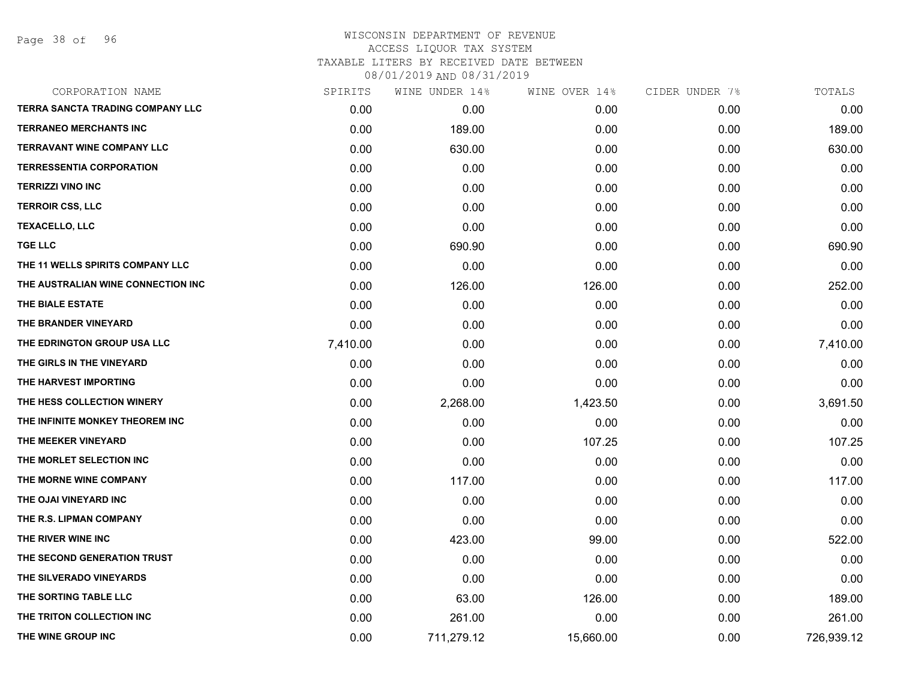# WISCONSIN DEPARTMENT OF REVENUE
ACCESS LIQUOR TAX SYSTEM
TAXABLE LITERS BY RECEIVED DATE BETWEEN
08/01/2019 AND 08/31/2019

| CORPORATION NAME | SPIRITS | WINE UNDER 14% | WINE OVER 14% | CIDER UNDER 7% | TOTALS |
|---|---|---|---|---|---|
| TERRA SANCTA TRADING COMPANY LLC | 0.00 | 0.00 | 0.00 | 0.00 | 0.00 |
| TERRANEO MERCHANTS INC | 0.00 | 189.00 | 0.00 | 0.00 | 189.00 |
| TERRAVANT WINE COMPANY LLC | 0.00 | 630.00 | 0.00 | 0.00 | 630.00 |
| TERRESSENTIA CORPORATION | 0.00 | 0.00 | 0.00 | 0.00 | 0.00 |
| TERRIZZI VINO INC | 0.00 | 0.00 | 0.00 | 0.00 | 0.00 |
| TERROIR CSS, LLC | 0.00 | 0.00 | 0.00 | 0.00 | 0.00 |
| TEXACELLO, LLC | 0.00 | 0.00 | 0.00 | 0.00 | 0.00 |
| TGE LLC | 0.00 | 690.90 | 0.00 | 0.00 | 690.90 |
| THE 11 WELLS SPIRITS COMPANY LLC | 0.00 | 0.00 | 0.00 | 0.00 | 0.00 |
| THE AUSTRALIAN WINE CONNECTION INC | 0.00 | 126.00 | 126.00 | 0.00 | 252.00 |
| THE BIALE ESTATE | 0.00 | 0.00 | 0.00 | 0.00 | 0.00 |
| THE BRANDER VINEYARD | 0.00 | 0.00 | 0.00 | 0.00 | 0.00 |
| THE EDRINGTON GROUP USA LLC | 7,410.00 | 0.00 | 0.00 | 0.00 | 7,410.00 |
| THE GIRLS IN THE VINEYARD | 0.00 | 0.00 | 0.00 | 0.00 | 0.00 |
| THE HARVEST IMPORTING | 0.00 | 0.00 | 0.00 | 0.00 | 0.00 |
| THE HESS COLLECTION WINERY | 0.00 | 2,268.00 | 1,423.50 | 0.00 | 3,691.50 |
| THE INFINITE MONKEY THEOREM INC | 0.00 | 0.00 | 0.00 | 0.00 | 0.00 |
| THE MEEKER VINEYARD | 0.00 | 0.00 | 107.25 | 0.00 | 107.25 |
| THE MORLET SELECTION INC | 0.00 | 0.00 | 0.00 | 0.00 | 0.00 |
| THE MORNE WINE COMPANY | 0.00 | 117.00 | 0.00 | 0.00 | 117.00 |
| THE OJAI VINEYARD INC | 0.00 | 0.00 | 0.00 | 0.00 | 0.00 |
| THE R.S. LIPMAN COMPANY | 0.00 | 0.00 | 0.00 | 0.00 | 0.00 |
| THE RIVER WINE INC | 0.00 | 423.00 | 99.00 | 0.00 | 522.00 |
| THE SECOND GENERATION TRUST | 0.00 | 0.00 | 0.00 | 0.00 | 0.00 |
| THE SILVERADO VINEYARDS | 0.00 | 0.00 | 0.00 | 0.00 | 0.00 |
| THE SORTING TABLE LLC | 0.00 | 63.00 | 126.00 | 0.00 | 189.00 |
| THE TRITON COLLECTION INC | 0.00 | 261.00 | 0.00 | 0.00 | 261.00 |
| THE WINE GROUP INC | 0.00 | 711,279.12 | 15,660.00 | 0.00 | 726,939.12 |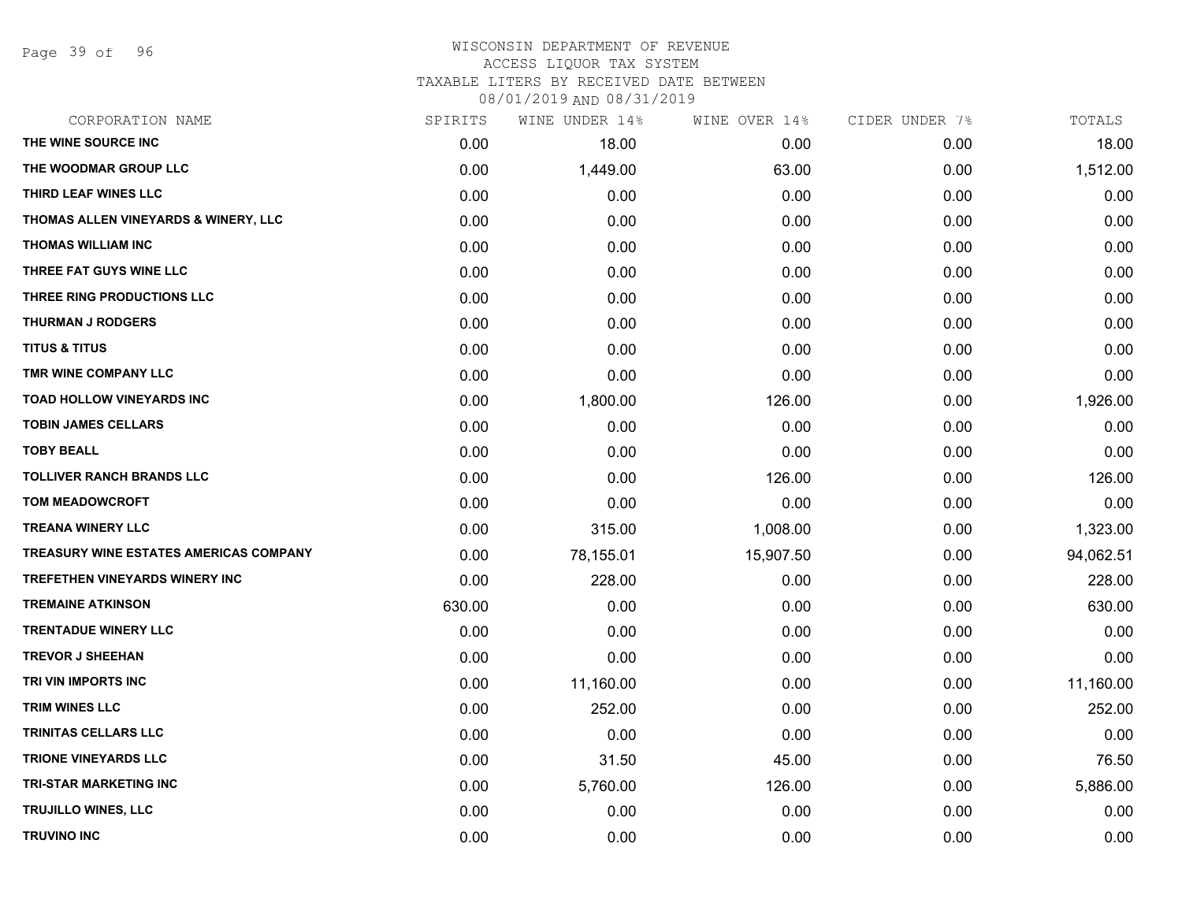# WISCONSIN DEPARTMENT OF REVENUE
## ACCESS LIQUOR TAX SYSTEM
## TAXABLE LITERS BY RECEIVED DATE BETWEEN
## 08/01/2019 AND 08/31/2019

| CORPORATION NAME | SPIRITS | WINE UNDER 14% | WINE OVER 14% | CIDER UNDER 7% | TOTALS |
|---|---|---|---|---|---|
| THE WINE SOURCE INC | 0.00 | 18.00 | 0.00 | 0.00 | 18.00 |
| THE WOODMAR GROUP LLC | 0.00 | 1,449.00 | 63.00 | 0.00 | 1,512.00 |
| THIRD LEAF WINES LLC | 0.00 | 0.00 | 0.00 | 0.00 | 0.00 |
| THOMAS ALLEN VINEYARDS & WINERY, LLC | 0.00 | 0.00 | 0.00 | 0.00 | 0.00 |
| THOMAS WILLIAM INC | 0.00 | 0.00 | 0.00 | 0.00 | 0.00 |
| THREE FAT GUYS WINE LLC | 0.00 | 0.00 | 0.00 | 0.00 | 0.00 |
| THREE RING PRODUCTIONS LLC | 0.00 | 0.00 | 0.00 | 0.00 | 0.00 |
| THURMAN J RODGERS | 0.00 | 0.00 | 0.00 | 0.00 | 0.00 |
| TITUS & TITUS | 0.00 | 0.00 | 0.00 | 0.00 | 0.00 |
| TMR WINE COMPANY LLC | 0.00 | 0.00 | 0.00 | 0.00 | 0.00 |
| TOAD HOLLOW VINEYARDS INC | 0.00 | 1,800.00 | 126.00 | 0.00 | 1,926.00 |
| TOBIN JAMES CELLARS | 0.00 | 0.00 | 0.00 | 0.00 | 0.00 |
| TOBY BEALL | 0.00 | 0.00 | 0.00 | 0.00 | 0.00 |
| TOLLIVER RANCH BRANDS LLC | 0.00 | 0.00 | 126.00 | 0.00 | 126.00 |
| TOM MEADOWCROFT | 0.00 | 0.00 | 0.00 | 0.00 | 0.00 |
| TREANA WINERY LLC | 0.00 | 315.00 | 1,008.00 | 0.00 | 1,323.00 |
| TREASURY WINE ESTATES AMERICAS COMPANY | 0.00 | 78,155.01 | 15,907.50 | 0.00 | 94,062.51 |
| TREFETHEN VINEYARDS WINERY INC | 0.00 | 228.00 | 0.00 | 0.00 | 228.00 |
| TREMAINE ATKINSON | 630.00 | 0.00 | 0.00 | 0.00 | 630.00 |
| TRENTADUE WINERY LLC | 0.00 | 0.00 | 0.00 | 0.00 | 0.00 |
| TREVOR J SHEEHAN | 0.00 | 0.00 | 0.00 | 0.00 | 0.00 |
| TRI VIN IMPORTS INC | 0.00 | 11,160.00 | 0.00 | 0.00 | 11,160.00 |
| TRIM WINES LLC | 0.00 | 252.00 | 0.00 | 0.00 | 252.00 |
| TRINITAS CELLARS LLC | 0.00 | 0.00 | 0.00 | 0.00 | 0.00 |
| TRIONE VINEYARDS LLC | 0.00 | 31.50 | 45.00 | 0.00 | 76.50 |
| TRI-STAR MARKETING INC | 0.00 | 5,760.00 | 126.00 | 0.00 | 5,886.00 |
| TRUJILLO WINES, LLC | 0.00 | 0.00 | 0.00 | 0.00 | 0.00 |
| TRUVINO INC | 0.00 | 0.00 | 0.00 | 0.00 | 0.00 |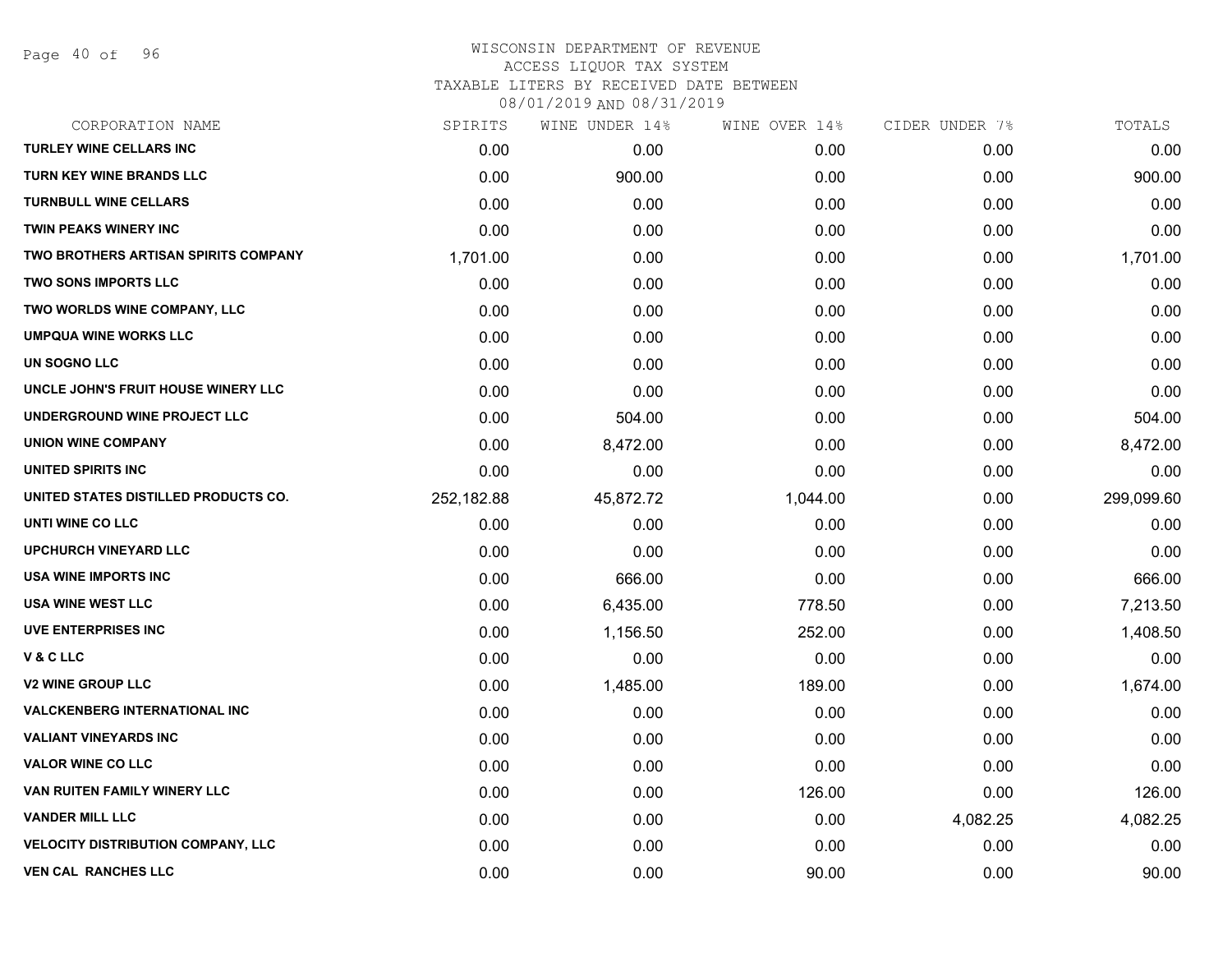WISCONSIN DEPARTMENT OF REVENUE
ACCESS LIQUOR TAX SYSTEM
TAXABLE LITERS BY RECEIVED DATE BETWEEN
08/01/2019 AND 08/31/2019

| CORPORATION NAME | SPIRITS | WINE UNDER 14% | WINE OVER 14% | CIDER UNDER 7% | TOTALS |
|---|---|---|---|---|---|
| TURLEY WINE CELLARS INC | 0.00 | 0.00 | 0.00 | 0.00 | 0.00 |
| TURN KEY WINE BRANDS LLC | 0.00 | 900.00 | 0.00 | 0.00 | 900.00 |
| TURNBULL WINE CELLARS | 0.00 | 0.00 | 0.00 | 0.00 | 0.00 |
| TWIN PEAKS WINERY INC | 0.00 | 0.00 | 0.00 | 0.00 | 0.00 |
| TWO BROTHERS ARTISAN SPIRITS COMPANY | 1,701.00 | 0.00 | 0.00 | 0.00 | 1,701.00 |
| TWO SONS IMPORTS LLC | 0.00 | 0.00 | 0.00 | 0.00 | 0.00 |
| TWO WORLDS WINE COMPANY, LLC | 0.00 | 0.00 | 0.00 | 0.00 | 0.00 |
| UMPQUA WINE WORKS LLC | 0.00 | 0.00 | 0.00 | 0.00 | 0.00 |
| UN SOGNO LLC | 0.00 | 0.00 | 0.00 | 0.00 | 0.00 |
| UNCLE JOHN'S FRUIT HOUSE WINERY LLC | 0.00 | 0.00 | 0.00 | 0.00 | 0.00 |
| UNDERGROUND WINE PROJECT LLC | 0.00 | 504.00 | 0.00 | 0.00 | 504.00 |
| UNION WINE COMPANY | 0.00 | 8,472.00 | 0.00 | 0.00 | 8,472.00 |
| UNITED SPIRITS INC | 0.00 | 0.00 | 0.00 | 0.00 | 0.00 |
| UNITED STATES DISTILLED PRODUCTS CO. | 252,182.88 | 45,872.72 | 1,044.00 | 0.00 | 299,099.60 |
| UNTI WINE CO LLC | 0.00 | 0.00 | 0.00 | 0.00 | 0.00 |
| UPCHURCH VINEYARD LLC | 0.00 | 0.00 | 0.00 | 0.00 | 0.00 |
| USA WINE IMPORTS INC | 0.00 | 666.00 | 0.00 | 0.00 | 666.00 |
| USA WINE WEST LLC | 0.00 | 6,435.00 | 778.50 | 0.00 | 7,213.50 |
| UVE ENTERPRISES INC | 0.00 | 1,156.50 | 252.00 | 0.00 | 1,408.50 |
| V & C LLC | 0.00 | 0.00 | 0.00 | 0.00 | 0.00 |
| V2 WINE GROUP LLC | 0.00 | 1,485.00 | 189.00 | 0.00 | 1,674.00 |
| VALCKENBERG INTERNATIONAL INC | 0.00 | 0.00 | 0.00 | 0.00 | 0.00 |
| VALIANT VINEYARDS INC | 0.00 | 0.00 | 0.00 | 0.00 | 0.00 |
| VALOR WINE CO LLC | 0.00 | 0.00 | 0.00 | 0.00 | 0.00 |
| VAN RUITEN FAMILY WINERY LLC | 0.00 | 0.00 | 126.00 | 0.00 | 126.00 |
| VANDER MILL LLC | 0.00 | 0.00 | 0.00 | 4,082.25 | 4,082.25 |
| VELOCITY DISTRIBUTION COMPANY, LLC | 0.00 | 0.00 | 0.00 | 0.00 | 0.00 |
| VEN CAL RANCHES LLC | 0.00 | 0.00 | 90.00 | 0.00 | 90.00 |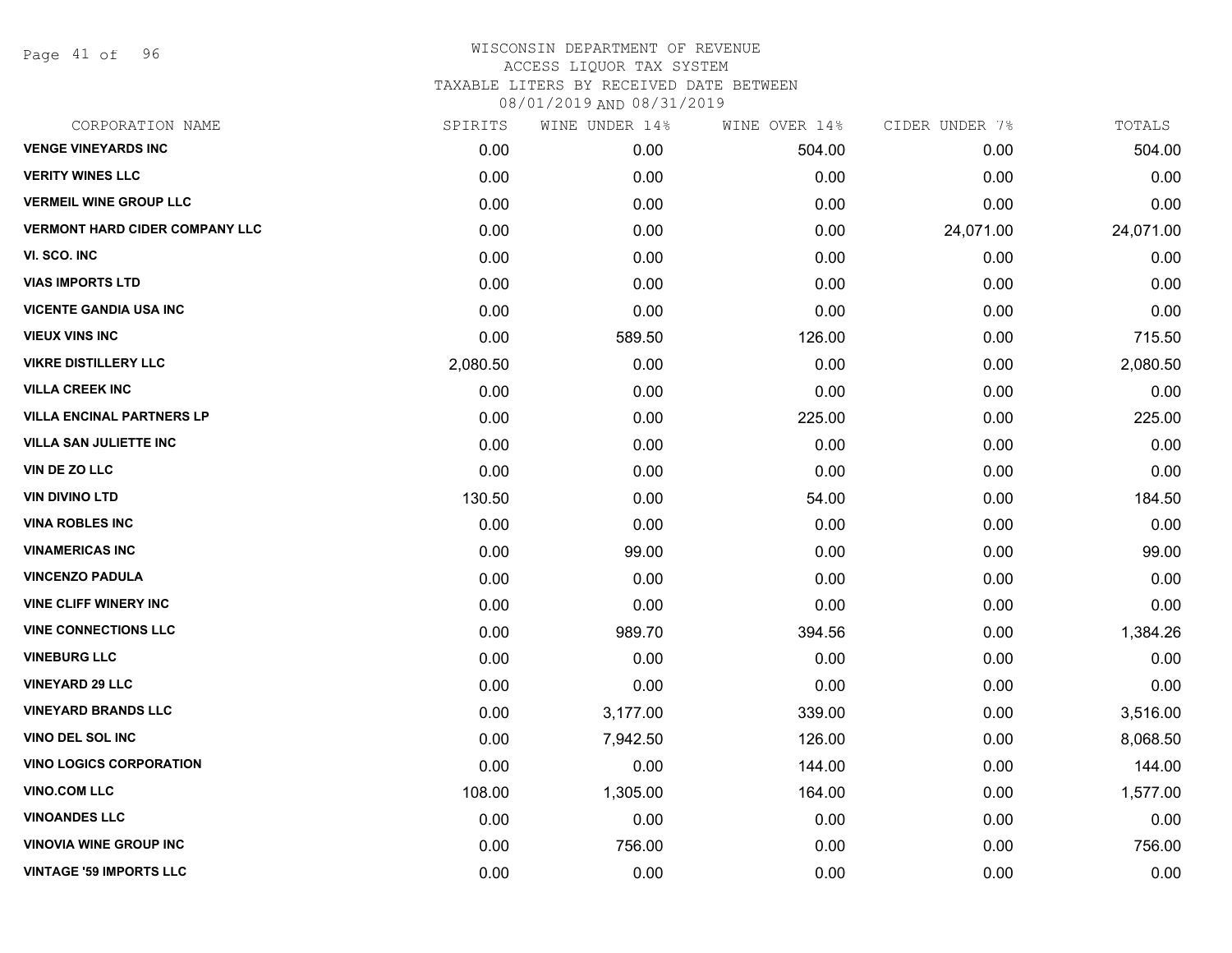# WISCONSIN DEPARTMENT OF REVENUE
## ACCESS LIQUOR TAX SYSTEM
### TAXABLE LITERS BY RECEIVED DATE BETWEEN 08/01/2019 AND 08/31/2019

| CORPORATION NAME | SPIRITS | WINE UNDER 14% | WINE OVER 14% | CIDER UNDER 7% | TOTALS |
|---|---|---|---|---|---|
| VENGE VINEYARDS INC | 0.00 | 0.00 | 504.00 | 0.00 | 504.00 |
| VERITY WINES LLC | 0.00 | 0.00 | 0.00 | 0.00 | 0.00 |
| VERMEIL WINE GROUP LLC | 0.00 | 0.00 | 0.00 | 0.00 | 0.00 |
| VERMONT HARD CIDER COMPANY LLC | 0.00 | 0.00 | 0.00 | 24,071.00 | 24,071.00 |
| VI. SCO. INC | 0.00 | 0.00 | 0.00 | 0.00 | 0.00 |
| VIAS IMPORTS LTD | 0.00 | 0.00 | 0.00 | 0.00 | 0.00 |
| VICENTE GANDIA USA INC | 0.00 | 0.00 | 0.00 | 0.00 | 0.00 |
| VIEUX VINS INC | 0.00 | 589.50 | 126.00 | 0.00 | 715.50 |
| VIKRE DISTILLERY LLC | 2,080.50 | 0.00 | 0.00 | 0.00 | 2,080.50 |
| VILLA CREEK INC | 0.00 | 0.00 | 0.00 | 0.00 | 0.00 |
| VILLA ENCINAL PARTNERS LP | 0.00 | 0.00 | 225.00 | 0.00 | 225.00 |
| VILLA SAN JULIETTE INC | 0.00 | 0.00 | 0.00 | 0.00 | 0.00 |
| VIN DE ZO LLC | 0.00 | 0.00 | 0.00 | 0.00 | 0.00 |
| VIN DIVINO LTD | 130.50 | 0.00 | 54.00 | 0.00 | 184.50 |
| VINA ROBLES INC | 0.00 | 0.00 | 0.00 | 0.00 | 0.00 |
| VINAMERICAS INC | 0.00 | 99.00 | 0.00 | 0.00 | 99.00 |
| VINCENZO PADULA | 0.00 | 0.00 | 0.00 | 0.00 | 0.00 |
| VINE CLIFF WINERY INC | 0.00 | 0.00 | 0.00 | 0.00 | 0.00 |
| VINE CONNECTIONS LLC | 0.00 | 989.70 | 394.56 | 0.00 | 1,384.26 |
| VINEBURG LLC | 0.00 | 0.00 | 0.00 | 0.00 | 0.00 |
| VINEYARD 29 LLC | 0.00 | 0.00 | 0.00 | 0.00 | 0.00 |
| VINEYARD BRANDS LLC | 0.00 | 3,177.00 | 339.00 | 0.00 | 3,516.00 |
| VINO DEL SOL INC | 0.00 | 7,942.50 | 126.00 | 0.00 | 8,068.50 |
| VINO LOGICS CORPORATION | 0.00 | 0.00 | 144.00 | 0.00 | 144.00 |
| VINO.COM LLC | 108.00 | 1,305.00 | 164.00 | 0.00 | 1,577.00 |
| VINOANDES LLC | 0.00 | 0.00 | 0.00 | 0.00 | 0.00 |
| VINOVIA WINE GROUP INC | 0.00 | 756.00 | 0.00 | 0.00 | 756.00 |
| VINTAGE '59 IMPORTS LLC | 0.00 | 0.00 | 0.00 | 0.00 | 0.00 |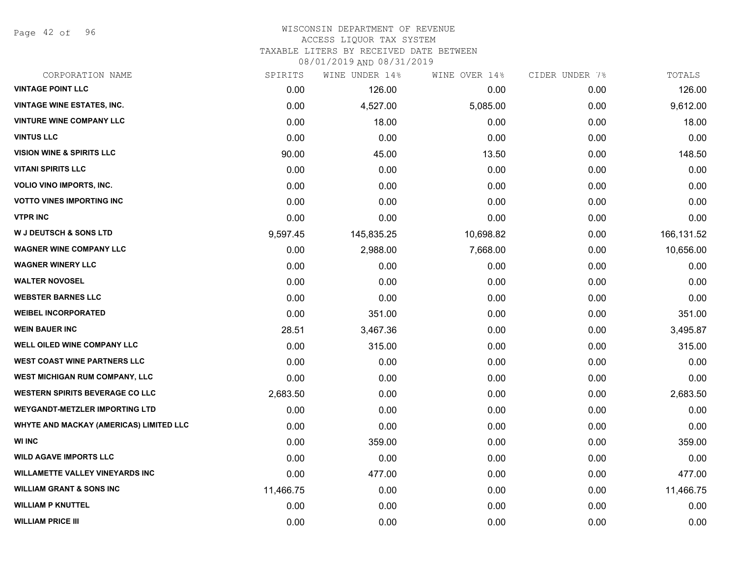# WISCONSIN DEPARTMENT OF REVENUE
ACCESS LIQUOR TAX SYSTEM
TAXABLE LITERS BY RECEIVED DATE BETWEEN
08/01/2019 AND 08/31/2019

| CORPORATION NAME | SPIRITS | WINE UNDER 14% | WINE OVER 14% | CIDER UNDER 7% | TOTALS |
|---|---|---|---|---|---|
| VINTAGE POINT LLC | 0.00 | 126.00 | 0.00 | 0.00 | 126.00 |
| VINTAGE WINE ESTATES, INC. | 0.00 | 4,527.00 | 5,085.00 | 0.00 | 9,612.00 |
| VINTURE WINE COMPANY LLC | 0.00 | 18.00 | 0.00 | 0.00 | 18.00 |
| VINTUS LLC | 0.00 | 0.00 | 0.00 | 0.00 | 0.00 |
| VISION WINE & SPIRITS LLC | 90.00 | 45.00 | 13.50 | 0.00 | 148.50 |
| VITANI SPIRITS LLC | 0.00 | 0.00 | 0.00 | 0.00 | 0.00 |
| VOLIO VINO IMPORTS, INC. | 0.00 | 0.00 | 0.00 | 0.00 | 0.00 |
| VOTTO VINES IMPORTING INC | 0.00 | 0.00 | 0.00 | 0.00 | 0.00 |
| VTPR INC | 0.00 | 0.00 | 0.00 | 0.00 | 0.00 |
| W J DEUTSCH & SONS LTD | 9,597.45 | 145,835.25 | 10,698.82 | 0.00 | 166,131.52 |
| WAGNER WINE COMPANY LLC | 0.00 | 2,988.00 | 7,668.00 | 0.00 | 10,656.00 |
| WAGNER WINERY LLC | 0.00 | 0.00 | 0.00 | 0.00 | 0.00 |
| WALTER NOVOSEL | 0.00 | 0.00 | 0.00 | 0.00 | 0.00 |
| WEBSTER BARNES LLC | 0.00 | 0.00 | 0.00 | 0.00 | 0.00 |
| WEIBEL INCORPORATED | 0.00 | 351.00 | 0.00 | 0.00 | 351.00 |
| WEIN BAUER INC | 28.51 | 3,467.36 | 0.00 | 0.00 | 3,495.87 |
| WELL OILED WINE COMPANY LLC | 0.00 | 315.00 | 0.00 | 0.00 | 315.00 |
| WEST COAST WINE PARTNERS LLC | 0.00 | 0.00 | 0.00 | 0.00 | 0.00 |
| WEST MICHIGAN RUM COMPANY, LLC | 0.00 | 0.00 | 0.00 | 0.00 | 0.00 |
| WESTERN SPIRITS BEVERAGE CO LLC | 2,683.50 | 0.00 | 0.00 | 0.00 | 2,683.50 |
| WEYGANDT-METZLER IMPORTING LTD | 0.00 | 0.00 | 0.00 | 0.00 | 0.00 |
| WHYTE AND MACKAY (AMERICAS) LIMITED LLC | 0.00 | 0.00 | 0.00 | 0.00 | 0.00 |
| WI INC | 0.00 | 359.00 | 0.00 | 0.00 | 359.00 |
| WILD AGAVE IMPORTS LLC | 0.00 | 0.00 | 0.00 | 0.00 | 0.00 |
| WILLAMETTE VALLEY VINEYARDS INC | 0.00 | 477.00 | 0.00 | 0.00 | 477.00 |
| WILLIAM GRANT & SONS INC | 11,466.75 | 0.00 | 0.00 | 0.00 | 11,466.75 |
| WILLIAM P KNUTTEL | 0.00 | 0.00 | 0.00 | 0.00 | 0.00 |
| WILLIAM PRICE III | 0.00 | 0.00 | 0.00 | 0.00 | 0.00 |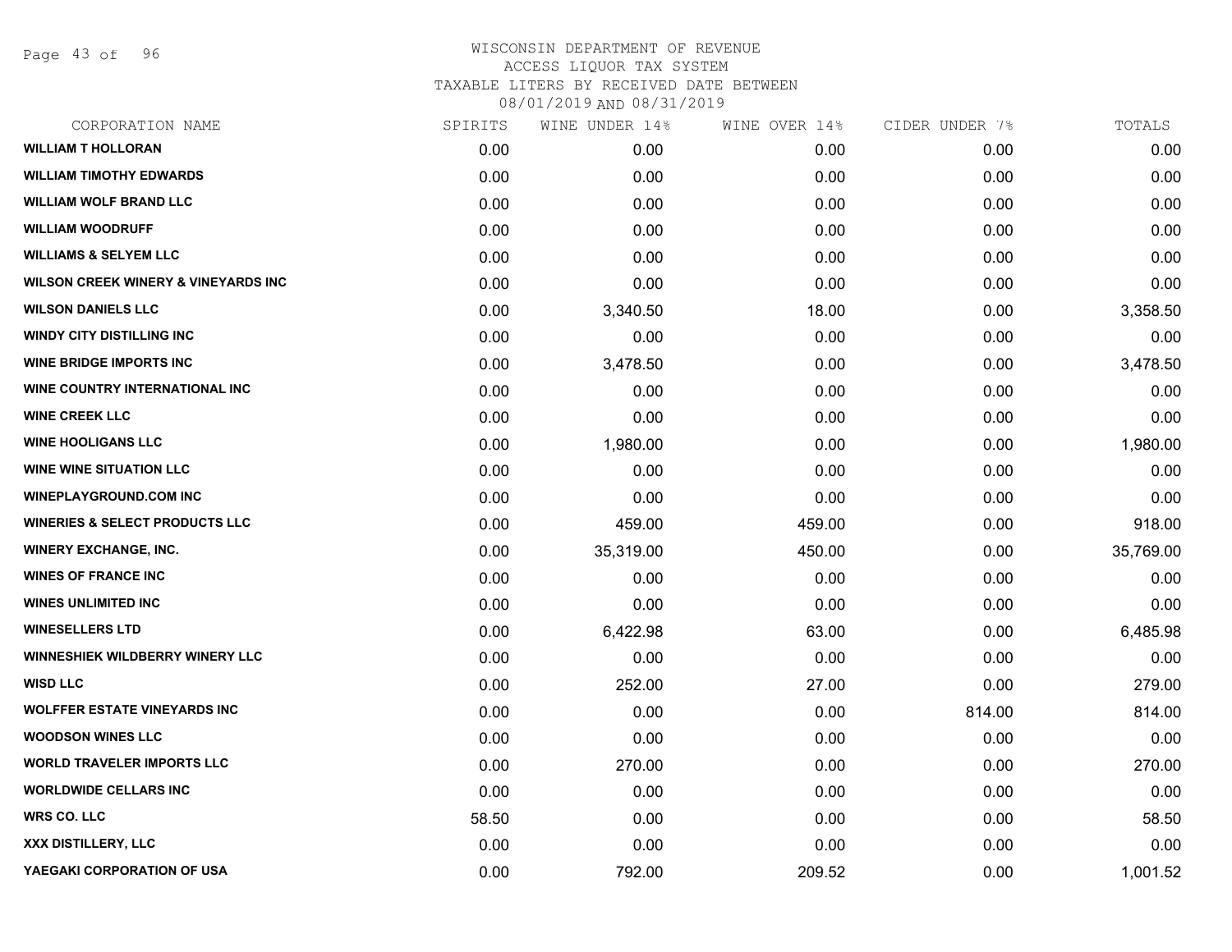WISCONSIN DEPARTMENT OF REVENUE
ACCESS LIQUOR TAX SYSTEM
TAXABLE LITERS BY RECEIVED DATE BETWEEN
08/01/2019 AND 08/31/2019

| CORPORATION NAME | SPIRITS | WINE UNDER 14% | WINE OVER 14% | CIDER UNDER 7% | TOTALS |
|---|---|---|---|---|---|
| WILLIAM T HOLLORAN | 0.00 | 0.00 | 0.00 | 0.00 | 0.00 |
| WILLIAM TIMOTHY EDWARDS | 0.00 | 0.00 | 0.00 | 0.00 | 0.00 |
| WILLIAM WOLF BRAND LLC | 0.00 | 0.00 | 0.00 | 0.00 | 0.00 |
| WILLIAM WOODRUFF | 0.00 | 0.00 | 0.00 | 0.00 | 0.00 |
| WILLIAMS & SELYEM LLC | 0.00 | 0.00 | 0.00 | 0.00 | 0.00 |
| WILSON CREEK WINERY & VINEYARDS INC | 0.00 | 0.00 | 0.00 | 0.00 | 0.00 |
| WILSON DANIELS LLC | 0.00 | 3,340.50 | 18.00 | 0.00 | 3,358.50 |
| WINDY CITY DISTILLING INC | 0.00 | 0.00 | 0.00 | 0.00 | 0.00 |
| WINE BRIDGE IMPORTS INC | 0.00 | 3,478.50 | 0.00 | 0.00 | 3,478.50 |
| WINE COUNTRY INTERNATIONAL INC | 0.00 | 0.00 | 0.00 | 0.00 | 0.00 |
| WINE CREEK LLC | 0.00 | 0.00 | 0.00 | 0.00 | 0.00 |
| WINE HOOLIGANS LLC | 0.00 | 1,980.00 | 0.00 | 0.00 | 1,980.00 |
| WINE WINE SITUATION LLC | 0.00 | 0.00 | 0.00 | 0.00 | 0.00 |
| WINEPLAYGROUND.COM INC | 0.00 | 0.00 | 0.00 | 0.00 | 0.00 |
| WINERIES & SELECT PRODUCTS LLC | 0.00 | 459.00 | 459.00 | 0.00 | 918.00 |
| WINERY EXCHANGE, INC. | 0.00 | 35,319.00 | 450.00 | 0.00 | 35,769.00 |
| WINES OF FRANCE INC | 0.00 | 0.00 | 0.00 | 0.00 | 0.00 |
| WINES UNLIMITED INC | 0.00 | 0.00 | 0.00 | 0.00 | 0.00 |
| WINESELLERS LTD | 0.00 | 6,422.98 | 63.00 | 0.00 | 6,485.98 |
| WINNESHIEK WILDBERRY WINERY LLC | 0.00 | 0.00 | 0.00 | 0.00 | 0.00 |
| WISD LLC | 0.00 | 252.00 | 27.00 | 0.00 | 279.00 |
| WOLFFER ESTATE VINEYARDS INC | 0.00 | 0.00 | 0.00 | 814.00 | 814.00 |
| WOODSON WINES LLC | 0.00 | 0.00 | 0.00 | 0.00 | 0.00 |
| WORLD TRAVELER IMPORTS LLC | 0.00 | 270.00 | 0.00 | 0.00 | 270.00 |
| WORLDWIDE CELLARS INC | 0.00 | 0.00 | 0.00 | 0.00 | 0.00 |
| WRS CO. LLC | 58.50 | 0.00 | 0.00 | 0.00 | 58.50 |
| XXX DISTILLERY, LLC | 0.00 | 0.00 | 0.00 | 0.00 | 0.00 |
| YAEGAKI CORPORATION OF USA | 0.00 | 792.00 | 209.52 | 0.00 | 1,001.52 |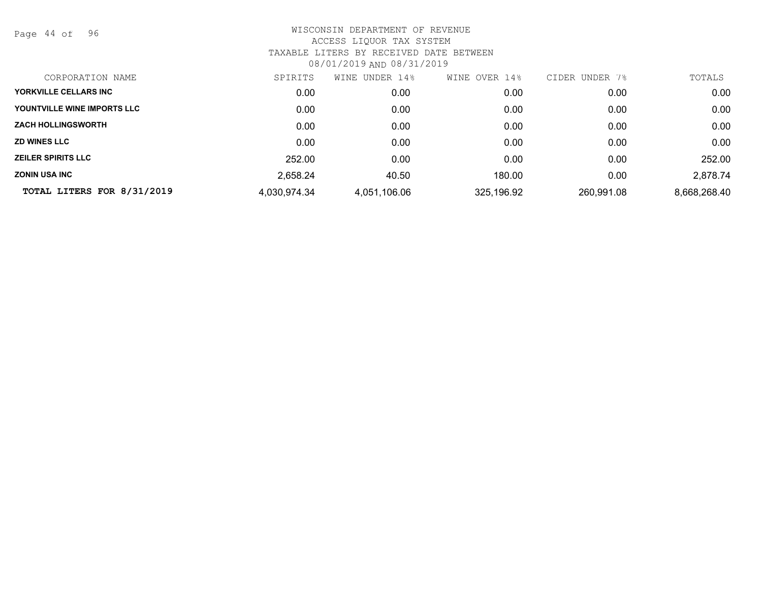WISCONSIN DEPARTMENT OF REVENUE
ACCESS LIQUOR TAX SYSTEM
TAXABLE LITERS BY RECEIVED DATE BETWEEN
08/01/2019 AND 08/31/2019

| CORPORATION NAME | SPIRITS | WINE UNDER 14% | WINE OVER 14% | CIDER UNDER 7% | TOTALS |
|---|---|---|---|---|---|
| YORKVILLE CELLARS INC | 0.00 | 0.00 | 0.00 | 0.00 | 0.00 |
| YOUNTVILLE WINE IMPORTS LLC | 0.00 | 0.00 | 0.00 | 0.00 | 0.00 |
| ZACH HOLLINGSWORTH | 0.00 | 0.00 | 0.00 | 0.00 | 0.00 |
| ZD WINES LLC | 0.00 | 0.00 | 0.00 | 0.00 | 0.00 |
| ZEILER SPIRITS LLC | 252.00 | 0.00 | 0.00 | 0.00 | 252.00 |
| ZONIN USA INC | 2,658.24 | 40.50 | 180.00 | 0.00 | 2,878.74 |
| **TOTAL LITERS FOR 8/31/2019** | 4,030,974.34 | 4,051,106.06 | 325,196.92 | 260,991.08 | 8,668,268.40 |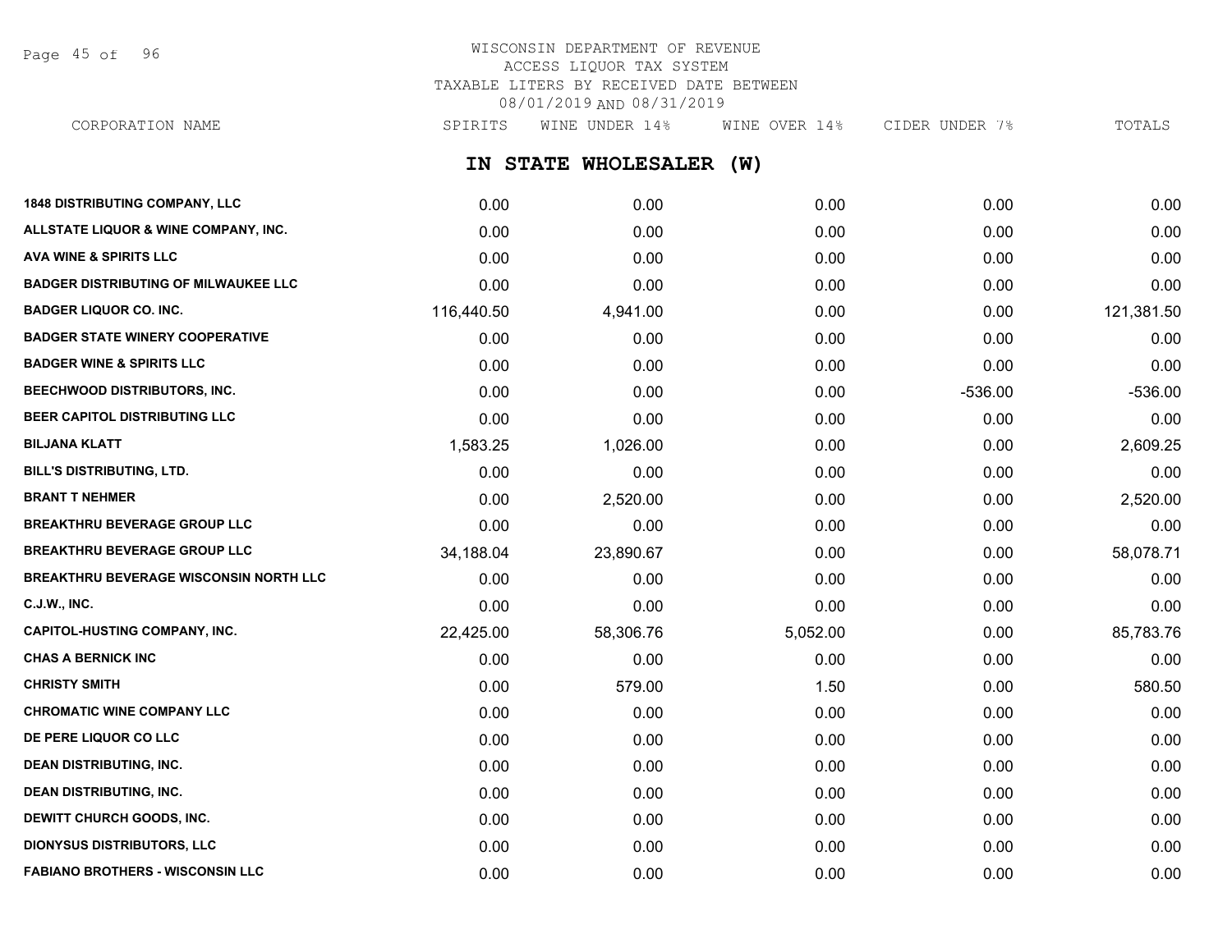WISCONSIN DEPARTMENT OF REVENUE
ACCESS LIQUOR TAX SYSTEM
TAXABLE LITERS BY RECEIVED DATE BETWEEN
08/01/2019 AND 08/31/2019

## IN STATE WHOLESALER (W)

| CORPORATION NAME | SPIRITS | WINE UNDER 14% | WINE OVER 14% | CIDER UNDER 7% | TOTALS |
|---|---|---|---|---|---|
| 1848 DISTRIBUTING COMPANY, LLC | 0.00 | 0.00 | 0.00 | 0.00 | 0.00 |
| ALLSTATE LIQUOR & WINE COMPANY, INC. | 0.00 | 0.00 | 0.00 | 0.00 | 0.00 |
| AVA WINE & SPIRITS LLC | 0.00 | 0.00 | 0.00 | 0.00 | 0.00 |
| BADGER DISTRIBUTING OF MILWAUKEE LLC | 0.00 | 0.00 | 0.00 | 0.00 | 0.00 |
| BADGER LIQUOR CO. INC. | 116,440.50 | 4,941.00 | 0.00 | 0.00 | 121,381.50 |
| BADGER STATE WINERY COOPERATIVE | 0.00 | 0.00 | 0.00 | 0.00 | 0.00 |
| BADGER WINE & SPIRITS LLC | 0.00 | 0.00 | 0.00 | 0.00 | 0.00 |
| BEECHWOOD DISTRIBUTORS, INC. | 0.00 | 0.00 | 0.00 | -536.00 | -536.00 |
| BEER CAPITOL DISTRIBUTING LLC | 0.00 | 0.00 | 0.00 | 0.00 | 0.00 |
| BILJANA KLATT | 1,583.25 | 1,026.00 | 0.00 | 0.00 | 2,609.25 |
| BILL'S DISTRIBUTING, LTD. | 0.00 | 0.00 | 0.00 | 0.00 | 0.00 |
| BRANT T NEHMER | 0.00 | 2,520.00 | 0.00 | 0.00 | 2,520.00 |
| BREAKTHRU BEVERAGE GROUP LLC | 0.00 | 0.00 | 0.00 | 0.00 | 0.00 |
| BREAKTHRU BEVERAGE GROUP LLC | 34,188.04 | 23,890.67 | 0.00 | 0.00 | 58,078.71 |
| BREAKTHRU BEVERAGE WISCONSIN NORTH LLC | 0.00 | 0.00 | 0.00 | 0.00 | 0.00 |
| C.J.W., INC. | 0.00 | 0.00 | 0.00 | 0.00 | 0.00 |
| CAPITOL-HUSTING COMPANY, INC. | 22,425.00 | 58,306.76 | 5,052.00 | 0.00 | 85,783.76 |
| CHAS A BERNICK INC | 0.00 | 0.00 | 0.00 | 0.00 | 0.00 |
| CHRISTY SMITH | 0.00 | 579.00 | 1.50 | 0.00 | 580.50 |
| CHROMATIC WINE COMPANY LLC | 0.00 | 0.00 | 0.00 | 0.00 | 0.00 |
| DE PERE LIQUOR CO LLC | 0.00 | 0.00 | 0.00 | 0.00 | 0.00 |
| DEAN DISTRIBUTING, INC. | 0.00 | 0.00 | 0.00 | 0.00 | 0.00 |
| DEAN DISTRIBUTING, INC. | 0.00 | 0.00 | 0.00 | 0.00 | 0.00 |
| DEWITT CHURCH GOODS, INC. | 0.00 | 0.00 | 0.00 | 0.00 | 0.00 |
| DIONYSUS DISTRIBUTORS, LLC | 0.00 | 0.00 | 0.00 | 0.00 | 0.00 |
| FABIANO BROTHERS - WISCONSIN LLC | 0.00 | 0.00 | 0.00 | 0.00 | 0.00 |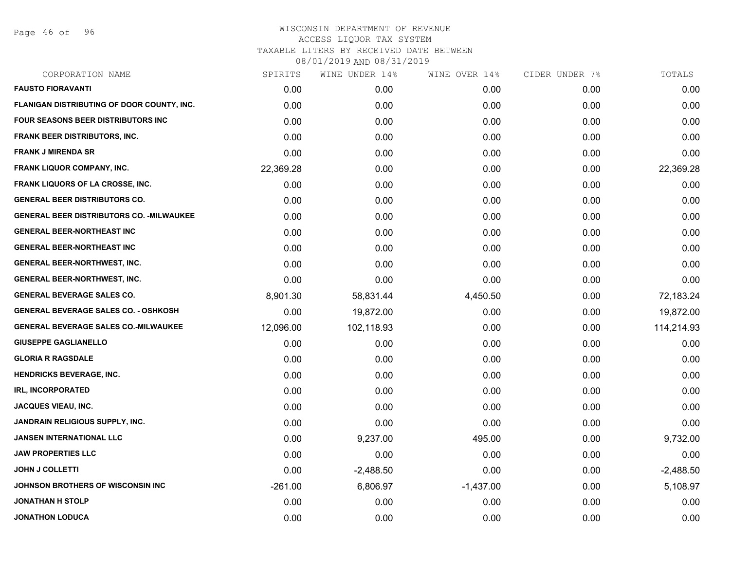# WISCONSIN DEPARTMENT OF REVENUE
ACCESS LIQUOR TAX SYSTEM
TAXABLE LITERS BY RECEIVED DATE BETWEEN
08/01/2019 AND 08/31/2019

| CORPORATION NAME | SPIRITS | WINE UNDER 14% | WINE OVER 14% | CIDER UNDER 7% | TOTALS |
|---|---|---|---|---|---|
| FAUSTO FIORAVANTI | 0.00 | 0.00 | 0.00 | 0.00 | 0.00 |
| FLANIGAN DISTRIBUTING OF DOOR COUNTY, INC. | 0.00 | 0.00 | 0.00 | 0.00 | 0.00 |
| FOUR SEASONS BEER DISTRIBUTORS INC | 0.00 | 0.00 | 0.00 | 0.00 | 0.00 |
| FRANK BEER DISTRIBUTORS, INC. | 0.00 | 0.00 | 0.00 | 0.00 | 0.00 |
| FRANK J MIRENDA SR | 0.00 | 0.00 | 0.00 | 0.00 | 0.00 |
| FRANK LIQUOR COMPANY, INC. | 22,369.28 | 0.00 | 0.00 | 0.00 | 22,369.28 |
| FRANK LIQUORS OF LA CROSSE, INC. | 0.00 | 0.00 | 0.00 | 0.00 | 0.00 |
| GENERAL BEER DISTRIBUTORS CO. | 0.00 | 0.00 | 0.00 | 0.00 | 0.00 |
| GENERAL BEER DISTRIBUTORS CO. -MILWAUKEE | 0.00 | 0.00 | 0.00 | 0.00 | 0.00 |
| GENERAL BEER-NORTHEAST INC | 0.00 | 0.00 | 0.00 | 0.00 | 0.00 |
| GENERAL BEER-NORTHEAST INC | 0.00 | 0.00 | 0.00 | 0.00 | 0.00 |
| GENERAL BEER-NORTHWEST, INC. | 0.00 | 0.00 | 0.00 | 0.00 | 0.00 |
| GENERAL BEER-NORTHWEST, INC. | 0.00 | 0.00 | 0.00 | 0.00 | 0.00 |
| GENERAL BEVERAGE SALES CO. | 8,901.30 | 58,831.44 | 4,450.50 | 0.00 | 72,183.24 |
| GENERAL BEVERAGE SALES CO. - OSHKOSH | 0.00 | 19,872.00 | 0.00 | 0.00 | 19,872.00 |
| GENERAL BEVERAGE SALES CO.-MILWAUKEE | 12,096.00 | 102,118.93 | 0.00 | 0.00 | 114,214.93 |
| GIUSEPPE GAGLIANELLO | 0.00 | 0.00 | 0.00 | 0.00 | 0.00 |
| GLORIA R RAGSDALE | 0.00 | 0.00 | 0.00 | 0.00 | 0.00 |
| HENDRICKS BEVERAGE, INC. | 0.00 | 0.00 | 0.00 | 0.00 | 0.00 |
| IRL, INCORPORATED | 0.00 | 0.00 | 0.00 | 0.00 | 0.00 |
| JACQUES VIEAU, INC. | 0.00 | 0.00 | 0.00 | 0.00 | 0.00 |
| JANDRAIN RELIGIOUS SUPPLY, INC. | 0.00 | 0.00 | 0.00 | 0.00 | 0.00 |
| JANSEN INTERNATIONAL LLC | 0.00 | 9,237.00 | 495.00 | 0.00 | 9,732.00 |
| JAW PROPERTIES LLC | 0.00 | 0.00 | 0.00 | 0.00 | 0.00 |
| JOHN J COLLETTI | 0.00 | -2,488.50 | 0.00 | 0.00 | -2,488.50 |
| JOHNSON BROTHERS OF WISCONSIN INC | -261.00 | 6,806.97 | -1,437.00 | 0.00 | 5,108.97 |
| JONATHAN H STOLP | 0.00 | 0.00 | 0.00 | 0.00 | 0.00 |
| JONATHON LODUCA | 0.00 | 0.00 | 0.00 | 0.00 | 0.00 |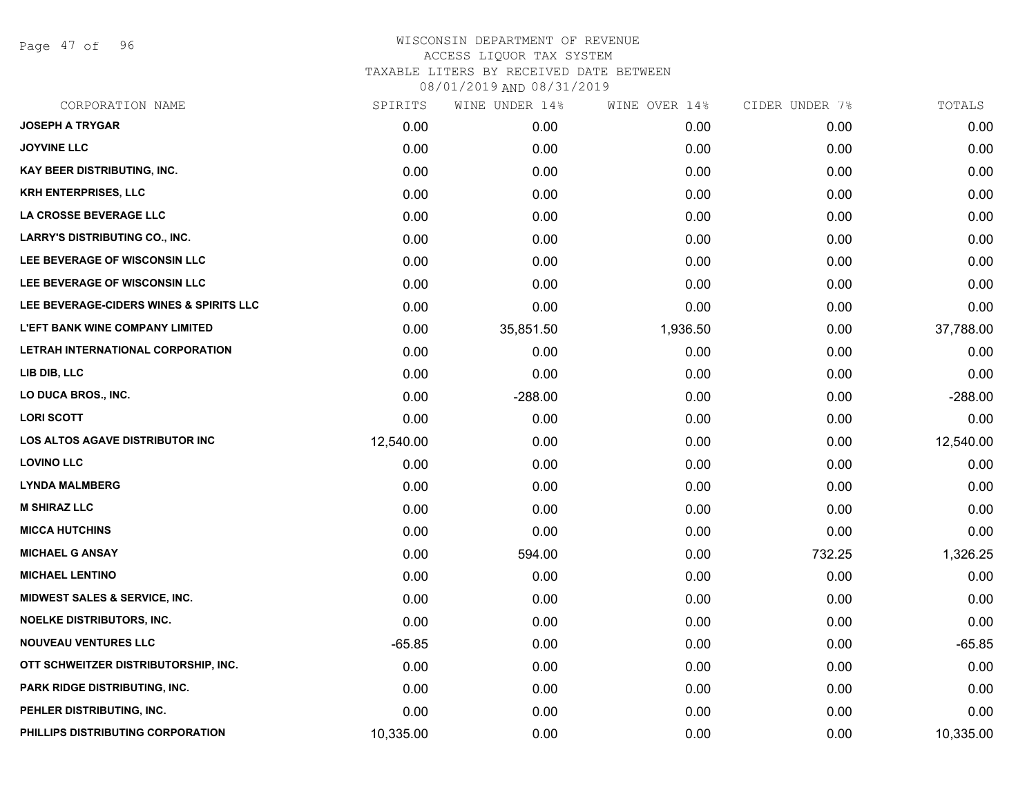WISCONSIN DEPARTMENT OF REVENUE
ACCESS LIQUOR TAX SYSTEM
TAXABLE LITERS BY RECEIVED DATE BETWEEN
08/01/2019 AND 08/31/2019

| CORPORATION NAME | SPIRITS | WINE UNDER 14% | WINE OVER 14% | CIDER UNDER 7% | TOTALS |
|---|---|---|---|---|---|
| JOSEPH A TRYGAR | 0.00 | 0.00 | 0.00 | 0.00 | 0.00 |
| JOYVINE LLC | 0.00 | 0.00 | 0.00 | 0.00 | 0.00 |
| KAY BEER DISTRIBUTING, INC. | 0.00 | 0.00 | 0.00 | 0.00 | 0.00 |
| KRH ENTERPRISES, LLC | 0.00 | 0.00 | 0.00 | 0.00 | 0.00 |
| LA CROSSE BEVERAGE LLC | 0.00 | 0.00 | 0.00 | 0.00 | 0.00 |
| LARRY'S DISTRIBUTING CO., INC. | 0.00 | 0.00 | 0.00 | 0.00 | 0.00 |
| LEE BEVERAGE OF WISCONSIN LLC | 0.00 | 0.00 | 0.00 | 0.00 | 0.00 |
| LEE BEVERAGE OF WISCONSIN LLC | 0.00 | 0.00 | 0.00 | 0.00 | 0.00 |
| LEE BEVERAGE-CIDERS WINES & SPIRITS LLC | 0.00 | 0.00 | 0.00 | 0.00 | 0.00 |
| L'EFT BANK WINE COMPANY LIMITED | 0.00 | 35,851.50 | 1,936.50 | 0.00 | 37,788.00 |
| LETRAH INTERNATIONAL CORPORATION | 0.00 | 0.00 | 0.00 | 0.00 | 0.00 |
| LIB DIB, LLC | 0.00 | 0.00 | 0.00 | 0.00 | 0.00 |
| LO DUCA BROS., INC. | 0.00 | -288.00 | 0.00 | 0.00 | -288.00 |
| LORI SCOTT | 0.00 | 0.00 | 0.00 | 0.00 | 0.00 |
| LOS ALTOS AGAVE DISTRIBUTOR INC | 12,540.00 | 0.00 | 0.00 | 0.00 | 12,540.00 |
| LOVINO LLC | 0.00 | 0.00 | 0.00 | 0.00 | 0.00 |
| LYNDA MALMBERG | 0.00 | 0.00 | 0.00 | 0.00 | 0.00 |
| M SHIRAZ LLC | 0.00 | 0.00 | 0.00 | 0.00 | 0.00 |
| MICCA HUTCHINS | 0.00 | 0.00 | 0.00 | 0.00 | 0.00 |
| MICHAEL G ANSAY | 0.00 | 594.00 | 0.00 | 732.25 | 1,326.25 |
| MICHAEL LENTINO | 0.00 | 0.00 | 0.00 | 0.00 | 0.00 |
| MIDWEST SALES & SERVICE, INC. | 0.00 | 0.00 | 0.00 | 0.00 | 0.00 |
| NOELKE DISTRIBUTORS, INC. | 0.00 | 0.00 | 0.00 | 0.00 | 0.00 |
| NOUVEAU VENTURES LLC | -65.85 | 0.00 | 0.00 | 0.00 | -65.85 |
| OTT SCHWEITZER DISTRIBUTORSHIP, INC. | 0.00 | 0.00 | 0.00 | 0.00 | 0.00 |
| PARK RIDGE DISTRIBUTING, INC. | 0.00 | 0.00 | 0.00 | 0.00 | 0.00 |
| PEHLER DISTRIBUTING, INC. | 0.00 | 0.00 | 0.00 | 0.00 | 0.00 |
| PHILLIPS DISTRIBUTING CORPORATION | 10,335.00 | 0.00 | 0.00 | 0.00 | 10,335.00 |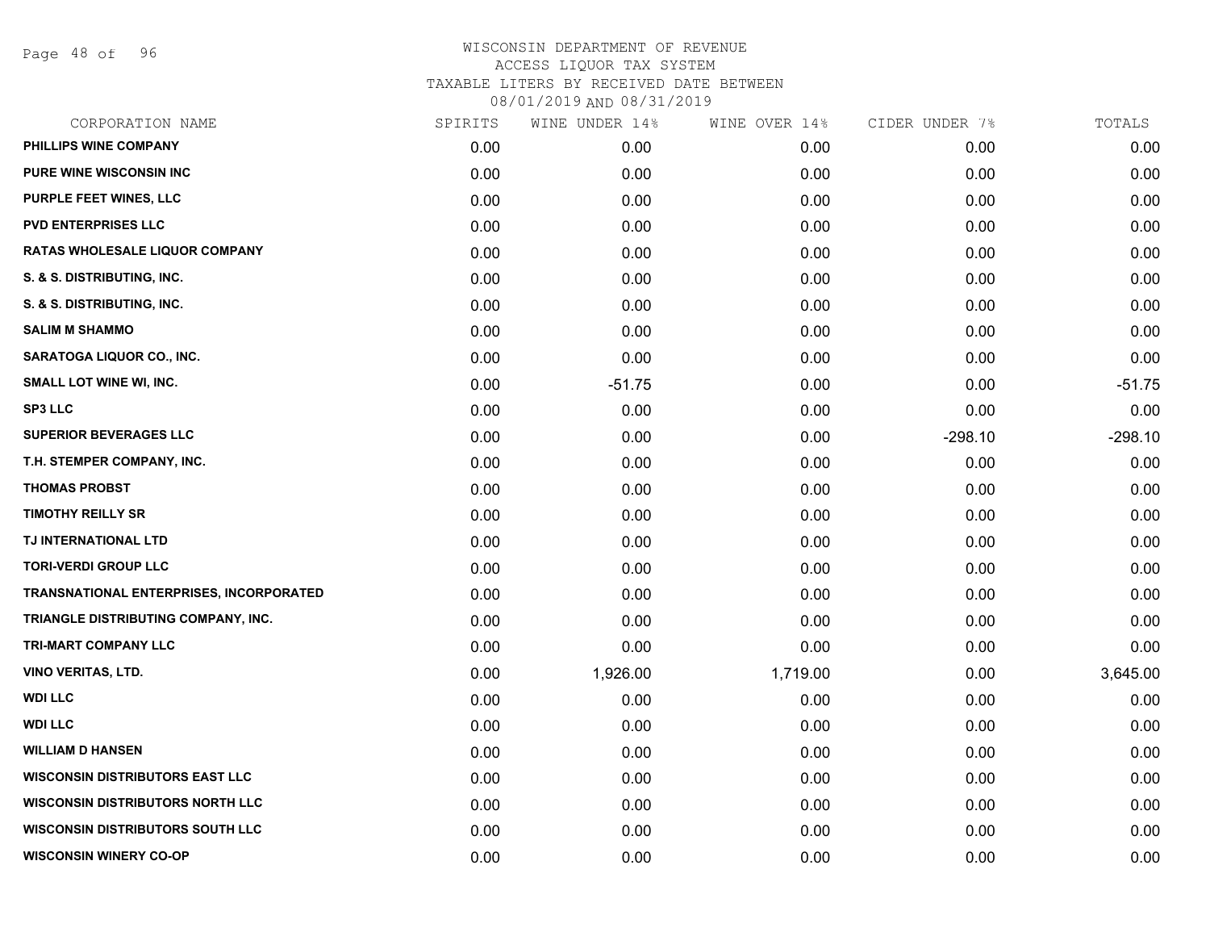# WISCONSIN DEPARTMENT OF REVENUE
ACCESS LIQUOR TAX SYSTEM
TAXABLE LITERS BY RECEIVED DATE BETWEEN
08/01/2019 AND 08/31/2019

| CORPORATION NAME | SPIRITS | WINE UNDER 14% | WINE OVER 14% | CIDER UNDER 7% | TOTALS |
|---|---|---|---|---|---|
| PHILLIPS WINE COMPANY | 0.00 | 0.00 | 0.00 | 0.00 | 0.00 |
| PURE WINE WISCONSIN INC | 0.00 | 0.00 | 0.00 | 0.00 | 0.00 |
| PURPLE FEET WINES, LLC | 0.00 | 0.00 | 0.00 | 0.00 | 0.00 |
| PVD ENTERPRISES LLC | 0.00 | 0.00 | 0.00 | 0.00 | 0.00 |
| RATAS WHOLESALE LIQUOR COMPANY | 0.00 | 0.00 | 0.00 | 0.00 | 0.00 |
| S. & S. DISTRIBUTING, INC. | 0.00 | 0.00 | 0.00 | 0.00 | 0.00 |
| S. & S. DISTRIBUTING, INC. | 0.00 | 0.00 | 0.00 | 0.00 | 0.00 |
| SALIM M SHAMMO | 0.00 | 0.00 | 0.00 | 0.00 | 0.00 |
| SARATOGA LIQUOR CO., INC. | 0.00 | 0.00 | 0.00 | 0.00 | 0.00 |
| SMALL LOT WINE WI, INC. | 0.00 | -51.75 | 0.00 | 0.00 | -51.75 |
| SP3 LLC | 0.00 | 0.00 | 0.00 | 0.00 | 0.00 |
| SUPERIOR BEVERAGES LLC | 0.00 | 0.00 | 0.00 | -298.10 | -298.10 |
| T.H. STEMPER COMPANY, INC. | 0.00 | 0.00 | 0.00 | 0.00 | 0.00 |
| THOMAS PROBST | 0.00 | 0.00 | 0.00 | 0.00 | 0.00 |
| TIMOTHY REILLY SR | 0.00 | 0.00 | 0.00 | 0.00 | 0.00 |
| TJ INTERNATIONAL LTD | 0.00 | 0.00 | 0.00 | 0.00 | 0.00 |
| TORI-VERDI GROUP LLC | 0.00 | 0.00 | 0.00 | 0.00 | 0.00 |
| TRANSNATIONAL ENTERPRISES, INCORPORATED | 0.00 | 0.00 | 0.00 | 0.00 | 0.00 |
| TRIANGLE DISTRIBUTING COMPANY, INC. | 0.00 | 0.00 | 0.00 | 0.00 | 0.00 |
| TRI-MART COMPANY LLC | 0.00 | 0.00 | 0.00 | 0.00 | 0.00 |
| VINO VERITAS, LTD. | 0.00 | 1,926.00 | 1,719.00 | 0.00 | 3,645.00 |
| WDI LLC | 0.00 | 0.00 | 0.00 | 0.00 | 0.00 |
| WDI LLC | 0.00 | 0.00 | 0.00 | 0.00 | 0.00 |
| WILLIAM D HANSEN | 0.00 | 0.00 | 0.00 | 0.00 | 0.00 |
| WISCONSIN DISTRIBUTORS EAST LLC | 0.00 | 0.00 | 0.00 | 0.00 | 0.00 |
| WISCONSIN DISTRIBUTORS NORTH LLC | 0.00 | 0.00 | 0.00 | 0.00 | 0.00 |
| WISCONSIN DISTRIBUTORS SOUTH LLC | 0.00 | 0.00 | 0.00 | 0.00 | 0.00 |
| WISCONSIN WINERY CO-OP | 0.00 | 0.00 | 0.00 | 0.00 | 0.00 |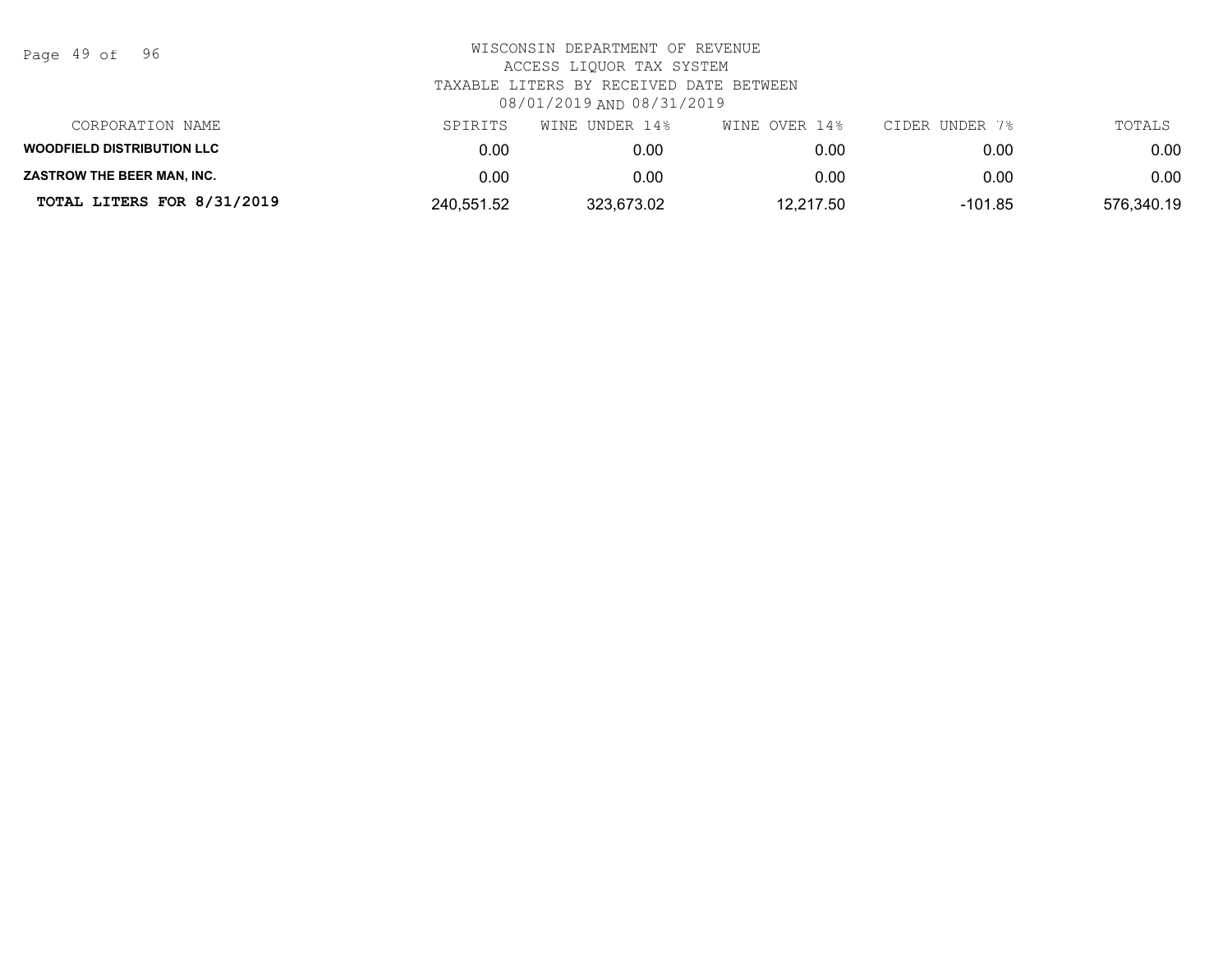WISCONSIN DEPARTMENT OF REVENUE
ACCESS LIQUOR TAX SYSTEM
TAXABLE LITERS BY RECEIVED DATE BETWEEN
08/01/2019 AND 08/31/2019

| CORPORATION NAME | SPIRITS | WINE UNDER 14% | WINE OVER 14% | CIDER UNDER 7% | TOTALS |
|---|---|---|---|---|---|
| **WOODFIELD DISTRIBUTION LLC** | 0.00 | 0.00 | 0.00 | 0.00 | 0.00 |
| **ZASTROW THE BEER MAN, INC.** | 0.00 | 0.00 | 0.00 | 0.00 | 0.00 |
| **TOTAL LITERS FOR 8/31/2019** | 240,551.52 | 323,673.02 | 12,217.50 | -101.85 | 576,340.19 |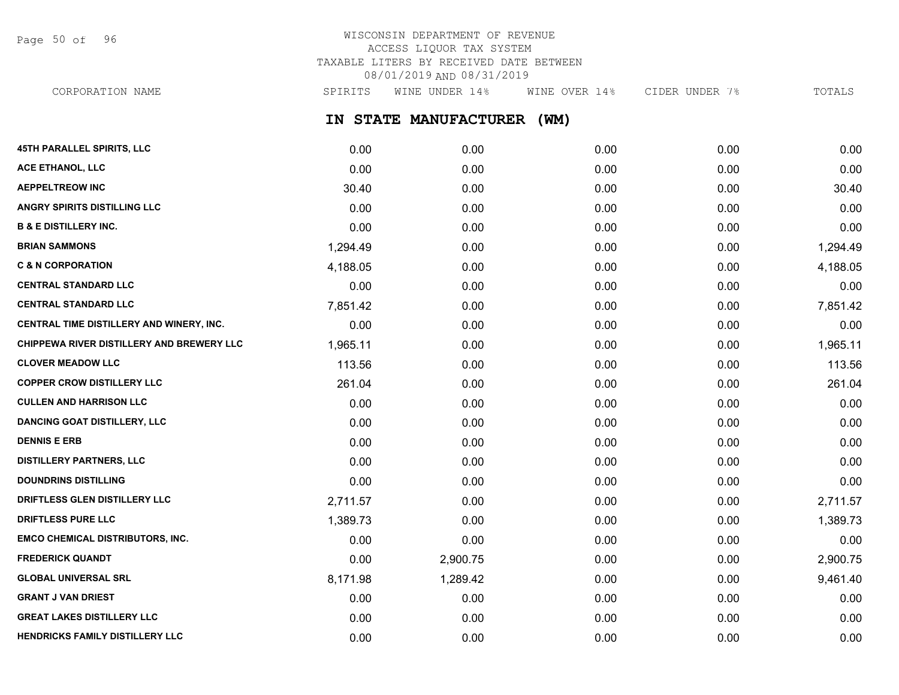WISCONSIN DEPARTMENT OF REVENUE
ACCESS LIQUOR TAX SYSTEM
TAXABLE LITERS BY RECEIVED DATE BETWEEN
08/01/2019 AND 08/31/2019

## IN STATE MANUFACTURER (WM)

| CORPORATION NAME | SPIRITS | WINE UNDER 14% | WINE OVER 14% | CIDER UNDER 7% | TOTALS |
|---|---|---|---|---|---|
| 45TH PARALLEL SPIRITS, LLC | 0.00 | 0.00 | 0.00 | 0.00 | 0.00 |
| ACE ETHANOL, LLC | 0.00 | 0.00 | 0.00 | 0.00 | 0.00 |
| AEPPELTREOW INC | 30.40 | 0.00 | 0.00 | 0.00 | 30.40 |
| ANGRY SPIRITS DISTILLING LLC | 0.00 | 0.00 | 0.00 | 0.00 | 0.00 |
| B & E DISTILLERY INC. | 0.00 | 0.00 | 0.00 | 0.00 | 0.00 |
| BRIAN SAMMONS | 1,294.49 | 0.00 | 0.00 | 0.00 | 1,294.49 |
| C & N CORPORATION | 4,188.05 | 0.00 | 0.00 | 0.00 | 4,188.05 |
| CENTRAL STANDARD LLC | 0.00 | 0.00 | 0.00 | 0.00 | 0.00 |
| CENTRAL STANDARD LLC | 7,851.42 | 0.00 | 0.00 | 0.00 | 7,851.42 |
| CENTRAL TIME DISTILLERY AND WINERY, INC. | 0.00 | 0.00 | 0.00 | 0.00 | 0.00 |
| CHIPPEWA RIVER DISTILLERY AND BREWERY LLC | 1,965.11 | 0.00 | 0.00 | 0.00 | 1,965.11 |
| CLOVER MEADOW LLC | 113.56 | 0.00 | 0.00 | 0.00 | 113.56 |
| COPPER CROW DISTILLERY LLC | 261.04 | 0.00 | 0.00 | 0.00 | 261.04 |
| CULLEN AND HARRISON LLC | 0.00 | 0.00 | 0.00 | 0.00 | 0.00 |
| DANCING GOAT DISTILLERY, LLC | 0.00 | 0.00 | 0.00 | 0.00 | 0.00 |
| DENNIS E ERB | 0.00 | 0.00 | 0.00 | 0.00 | 0.00 |
| DISTILLERY PARTNERS, LLC | 0.00 | 0.00 | 0.00 | 0.00 | 0.00 |
| DOUNDRINS DISTILLING | 0.00 | 0.00 | 0.00 | 0.00 | 0.00 |
| DRIFTLESS GLEN DISTILLERY LLC | 2,711.57 | 0.00 | 0.00 | 0.00 | 2,711.57 |
| DRIFTLESS PURE LLC | 1,389.73 | 0.00 | 0.00 | 0.00 | 1,389.73 |
| EMCO CHEMICAL DISTRIBUTORS, INC. | 0.00 | 0.00 | 0.00 | 0.00 | 0.00 |
| FREDERICK QUANDT | 0.00 | 2,900.75 | 0.00 | 0.00 | 2,900.75 |
| GLOBAL UNIVERSAL SRL | 8,171.98 | 1,289.42 | 0.00 | 0.00 | 9,461.40 |
| GRANT J VAN DRIEST | 0.00 | 0.00 | 0.00 | 0.00 | 0.00 |
| GREAT LAKES DISTILLERY LLC | 0.00 | 0.00 | 0.00 | 0.00 | 0.00 |
| HENDRICKS FAMILY DISTILLERY LLC | 0.00 | 0.00 | 0.00 | 0.00 | 0.00 |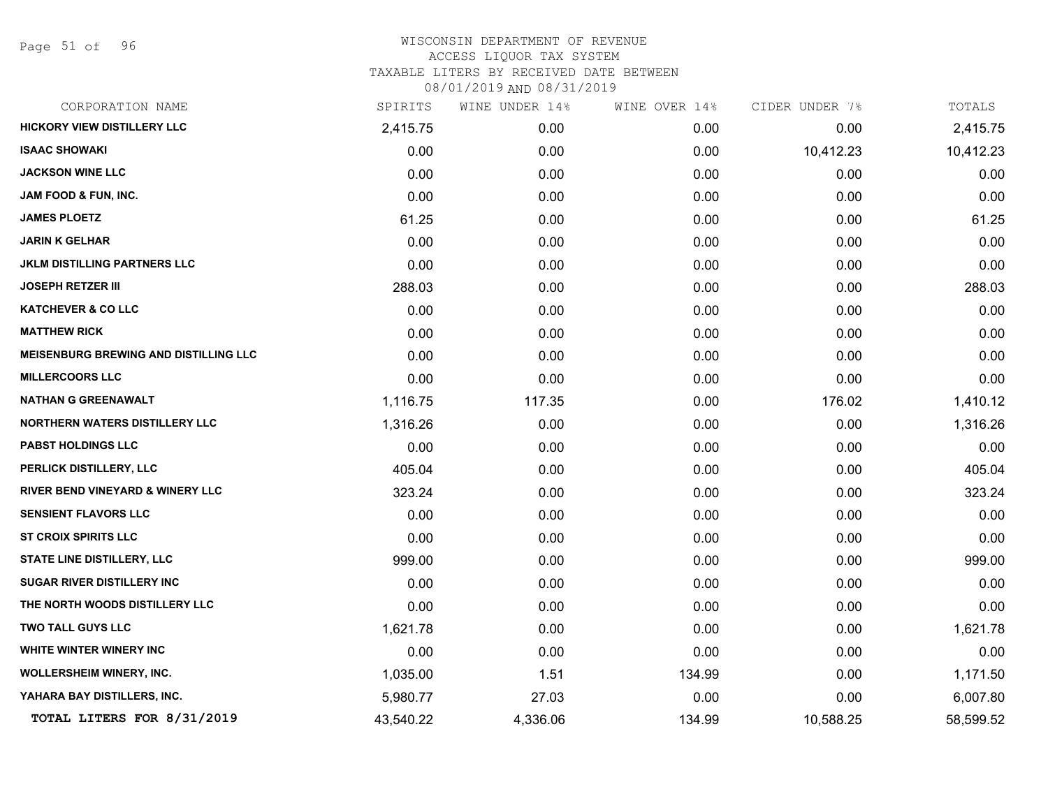# WISCONSIN DEPARTMENT OF REVENUE
## ACCESS LIQUOR TAX SYSTEM
### TAXABLE LITERS BY RECEIVED DATE BETWEEN 08/01/2019 AND 08/31/2019

| CORPORATION NAME | SPIRITS | WINE UNDER 14% | WINE OVER 14% | CIDER UNDER 7% | TOTALS |
|---|---|---|---|---|---|
| HICKORY VIEW DISTILLERY LLC | 2,415.75 | 0.00 | 0.00 | 0.00 | 2,415.75 |
| ISAAC SHOWAKI | 0.00 | 0.00 | 0.00 | 10,412.23 | 10,412.23 |
| JACKSON WINE LLC | 0.00 | 0.00 | 0.00 | 0.00 | 0.00 |
| JAM FOOD & FUN, INC. | 0.00 | 0.00 | 0.00 | 0.00 | 0.00 |
| JAMES PLOETZ | 61.25 | 0.00 | 0.00 | 0.00 | 61.25 |
| JARIN K GELHAR | 0.00 | 0.00 | 0.00 | 0.00 | 0.00 |
| JKLM DISTILLING PARTNERS LLC | 0.00 | 0.00 | 0.00 | 0.00 | 0.00 |
| JOSEPH RETZER III | 288.03 | 0.00 | 0.00 | 0.00 | 288.03 |
| KATCHEVER & CO LLC | 0.00 | 0.00 | 0.00 | 0.00 | 0.00 |
| MATTHEW RICK | 0.00 | 0.00 | 0.00 | 0.00 | 0.00 |
| MEISENBURG BREWING AND DISTILLING LLC | 0.00 | 0.00 | 0.00 | 0.00 | 0.00 |
| MILLERCOORS LLC | 0.00 | 0.00 | 0.00 | 0.00 | 0.00 |
| NATHAN G GREENAWALT | 1,116.75 | 117.35 | 0.00 | 176.02 | 1,410.12 |
| NORTHERN WATERS DISTILLERY LLC | 1,316.26 | 0.00 | 0.00 | 0.00 | 1,316.26 |
| PABST HOLDINGS LLC | 0.00 | 0.00 | 0.00 | 0.00 | 0.00 |
| PERLICK DISTILLERY, LLC | 405.04 | 0.00 | 0.00 | 0.00 | 405.04 |
| RIVER BEND VINEYARD & WINERY LLC | 323.24 | 0.00 | 0.00 | 0.00 | 323.24 |
| SENSIENT FLAVORS LLC | 0.00 | 0.00 | 0.00 | 0.00 | 0.00 |
| ST CROIX SPIRITS LLC | 0.00 | 0.00 | 0.00 | 0.00 | 0.00 |
| STATE LINE DISTILLERY, LLC | 999.00 | 0.00 | 0.00 | 0.00 | 999.00 |
| SUGAR RIVER DISTILLERY INC | 0.00 | 0.00 | 0.00 | 0.00 | 0.00 |
| THE NORTH WOODS DISTILLERY LLC | 0.00 | 0.00 | 0.00 | 0.00 | 0.00 |
| TWO TALL GUYS LLC | 1,621.78 | 0.00 | 0.00 | 0.00 | 1,621.78 |
| WHITE WINTER WINERY INC | 0.00 | 0.00 | 0.00 | 0.00 | 0.00 |
| WOLLERSHEIM WINERY, INC. | 1,035.00 | 1.51 | 134.99 | 0.00 | 1,171.50 |
| YAHARA BAY DISTILLERS, INC. | 5,980.77 | 27.03 | 0.00 | 0.00 | 6,007.80 |
| **TOTAL LITERS FOR 8/31/2019** | 43,540.22 | 4,336.06 | 134.99 | 10,588.25 | 58,599.52 |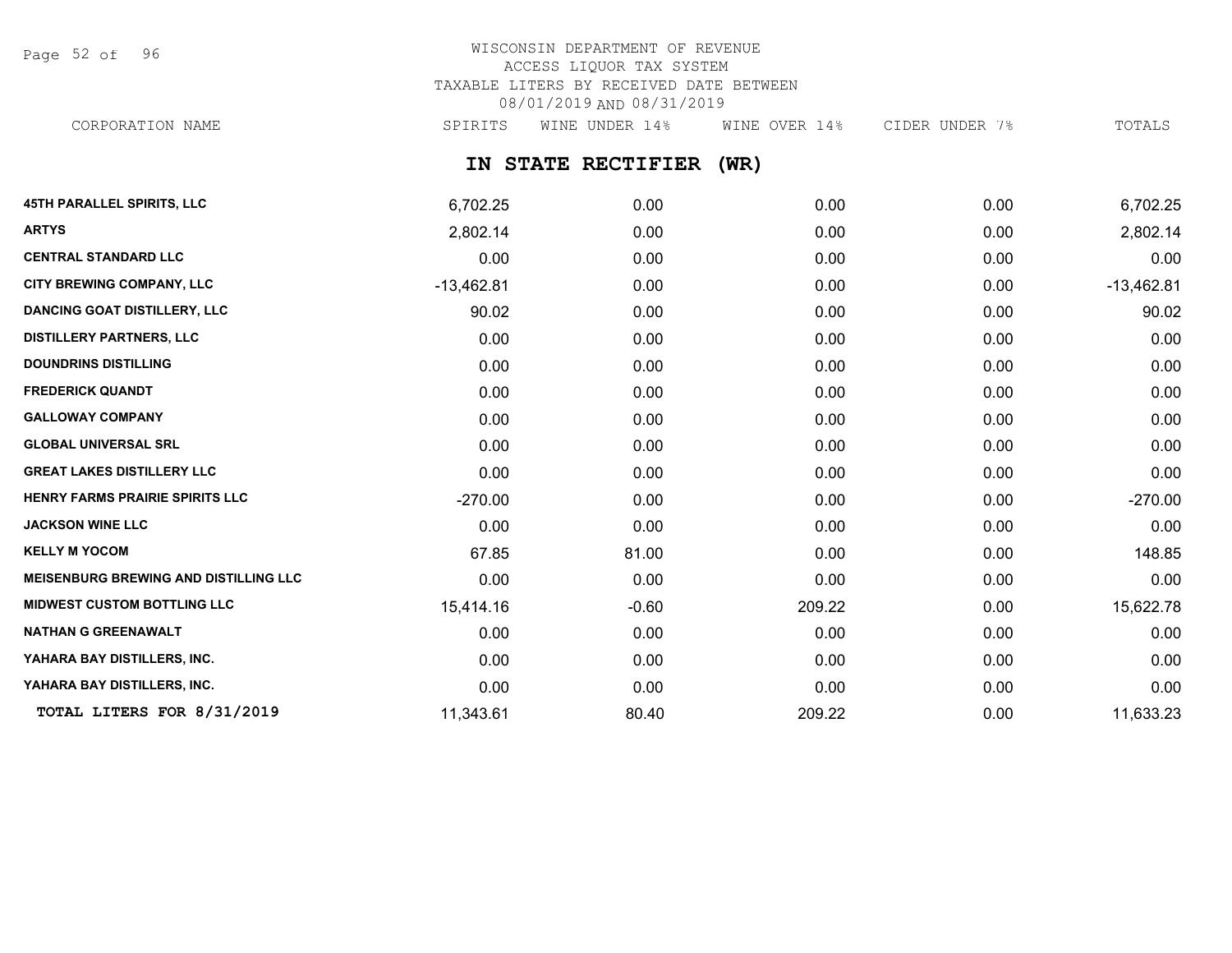WISCONSIN DEPARTMENT OF REVENUE
ACCESS LIQUOR TAX SYSTEM
TAXABLE LITERS BY RECEIVED DATE BETWEEN
08/01/2019 AND 08/31/2019

## IN STATE RECTIFIER (WR)

| CORPORATION NAME | SPIRITS | WINE UNDER 14% | WINE OVER 14% | CIDER UNDER 7% | TOTALS |
|---|---|---|---|---|---|
| 45TH PARALLEL SPIRITS, LLC | 6,702.25 | 0.00 | 0.00 | 0.00 | 6,702.25 |
| ARTYS | 2,802.14 | 0.00 | 0.00 | 0.00 | 2,802.14 |
| CENTRAL STANDARD LLC | 0.00 | 0.00 | 0.00 | 0.00 | 0.00 |
| CITY BREWING COMPANY, LLC | -13,462.81 | 0.00 | 0.00 | 0.00 | -13,462.81 |
| DANCING GOAT DISTILLERY, LLC | 90.02 | 0.00 | 0.00 | 0.00 | 90.02 |
| DISTILLERY PARTNERS, LLC | 0.00 | 0.00 | 0.00 | 0.00 | 0.00 |
| DOUNDRINS DISTILLING | 0.00 | 0.00 | 0.00 | 0.00 | 0.00 |
| FREDERICK QUANDT | 0.00 | 0.00 | 0.00 | 0.00 | 0.00 |
| GALLOWAY COMPANY | 0.00 | 0.00 | 0.00 | 0.00 | 0.00 |
| GLOBAL UNIVERSAL SRL | 0.00 | 0.00 | 0.00 | 0.00 | 0.00 |
| GREAT LAKES DISTILLERY LLC | 0.00 | 0.00 | 0.00 | 0.00 | 0.00 |
| HENRY FARMS PRAIRIE SPIRITS LLC | -270.00 | 0.00 | 0.00 | 0.00 | -270.00 |
| JACKSON WINE LLC | 0.00 | 0.00 | 0.00 | 0.00 | 0.00 |
| KELLY M YOCOM | 67.85 | 81.00 | 0.00 | 0.00 | 148.85 |
| MEISENBURG BREWING AND DISTILLING LLC | 0.00 | 0.00 | 0.00 | 0.00 | 0.00 |
| MIDWEST CUSTOM BOTTLING LLC | 15,414.16 | -0.60 | 209.22 | 0.00 | 15,622.78 |
| NATHAN G GREENAWALT | 0.00 | 0.00 | 0.00 | 0.00 | 0.00 |
| YAHARA BAY DISTILLERS, INC. | 0.00 | 0.00 | 0.00 | 0.00 | 0.00 |
| YAHARA BAY DISTILLERS, INC. | 0.00 | 0.00 | 0.00 | 0.00 | 0.00 |
| **TOTAL LITERS FOR 8/31/2019** | 11,343.61 | 80.40 | 209.22 | 0.00 | 11,633.23 |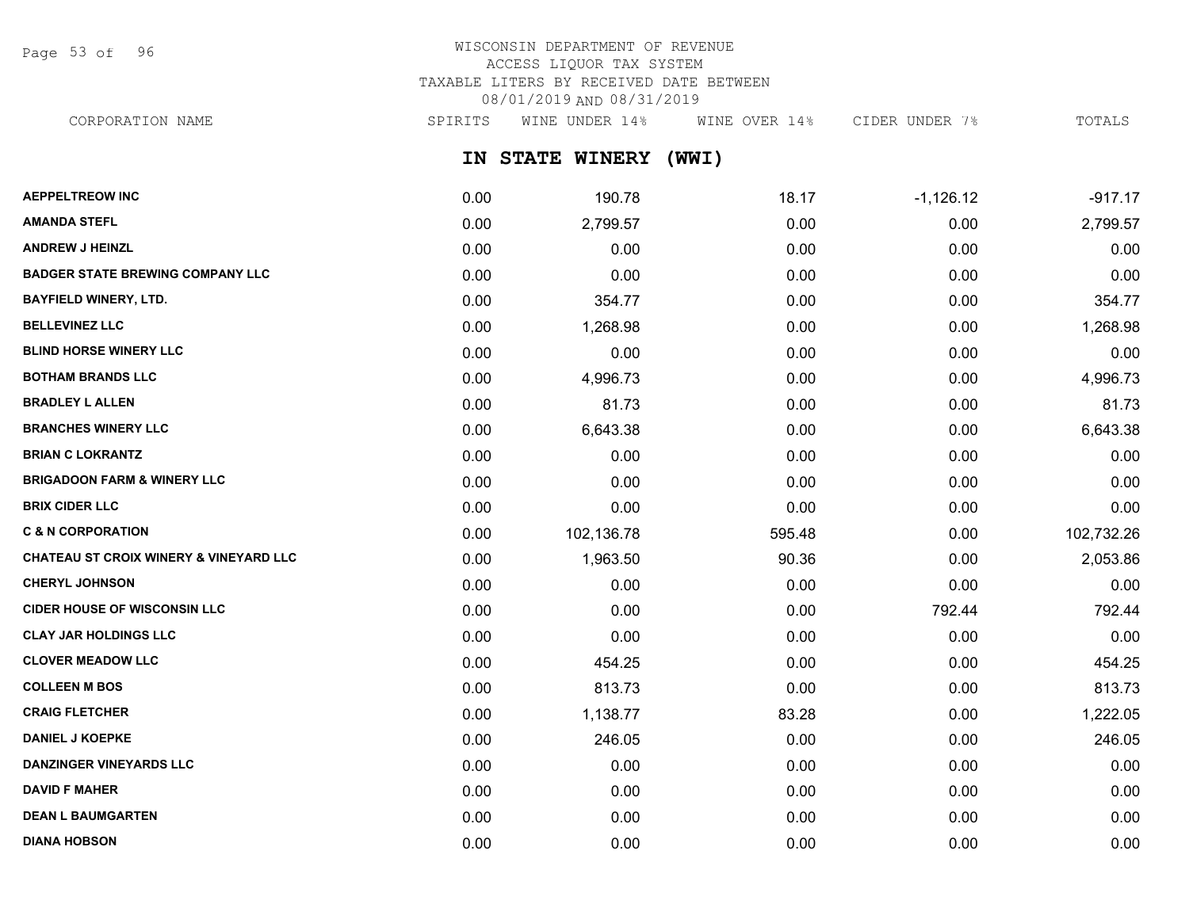WISCONSIN DEPARTMENT OF REVENUE
ACCESS LIQUOR TAX SYSTEM
TAXABLE LITERS BY RECEIVED DATE BETWEEN
08/01/2019 AND 08/31/2019

## IN STATE WINERY (WWI)

| CORPORATION NAME | SPIRITS | WINE UNDER 14% | WINE OVER 14% | CIDER UNDER 7% | TOTALS |
|---|---|---|---|---|---|
| AEPPELTREOW INC | 0.00 | 190.78 | 18.17 | -1,126.12 | -917.17 |
| AMANDA STEFL | 0.00 | 2,799.57 | 0.00 | 0.00 | 2,799.57 |
| ANDREW J HEINZL | 0.00 | 0.00 | 0.00 | 0.00 | 0.00 |
| BADGER STATE BREWING COMPANY LLC | 0.00 | 0.00 | 0.00 | 0.00 | 0.00 |
| BAYFIELD WINERY, LTD. | 0.00 | 354.77 | 0.00 | 0.00 | 354.77 |
| BELLEVINEZ LLC | 0.00 | 1,268.98 | 0.00 | 0.00 | 1,268.98 |
| BLIND HORSE WINERY LLC | 0.00 | 0.00 | 0.00 | 0.00 | 0.00 |
| BOTHAM BRANDS LLC | 0.00 | 4,996.73 | 0.00 | 0.00 | 4,996.73 |
| BRADLEY L ALLEN | 0.00 | 81.73 | 0.00 | 0.00 | 81.73 |
| BRANCHES WINERY LLC | 0.00 | 6,643.38 | 0.00 | 0.00 | 6,643.38 |
| BRIAN C LOKRANTZ | 0.00 | 0.00 | 0.00 | 0.00 | 0.00 |
| BRIGADOON FARM & WINERY LLC | 0.00 | 0.00 | 0.00 | 0.00 | 0.00 |
| BRIX CIDER LLC | 0.00 | 0.00 | 0.00 | 0.00 | 0.00 |
| C & N CORPORATION | 0.00 | 102,136.78 | 595.48 | 0.00 | 102,732.26 |
| CHATEAU ST CROIX WINERY & VINEYARD LLC | 0.00 | 1,963.50 | 90.36 | 0.00 | 2,053.86 |
| CHERYL JOHNSON | 0.00 | 0.00 | 0.00 | 0.00 | 0.00 |
| CIDER HOUSE OF WISCONSIN LLC | 0.00 | 0.00 | 0.00 | 792.44 | 792.44 |
| CLAY JAR HOLDINGS LLC | 0.00 | 0.00 | 0.00 | 0.00 | 0.00 |
| CLOVER MEADOW LLC | 0.00 | 454.25 | 0.00 | 0.00 | 454.25 |
| COLLEEN M BOS | 0.00 | 813.73 | 0.00 | 0.00 | 813.73 |
| CRAIG FLETCHER | 0.00 | 1,138.77 | 83.28 | 0.00 | 1,222.05 |
| DANIEL J KOEPKE | 0.00 | 246.05 | 0.00 | 0.00 | 246.05 |
| DANZINGER VINEYARDS LLC | 0.00 | 0.00 | 0.00 | 0.00 | 0.00 |
| DAVID F MAHER | 0.00 | 0.00 | 0.00 | 0.00 | 0.00 |
| DEAN L BAUMGARTEN | 0.00 | 0.00 | 0.00 | 0.00 | 0.00 |
| DIANA HOBSON | 0.00 | 0.00 | 0.00 | 0.00 | 0.00 |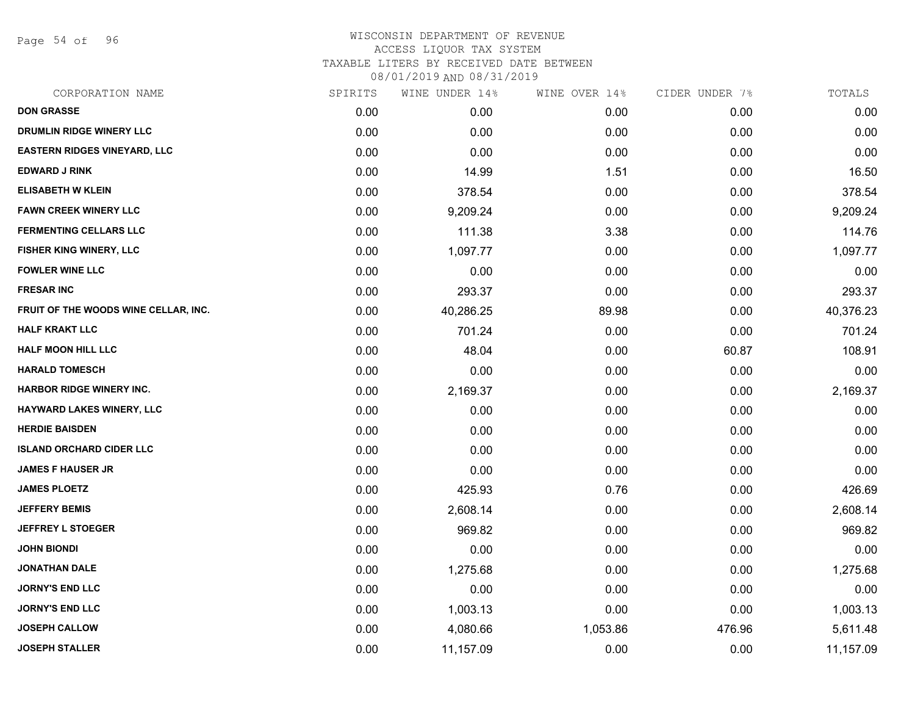# WISCONSIN DEPARTMENT OF REVENUE
## ACCESS LIQUOR TAX SYSTEM
## TAXABLE LITERS BY RECEIVED DATE BETWEEN 08/01/2019 AND 08/31/2019

| CORPORATION NAME | SPIRITS | WINE UNDER 14% | WINE OVER 14% | CIDER UNDER 7% | TOTALS |
|---|---|---|---|---|---|
| DON GRASSE | 0.00 | 0.00 | 0.00 | 0.00 | 0.00 |
| DRUMLIN RIDGE WINERY LLC | 0.00 | 0.00 | 0.00 | 0.00 | 0.00 |
| EASTERN RIDGES VINEYARD, LLC | 0.00 | 0.00 | 0.00 | 0.00 | 0.00 |
| EDWARD J RINK | 0.00 | 14.99 | 1.51 | 0.00 | 16.50 |
| ELISABETH W KLEIN | 0.00 | 378.54 | 0.00 | 0.00 | 378.54 |
| FAWN CREEK WINERY LLC | 0.00 | 9,209.24 | 0.00 | 0.00 | 9,209.24 |
| FERMENTING CELLARS LLC | 0.00 | 111.38 | 3.38 | 0.00 | 114.76 |
| FISHER KING WINERY, LLC | 0.00 | 1,097.77 | 0.00 | 0.00 | 1,097.77 |
| FOWLER WINE LLC | 0.00 | 0.00 | 0.00 | 0.00 | 0.00 |
| FRESAR INC | 0.00 | 293.37 | 0.00 | 0.00 | 293.37 |
| FRUIT OF THE WOODS WINE CELLAR, INC. | 0.00 | 40,286.25 | 89.98 | 0.00 | 40,376.23 |
| HALF KRAKT LLC | 0.00 | 701.24 | 0.00 | 0.00 | 701.24 |
| HALF MOON HILL LLC | 0.00 | 48.04 | 0.00 | 60.87 | 108.91 |
| HARALD TOMESCH | 0.00 | 0.00 | 0.00 | 0.00 | 0.00 |
| HARBOR RIDGE WINERY INC. | 0.00 | 2,169.37 | 0.00 | 0.00 | 2,169.37 |
| HAYWARD LAKES WINERY, LLC | 0.00 | 0.00 | 0.00 | 0.00 | 0.00 |
| HERDIE BAISDEN | 0.00 | 0.00 | 0.00 | 0.00 | 0.00 |
| ISLAND ORCHARD CIDER LLC | 0.00 | 0.00 | 0.00 | 0.00 | 0.00 |
| JAMES F HAUSER JR | 0.00 | 0.00 | 0.00 | 0.00 | 0.00 |
| JAMES PLOETZ | 0.00 | 425.93 | 0.76 | 0.00 | 426.69 |
| JEFFERY BEMIS | 0.00 | 2,608.14 | 0.00 | 0.00 | 2,608.14 |
| JEFFREY L STOEGER | 0.00 | 969.82 | 0.00 | 0.00 | 969.82 |
| JOHN BIONDI | 0.00 | 0.00 | 0.00 | 0.00 | 0.00 |
| JONATHAN DALE | 0.00 | 1,275.68 | 0.00 | 0.00 | 1,275.68 |
| JORNY'S END LLC | 0.00 | 0.00 | 0.00 | 0.00 | 0.00 |
| JORNY'S END LLC | 0.00 | 1,003.13 | 0.00 | 0.00 | 1,003.13 |
| JOSEPH CALLOW | 0.00 | 4,080.66 | 1,053.86 | 476.96 | 5,611.48 |
| JOSEPH STALLER | 0.00 | 11,157.09 | 0.00 | 0.00 | 11,157.09 |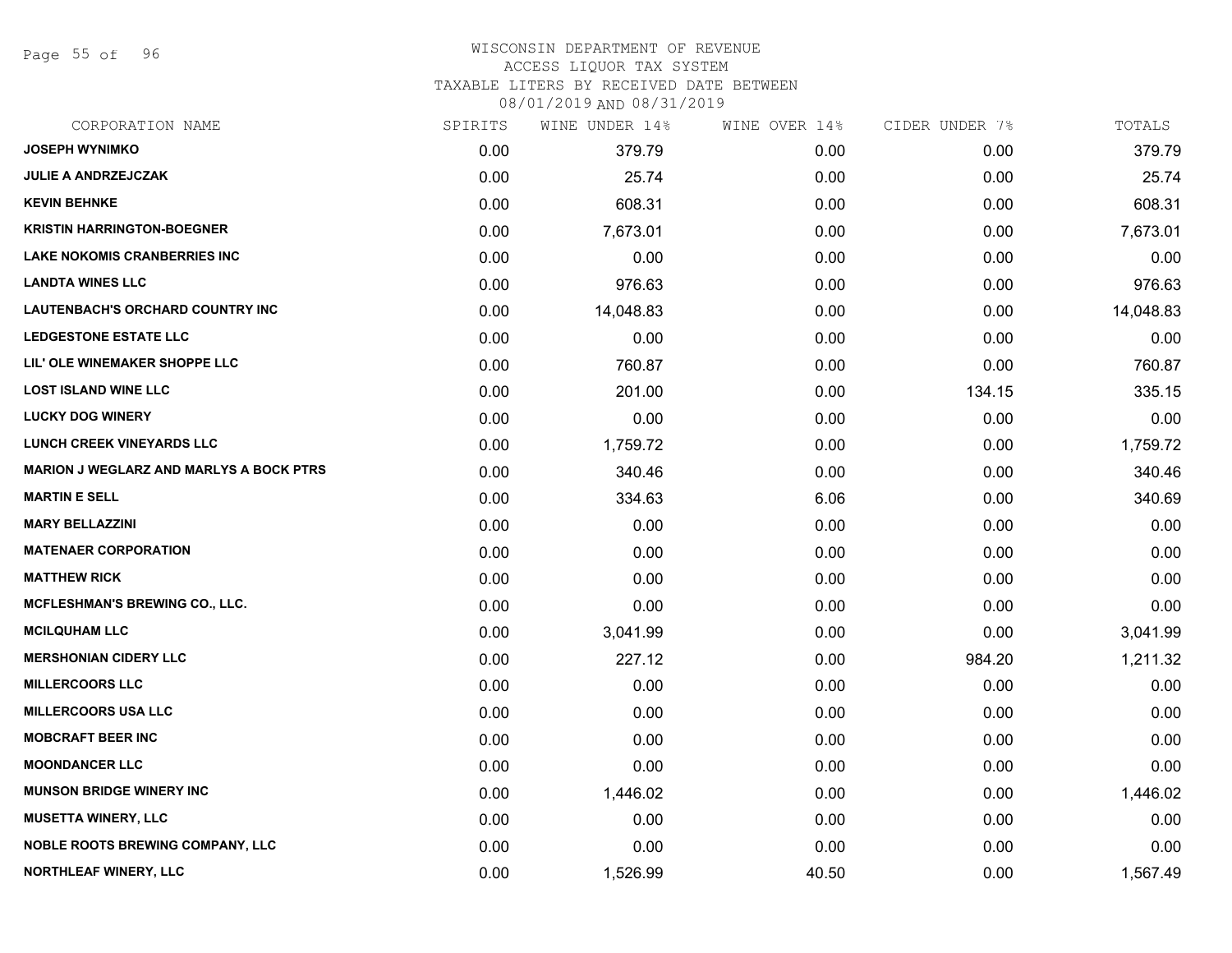# WISCONSIN DEPARTMENT OF REVENUE
## ACCESS LIQUOR TAX SYSTEM
### TAXABLE LITERS BY RECEIVED DATE BETWEEN 08/01/2019 AND 08/31/2019

| CORPORATION NAME | SPIRITS | WINE UNDER 14% | WINE OVER 14% | CIDER UNDER 7% | TOTALS |
|---|---|---|---|---|---|
| JOSEPH WYNIMKO | 0.00 | 379.79 | 0.00 | 0.00 | 379.79 |
| JULIE A ANDRZEJCZAK | 0.00 | 25.74 | 0.00 | 0.00 | 25.74 |
| KEVIN BEHNKE | 0.00 | 608.31 | 0.00 | 0.00 | 608.31 |
| KRISTIN HARRINGTON-BOEGNER | 0.00 | 7,673.01 | 0.00 | 0.00 | 7,673.01 |
| LAKE NOKOMIS CRANBERRIES INC | 0.00 | 0.00 | 0.00 | 0.00 | 0.00 |
| LANDTA WINES LLC | 0.00 | 976.63 | 0.00 | 0.00 | 976.63 |
| LAUTENBACH'S ORCHARD COUNTRY INC | 0.00 | 14,048.83 | 0.00 | 0.00 | 14,048.83 |
| LEDGESTONE ESTATE LLC | 0.00 | 0.00 | 0.00 | 0.00 | 0.00 |
| LIL' OLE WINEMAKER SHOPPE LLC | 0.00 | 760.87 | 0.00 | 0.00 | 760.87 |
| LOST ISLAND WINE LLC | 0.00 | 201.00 | 0.00 | 134.15 | 335.15 |
| LUCKY DOG WINERY | 0.00 | 0.00 | 0.00 | 0.00 | 0.00 |
| LUNCH CREEK VINEYARDS LLC | 0.00 | 1,759.72 | 0.00 | 0.00 | 1,759.72 |
| MARION J WEGLARZ AND MARLYS A BOCK PTRS | 0.00 | 340.46 | 0.00 | 0.00 | 340.46 |
| MARTIN E SELL | 0.00 | 334.63 | 6.06 | 0.00 | 340.69 |
| MARY BELLAZZINI | 0.00 | 0.00 | 0.00 | 0.00 | 0.00 |
| MATENAER CORPORATION | 0.00 | 0.00 | 0.00 | 0.00 | 0.00 |
| MATTHEW RICK | 0.00 | 0.00 | 0.00 | 0.00 | 0.00 |
| MCFLESHMAN'S BREWING CO., LLC. | 0.00 | 0.00 | 0.00 | 0.00 | 0.00 |
| MCILQUHAM LLC | 0.00 | 3,041.99 | 0.00 | 0.00 | 3,041.99 |
| MERSHONIAN CIDERY LLC | 0.00 | 227.12 | 0.00 | 984.20 | 1,211.32 |
| MILLERCOORS LLC | 0.00 | 0.00 | 0.00 | 0.00 | 0.00 |
| MILLERCOORS USA LLC | 0.00 | 0.00 | 0.00 | 0.00 | 0.00 |
| MOBCRAFT BEER INC | 0.00 | 0.00 | 0.00 | 0.00 | 0.00 |
| MOONDANCER LLC | 0.00 | 0.00 | 0.00 | 0.00 | 0.00 |
| MUNSON BRIDGE WINERY INC | 0.00 | 1,446.02 | 0.00 | 0.00 | 1,446.02 |
| MUSETTA WINERY, LLC | 0.00 | 0.00 | 0.00 | 0.00 | 0.00 |
| NOBLE ROOTS BREWING COMPANY, LLC | 0.00 | 0.00 | 0.00 | 0.00 | 0.00 |
| NORTHLEAF WINERY, LLC | 0.00 | 1,526.99 | 40.50 | 0.00 | 1,567.49 |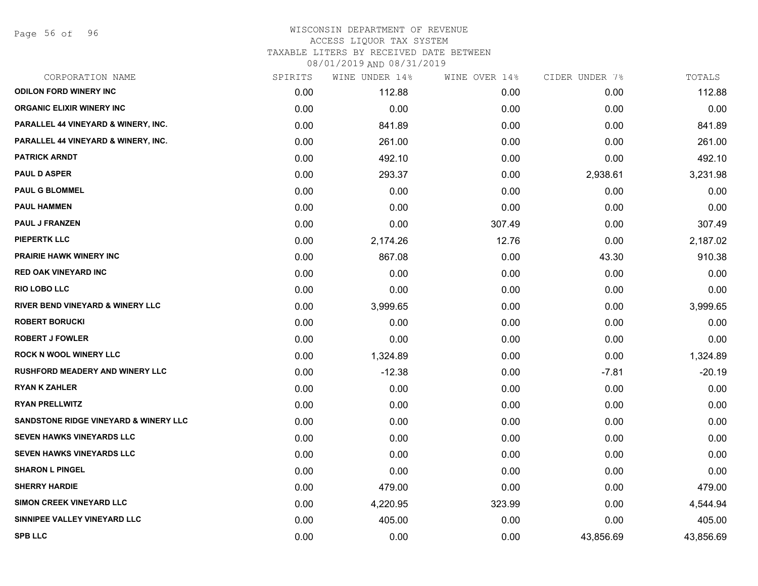# WISCONSIN DEPARTMENT OF REVENUE
## ACCESS LIQUOR TAX SYSTEM
### TAXABLE LITERS BY RECEIVED DATE BETWEEN 08/01/2019 AND 08/31/2019

| CORPORATION NAME | SPIRITS | WINE UNDER 14% | WINE OVER 14% | CIDER UNDER 7% | TOTALS |
|---|---|---|---|---|---|
| ODILON FORD WINERY INC | 0.00 | 112.88 | 0.00 | 0.00 | 112.88 |
| ORGANIC ELIXIR WINERY INC | 0.00 | 0.00 | 0.00 | 0.00 | 0.00 |
| PARALLEL 44 VINEYARD & WINERY, INC. | 0.00 | 841.89 | 0.00 | 0.00 | 841.89 |
| PARALLEL 44 VINEYARD & WINERY, INC. | 0.00 | 261.00 | 0.00 | 0.00 | 261.00 |
| PATRICK ARNDT | 0.00 | 492.10 | 0.00 | 0.00 | 492.10 |
| PAUL D ASPER | 0.00 | 293.37 | 0.00 | 2,938.61 | 3,231.98 |
| PAUL G BLOMMEL | 0.00 | 0.00 | 0.00 | 0.00 | 0.00 |
| PAUL HAMMEN | 0.00 | 0.00 | 0.00 | 0.00 | 0.00 |
| PAUL J FRANZEN | 0.00 | 0.00 | 307.49 | 0.00 | 307.49 |
| PIEPERTK LLC | 0.00 | 2,174.26 | 12.76 | 0.00 | 2,187.02 |
| PRAIRIE HAWK WINERY INC | 0.00 | 867.08 | 0.00 | 43.30 | 910.38 |
| RED OAK VINEYARD INC | 0.00 | 0.00 | 0.00 | 0.00 | 0.00 |
| RIO LOBO LLC | 0.00 | 0.00 | 0.00 | 0.00 | 0.00 |
| RIVER BEND VINEYARD & WINERY LLC | 0.00 | 3,999.65 | 0.00 | 0.00 | 3,999.65 |
| ROBERT BORUCKI | 0.00 | 0.00 | 0.00 | 0.00 | 0.00 |
| ROBERT J FOWLER | 0.00 | 0.00 | 0.00 | 0.00 | 0.00 |
| ROCK N WOOL WINERY LLC | 0.00 | 1,324.89 | 0.00 | 0.00 | 1,324.89 |
| RUSHFORD MEADERY AND WINERY LLC | 0.00 | -12.38 | 0.00 | -7.81 | -20.19 |
| RYAN K ZAHLER | 0.00 | 0.00 | 0.00 | 0.00 | 0.00 |
| RYAN PRELLWITZ | 0.00 | 0.00 | 0.00 | 0.00 | 0.00 |
| SANDSTONE RIDGE VINEYARD & WINERY LLC | 0.00 | 0.00 | 0.00 | 0.00 | 0.00 |
| SEVEN HAWKS VINEYARDS LLC | 0.00 | 0.00 | 0.00 | 0.00 | 0.00 |
| SEVEN HAWKS VINEYARDS LLC | 0.00 | 0.00 | 0.00 | 0.00 | 0.00 |
| SHARON L PINGEL | 0.00 | 0.00 | 0.00 | 0.00 | 0.00 |
| SHERRY HARDIE | 0.00 | 479.00 | 0.00 | 0.00 | 479.00 |
| SIMON CREEK VINEYARD LLC | 0.00 | 4,220.95 | 323.99 | 0.00 | 4,544.94 |
| SINNIPEE VALLEY VINEYARD LLC | 0.00 | 405.00 | 0.00 | 0.00 | 405.00 |
| SPB LLC | 0.00 | 0.00 | 0.00 | 43,856.69 | 43,856.69 |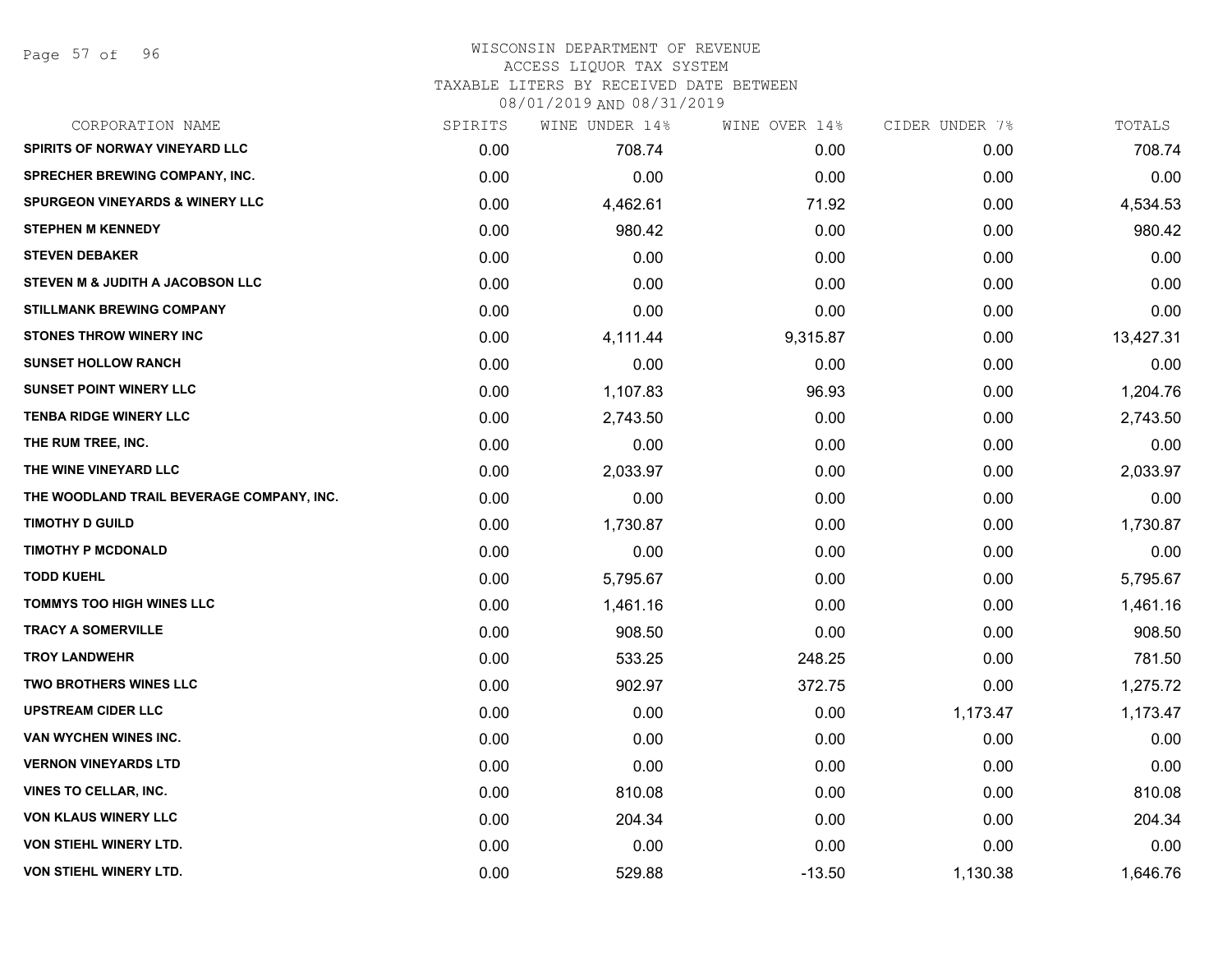# WISCONSIN DEPARTMENT OF REVENUE
ACCESS LIQUOR TAX SYSTEM
TAXABLE LITERS BY RECEIVED DATE BETWEEN
08/01/2019 AND 08/31/2019

| CORPORATION NAME | SPIRITS | WINE UNDER 14% | WINE OVER 14% | CIDER UNDER 7% | TOTALS |
|---|---|---|---|---|---|
| SPIRITS OF NORWAY VINEYARD LLC | 0.00 | 708.74 | 0.00 | 0.00 | 708.74 |
| SPRECHER BREWING COMPANY, INC. | 0.00 | 0.00 | 0.00 | 0.00 | 0.00 |
| SPURGEON VINEYARDS & WINERY LLC | 0.00 | 4,462.61 | 71.92 | 0.00 | 4,534.53 |
| STEPHEN M KENNEDY | 0.00 | 980.42 | 0.00 | 0.00 | 980.42 |
| STEVEN DEBAKER | 0.00 | 0.00 | 0.00 | 0.00 | 0.00 |
| STEVEN M & JUDITH A JACOBSON LLC | 0.00 | 0.00 | 0.00 | 0.00 | 0.00 |
| STILLMANK BREWING COMPANY | 0.00 | 0.00 | 0.00 | 0.00 | 0.00 |
| STONES THROW WINERY INC | 0.00 | 4,111.44 | 9,315.87 | 0.00 | 13,427.31 |
| SUNSET HOLLOW RANCH | 0.00 | 0.00 | 0.00 | 0.00 | 0.00 |
| SUNSET POINT WINERY LLC | 0.00 | 1,107.83 | 96.93 | 0.00 | 1,204.76 |
| TENBA RIDGE WINERY LLC | 0.00 | 2,743.50 | 0.00 | 0.00 | 2,743.50 |
| THE RUM TREE, INC. | 0.00 | 0.00 | 0.00 | 0.00 | 0.00 |
| THE WINE VINEYARD LLC | 0.00 | 2,033.97 | 0.00 | 0.00 | 2,033.97 |
| THE WOODLAND TRAIL BEVERAGE COMPANY, INC. | 0.00 | 0.00 | 0.00 | 0.00 | 0.00 |
| TIMOTHY D GUILD | 0.00 | 1,730.87 | 0.00 | 0.00 | 1,730.87 |
| TIMOTHY P MCDONALD | 0.00 | 0.00 | 0.00 | 0.00 | 0.00 |
| TODD KUEHL | 0.00 | 5,795.67 | 0.00 | 0.00 | 5,795.67 |
| TOMMYS TOO HIGH WINES LLC | 0.00 | 1,461.16 | 0.00 | 0.00 | 1,461.16 |
| TRACY A SOMERVILLE | 0.00 | 908.50 | 0.00 | 0.00 | 908.50 |
| TROY LANDWEHR | 0.00 | 533.25 | 248.25 | 0.00 | 781.50 |
| TWO BROTHERS WINES LLC | 0.00 | 902.97 | 372.75 | 0.00 | 1,275.72 |
| UPSTREAM CIDER LLC | 0.00 | 0.00 | 0.00 | 1,173.47 | 1,173.47 |
| VAN WYCHEN WINES INC. | 0.00 | 0.00 | 0.00 | 0.00 | 0.00 |
| VERNON VINEYARDS LTD | 0.00 | 0.00 | 0.00 | 0.00 | 0.00 |
| VINES TO CELLAR, INC. | 0.00 | 810.08 | 0.00 | 0.00 | 810.08 |
| VON KLAUS WINERY LLC | 0.00 | 204.34 | 0.00 | 0.00 | 204.34 |
| VON STIEHL WINERY LTD. | 0.00 | 0.00 | 0.00 | 0.00 | 0.00 |
| VON STIEHL WINERY LTD. | 0.00 | 529.88 | -13.50 | 1,130.38 | 1,646.76 |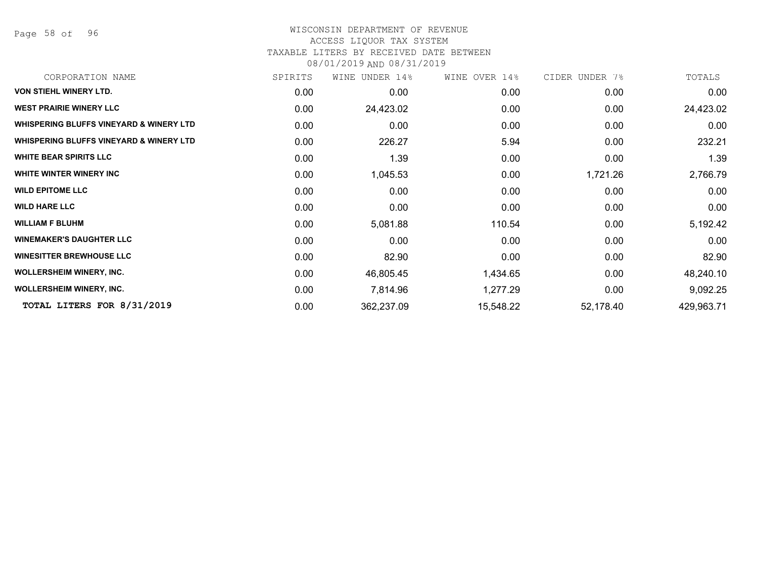# WISCONSIN DEPARTMENT OF REVENUE

ACCESS LIQUOR TAX SYSTEM

TAXABLE LITERS BY RECEIVED DATE BETWEEN

08/01/2019 AND 08/31/2019

| CORPORATION NAME | SPIRITS | WINE UNDER 14% | WINE OVER 14% | CIDER UNDER 7% | TOTALS |
|---|---|---|---|---|---|
| VON STIEHL WINERY LTD. | 0.00 | 0.00 | 0.00 | 0.00 | 0.00 |
| WEST PRAIRIE WINERY LLC | 0.00 | 24,423.02 | 0.00 | 0.00 | 24,423.02 |
| WHISPERING BLUFFS VINEYARD & WINERY LTD | 0.00 | 0.00 | 0.00 | 0.00 | 0.00 |
| WHISPERING BLUFFS VINEYARD & WINERY LTD | 0.00 | 226.27 | 5.94 | 0.00 | 232.21 |
| WHITE BEAR SPIRITS LLC | 0.00 | 1.39 | 0.00 | 0.00 | 1.39 |
| WHITE WINTER WINERY INC | 0.00 | 1,045.53 | 0.00 | 1,721.26 | 2,766.79 |
| WILD EPITOME LLC | 0.00 | 0.00 | 0.00 | 0.00 | 0.00 |
| WILD HARE LLC | 0.00 | 0.00 | 0.00 | 0.00 | 0.00 |
| WILLIAM F BLUHM | 0.00 | 5,081.88 | 110.54 | 0.00 | 5,192.42 |
| WINEMAKER'S DAUGHTER LLC | 0.00 | 0.00 | 0.00 | 0.00 | 0.00 |
| WINESITTER BREWHOUSE LLC | 0.00 | 82.90 | 0.00 | 0.00 | 82.90 |
| WOLLERSHEIM WINERY, INC. | 0.00 | 46,805.45 | 1,434.65 | 0.00 | 48,240.10 |
| WOLLERSHEIM WINERY, INC. | 0.00 | 7,814.96 | 1,277.29 | 0.00 | 9,092.25 |
| **TOTAL LITERS FOR 8/31/2019** | 0.00 | 362,237.09 | 15,548.22 | 52,178.40 | 429,963.71 |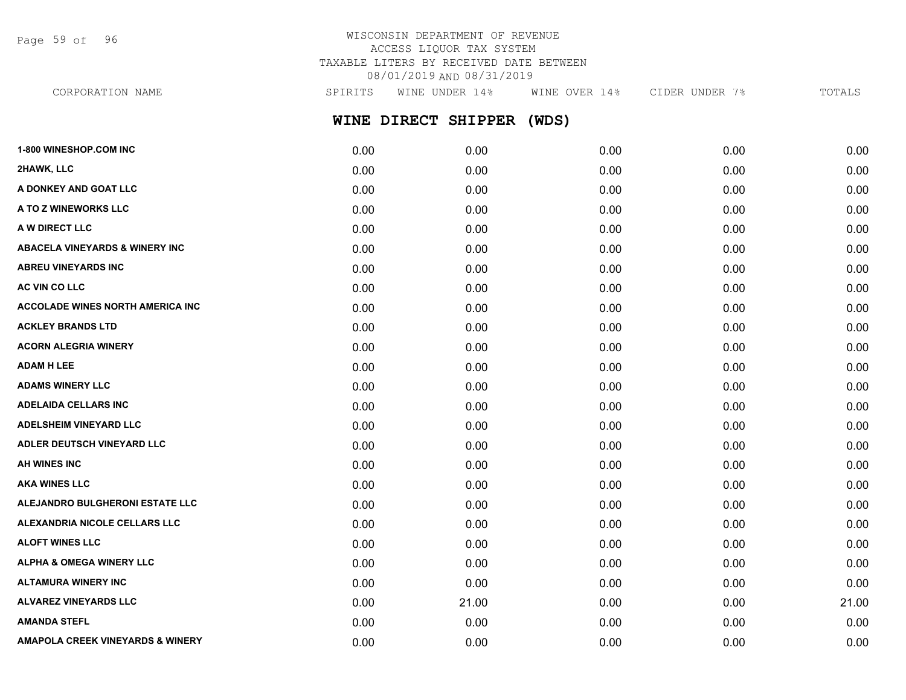WISCONSIN DEPARTMENT OF REVENUE
ACCESS LIQUOR TAX SYSTEM
TAXABLE LITERS BY RECEIVED DATE BETWEEN
08/01/2019 AND 08/31/2019

## WINE DIRECT SHIPPER (WDS)

| CORPORATION NAME | SPIRITS | WINE UNDER 14% | WINE OVER 14% | CIDER UNDER 7% | TOTALS |
|---|---|---|---|---|---|
| 1-800 WINESHOP.COM INC | 0.00 | 0.00 | 0.00 | 0.00 | 0.00 |
| 2HAWK, LLC | 0.00 | 0.00 | 0.00 | 0.00 | 0.00 |
| A DONKEY AND GOAT LLC | 0.00 | 0.00 | 0.00 | 0.00 | 0.00 |
| A TO Z WINEWORKS LLC | 0.00 | 0.00 | 0.00 | 0.00 | 0.00 |
| A W DIRECT LLC | 0.00 | 0.00 | 0.00 | 0.00 | 0.00 |
| ABACELA VINEYARDS & WINERY INC | 0.00 | 0.00 | 0.00 | 0.00 | 0.00 |
| ABREU VINEYARDS INC | 0.00 | 0.00 | 0.00 | 0.00 | 0.00 |
| AC VIN CO LLC | 0.00 | 0.00 | 0.00 | 0.00 | 0.00 |
| ACCOLADE WINES NORTH AMERICA INC | 0.00 | 0.00 | 0.00 | 0.00 | 0.00 |
| ACKLEY BRANDS LTD | 0.00 | 0.00 | 0.00 | 0.00 | 0.00 |
| ACORN ALEGRIA WINERY | 0.00 | 0.00 | 0.00 | 0.00 | 0.00 |
| ADAM H LEE | 0.00 | 0.00 | 0.00 | 0.00 | 0.00 |
| ADAMS WINERY LLC | 0.00 | 0.00 | 0.00 | 0.00 | 0.00 |
| ADELAIDA CELLARS INC | 0.00 | 0.00 | 0.00 | 0.00 | 0.00 |
| ADELSHEIM VINEYARD LLC | 0.00 | 0.00 | 0.00 | 0.00 | 0.00 |
| ADLER DEUTSCH VINEYARD LLC | 0.00 | 0.00 | 0.00 | 0.00 | 0.00 |
| AH WINES INC | 0.00 | 0.00 | 0.00 | 0.00 | 0.00 |
| AKA WINES LLC | 0.00 | 0.00 | 0.00 | 0.00 | 0.00 |
| ALEJANDRO BULGHERONI ESTATE LLC | 0.00 | 0.00 | 0.00 | 0.00 | 0.00 |
| ALEXANDRIA NICOLE CELLARS LLC | 0.00 | 0.00 | 0.00 | 0.00 | 0.00 |
| ALOFT WINES LLC | 0.00 | 0.00 | 0.00 | 0.00 | 0.00 |
| ALPHA & OMEGA WINERY LLC | 0.00 | 0.00 | 0.00 | 0.00 | 0.00 |
| ALTAMURA WINERY INC | 0.00 | 0.00 | 0.00 | 0.00 | 0.00 |
| ALVAREZ VINEYARDS LLC | 0.00 | 21.00 | 0.00 | 0.00 | 21.00 |
| AMANDA STEFL | 0.00 | 0.00 | 0.00 | 0.00 | 0.00 |
| AMAPOLA CREEK VINEYARDS & WINERY | 0.00 | 0.00 | 0.00 | 0.00 | 0.00 |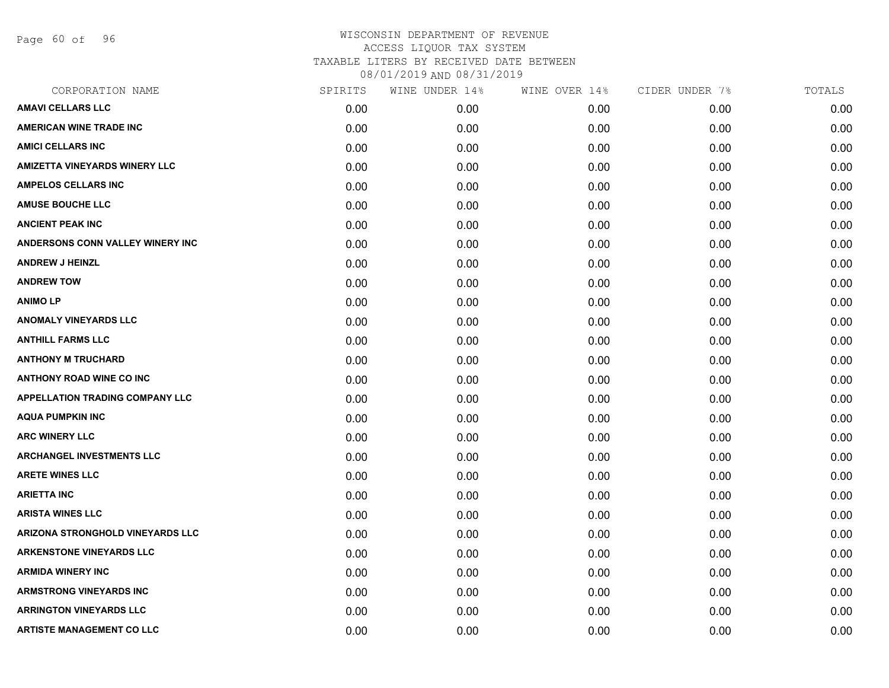# WISCONSIN DEPARTMENT OF REVENUE
ACCESS LIQUOR TAX SYSTEM
TAXABLE LITERS BY RECEIVED DATE BETWEEN
08/01/2019 AND 08/31/2019

| CORPORATION NAME | SPIRITS | WINE UNDER 14% | WINE OVER 14% | CIDER UNDER 7% | TOTALS |
|---|---|---|---|---|---|
| AMAVI CELLARS LLC | 0.00 | 0.00 | 0.00 | 0.00 | 0.00 |
| AMERICAN WINE TRADE INC | 0.00 | 0.00 | 0.00 | 0.00 | 0.00 |
| AMICI CELLARS INC | 0.00 | 0.00 | 0.00 | 0.00 | 0.00 |
| AMIZETTA VINEYARDS WINERY LLC | 0.00 | 0.00 | 0.00 | 0.00 | 0.00 |
| AMPELOS CELLARS INC | 0.00 | 0.00 | 0.00 | 0.00 | 0.00 |
| AMUSE BOUCHE LLC | 0.00 | 0.00 | 0.00 | 0.00 | 0.00 |
| ANCIENT PEAK INC | 0.00 | 0.00 | 0.00 | 0.00 | 0.00 |
| ANDERSONS CONN VALLEY WINERY INC | 0.00 | 0.00 | 0.00 | 0.00 | 0.00 |
| ANDREW J HEINZL | 0.00 | 0.00 | 0.00 | 0.00 | 0.00 |
| ANDREW TOW | 0.00 | 0.00 | 0.00 | 0.00 | 0.00 |
| ANIMO LP | 0.00 | 0.00 | 0.00 | 0.00 | 0.00 |
| ANOMALY VINEYARDS LLC | 0.00 | 0.00 | 0.00 | 0.00 | 0.00 |
| ANTHILL FARMS LLC | 0.00 | 0.00 | 0.00 | 0.00 | 0.00 |
| ANTHONY M TRUCHARD | 0.00 | 0.00 | 0.00 | 0.00 | 0.00 |
| ANTHONY ROAD WINE CO INC | 0.00 | 0.00 | 0.00 | 0.00 | 0.00 |
| APPELLATION TRADING COMPANY LLC | 0.00 | 0.00 | 0.00 | 0.00 | 0.00 |
| AQUA PUMPKIN INC | 0.00 | 0.00 | 0.00 | 0.00 | 0.00 |
| ARC WINERY LLC | 0.00 | 0.00 | 0.00 | 0.00 | 0.00 |
| ARCHANGEL INVESTMENTS LLC | 0.00 | 0.00 | 0.00 | 0.00 | 0.00 |
| ARETE WINES LLC | 0.00 | 0.00 | 0.00 | 0.00 | 0.00 |
| ARIETTA INC | 0.00 | 0.00 | 0.00 | 0.00 | 0.00 |
| ARISTA WINES LLC | 0.00 | 0.00 | 0.00 | 0.00 | 0.00 |
| ARIZONA STRONGHOLD VINEYARDS LLC | 0.00 | 0.00 | 0.00 | 0.00 | 0.00 |
| ARKENSTONE VINEYARDS LLC | 0.00 | 0.00 | 0.00 | 0.00 | 0.00 |
| ARMIDA WINERY INC | 0.00 | 0.00 | 0.00 | 0.00 | 0.00 |
| ARMSTRONG VINEYARDS INC | 0.00 | 0.00 | 0.00 | 0.00 | 0.00 |
| ARRINGTON VINEYARDS LLC | 0.00 | 0.00 | 0.00 | 0.00 | 0.00 |
| ARTISTE MANAGEMENT CO LLC | 0.00 | 0.00 | 0.00 | 0.00 | 0.00 |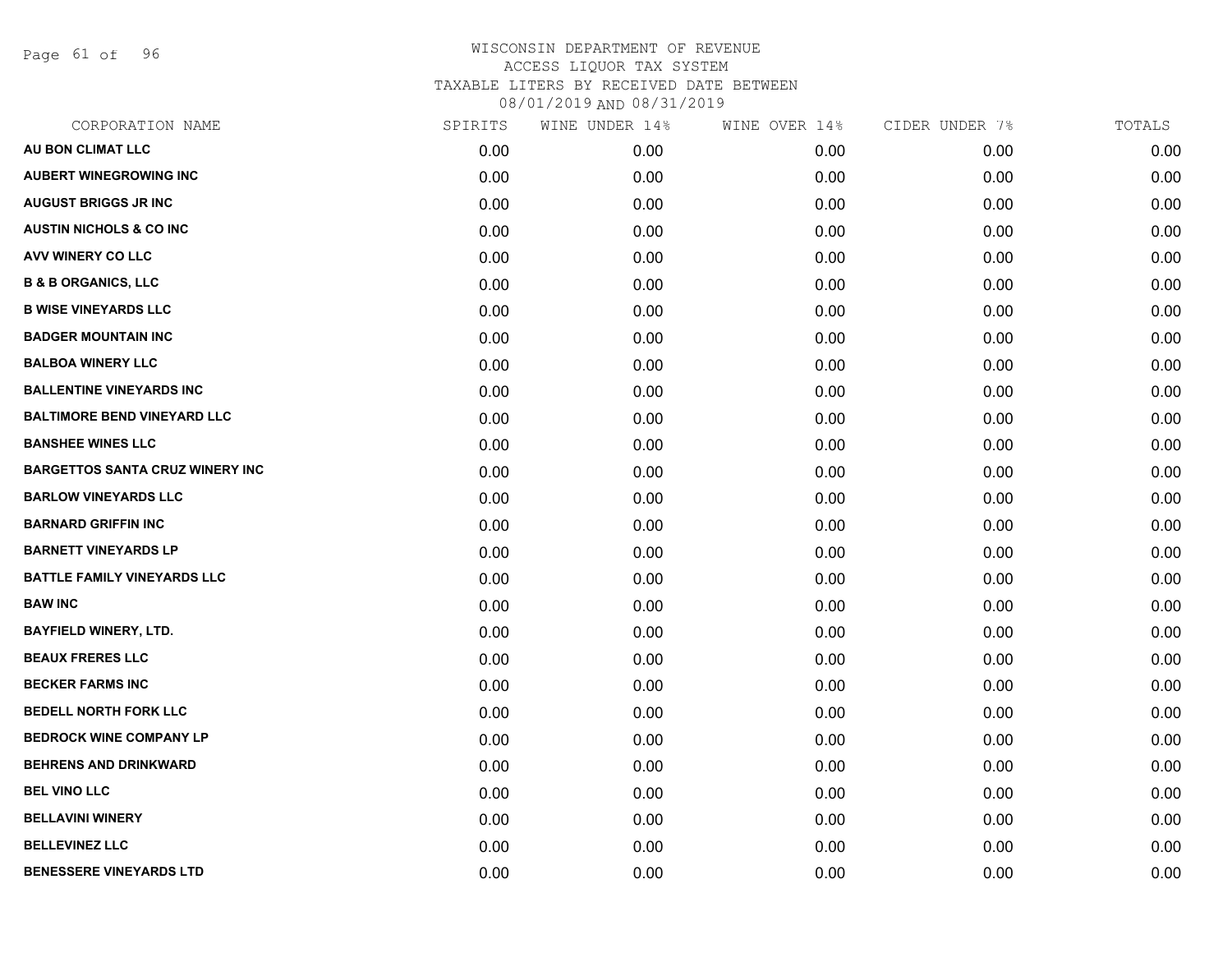# WISCONSIN DEPARTMENT OF REVENUE
## ACCESS LIQUOR TAX SYSTEM
### TAXABLE LITERS BY RECEIVED DATE BETWEEN 08/01/2019 AND 08/31/2019

| CORPORATION NAME | SPIRITS | WINE UNDER 14% | WINE OVER 14% | CIDER UNDER 7% | TOTALS |
|---|---|---|---|---|---|
| AU BON CLIMAT LLC | 0.00 | 0.00 | 0.00 | 0.00 | 0.00 |
| AUBERT WINEGROWING INC | 0.00 | 0.00 | 0.00 | 0.00 | 0.00 |
| AUGUST BRIGGS JR INC | 0.00 | 0.00 | 0.00 | 0.00 | 0.00 |
| AUSTIN NICHOLS & CO INC | 0.00 | 0.00 | 0.00 | 0.00 | 0.00 |
| AVV WINERY CO LLC | 0.00 | 0.00 | 0.00 | 0.00 | 0.00 |
| B & B ORGANICS, LLC | 0.00 | 0.00 | 0.00 | 0.00 | 0.00 |
| B WISE VINEYARDS LLC | 0.00 | 0.00 | 0.00 | 0.00 | 0.00 |
| BADGER MOUNTAIN INC | 0.00 | 0.00 | 0.00 | 0.00 | 0.00 |
| BALBOA WINERY LLC | 0.00 | 0.00 | 0.00 | 0.00 | 0.00 |
| BALLENTINE VINEYARDS INC | 0.00 | 0.00 | 0.00 | 0.00 | 0.00 |
| BALTIMORE BEND VINEYARD LLC | 0.00 | 0.00 | 0.00 | 0.00 | 0.00 |
| BANSHEE WINES LLC | 0.00 | 0.00 | 0.00 | 0.00 | 0.00 |
| BARGETTOS SANTA CRUZ WINERY INC | 0.00 | 0.00 | 0.00 | 0.00 | 0.00 |
| BARLOW VINEYARDS LLC | 0.00 | 0.00 | 0.00 | 0.00 | 0.00 |
| BARNARD GRIFFIN INC | 0.00 | 0.00 | 0.00 | 0.00 | 0.00 |
| BARNETT VINEYARDS LP | 0.00 | 0.00 | 0.00 | 0.00 | 0.00 |
| BATTLE FAMILY VINEYARDS LLC | 0.00 | 0.00 | 0.00 | 0.00 | 0.00 |
| BAW INC | 0.00 | 0.00 | 0.00 | 0.00 | 0.00 |
| BAYFIELD WINERY, LTD. | 0.00 | 0.00 | 0.00 | 0.00 | 0.00 |
| BEAUX FRERES LLC | 0.00 | 0.00 | 0.00 | 0.00 | 0.00 |
| BECKER FARMS INC | 0.00 | 0.00 | 0.00 | 0.00 | 0.00 |
| BEDELL NORTH FORK LLC | 0.00 | 0.00 | 0.00 | 0.00 | 0.00 |
| BEDROCK WINE COMPANY LP | 0.00 | 0.00 | 0.00 | 0.00 | 0.00 |
| BEHRENS AND DRINKWARD | 0.00 | 0.00 | 0.00 | 0.00 | 0.00 |
| BEL VINO LLC | 0.00 | 0.00 | 0.00 | 0.00 | 0.00 |
| BELLAVINI WINERY | 0.00 | 0.00 | 0.00 | 0.00 | 0.00 |
| BELLEVINEZ LLC | 0.00 | 0.00 | 0.00 | 0.00 | 0.00 |
| BENESSERE VINEYARDS LTD | 0.00 | 0.00 | 0.00 | 0.00 | 0.00 |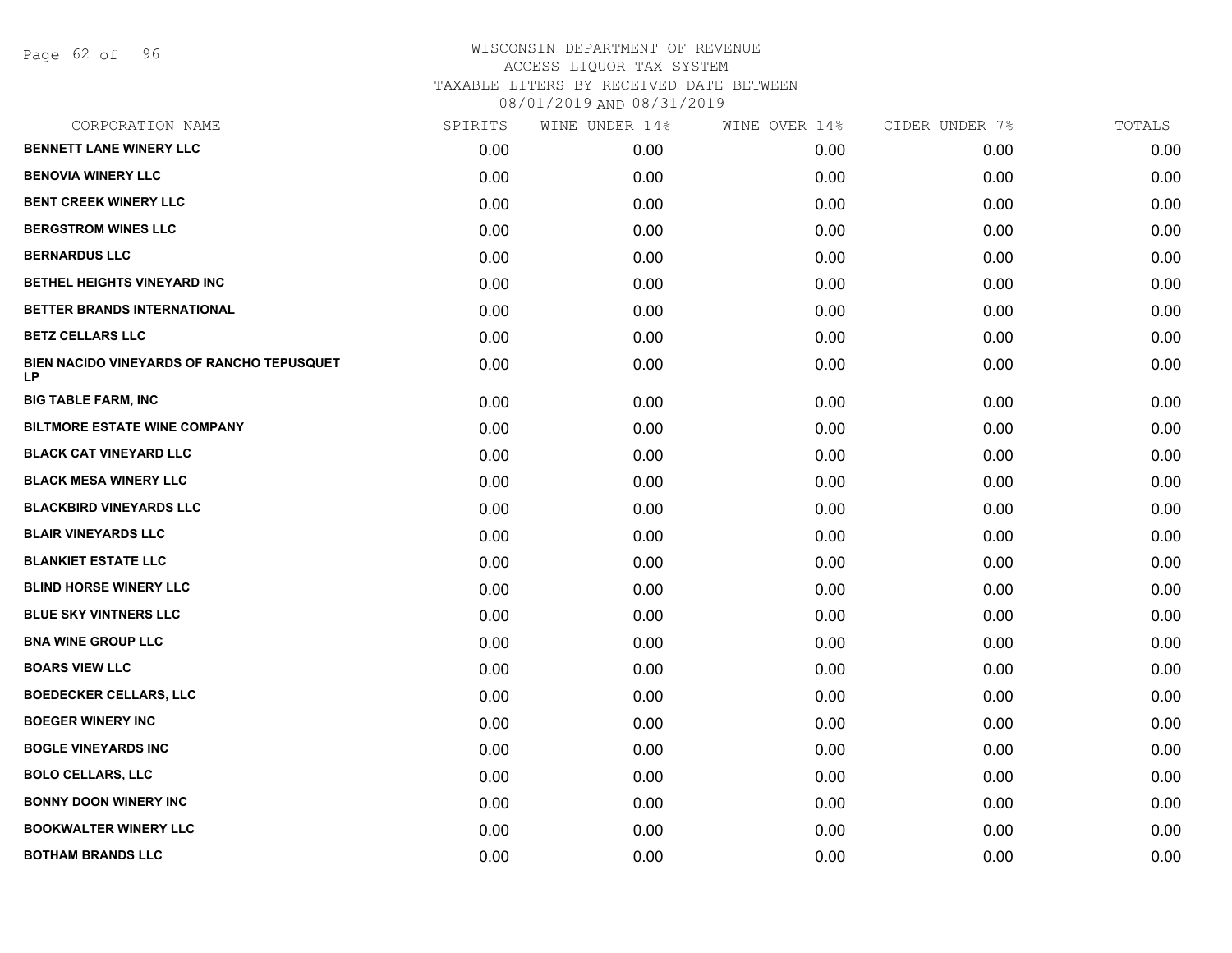WISCONSIN DEPARTMENT OF REVENUE
ACCESS LIQUOR TAX SYSTEM
TAXABLE LITERS BY RECEIVED DATE BETWEEN
08/01/2019 AND 08/31/2019

| CORPORATION NAME | SPIRITS | WINE UNDER 14% | WINE OVER 14% | CIDER UNDER 7% | TOTALS |
|---|---|---|---|---|---|
| BENNETT LANE WINERY LLC | 0.00 | 0.00 | 0.00 | 0.00 | 0.00 |
| BENOVIA WINERY LLC | 0.00 | 0.00 | 0.00 | 0.00 | 0.00 |
| BENT CREEK WINERY LLC | 0.00 | 0.00 | 0.00 | 0.00 | 0.00 |
| BERGSTROM WINES LLC | 0.00 | 0.00 | 0.00 | 0.00 | 0.00 |
| BERNARDUS LLC | 0.00 | 0.00 | 0.00 | 0.00 | 0.00 |
| BETHEL HEIGHTS VINEYARD INC | 0.00 | 0.00 | 0.00 | 0.00 | 0.00 |
| BETTER BRANDS INTERNATIONAL | 0.00 | 0.00 | 0.00 | 0.00 | 0.00 |
| BETZ CELLARS LLC | 0.00 | 0.00 | 0.00 | 0.00 | 0.00 |
| BIEN NACIDO VINEYARDS OF RANCHO TEPUSQUET LP | 0.00 | 0.00 | 0.00 | 0.00 | 0.00 |
| BIG TABLE FARM, INC | 0.00 | 0.00 | 0.00 | 0.00 | 0.00 |
| BILTMORE ESTATE WINE COMPANY | 0.00 | 0.00 | 0.00 | 0.00 | 0.00 |
| BLACK CAT VINEYARD LLC | 0.00 | 0.00 | 0.00 | 0.00 | 0.00 |
| BLACK MESA WINERY LLC | 0.00 | 0.00 | 0.00 | 0.00 | 0.00 |
| BLACKBIRD VINEYARDS LLC | 0.00 | 0.00 | 0.00 | 0.00 | 0.00 |
| BLAIR VINEYARDS LLC | 0.00 | 0.00 | 0.00 | 0.00 | 0.00 |
| BLANKIET ESTATE LLC | 0.00 | 0.00 | 0.00 | 0.00 | 0.00 |
| BLIND HORSE WINERY LLC | 0.00 | 0.00 | 0.00 | 0.00 | 0.00 |
| BLUE SKY VINTNERS LLC | 0.00 | 0.00 | 0.00 | 0.00 | 0.00 |
| BNA WINE GROUP LLC | 0.00 | 0.00 | 0.00 | 0.00 | 0.00 |
| BOARS VIEW LLC | 0.00 | 0.00 | 0.00 | 0.00 | 0.00 |
| BOEDECKER CELLARS, LLC | 0.00 | 0.00 | 0.00 | 0.00 | 0.00 |
| BOEGER WINERY INC | 0.00 | 0.00 | 0.00 | 0.00 | 0.00 |
| BOGLE VINEYARDS INC | 0.00 | 0.00 | 0.00 | 0.00 | 0.00 |
| BOLO CELLARS, LLC | 0.00 | 0.00 | 0.00 | 0.00 | 0.00 |
| BONNY DOON WINERY INC | 0.00 | 0.00 | 0.00 | 0.00 | 0.00 |
| BOOKWALTER WINERY LLC | 0.00 | 0.00 | 0.00 | 0.00 | 0.00 |
| BOTHAM BRANDS LLC | 0.00 | 0.00 | 0.00 | 0.00 | 0.00 |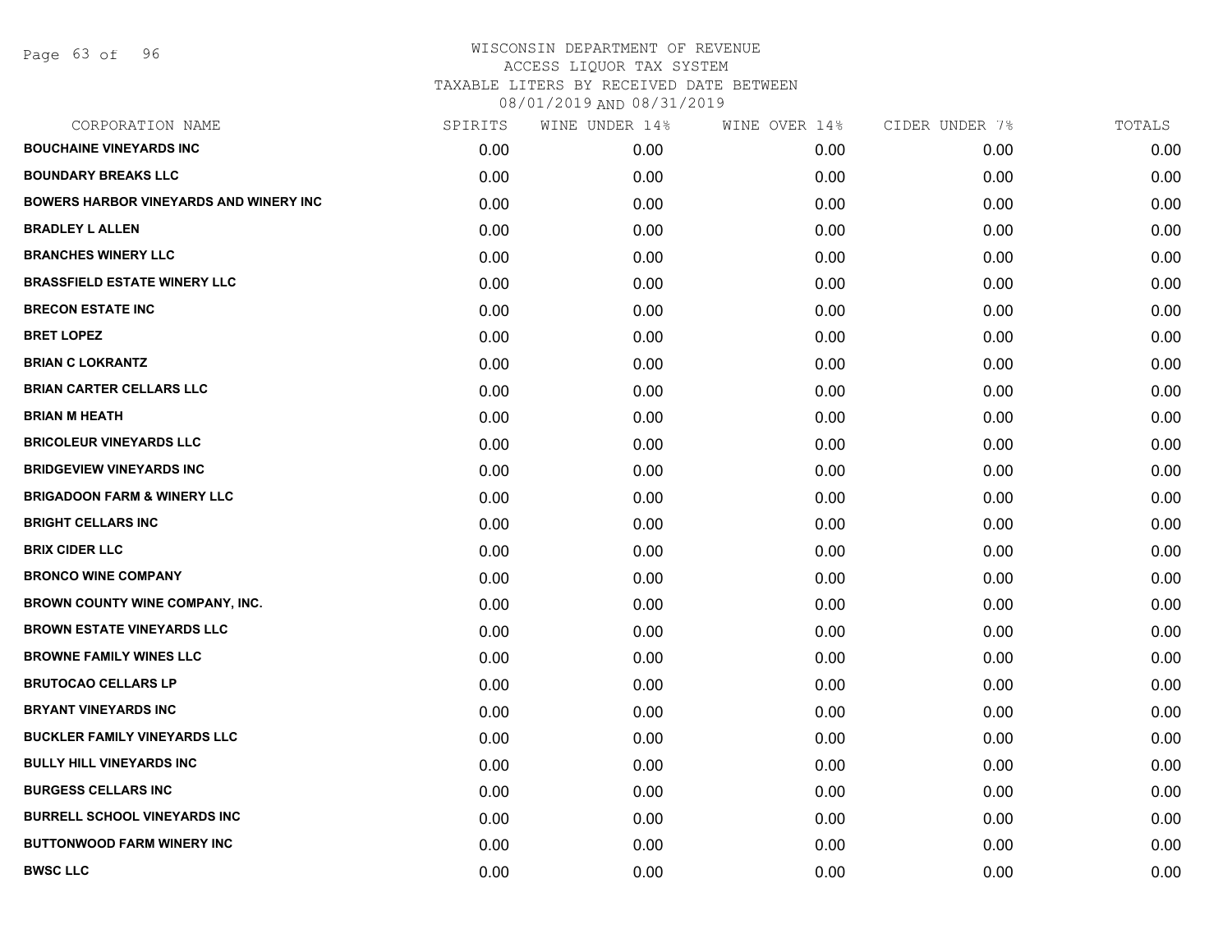WISCONSIN DEPARTMENT OF REVENUE
ACCESS LIQUOR TAX SYSTEM
TAXABLE LITERS BY RECEIVED DATE BETWEEN
08/01/2019 AND 08/31/2019

| CORPORATION NAME | SPIRITS | WINE UNDER 14% | WINE OVER 14% | CIDER UNDER 7% | TOTALS |
|---|---|---|---|---|---|
| **BOUCHAINE VINEYARDS INC** | 0.00 | 0.00 | 0.00 | 0.00 | 0.00 |
| **BOUNDARY BREAKS LLC** | 0.00 | 0.00 | 0.00 | 0.00 | 0.00 |
| **BOWERS HARBOR VINEYARDS AND WINERY INC** | 0.00 | 0.00 | 0.00 | 0.00 | 0.00 |
| **BRADLEY L ALLEN** | 0.00 | 0.00 | 0.00 | 0.00 | 0.00 |
| **BRANCHES WINERY LLC** | 0.00 | 0.00 | 0.00 | 0.00 | 0.00 |
| **BRASSFIELD ESTATE WINERY LLC** | 0.00 | 0.00 | 0.00 | 0.00 | 0.00 |
| **BRECON ESTATE INC** | 0.00 | 0.00 | 0.00 | 0.00 | 0.00 |
| **BRET LOPEZ** | 0.00 | 0.00 | 0.00 | 0.00 | 0.00 |
| **BRIAN C LOKRANTZ** | 0.00 | 0.00 | 0.00 | 0.00 | 0.00 |
| **BRIAN CARTER CELLARS LLC** | 0.00 | 0.00 | 0.00 | 0.00 | 0.00 |
| **BRIAN M HEATH** | 0.00 | 0.00 | 0.00 | 0.00 | 0.00 |
| **BRICOLEUR VINEYARDS LLC** | 0.00 | 0.00 | 0.00 | 0.00 | 0.00 |
| **BRIDGEVIEW VINEYARDS INC** | 0.00 | 0.00 | 0.00 | 0.00 | 0.00 |
| **BRIGADOON FARM & WINERY LLC** | 0.00 | 0.00 | 0.00 | 0.00 | 0.00 |
| **BRIGHT CELLARS INC** | 0.00 | 0.00 | 0.00 | 0.00 | 0.00 |
| **BRIX CIDER LLC** | 0.00 | 0.00 | 0.00 | 0.00 | 0.00 |
| **BRONCO WINE COMPANY** | 0.00 | 0.00 | 0.00 | 0.00 | 0.00 |
| **BROWN COUNTY WINE COMPANY, INC.** | 0.00 | 0.00 | 0.00 | 0.00 | 0.00 |
| **BROWN ESTATE VINEYARDS LLC** | 0.00 | 0.00 | 0.00 | 0.00 | 0.00 |
| **BROWNE FAMILY WINES LLC** | 0.00 | 0.00 | 0.00 | 0.00 | 0.00 |
| **BRUTOCAO CELLARS LP** | 0.00 | 0.00 | 0.00 | 0.00 | 0.00 |
| **BRYANT VINEYARDS INC** | 0.00 | 0.00 | 0.00 | 0.00 | 0.00 |
| **BUCKLER FAMILY VINEYARDS LLC** | 0.00 | 0.00 | 0.00 | 0.00 | 0.00 |
| **BULLY HILL VINEYARDS INC** | 0.00 | 0.00 | 0.00 | 0.00 | 0.00 |
| **BURGESS CELLARS INC** | 0.00 | 0.00 | 0.00 | 0.00 | 0.00 |
| **BURRELL SCHOOL VINEYARDS INC** | 0.00 | 0.00 | 0.00 | 0.00 | 0.00 |
| **BUTTONWOOD FARM WINERY INC** | 0.00 | 0.00 | 0.00 | 0.00 | 0.00 |
| **BWSC LLC** | 0.00 | 0.00 | 0.00 | 0.00 | 0.00 |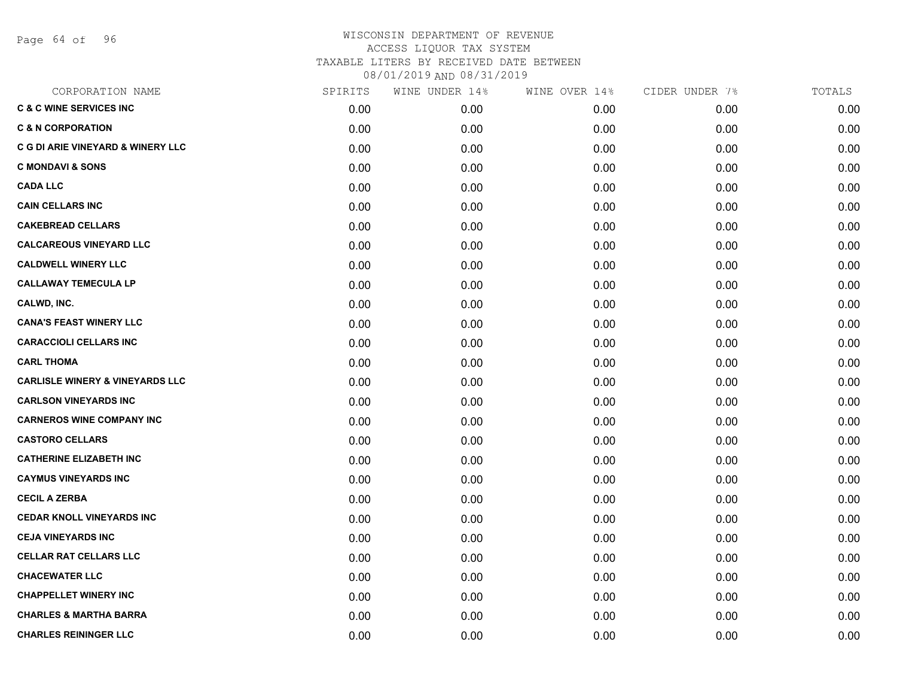WISCONSIN DEPARTMENT OF REVENUE
ACCESS LIQUOR TAX SYSTEM
TAXABLE LITERS BY RECEIVED DATE BETWEEN
08/01/2019 AND 08/31/2019

| CORPORATION NAME | SPIRITS | WINE UNDER 14% | WINE OVER 14% | CIDER UNDER 7% | TOTALS |
|---|---|---|---|---|---|
| **C & C WINE SERVICES INC** | 0.00 | 0.00 | 0.00 | 0.00 | 0.00 |
| **C & N CORPORATION** | 0.00 | 0.00 | 0.00 | 0.00 | 0.00 |
| **C G DI ARIE VINEYARD & WINERY LLC** | 0.00 | 0.00 | 0.00 | 0.00 | 0.00 |
| **C MONDAVI & SONS** | 0.00 | 0.00 | 0.00 | 0.00 | 0.00 |
| **CADA LLC** | 0.00 | 0.00 | 0.00 | 0.00 | 0.00 |
| **CAIN CELLARS INC** | 0.00 | 0.00 | 0.00 | 0.00 | 0.00 |
| **CAKEBREAD CELLARS** | 0.00 | 0.00 | 0.00 | 0.00 | 0.00 |
| **CALCAREOUS VINEYARD LLC** | 0.00 | 0.00 | 0.00 | 0.00 | 0.00 |
| **CALDWELL WINERY LLC** | 0.00 | 0.00 | 0.00 | 0.00 | 0.00 |
| **CALLAWAY TEMECULA LP** | 0.00 | 0.00 | 0.00 | 0.00 | 0.00 |
| **CALWD, INC.** | 0.00 | 0.00 | 0.00 | 0.00 | 0.00 |
| **CANA'S FEAST WINERY LLC** | 0.00 | 0.00 | 0.00 | 0.00 | 0.00 |
| **CARACCIOLI CELLARS INC** | 0.00 | 0.00 | 0.00 | 0.00 | 0.00 |
| **CARL THOMA** | 0.00 | 0.00 | 0.00 | 0.00 | 0.00 |
| **CARLISLE WINERY & VINEYARDS LLC** | 0.00 | 0.00 | 0.00 | 0.00 | 0.00 |
| **CARLSON VINEYARDS INC** | 0.00 | 0.00 | 0.00 | 0.00 | 0.00 |
| **CARNEROS WINE COMPANY INC** | 0.00 | 0.00 | 0.00 | 0.00 | 0.00 |
| **CASTORO CELLARS** | 0.00 | 0.00 | 0.00 | 0.00 | 0.00 |
| **CATHERINE ELIZABETH INC** | 0.00 | 0.00 | 0.00 | 0.00 | 0.00 |
| **CAYMUS VINEYARDS INC** | 0.00 | 0.00 | 0.00 | 0.00 | 0.00 |
| **CECIL A ZERBA** | 0.00 | 0.00 | 0.00 | 0.00 | 0.00 |
| **CEDAR KNOLL VINEYARDS INC** | 0.00 | 0.00 | 0.00 | 0.00 | 0.00 |
| **CEJA VINEYARDS INC** | 0.00 | 0.00 | 0.00 | 0.00 | 0.00 |
| **CELLAR RAT CELLARS LLC** | 0.00 | 0.00 | 0.00 | 0.00 | 0.00 |
| **CHACEWATER LLC** | 0.00 | 0.00 | 0.00 | 0.00 | 0.00 |
| **CHAPPELLET WINERY INC** | 0.00 | 0.00 | 0.00 | 0.00 | 0.00 |
| **CHARLES & MARTHA BARRA** | 0.00 | 0.00 | 0.00 | 0.00 | 0.00 |
| **CHARLES REININGER LLC** | 0.00 | 0.00 | 0.00 | 0.00 | 0.00 |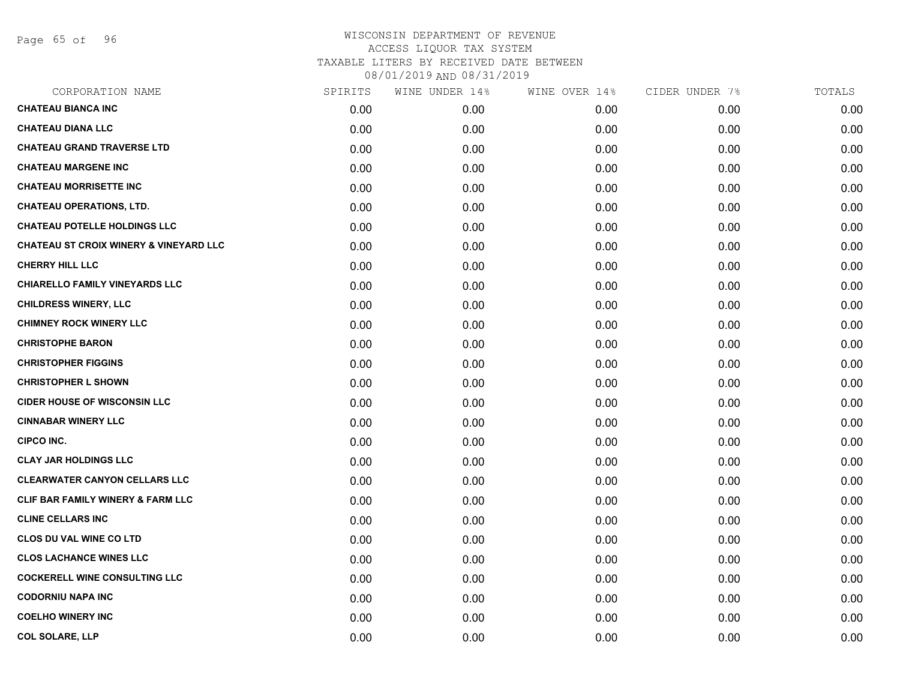WISCONSIN DEPARTMENT OF REVENUE
ACCESS LIQUOR TAX SYSTEM
TAXABLE LITERS BY RECEIVED DATE BETWEEN
08/01/2019 AND 08/31/2019

| CORPORATION NAME | SPIRITS | WINE UNDER 14% | WINE OVER 14% | CIDER UNDER 7% | TOTALS |
|---|---|---|---|---|---|
| CHATEAU BIANCA INC | 0.00 | 0.00 | 0.00 | 0.00 | 0.00 |
| CHATEAU DIANA LLC | 0.00 | 0.00 | 0.00 | 0.00 | 0.00 |
| CHATEAU GRAND TRAVERSE LTD | 0.00 | 0.00 | 0.00 | 0.00 | 0.00 |
| CHATEAU MARGENE INC | 0.00 | 0.00 | 0.00 | 0.00 | 0.00 |
| CHATEAU MORRISETTE INC | 0.00 | 0.00 | 0.00 | 0.00 | 0.00 |
| CHATEAU OPERATIONS, LTD. | 0.00 | 0.00 | 0.00 | 0.00 | 0.00 |
| CHATEAU POTELLE HOLDINGS LLC | 0.00 | 0.00 | 0.00 | 0.00 | 0.00 |
| CHATEAU ST CROIX WINERY & VINEYARD LLC | 0.00 | 0.00 | 0.00 | 0.00 | 0.00 |
| CHERRY HILL LLC | 0.00 | 0.00 | 0.00 | 0.00 | 0.00 |
| CHIARELLO FAMILY VINEYARDS LLC | 0.00 | 0.00 | 0.00 | 0.00 | 0.00 |
| CHILDRESS WINERY, LLC | 0.00 | 0.00 | 0.00 | 0.00 | 0.00 |
| CHIMNEY ROCK WINERY LLC | 0.00 | 0.00 | 0.00 | 0.00 | 0.00 |
| CHRISTOPHE BARON | 0.00 | 0.00 | 0.00 | 0.00 | 0.00 |
| CHRISTOPHER FIGGINS | 0.00 | 0.00 | 0.00 | 0.00 | 0.00 |
| CHRISTOPHER L SHOWN | 0.00 | 0.00 | 0.00 | 0.00 | 0.00 |
| CIDER HOUSE OF WISCONSIN LLC | 0.00 | 0.00 | 0.00 | 0.00 | 0.00 |
| CINNABAR WINERY LLC | 0.00 | 0.00 | 0.00 | 0.00 | 0.00 |
| CIPCO INC. | 0.00 | 0.00 | 0.00 | 0.00 | 0.00 |
| CLAY JAR HOLDINGS LLC | 0.00 | 0.00 | 0.00 | 0.00 | 0.00 |
| CLEARWATER CANYON CELLARS LLC | 0.00 | 0.00 | 0.00 | 0.00 | 0.00 |
| CLIF BAR FAMILY WINERY & FARM LLC | 0.00 | 0.00 | 0.00 | 0.00 | 0.00 |
| CLINE CELLARS INC | 0.00 | 0.00 | 0.00 | 0.00 | 0.00 |
| CLOS DU VAL WINE CO LTD | 0.00 | 0.00 | 0.00 | 0.00 | 0.00 |
| CLOS LACHANCE WINES LLC | 0.00 | 0.00 | 0.00 | 0.00 | 0.00 |
| COCKERELL WINE CONSULTING LLC | 0.00 | 0.00 | 0.00 | 0.00 | 0.00 |
| CODORNIU NAPA INC | 0.00 | 0.00 | 0.00 | 0.00 | 0.00 |
| COELHO WINERY INC | 0.00 | 0.00 | 0.00 | 0.00 | 0.00 |
| COL SOLARE, LLP | 0.00 | 0.00 | 0.00 | 0.00 | 0.00 |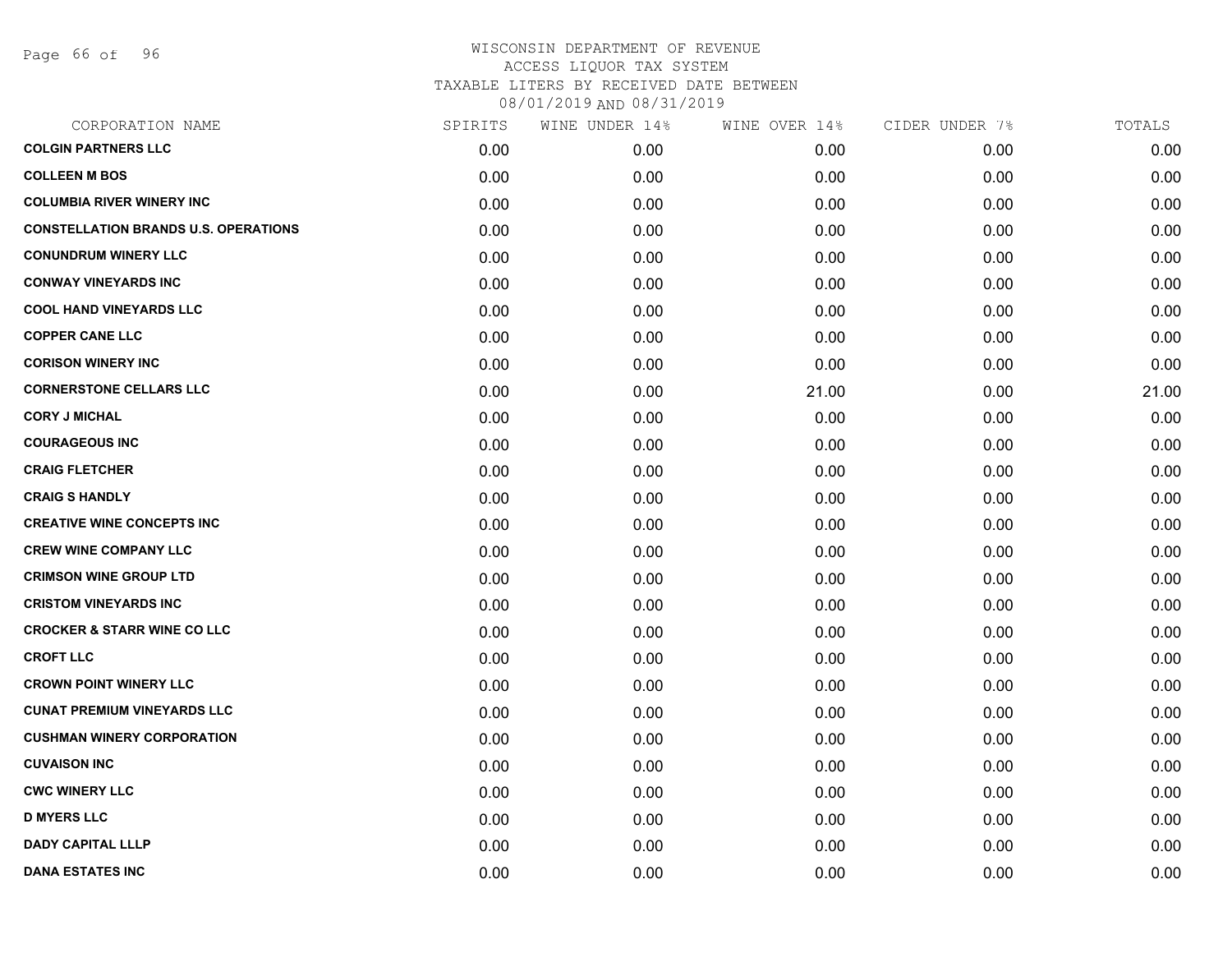# WISCONSIN DEPARTMENT OF REVENUE
## ACCESS LIQUOR TAX SYSTEM
## TAXABLE LITERS BY RECEIVED DATE BETWEEN
## 08/01/2019 AND 08/31/2019

| CORPORATION NAME | SPIRITS | WINE UNDER 14% | WINE OVER 14% | CIDER UNDER 7% | TOTALS |
|---|---|---|---|---|---|
| **COLGIN PARTNERS LLC** | 0.00 | 0.00 | 0.00 | 0.00 | 0.00 |
| **COLLEEN M BOS** | 0.00 | 0.00 | 0.00 | 0.00 | 0.00 |
| **COLUMBIA RIVER WINERY INC** | 0.00 | 0.00 | 0.00 | 0.00 | 0.00 |
| **CONSTELLATION BRANDS U.S. OPERATIONS** | 0.00 | 0.00 | 0.00 | 0.00 | 0.00 |
| **CONUNDRUM WINERY LLC** | 0.00 | 0.00 | 0.00 | 0.00 | 0.00 |
| **CONWAY VINEYARDS INC** | 0.00 | 0.00 | 0.00 | 0.00 | 0.00 |
| **COOL HAND VINEYARDS LLC** | 0.00 | 0.00 | 0.00 | 0.00 | 0.00 |
| **COPPER CANE LLC** | 0.00 | 0.00 | 0.00 | 0.00 | 0.00 |
| **CORISON WINERY INC** | 0.00 | 0.00 | 0.00 | 0.00 | 0.00 |
| **CORNERSTONE CELLARS LLC** | 0.00 | 0.00 | 21.00 | 0.00 | 21.00 |
| **CORY J MICHAL** | 0.00 | 0.00 | 0.00 | 0.00 | 0.00 |
| **COURAGEOUS INC** | 0.00 | 0.00 | 0.00 | 0.00 | 0.00 |
| **CRAIG FLETCHER** | 0.00 | 0.00 | 0.00 | 0.00 | 0.00 |
| **CRAIG S HANDLY** | 0.00 | 0.00 | 0.00 | 0.00 | 0.00 |
| **CREATIVE WINE CONCEPTS INC** | 0.00 | 0.00 | 0.00 | 0.00 | 0.00 |
| **CREW WINE COMPANY LLC** | 0.00 | 0.00 | 0.00 | 0.00 | 0.00 |
| **CRIMSON WINE GROUP LTD** | 0.00 | 0.00 | 0.00 | 0.00 | 0.00 |
| **CRISTOM VINEYARDS INC** | 0.00 | 0.00 | 0.00 | 0.00 | 0.00 |
| **CROCKER & STARR WINE CO LLC** | 0.00 | 0.00 | 0.00 | 0.00 | 0.00 |
| **CROFT LLC** | 0.00 | 0.00 | 0.00 | 0.00 | 0.00 |
| **CROWN POINT WINERY LLC** | 0.00 | 0.00 | 0.00 | 0.00 | 0.00 |
| **CUNAT PREMIUM VINEYARDS LLC** | 0.00 | 0.00 | 0.00 | 0.00 | 0.00 |
| **CUSHMAN WINERY CORPORATION** | 0.00 | 0.00 | 0.00 | 0.00 | 0.00 |
| **CUVAISON INC** | 0.00 | 0.00 | 0.00 | 0.00 | 0.00 |
| **CWC WINERY LLC** | 0.00 | 0.00 | 0.00 | 0.00 | 0.00 |
| **D MYERS LLC** | 0.00 | 0.00 | 0.00 | 0.00 | 0.00 |
| **DADY CAPITAL LLLP** | 0.00 | 0.00 | 0.00 | 0.00 | 0.00 |
| **DANA ESTATES INC** | 0.00 | 0.00 | 0.00 | 0.00 | 0.00 |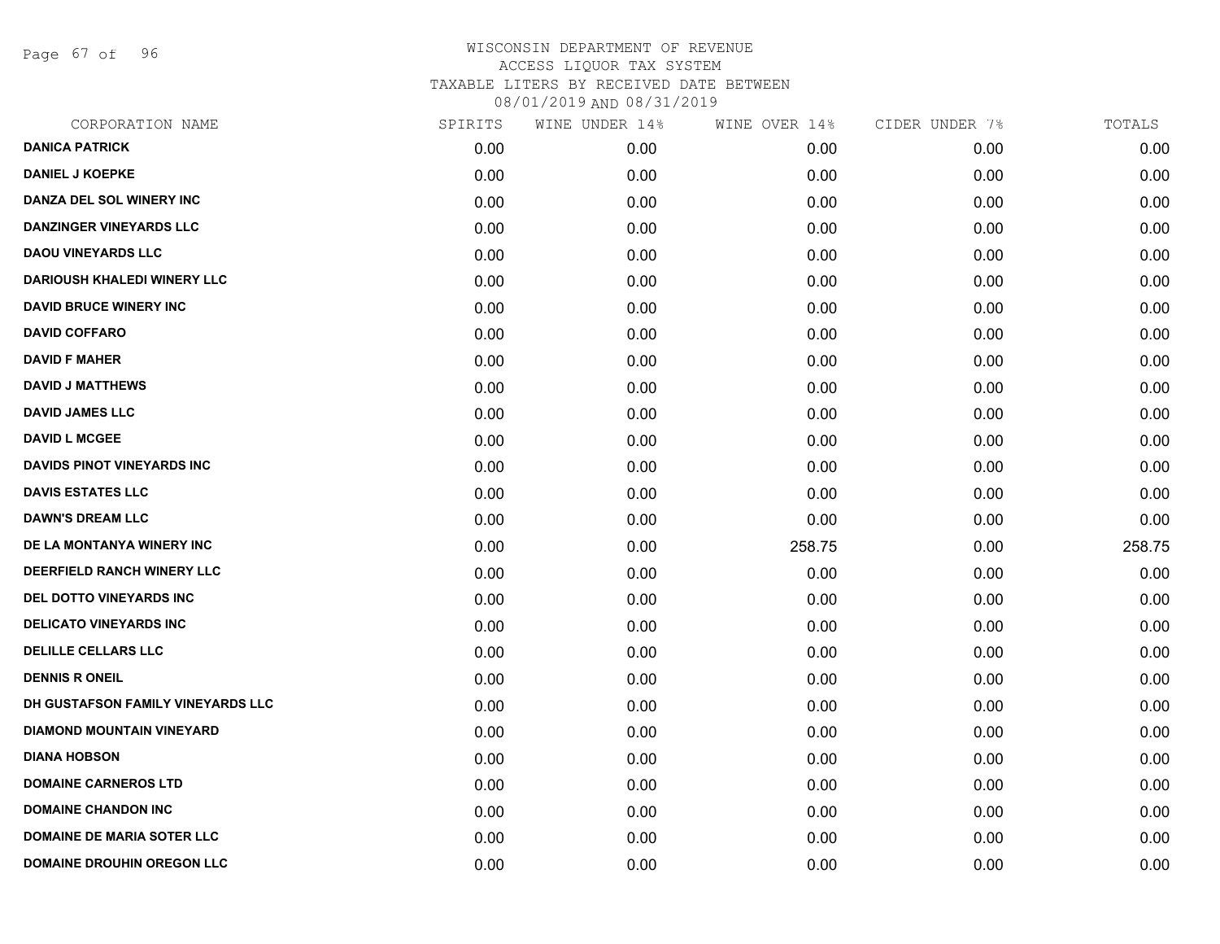# WISCONSIN DEPARTMENT OF REVENUE
ACCESS LIQUOR TAX SYSTEM
TAXABLE LITERS BY RECEIVED DATE BETWEEN
08/01/2019 AND 08/31/2019

| CORPORATION NAME | SPIRITS | WINE UNDER 14% | WINE OVER 14% | CIDER UNDER 7% | TOTALS |
|---|---|---|---|---|---|
| DANICA PATRICK | 0.00 | 0.00 | 0.00 | 0.00 | 0.00 |
| DANIEL J KOEPKE | 0.00 | 0.00 | 0.00 | 0.00 | 0.00 |
| DANZA DEL SOL WINERY INC | 0.00 | 0.00 | 0.00 | 0.00 | 0.00 |
| DANZINGER VINEYARDS LLC | 0.00 | 0.00 | 0.00 | 0.00 | 0.00 |
| DAOU VINEYARDS LLC | 0.00 | 0.00 | 0.00 | 0.00 | 0.00 |
| DARIOUSH KHALEDI WINERY LLC | 0.00 | 0.00 | 0.00 | 0.00 | 0.00 |
| DAVID BRUCE WINERY INC | 0.00 | 0.00 | 0.00 | 0.00 | 0.00 |
| DAVID COFFARO | 0.00 | 0.00 | 0.00 | 0.00 | 0.00 |
| DAVID F MAHER | 0.00 | 0.00 | 0.00 | 0.00 | 0.00 |
| DAVID J MATTHEWS | 0.00 | 0.00 | 0.00 | 0.00 | 0.00 |
| DAVID JAMES LLC | 0.00 | 0.00 | 0.00 | 0.00 | 0.00 |
| DAVID L MCGEE | 0.00 | 0.00 | 0.00 | 0.00 | 0.00 |
| DAVIDS PINOT VINEYARDS INC | 0.00 | 0.00 | 0.00 | 0.00 | 0.00 |
| DAVIS ESTATES LLC | 0.00 | 0.00 | 0.00 | 0.00 | 0.00 |
| DAWN'S DREAM LLC | 0.00 | 0.00 | 0.00 | 0.00 | 0.00 |
| DE LA MONTANYA WINERY INC | 0.00 | 0.00 | 258.75 | 0.00 | 258.75 |
| DEERFIELD RANCH WINERY LLC | 0.00 | 0.00 | 0.00 | 0.00 | 0.00 |
| DEL DOTTO VINEYARDS INC | 0.00 | 0.00 | 0.00 | 0.00 | 0.00 |
| DELICATO VINEYARDS INC | 0.00 | 0.00 | 0.00 | 0.00 | 0.00 |
| DELILLE CELLARS LLC | 0.00 | 0.00 | 0.00 | 0.00 | 0.00 |
| DENNIS R ONEIL | 0.00 | 0.00 | 0.00 | 0.00 | 0.00 |
| DH GUSTAFSON FAMILY VINEYARDS LLC | 0.00 | 0.00 | 0.00 | 0.00 | 0.00 |
| DIAMOND MOUNTAIN VINEYARD | 0.00 | 0.00 | 0.00 | 0.00 | 0.00 |
| DIANA HOBSON | 0.00 | 0.00 | 0.00 | 0.00 | 0.00 |
| DOMAINE CARNEROS LTD | 0.00 | 0.00 | 0.00 | 0.00 | 0.00 |
| DOMAINE CHANDON INC | 0.00 | 0.00 | 0.00 | 0.00 | 0.00 |
| DOMAINE DE MARIA SOTER LLC | 0.00 | 0.00 | 0.00 | 0.00 | 0.00 |
| DOMAINE DROUHIN OREGON LLC | 0.00 | 0.00 | 0.00 | 0.00 | 0.00 |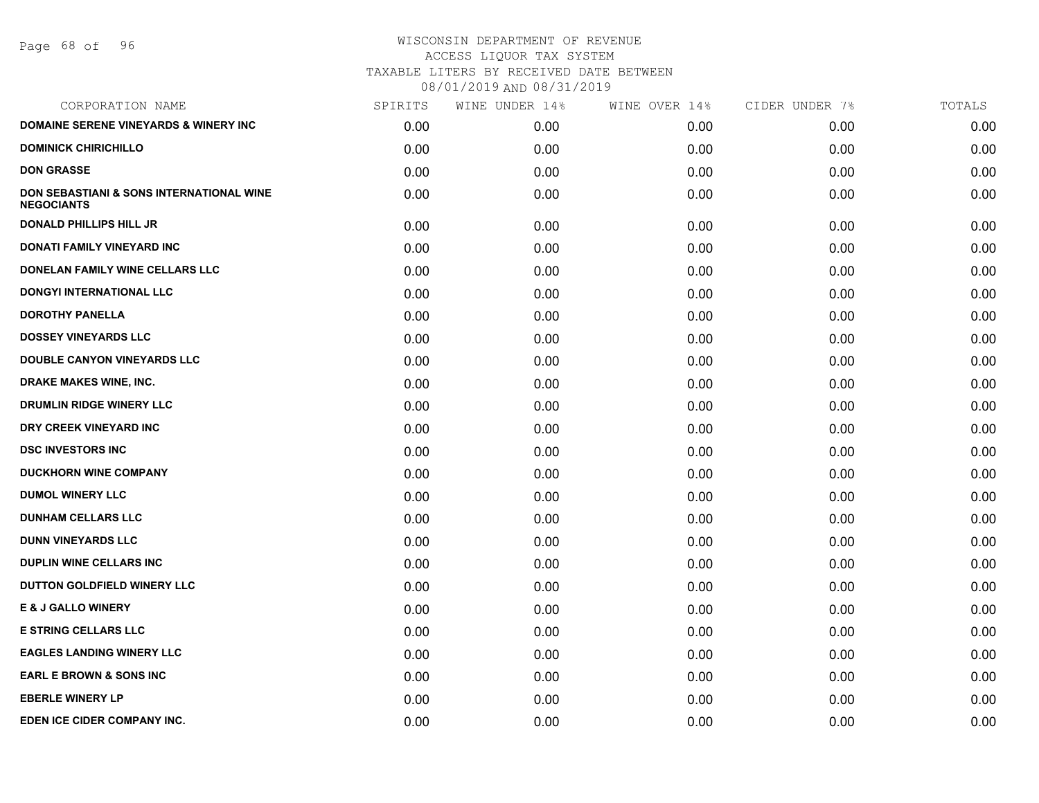WISCONSIN DEPARTMENT OF REVENUE
ACCESS LIQUOR TAX SYSTEM
TAXABLE LITERS BY RECEIVED DATE BETWEEN
08/01/2019 AND 08/31/2019

| CORPORATION NAME | SPIRITS | WINE UNDER 14% | WINE OVER 14% | CIDER UNDER 7% | TOTALS |
|---|---|---|---|---|---|
| DOMAINE SERENE VINEYARDS & WINERY INC | 0.00 | 0.00 | 0.00 | 0.00 | 0.00 |
| DOMINICK CHIRICHILLO | 0.00 | 0.00 | 0.00 | 0.00 | 0.00 |
| DON GRASSE | 0.00 | 0.00 | 0.00 | 0.00 | 0.00 |
| DON SEBASTIANI & SONS INTERNATIONAL WINE NEGOCIANTS | 0.00 | 0.00 | 0.00 | 0.00 | 0.00 |
| DONALD PHILLIPS HILL JR | 0.00 | 0.00 | 0.00 | 0.00 | 0.00 |
| DONATI FAMILY VINEYARD INC | 0.00 | 0.00 | 0.00 | 0.00 | 0.00 |
| DONELAN FAMILY WINE CELLARS LLC | 0.00 | 0.00 | 0.00 | 0.00 | 0.00 |
| DONGYI INTERNATIONAL LLC | 0.00 | 0.00 | 0.00 | 0.00 | 0.00 |
| DOROTHY PANELLA | 0.00 | 0.00 | 0.00 | 0.00 | 0.00 |
| DOSSEY VINEYARDS LLC | 0.00 | 0.00 | 0.00 | 0.00 | 0.00 |
| DOUBLE CANYON VINEYARDS LLC | 0.00 | 0.00 | 0.00 | 0.00 | 0.00 |
| DRAKE MAKES WINE, INC. | 0.00 | 0.00 | 0.00 | 0.00 | 0.00 |
| DRUMLIN RIDGE WINERY LLC | 0.00 | 0.00 | 0.00 | 0.00 | 0.00 |
| DRY CREEK VINEYARD INC | 0.00 | 0.00 | 0.00 | 0.00 | 0.00 |
| DSC INVESTORS INC | 0.00 | 0.00 | 0.00 | 0.00 | 0.00 |
| DUCKHORN WINE COMPANY | 0.00 | 0.00 | 0.00 | 0.00 | 0.00 |
| DUMOL WINERY LLC | 0.00 | 0.00 | 0.00 | 0.00 | 0.00 |
| DUNHAM CELLARS LLC | 0.00 | 0.00 | 0.00 | 0.00 | 0.00 |
| DUNN VINEYARDS LLC | 0.00 | 0.00 | 0.00 | 0.00 | 0.00 |
| DUPLIN WINE CELLARS INC | 0.00 | 0.00 | 0.00 | 0.00 | 0.00 |
| DUTTON GOLDFIELD WINERY LLC | 0.00 | 0.00 | 0.00 | 0.00 | 0.00 |
| E & J GALLO WINERY | 0.00 | 0.00 | 0.00 | 0.00 | 0.00 |
| E STRING CELLARS LLC | 0.00 | 0.00 | 0.00 | 0.00 | 0.00 |
| EAGLES LANDING WINERY LLC | 0.00 | 0.00 | 0.00 | 0.00 | 0.00 |
| EARL E BROWN & SONS INC | 0.00 | 0.00 | 0.00 | 0.00 | 0.00 |
| EBERLE WINERY LP | 0.00 | 0.00 | 0.00 | 0.00 | 0.00 |
| EDEN ICE CIDER COMPANY INC. | 0.00 | 0.00 | 0.00 | 0.00 | 0.00 |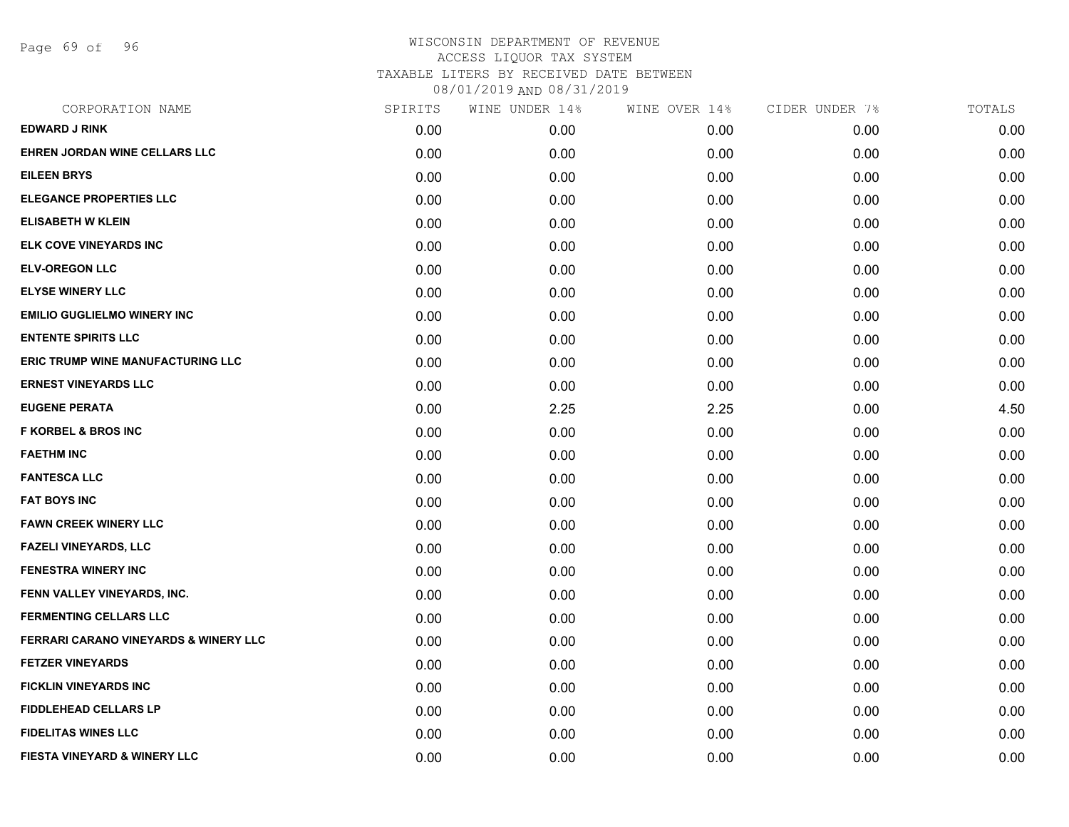# WISCONSIN DEPARTMENT OF REVENUE
## ACCESS LIQUOR TAX SYSTEM
### TAXABLE LITERS BY RECEIVED DATE BETWEEN 08/01/2019 AND 08/31/2019

| CORPORATION NAME | SPIRITS | WINE UNDER 14% | WINE OVER 14% | CIDER UNDER 7% | TOTALS |
|---|---|---|---|---|---|
| EDWARD J RINK | 0.00 | 0.00 | 0.00 | 0.00 | 0.00 |
| EHREN JORDAN WINE CELLARS LLC | 0.00 | 0.00 | 0.00 | 0.00 | 0.00 |
| EILEEN BRYS | 0.00 | 0.00 | 0.00 | 0.00 | 0.00 |
| ELEGANCE PROPERTIES LLC | 0.00 | 0.00 | 0.00 | 0.00 | 0.00 |
| ELISABETH W KLEIN | 0.00 | 0.00 | 0.00 | 0.00 | 0.00 |
| ELK COVE VINEYARDS INC | 0.00 | 0.00 | 0.00 | 0.00 | 0.00 |
| ELV-OREGON LLC | 0.00 | 0.00 | 0.00 | 0.00 | 0.00 |
| ELYSE WINERY LLC | 0.00 | 0.00 | 0.00 | 0.00 | 0.00 |
| EMILIO GUGLIELMO WINERY INC | 0.00 | 0.00 | 0.00 | 0.00 | 0.00 |
| ENTENTE SPIRITS LLC | 0.00 | 0.00 | 0.00 | 0.00 | 0.00 |
| ERIC TRUMP WINE MANUFACTURING LLC | 0.00 | 0.00 | 0.00 | 0.00 | 0.00 |
| ERNEST VINEYARDS LLC | 0.00 | 0.00 | 0.00 | 0.00 | 0.00 |
| EUGENE PERATA | 0.00 | 2.25 | 2.25 | 0.00 | 4.50 |
| F KORBEL & BROS INC | 0.00 | 0.00 | 0.00 | 0.00 | 0.00 |
| FAETHM INC | 0.00 | 0.00 | 0.00 | 0.00 | 0.00 |
| FANTESCA LLC | 0.00 | 0.00 | 0.00 | 0.00 | 0.00 |
| FAT BOYS INC | 0.00 | 0.00 | 0.00 | 0.00 | 0.00 |
| FAWN CREEK WINERY LLC | 0.00 | 0.00 | 0.00 | 0.00 | 0.00 |
| FAZELI VINEYARDS, LLC | 0.00 | 0.00 | 0.00 | 0.00 | 0.00 |
| FENESTRA WINERY INC | 0.00 | 0.00 | 0.00 | 0.00 | 0.00 |
| FENN VALLEY VINEYARDS, INC. | 0.00 | 0.00 | 0.00 | 0.00 | 0.00 |
| FERMENTING CELLARS LLC | 0.00 | 0.00 | 0.00 | 0.00 | 0.00 |
| FERRARI CARANO VINEYARDS & WINERY LLC | 0.00 | 0.00 | 0.00 | 0.00 | 0.00 |
| FETZER VINEYARDS | 0.00 | 0.00 | 0.00 | 0.00 | 0.00 |
| FICKLIN VINEYARDS INC | 0.00 | 0.00 | 0.00 | 0.00 | 0.00 |
| FIDDLEHEAD CELLARS LP | 0.00 | 0.00 | 0.00 | 0.00 | 0.00 |
| FIDELITAS WINES LLC | 0.00 | 0.00 | 0.00 | 0.00 | 0.00 |
| FIESTA VINEYARD & WINERY LLC | 0.00 | 0.00 | 0.00 | 0.00 | 0.00 |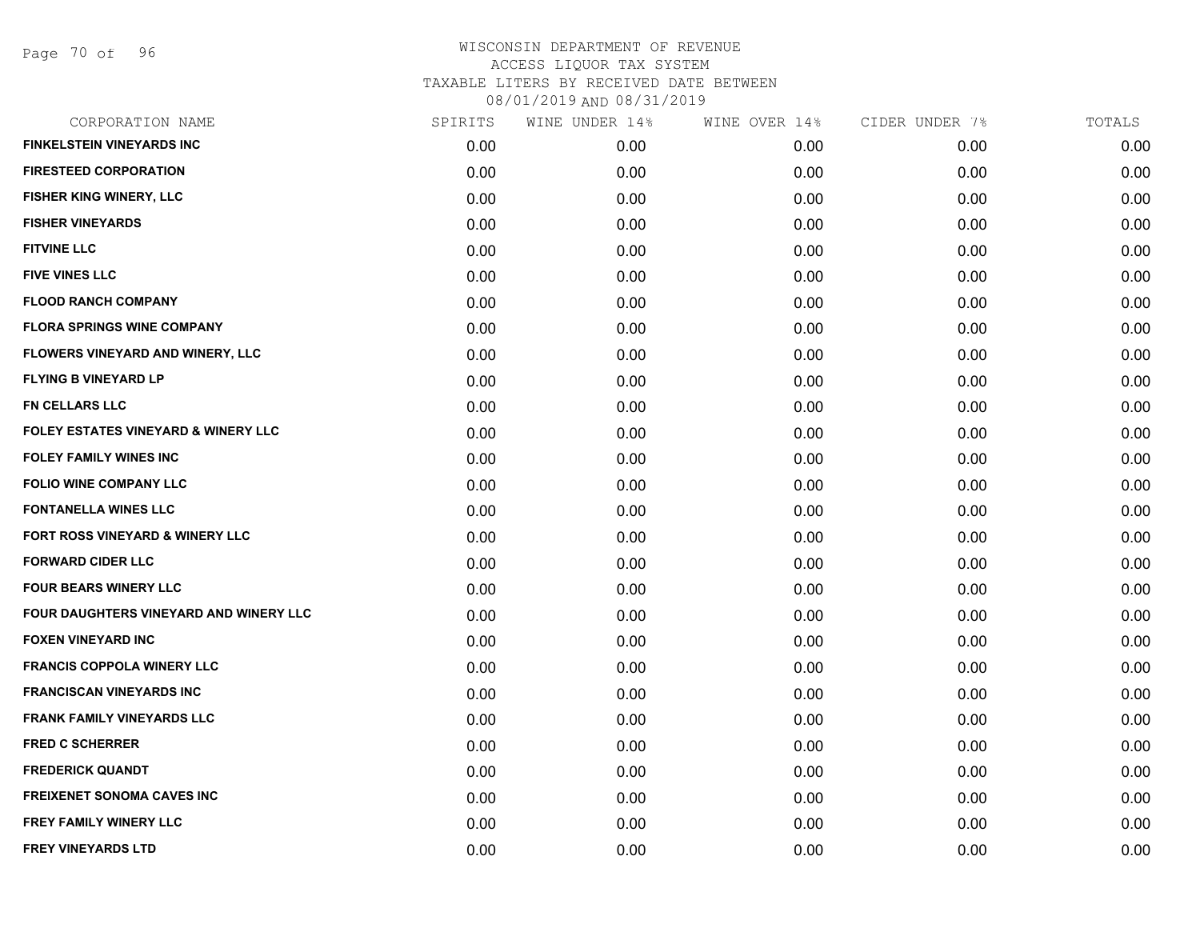# WISCONSIN DEPARTMENT OF REVENUE
## ACCESS LIQUOR TAX SYSTEM
## TAXABLE LITERS BY RECEIVED DATE BETWEEN
## 08/01/2019 AND 08/31/2019

| CORPORATION NAME | SPIRITS | WINE UNDER 14% | WINE OVER 14% | CIDER UNDER 7% | TOTALS |
|---|---|---|---|---|---|
| FINKELSTEIN VINEYARDS INC | 0.00 | 0.00 | 0.00 | 0.00 | 0.00 |
| FIRESTEED CORPORATION | 0.00 | 0.00 | 0.00 | 0.00 | 0.00 |
| FISHER KING WINERY, LLC | 0.00 | 0.00 | 0.00 | 0.00 | 0.00 |
| FISHER VINEYARDS | 0.00 | 0.00 | 0.00 | 0.00 | 0.00 |
| FITVINE LLC | 0.00 | 0.00 | 0.00 | 0.00 | 0.00 |
| FIVE VINES LLC | 0.00 | 0.00 | 0.00 | 0.00 | 0.00 |
| FLOOD RANCH COMPANY | 0.00 | 0.00 | 0.00 | 0.00 | 0.00 |
| FLORA SPRINGS WINE COMPANY | 0.00 | 0.00 | 0.00 | 0.00 | 0.00 |
| FLOWERS VINEYARD AND WINERY, LLC | 0.00 | 0.00 | 0.00 | 0.00 | 0.00 |
| FLYING B VINEYARD LP | 0.00 | 0.00 | 0.00 | 0.00 | 0.00 |
| FN CELLARS LLC | 0.00 | 0.00 | 0.00 | 0.00 | 0.00 |
| FOLEY ESTATES VINEYARD & WINERY LLC | 0.00 | 0.00 | 0.00 | 0.00 | 0.00 |
| FOLEY FAMILY WINES INC | 0.00 | 0.00 | 0.00 | 0.00 | 0.00 |
| FOLIO WINE COMPANY LLC | 0.00 | 0.00 | 0.00 | 0.00 | 0.00 |
| FONTANELLA WINES LLC | 0.00 | 0.00 | 0.00 | 0.00 | 0.00 |
| FORT ROSS VINEYARD & WINERY LLC | 0.00 | 0.00 | 0.00 | 0.00 | 0.00 |
| FORWARD CIDER LLC | 0.00 | 0.00 | 0.00 | 0.00 | 0.00 |
| FOUR BEARS WINERY LLC | 0.00 | 0.00 | 0.00 | 0.00 | 0.00 |
| FOUR DAUGHTERS VINEYARD AND WINERY LLC | 0.00 | 0.00 | 0.00 | 0.00 | 0.00 |
| FOXEN VINEYARD INC | 0.00 | 0.00 | 0.00 | 0.00 | 0.00 |
| FRANCIS COPPOLA WINERY LLC | 0.00 | 0.00 | 0.00 | 0.00 | 0.00 |
| FRANCISCAN VINEYARDS INC | 0.00 | 0.00 | 0.00 | 0.00 | 0.00 |
| FRANK FAMILY VINEYARDS LLC | 0.00 | 0.00 | 0.00 | 0.00 | 0.00 |
| FRED C SCHERRER | 0.00 | 0.00 | 0.00 | 0.00 | 0.00 |
| FREDERICK QUANDT | 0.00 | 0.00 | 0.00 | 0.00 | 0.00 |
| FREIXENET SONOMA CAVES INC | 0.00 | 0.00 | 0.00 | 0.00 | 0.00 |
| FREY FAMILY WINERY LLC | 0.00 | 0.00 | 0.00 | 0.00 | 0.00 |
| FREY VINEYARDS LTD | 0.00 | 0.00 | 0.00 | 0.00 | 0.00 |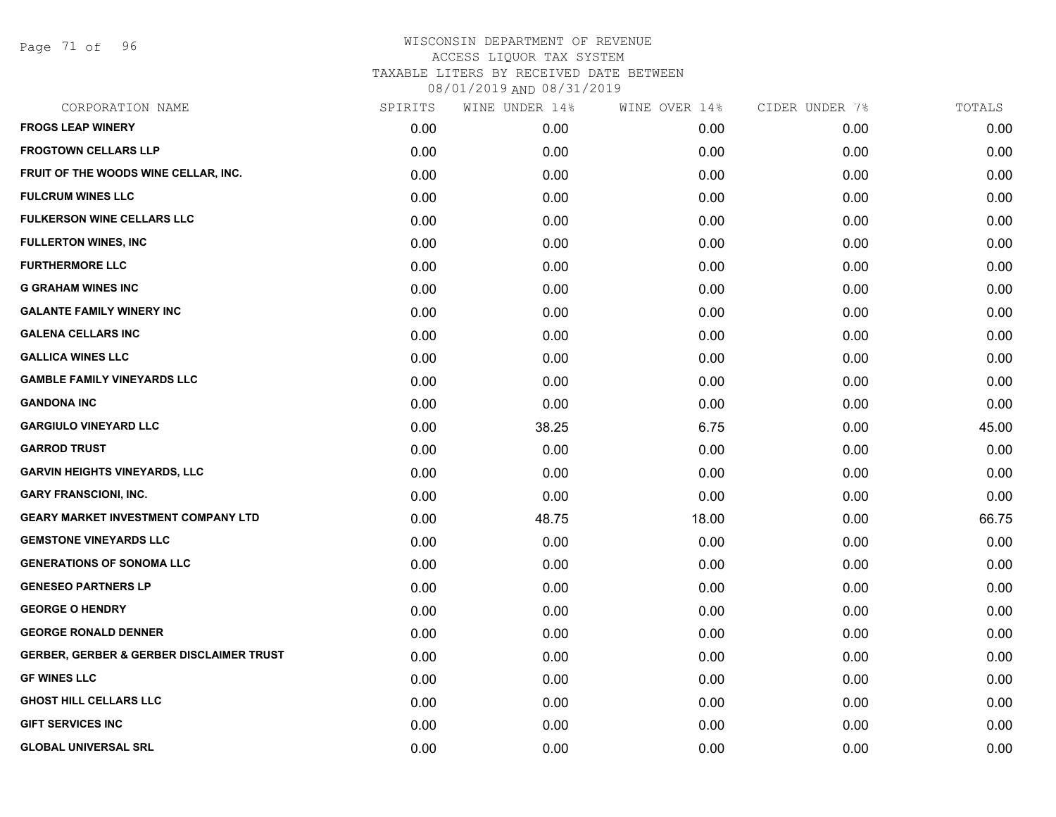# WISCONSIN DEPARTMENT OF REVENUE
## ACCESS LIQUOR TAX SYSTEM
### TAXABLE LITERS BY RECEIVED DATE BETWEEN 08/01/2019 AND 08/31/2019

| CORPORATION NAME | SPIRITS | WINE UNDER 14% | WINE OVER 14% | CIDER UNDER 7% | TOTALS |
|---|---|---|---|---|---|
| FROGS LEAP WINERY | 0.00 | 0.00 | 0.00 | 0.00 | 0.00 |
| FROGTOWN CELLARS LLP | 0.00 | 0.00 | 0.00 | 0.00 | 0.00 |
| FRUIT OF THE WOODS WINE CELLAR, INC. | 0.00 | 0.00 | 0.00 | 0.00 | 0.00 |
| FULCRUM WINES LLC | 0.00 | 0.00 | 0.00 | 0.00 | 0.00 |
| FULKERSON WINE CELLARS LLC | 0.00 | 0.00 | 0.00 | 0.00 | 0.00 |
| FULLERTON WINES, INC | 0.00 | 0.00 | 0.00 | 0.00 | 0.00 |
| FURTHERMORE LLC | 0.00 | 0.00 | 0.00 | 0.00 | 0.00 |
| G GRAHAM WINES INC | 0.00 | 0.00 | 0.00 | 0.00 | 0.00 |
| GALANTE FAMILY WINERY INC | 0.00 | 0.00 | 0.00 | 0.00 | 0.00 |
| GALENA CELLARS INC | 0.00 | 0.00 | 0.00 | 0.00 | 0.00 |
| GALLICA WINES LLC | 0.00 | 0.00 | 0.00 | 0.00 | 0.00 |
| GAMBLE FAMILY VINEYARDS LLC | 0.00 | 0.00 | 0.00 | 0.00 | 0.00 |
| GANDONA INC | 0.00 | 0.00 | 0.00 | 0.00 | 0.00 |
| GARGIULO VINEYARD LLC | 0.00 | 38.25 | 6.75 | 0.00 | 45.00 |
| GARROD TRUST | 0.00 | 0.00 | 0.00 | 0.00 | 0.00 |
| GARVIN HEIGHTS VINEYARDS, LLC | 0.00 | 0.00 | 0.00 | 0.00 | 0.00 |
| GARY FRANSCIONI, INC. | 0.00 | 0.00 | 0.00 | 0.00 | 0.00 |
| GEARY MARKET INVESTMENT COMPANY LTD | 0.00 | 48.75 | 18.00 | 0.00 | 66.75 |
| GEMSTONE VINEYARDS LLC | 0.00 | 0.00 | 0.00 | 0.00 | 0.00 |
| GENERATIONS OF SONOMA LLC | 0.00 | 0.00 | 0.00 | 0.00 | 0.00 |
| GENESEO PARTNERS LP | 0.00 | 0.00 | 0.00 | 0.00 | 0.00 |
| GEORGE O HENDRY | 0.00 | 0.00 | 0.00 | 0.00 | 0.00 |
| GEORGE RONALD DENNER | 0.00 | 0.00 | 0.00 | 0.00 | 0.00 |
| GERBER, GERBER & GERBER DISCLAIMER TRUST | 0.00 | 0.00 | 0.00 | 0.00 | 0.00 |
| GF WINES LLC | 0.00 | 0.00 | 0.00 | 0.00 | 0.00 |
| GHOST HILL CELLARS LLC | 0.00 | 0.00 | 0.00 | 0.00 | 0.00 |
| GIFT SERVICES INC | 0.00 | 0.00 | 0.00 | 0.00 | 0.00 |
| GLOBAL UNIVERSAL SRL | 0.00 | 0.00 | 0.00 | 0.00 | 0.00 |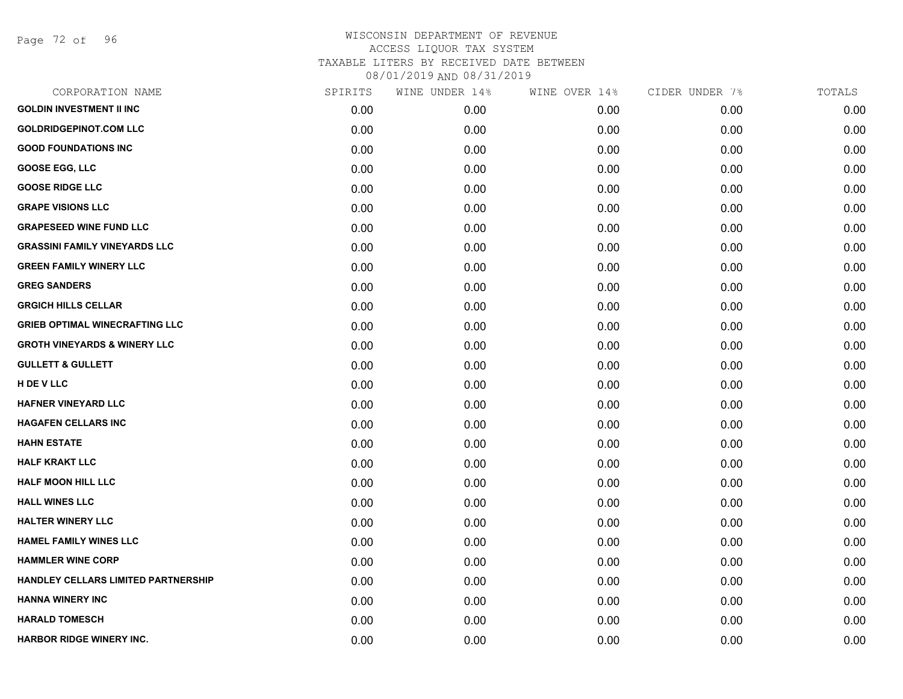# WISCONSIN DEPARTMENT OF REVENUE
## ACCESS LIQUOR TAX SYSTEM
### TAXABLE LITERS BY RECEIVED DATE BETWEEN 08/01/2019 AND 08/31/2019

| CORPORATION NAME | SPIRITS | WINE UNDER 14% | WINE OVER 14% | CIDER UNDER 7% | TOTALS |
|---|---|---|---|---|---|
| **GOLDIN INVESTMENT II INC** | 0.00 | 0.00 | 0.00 | 0.00 | 0.00 |
| **GOLDRIDGEPINOT.COM LLC** | 0.00 | 0.00 | 0.00 | 0.00 | 0.00 |
| **GOOD FOUNDATIONS INC** | 0.00 | 0.00 | 0.00 | 0.00 | 0.00 |
| **GOOSE EGG, LLC** | 0.00 | 0.00 | 0.00 | 0.00 | 0.00 |
| **GOOSE RIDGE LLC** | 0.00 | 0.00 | 0.00 | 0.00 | 0.00 |
| **GRAPE VISIONS LLC** | 0.00 | 0.00 | 0.00 | 0.00 | 0.00 |
| **GRAPESEED WINE FUND LLC** | 0.00 | 0.00 | 0.00 | 0.00 | 0.00 |
| **GRASSINI FAMILY VINEYARDS LLC** | 0.00 | 0.00 | 0.00 | 0.00 | 0.00 |
| **GREEN FAMILY WINERY LLC** | 0.00 | 0.00 | 0.00 | 0.00 | 0.00 |
| **GREG SANDERS** | 0.00 | 0.00 | 0.00 | 0.00 | 0.00 |
| **GRGICH HILLS CELLAR** | 0.00 | 0.00 | 0.00 | 0.00 | 0.00 |
| **GRIEB OPTIMAL WINECRAFTING LLC** | 0.00 | 0.00 | 0.00 | 0.00 | 0.00 |
| **GROTH VINEYARDS & WINERY LLC** | 0.00 | 0.00 | 0.00 | 0.00 | 0.00 |
| **GULLETT & GULLETT** | 0.00 | 0.00 | 0.00 | 0.00 | 0.00 |
| **H DE V LLC** | 0.00 | 0.00 | 0.00 | 0.00 | 0.00 |
| **HAFNER VINEYARD LLC** | 0.00 | 0.00 | 0.00 | 0.00 | 0.00 |
| **HAGAFEN CELLARS INC** | 0.00 | 0.00 | 0.00 | 0.00 | 0.00 |
| **HAHN ESTATE** | 0.00 | 0.00 | 0.00 | 0.00 | 0.00 |
| **HALF KRAKT LLC** | 0.00 | 0.00 | 0.00 | 0.00 | 0.00 |
| **HALF MOON HILL LLC** | 0.00 | 0.00 | 0.00 | 0.00 | 0.00 |
| **HALL WINES LLC** | 0.00 | 0.00 | 0.00 | 0.00 | 0.00 |
| **HALTER WINERY LLC** | 0.00 | 0.00 | 0.00 | 0.00 | 0.00 |
| **HAMEL FAMILY WINES LLC** | 0.00 | 0.00 | 0.00 | 0.00 | 0.00 |
| **HAMMLER WINE CORP** | 0.00 | 0.00 | 0.00 | 0.00 | 0.00 |
| **HANDLEY CELLARS LIMITED PARTNERSHIP** | 0.00 | 0.00 | 0.00 | 0.00 | 0.00 |
| **HANNA WINERY INC** | 0.00 | 0.00 | 0.00 | 0.00 | 0.00 |
| **HARALD TOMESCH** | 0.00 | 0.00 | 0.00 | 0.00 | 0.00 |
| **HARBOR RIDGE WINERY INC.** | 0.00 | 0.00 | 0.00 | 0.00 | 0.00 |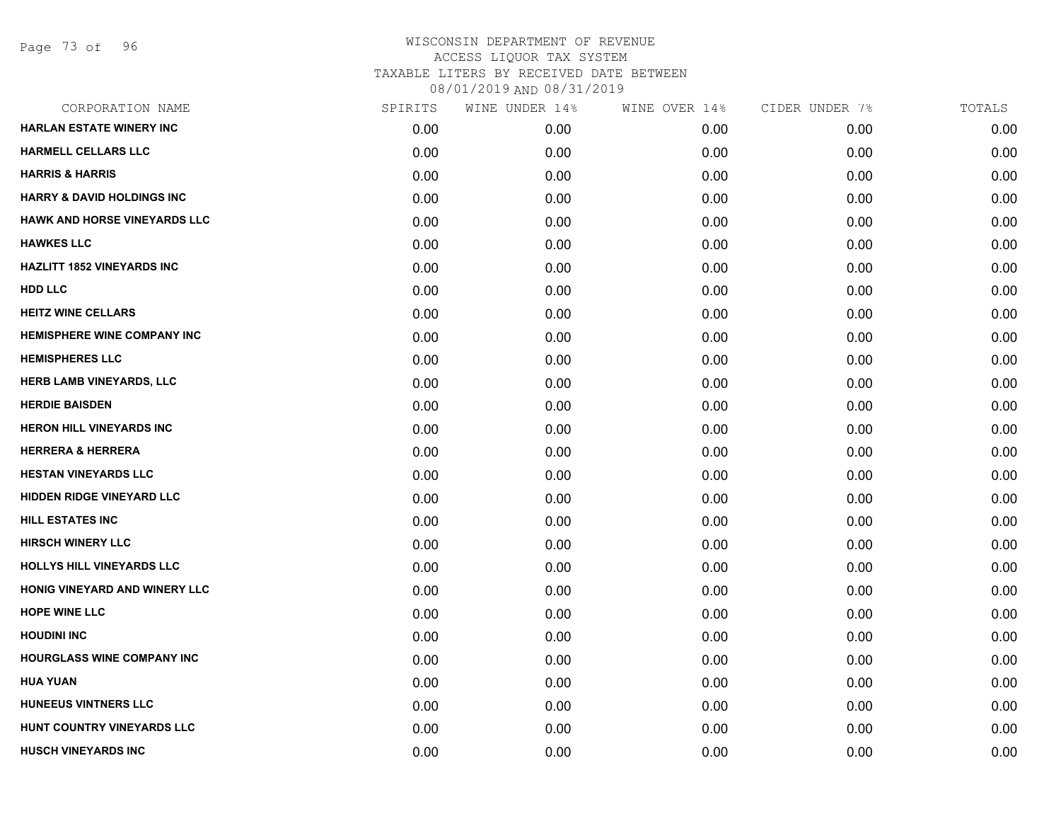# WISCONSIN DEPARTMENT OF REVENUE
ACCESS LIQUOR TAX SYSTEM
TAXABLE LITERS BY RECEIVED DATE BETWEEN
08/01/2019 AND 08/31/2019

| CORPORATION NAME | SPIRITS | WINE UNDER 14% | WINE OVER 14% | CIDER UNDER 7% | TOTALS |
|---|---|---|---|---|---|
| **HARLAN ESTATE WINERY INC** | 0.00 | 0.00 | 0.00 | 0.00 | 0.00 |
| **HARMELL CELLARS LLC** | 0.00 | 0.00 | 0.00 | 0.00 | 0.00 |
| **HARRIS & HARRIS** | 0.00 | 0.00 | 0.00 | 0.00 | 0.00 |
| **HARRY & DAVID HOLDINGS INC** | 0.00 | 0.00 | 0.00 | 0.00 | 0.00 |
| **HAWK AND HORSE VINEYARDS LLC** | 0.00 | 0.00 | 0.00 | 0.00 | 0.00 |
| **HAWKES LLC** | 0.00 | 0.00 | 0.00 | 0.00 | 0.00 |
| **HAZLITT 1852 VINEYARDS INC** | 0.00 | 0.00 | 0.00 | 0.00 | 0.00 |
| **HDD LLC** | 0.00 | 0.00 | 0.00 | 0.00 | 0.00 |
| **HEITZ WINE CELLARS** | 0.00 | 0.00 | 0.00 | 0.00 | 0.00 |
| **HEMISPHERE WINE COMPANY INC** | 0.00 | 0.00 | 0.00 | 0.00 | 0.00 |
| **HEMISPHERES LLC** | 0.00 | 0.00 | 0.00 | 0.00 | 0.00 |
| **HERB LAMB VINEYARDS, LLC** | 0.00 | 0.00 | 0.00 | 0.00 | 0.00 |
| **HERDIE BAISDEN** | 0.00 | 0.00 | 0.00 | 0.00 | 0.00 |
| **HERON HILL VINEYARDS INC** | 0.00 | 0.00 | 0.00 | 0.00 | 0.00 |
| **HERRERA & HERRERA** | 0.00 | 0.00 | 0.00 | 0.00 | 0.00 |
| **HESTAN VINEYARDS LLC** | 0.00 | 0.00 | 0.00 | 0.00 | 0.00 |
| **HIDDEN RIDGE VINEYARD LLC** | 0.00 | 0.00 | 0.00 | 0.00 | 0.00 |
| **HILL ESTATES INC** | 0.00 | 0.00 | 0.00 | 0.00 | 0.00 |
| **HIRSCH WINERY LLC** | 0.00 | 0.00 | 0.00 | 0.00 | 0.00 |
| **HOLLYS HILL VINEYARDS LLC** | 0.00 | 0.00 | 0.00 | 0.00 | 0.00 |
| **HONIG VINEYARD AND WINERY LLC** | 0.00 | 0.00 | 0.00 | 0.00 | 0.00 |
| **HOPE WINE LLC** | 0.00 | 0.00 | 0.00 | 0.00 | 0.00 |
| **HOUDINI INC** | 0.00 | 0.00 | 0.00 | 0.00 | 0.00 |
| **HOURGLASS WINE COMPANY INC** | 0.00 | 0.00 | 0.00 | 0.00 | 0.00 |
| **HUA YUAN** | 0.00 | 0.00 | 0.00 | 0.00 | 0.00 |
| **HUNEEUS VINTNERS LLC** | 0.00 | 0.00 | 0.00 | 0.00 | 0.00 |
| **HUNT COUNTRY VINEYARDS LLC** | 0.00 | 0.00 | 0.00 | 0.00 | 0.00 |
| **HUSCH VINEYARDS INC** | 0.00 | 0.00 | 0.00 | 0.00 | 0.00 |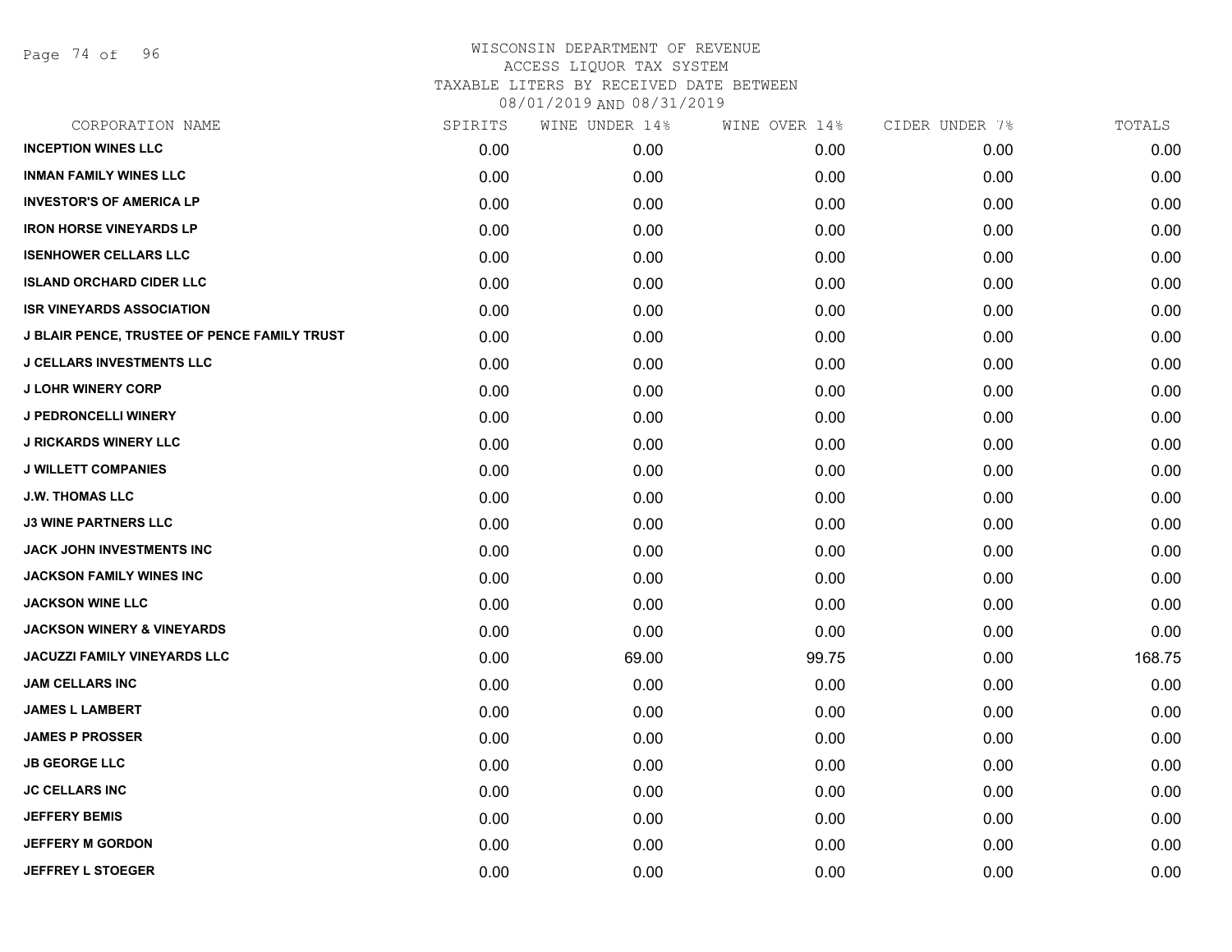# WISCONSIN DEPARTMENT OF REVENUE
## ACCESS LIQUOR TAX SYSTEM
### TAXABLE LITERS BY RECEIVED DATE BETWEEN 08/01/2019 AND 08/31/2019

| CORPORATION NAME | SPIRITS | WINE UNDER 14% | WINE OVER 14% | CIDER UNDER 7% | TOTALS |
|---|---|---|---|---|---|
| INCEPTION WINES LLC | 0.00 | 0.00 | 0.00 | 0.00 | 0.00 |
| INMAN FAMILY WINES LLC | 0.00 | 0.00 | 0.00 | 0.00 | 0.00 |
| INVESTOR'S OF AMERICA LP | 0.00 | 0.00 | 0.00 | 0.00 | 0.00 |
| IRON HORSE VINEYARDS LP | 0.00 | 0.00 | 0.00 | 0.00 | 0.00 |
| ISENHOWER CELLARS LLC | 0.00 | 0.00 | 0.00 | 0.00 | 0.00 |
| ISLAND ORCHARD CIDER LLC | 0.00 | 0.00 | 0.00 | 0.00 | 0.00 |
| ISR VINEYARDS ASSOCIATION | 0.00 | 0.00 | 0.00 | 0.00 | 0.00 |
| J BLAIR PENCE, TRUSTEE OF PENCE FAMILY TRUST | 0.00 | 0.00 | 0.00 | 0.00 | 0.00 |
| J CELLARS INVESTMENTS LLC | 0.00 | 0.00 | 0.00 | 0.00 | 0.00 |
| J LOHR WINERY CORP | 0.00 | 0.00 | 0.00 | 0.00 | 0.00 |
| J PEDRONCELLI WINERY | 0.00 | 0.00 | 0.00 | 0.00 | 0.00 |
| J RICKARDS WINERY LLC | 0.00 | 0.00 | 0.00 | 0.00 | 0.00 |
| J WILLETT COMPANIES | 0.00 | 0.00 | 0.00 | 0.00 | 0.00 |
| J.W. THOMAS LLC | 0.00 | 0.00 | 0.00 | 0.00 | 0.00 |
| J3 WINE PARTNERS LLC | 0.00 | 0.00 | 0.00 | 0.00 | 0.00 |
| JACK JOHN INVESTMENTS INC | 0.00 | 0.00 | 0.00 | 0.00 | 0.00 |
| JACKSON FAMILY WINES INC | 0.00 | 0.00 | 0.00 | 0.00 | 0.00 |
| JACKSON WINE LLC | 0.00 | 0.00 | 0.00 | 0.00 | 0.00 |
| JACKSON WINERY & VINEYARDS | 0.00 | 0.00 | 0.00 | 0.00 | 0.00 |
| JACUZZI FAMILY VINEYARDS LLC | 0.00 | 69.00 | 99.75 | 0.00 | 168.75 |
| JAM CELLARS INC | 0.00 | 0.00 | 0.00 | 0.00 | 0.00 |
| JAMES L LAMBERT | 0.00 | 0.00 | 0.00 | 0.00 | 0.00 |
| JAMES P PROSSER | 0.00 | 0.00 | 0.00 | 0.00 | 0.00 |
| JB GEORGE LLC | 0.00 | 0.00 | 0.00 | 0.00 | 0.00 |
| JC CELLARS INC | 0.00 | 0.00 | 0.00 | 0.00 | 0.00 |
| JEFFERY BEMIS | 0.00 | 0.00 | 0.00 | 0.00 | 0.00 |
| JEFFERY M GORDON | 0.00 | 0.00 | 0.00 | 0.00 | 0.00 |
| JEFFREY L STOEGER | 0.00 | 0.00 | 0.00 | 0.00 | 0.00 |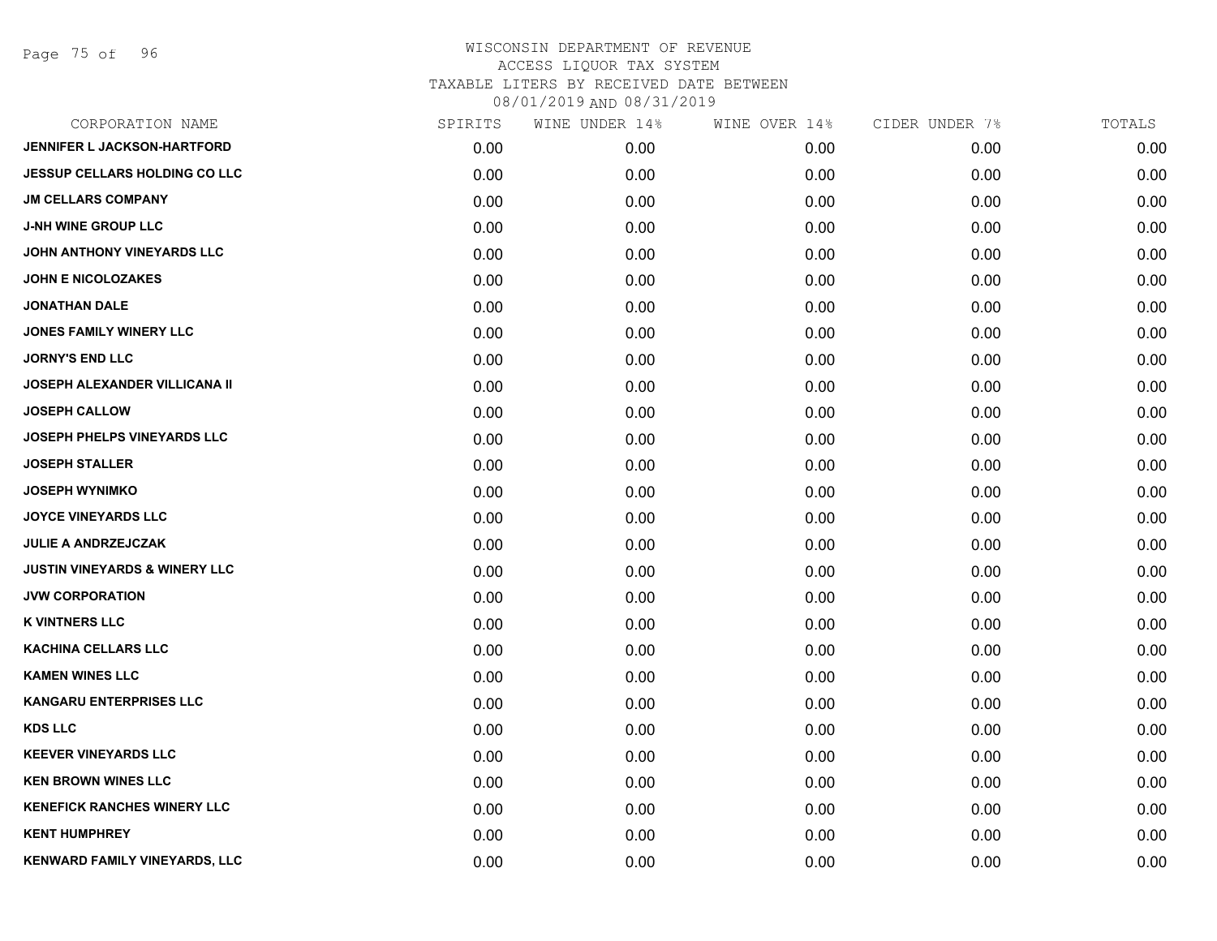WISCONSIN DEPARTMENT OF REVENUE
ACCESS LIQUOR TAX SYSTEM
TAXABLE LITERS BY RECEIVED DATE BETWEEN
08/01/2019 AND 08/31/2019

| CORPORATION NAME | SPIRITS | WINE UNDER 14% | WINE OVER 14% | CIDER UNDER 7% | TOTALS |
|---|---|---|---|---|---|
| JENNIFER L JACKSON-HARTFORD | 0.00 | 0.00 | 0.00 | 0.00 | 0.00 |
| JESSUP CELLARS HOLDING CO LLC | 0.00 | 0.00 | 0.00 | 0.00 | 0.00 |
| JM CELLARS COMPANY | 0.00 | 0.00 | 0.00 | 0.00 | 0.00 |
| J-NH WINE GROUP LLC | 0.00 | 0.00 | 0.00 | 0.00 | 0.00 |
| JOHN ANTHONY VINEYARDS LLC | 0.00 | 0.00 | 0.00 | 0.00 | 0.00 |
| JOHN E NICOLOZAKES | 0.00 | 0.00 | 0.00 | 0.00 | 0.00 |
| JONATHAN DALE | 0.00 | 0.00 | 0.00 | 0.00 | 0.00 |
| JONES FAMILY WINERY LLC | 0.00 | 0.00 | 0.00 | 0.00 | 0.00 |
| JORNY'S END LLC | 0.00 | 0.00 | 0.00 | 0.00 | 0.00 |
| JOSEPH ALEXANDER VILLICANA II | 0.00 | 0.00 | 0.00 | 0.00 | 0.00 |
| JOSEPH CALLOW | 0.00 | 0.00 | 0.00 | 0.00 | 0.00 |
| JOSEPH PHELPS VINEYARDS LLC | 0.00 | 0.00 | 0.00 | 0.00 | 0.00 |
| JOSEPH STALLER | 0.00 | 0.00 | 0.00 | 0.00 | 0.00 |
| JOSEPH WYNIMKO | 0.00 | 0.00 | 0.00 | 0.00 | 0.00 |
| JOYCE VINEYARDS LLC | 0.00 | 0.00 | 0.00 | 0.00 | 0.00 |
| JULIE A ANDRZEJCZAK | 0.00 | 0.00 | 0.00 | 0.00 | 0.00 |
| JUSTIN VINEYARDS & WINERY LLC | 0.00 | 0.00 | 0.00 | 0.00 | 0.00 |
| JVW CORPORATION | 0.00 | 0.00 | 0.00 | 0.00 | 0.00 |
| K VINTNERS LLC | 0.00 | 0.00 | 0.00 | 0.00 | 0.00 |
| KACHINA CELLARS LLC | 0.00 | 0.00 | 0.00 | 0.00 | 0.00 |
| KAMEN WINES LLC | 0.00 | 0.00 | 0.00 | 0.00 | 0.00 |
| KANGARU ENTERPRISES LLC | 0.00 | 0.00 | 0.00 | 0.00 | 0.00 |
| KDS LLC | 0.00 | 0.00 | 0.00 | 0.00 | 0.00 |
| KEEVER VINEYARDS LLC | 0.00 | 0.00 | 0.00 | 0.00 | 0.00 |
| KEN BROWN WINES LLC | 0.00 | 0.00 | 0.00 | 0.00 | 0.00 |
| KENEFICK RANCHES WINERY LLC | 0.00 | 0.00 | 0.00 | 0.00 | 0.00 |
| KENT HUMPHREY | 0.00 | 0.00 | 0.00 | 0.00 | 0.00 |
| KENWARD FAMILY VINEYARDS, LLC | 0.00 | 0.00 | 0.00 | 0.00 | 0.00 |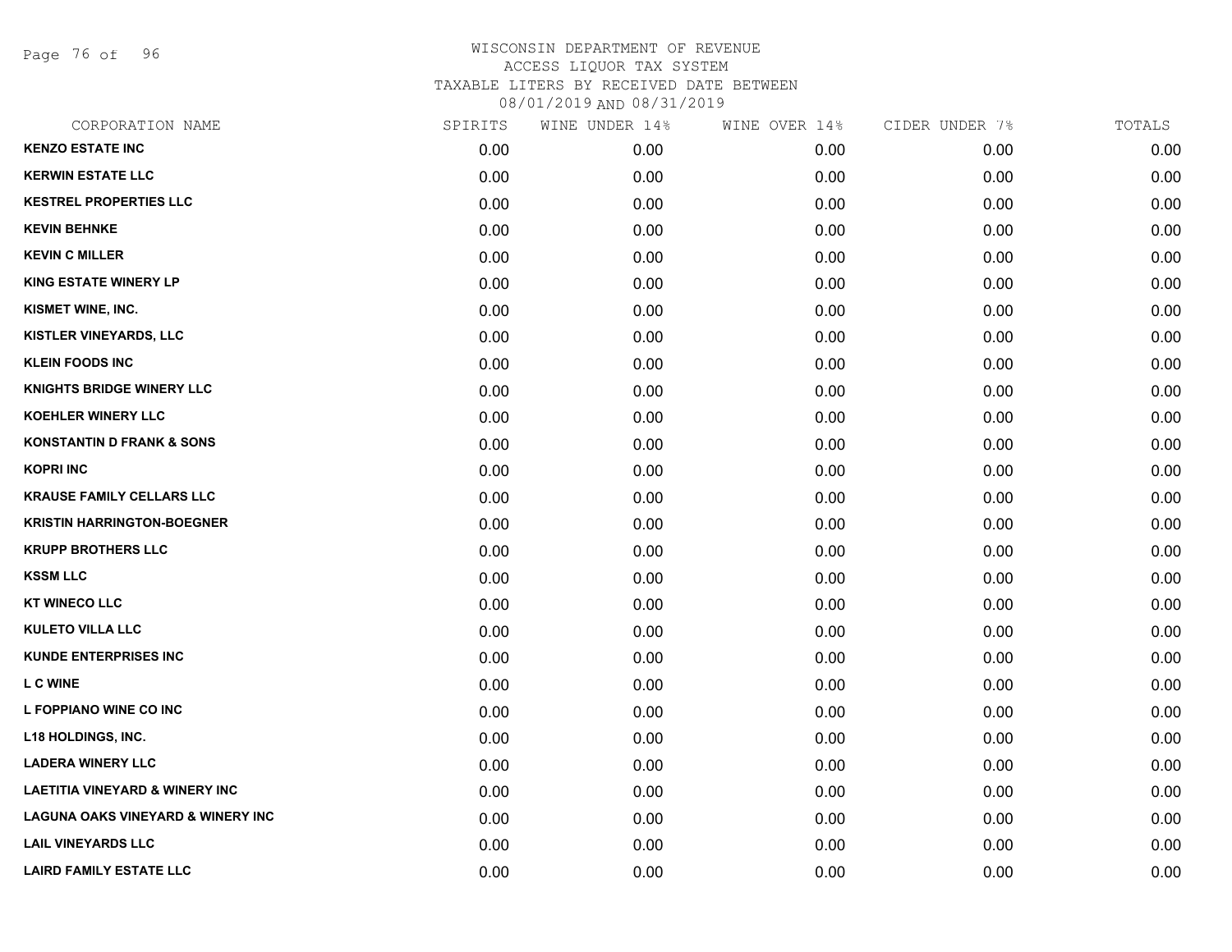# WISCONSIN DEPARTMENT OF REVENUE
ACCESS LIQUOR TAX SYSTEM
TAXABLE LITERS BY RECEIVED DATE BETWEEN
08/01/2019 AND 08/31/2019

| CORPORATION NAME | SPIRITS | WINE UNDER 14% | WINE OVER 14% | CIDER UNDER 7% | TOTALS |
|---|---|---|---|---|---|
| KENZO ESTATE INC | 0.00 | 0.00 | 0.00 | 0.00 | 0.00 |
| KERWIN ESTATE LLC | 0.00 | 0.00 | 0.00 | 0.00 | 0.00 |
| KESTREL PROPERTIES LLC | 0.00 | 0.00 | 0.00 | 0.00 | 0.00 |
| KEVIN BEHNKE | 0.00 | 0.00 | 0.00 | 0.00 | 0.00 |
| KEVIN C MILLER | 0.00 | 0.00 | 0.00 | 0.00 | 0.00 |
| KING ESTATE WINERY LP | 0.00 | 0.00 | 0.00 | 0.00 | 0.00 |
| KISMET WINE, INC. | 0.00 | 0.00 | 0.00 | 0.00 | 0.00 |
| KISTLER VINEYARDS, LLC | 0.00 | 0.00 | 0.00 | 0.00 | 0.00 |
| KLEIN FOODS INC | 0.00 | 0.00 | 0.00 | 0.00 | 0.00 |
| KNIGHTS BRIDGE WINERY LLC | 0.00 | 0.00 | 0.00 | 0.00 | 0.00 |
| KOEHLER WINERY LLC | 0.00 | 0.00 | 0.00 | 0.00 | 0.00 |
| KONSTANTIN D FRANK & SONS | 0.00 | 0.00 | 0.00 | 0.00 | 0.00 |
| KOPRI INC | 0.00 | 0.00 | 0.00 | 0.00 | 0.00 |
| KRAUSE FAMILY CELLARS LLC | 0.00 | 0.00 | 0.00 | 0.00 | 0.00 |
| KRISTIN HARRINGTON-BOEGNER | 0.00 | 0.00 | 0.00 | 0.00 | 0.00 |
| KRUPP BROTHERS LLC | 0.00 | 0.00 | 0.00 | 0.00 | 0.00 |
| KSSM LLC | 0.00 | 0.00 | 0.00 | 0.00 | 0.00 |
| KT WINECO LLC | 0.00 | 0.00 | 0.00 | 0.00 | 0.00 |
| KULETO VILLA LLC | 0.00 | 0.00 | 0.00 | 0.00 | 0.00 |
| KUNDE ENTERPRISES INC | 0.00 | 0.00 | 0.00 | 0.00 | 0.00 |
| L C WINE | 0.00 | 0.00 | 0.00 | 0.00 | 0.00 |
| L FOPPIANO WINE CO INC | 0.00 | 0.00 | 0.00 | 0.00 | 0.00 |
| L18 HOLDINGS, INC. | 0.00 | 0.00 | 0.00 | 0.00 | 0.00 |
| LADERA WINERY LLC | 0.00 | 0.00 | 0.00 | 0.00 | 0.00 |
| LAETITIA VINEYARD & WINERY INC | 0.00 | 0.00 | 0.00 | 0.00 | 0.00 |
| LAGUNA OAKS VINEYARD & WINERY INC | 0.00 | 0.00 | 0.00 | 0.00 | 0.00 |
| LAIL VINEYARDS LLC | 0.00 | 0.00 | 0.00 | 0.00 | 0.00 |
| LAIRD FAMILY ESTATE LLC | 0.00 | 0.00 | 0.00 | 0.00 | 0.00 |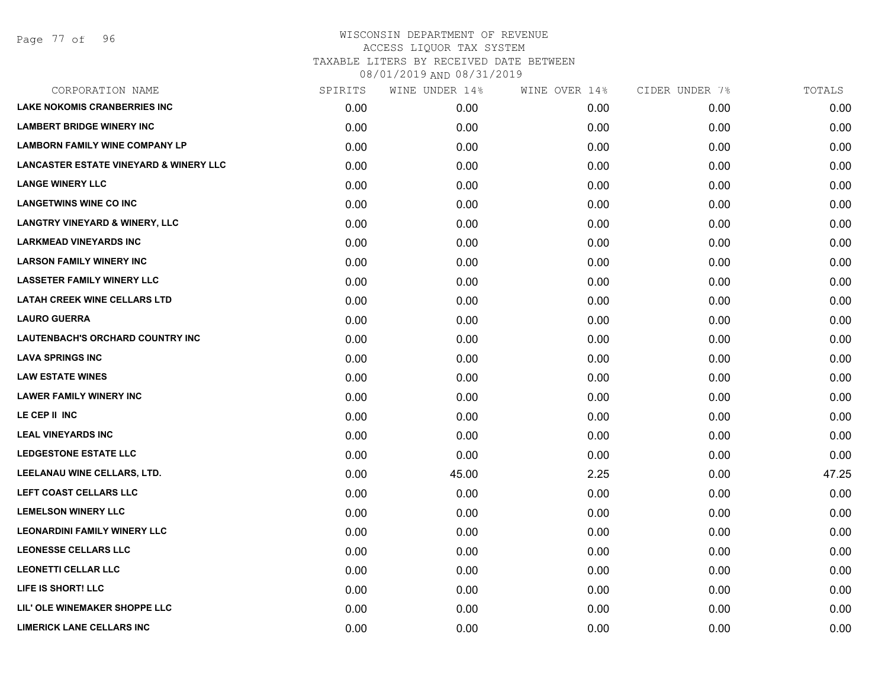# WISCONSIN DEPARTMENT OF REVENUE
ACCESS LIQUOR TAX SYSTEM
TAXABLE LITERS BY RECEIVED DATE BETWEEN
08/01/2019 AND 08/31/2019

| CORPORATION NAME | SPIRITS | WINE UNDER 14% | WINE OVER 14% | CIDER UNDER 7% | TOTALS |
|---|---|---|---|---|---|
| LAKE NOKOMIS CRANBERRIES INC | 0.00 | 0.00 | 0.00 | 0.00 | 0.00 |
| LAMBERT BRIDGE WINERY INC | 0.00 | 0.00 | 0.00 | 0.00 | 0.00 |
| LAMBORN FAMILY WINE COMPANY LP | 0.00 | 0.00 | 0.00 | 0.00 | 0.00 |
| LANCASTER ESTATE VINEYARD & WINERY LLC | 0.00 | 0.00 | 0.00 | 0.00 | 0.00 |
| LANGE WINERY LLC | 0.00 | 0.00 | 0.00 | 0.00 | 0.00 |
| LANGETWINS WINE CO INC | 0.00 | 0.00 | 0.00 | 0.00 | 0.00 |
| LANGTRY VINEYARD & WINERY, LLC | 0.00 | 0.00 | 0.00 | 0.00 | 0.00 |
| LARKMEAD VINEYARDS INC | 0.00 | 0.00 | 0.00 | 0.00 | 0.00 |
| LARSON FAMILY WINERY INC | 0.00 | 0.00 | 0.00 | 0.00 | 0.00 |
| LASSETER FAMILY WINERY LLC | 0.00 | 0.00 | 0.00 | 0.00 | 0.00 |
| LATAH CREEK WINE CELLARS LTD | 0.00 | 0.00 | 0.00 | 0.00 | 0.00 |
| LAURO GUERRA | 0.00 | 0.00 | 0.00 | 0.00 | 0.00 |
| LAUTENBACH'S ORCHARD COUNTRY INC | 0.00 | 0.00 | 0.00 | 0.00 | 0.00 |
| LAVA SPRINGS INC | 0.00 | 0.00 | 0.00 | 0.00 | 0.00 |
| LAW ESTATE WINES | 0.00 | 0.00 | 0.00 | 0.00 | 0.00 |
| LAWER FAMILY WINERY INC | 0.00 | 0.00 | 0.00 | 0.00 | 0.00 |
| LE CEP II INC | 0.00 | 0.00 | 0.00 | 0.00 | 0.00 |
| LEAL VINEYARDS INC | 0.00 | 0.00 | 0.00 | 0.00 | 0.00 |
| LEDGESTONE ESTATE LLC | 0.00 | 0.00 | 0.00 | 0.00 | 0.00 |
| LEELANAU WINE CELLARS, LTD. | 0.00 | 45.00 | 2.25 | 0.00 | 47.25 |
| LEFT COAST CELLARS LLC | 0.00 | 0.00 | 0.00 | 0.00 | 0.00 |
| LEMELSON WINERY LLC | 0.00 | 0.00 | 0.00 | 0.00 | 0.00 |
| LEONARDINI FAMILY WINERY LLC | 0.00 | 0.00 | 0.00 | 0.00 | 0.00 |
| LEONESSE CELLARS LLC | 0.00 | 0.00 | 0.00 | 0.00 | 0.00 |
| LEONETTI CELLAR LLC | 0.00 | 0.00 | 0.00 | 0.00 | 0.00 |
| LIFE IS SHORT! LLC | 0.00 | 0.00 | 0.00 | 0.00 | 0.00 |
| LIL' OLE WINEMAKER SHOPPE LLC | 0.00 | 0.00 | 0.00 | 0.00 | 0.00 |
| LIMERICK LANE CELLARS INC | 0.00 | 0.00 | 0.00 | 0.00 | 0.00 |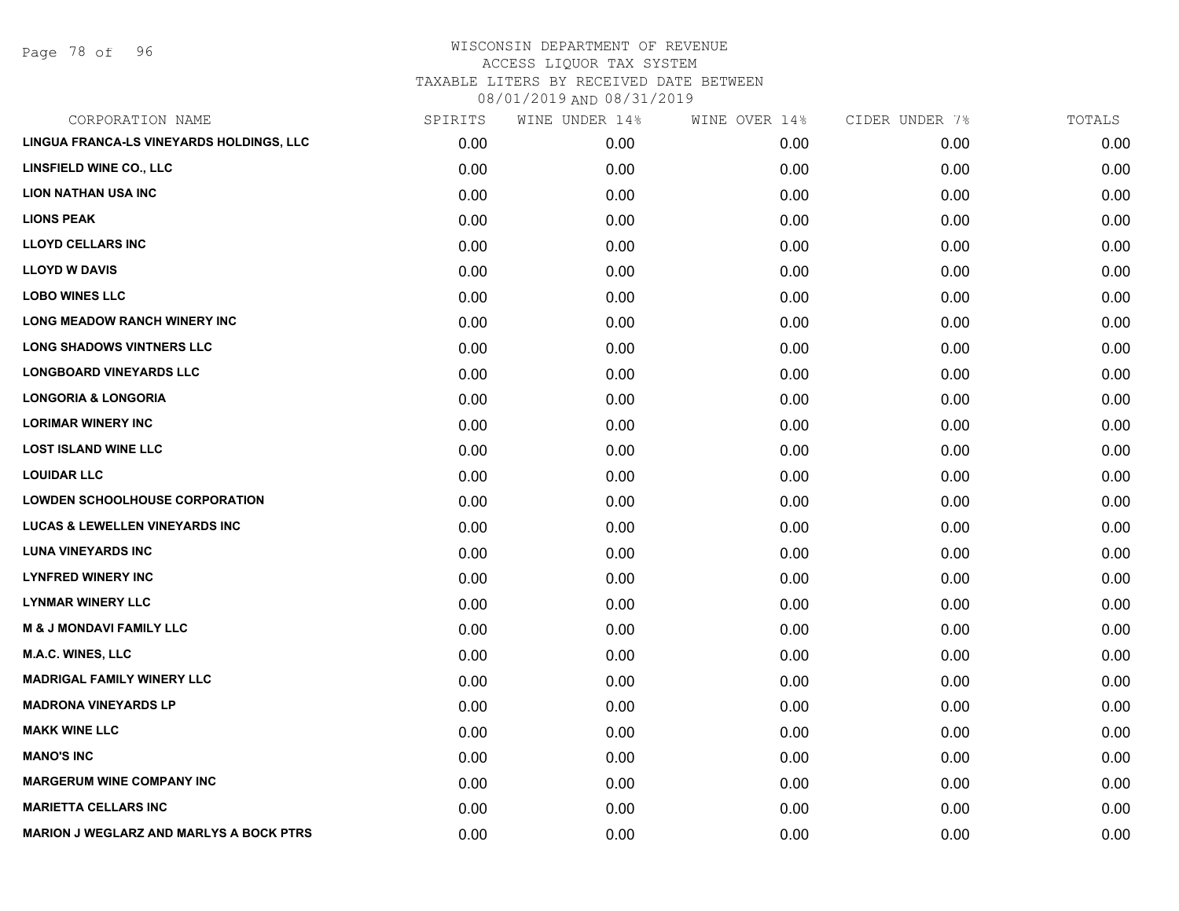# WISCONSIN DEPARTMENT OF REVENUE
## ACCESS LIQUOR TAX SYSTEM
### TAXABLE LITERS BY RECEIVED DATE BETWEEN 08/01/2019 AND 08/31/2019

| CORPORATION NAME | SPIRITS | WINE UNDER 14% | WINE OVER 14% | CIDER UNDER 7% | TOTALS |
|---|---|---|---|---|---|
| LINGUA FRANCA-LS VINEYARDS HOLDINGS, LLC | 0.00 | 0.00 | 0.00 | 0.00 | 0.00 |
| LINSFIELD WINE CO., LLC | 0.00 | 0.00 | 0.00 | 0.00 | 0.00 |
| LION NATHAN USA INC | 0.00 | 0.00 | 0.00 | 0.00 | 0.00 |
| LIONS PEAK | 0.00 | 0.00 | 0.00 | 0.00 | 0.00 |
| LLOYD CELLARS INC | 0.00 | 0.00 | 0.00 | 0.00 | 0.00 |
| LLOYD W DAVIS | 0.00 | 0.00 | 0.00 | 0.00 | 0.00 |
| LOBO WINES LLC | 0.00 | 0.00 | 0.00 | 0.00 | 0.00 |
| LONG MEADOW RANCH WINERY INC | 0.00 | 0.00 | 0.00 | 0.00 | 0.00 |
| LONG SHADOWS VINTNERS LLC | 0.00 | 0.00 | 0.00 | 0.00 | 0.00 |
| LONGBOARD VINEYARDS LLC | 0.00 | 0.00 | 0.00 | 0.00 | 0.00 |
| LONGORIA & LONGORIA | 0.00 | 0.00 | 0.00 | 0.00 | 0.00 |
| LORIMAR WINERY INC | 0.00 | 0.00 | 0.00 | 0.00 | 0.00 |
| LOST ISLAND WINE LLC | 0.00 | 0.00 | 0.00 | 0.00 | 0.00 |
| LOUIDAR LLC | 0.00 | 0.00 | 0.00 | 0.00 | 0.00 |
| LOWDEN SCHOOLHOUSE CORPORATION | 0.00 | 0.00 | 0.00 | 0.00 | 0.00 |
| LUCAS & LEWELLEN VINEYARDS INC | 0.00 | 0.00 | 0.00 | 0.00 | 0.00 |
| LUNA VINEYARDS INC | 0.00 | 0.00 | 0.00 | 0.00 | 0.00 |
| LYNFRED WINERY INC | 0.00 | 0.00 | 0.00 | 0.00 | 0.00 |
| LYNMAR WINERY LLC | 0.00 | 0.00 | 0.00 | 0.00 | 0.00 |
| M & J MONDAVI FAMILY LLC | 0.00 | 0.00 | 0.00 | 0.00 | 0.00 |
| M.A.C. WINES, LLC | 0.00 | 0.00 | 0.00 | 0.00 | 0.00 |
| MADRIGAL FAMILY WINERY LLC | 0.00 | 0.00 | 0.00 | 0.00 | 0.00 |
| MADRONA VINEYARDS LP | 0.00 | 0.00 | 0.00 | 0.00 | 0.00 |
| MAKK WINE LLC | 0.00 | 0.00 | 0.00 | 0.00 | 0.00 |
| MANO'S INC | 0.00 | 0.00 | 0.00 | 0.00 | 0.00 |
| MARGERUM WINE COMPANY INC | 0.00 | 0.00 | 0.00 | 0.00 | 0.00 |
| MARIETTA CELLARS INC | 0.00 | 0.00 | 0.00 | 0.00 | 0.00 |
| MARION J WEGLARZ AND MARLYS A BOCK PTRS | 0.00 | 0.00 | 0.00 | 0.00 | 0.00 |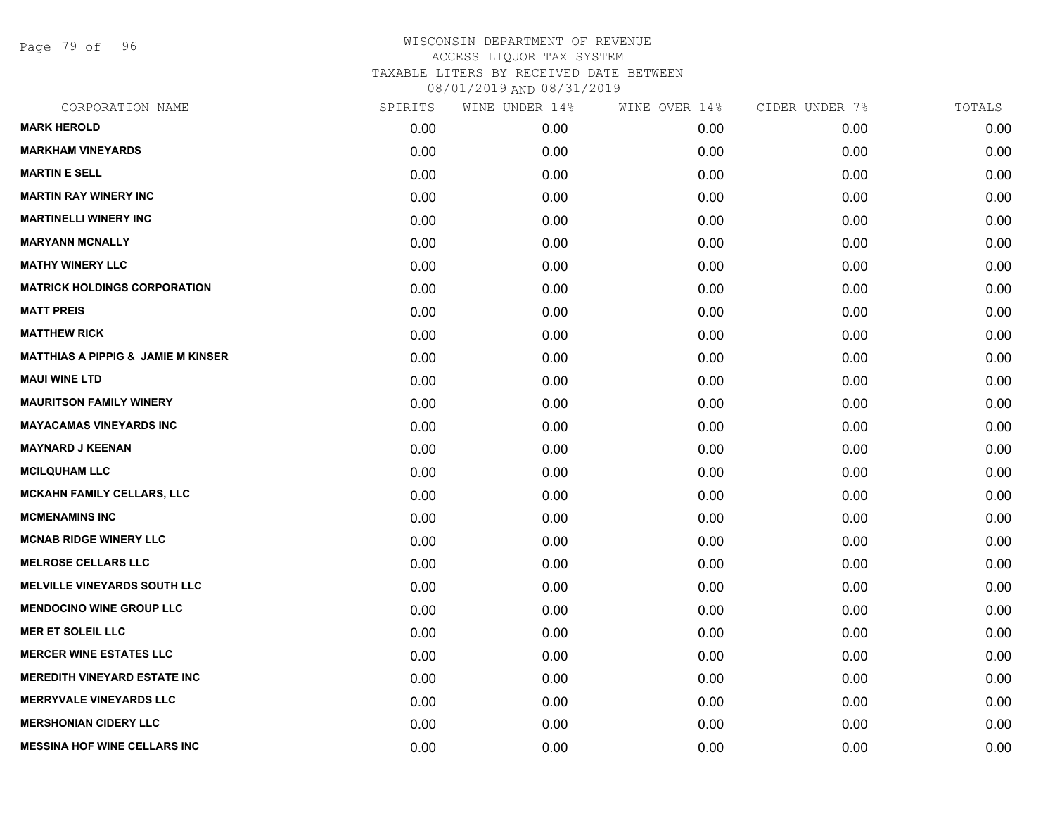# WISCONSIN DEPARTMENT OF REVENUE
## ACCESS LIQUOR TAX SYSTEM
## TAXABLE LITERS BY RECEIVED DATE BETWEEN 08/01/2019 AND 08/31/2019

| CORPORATION NAME | SPIRITS | WINE UNDER 14% | WINE OVER 14% | CIDER UNDER 7% | TOTALS |
|---|---|---|---|---|---|
| MARK HEROLD | 0.00 | 0.00 | 0.00 | 0.00 | 0.00 |
| MARKHAM VINEYARDS | 0.00 | 0.00 | 0.00 | 0.00 | 0.00 |
| MARTIN E SELL | 0.00 | 0.00 | 0.00 | 0.00 | 0.00 |
| MARTIN RAY WINERY INC | 0.00 | 0.00 | 0.00 | 0.00 | 0.00 |
| MARTINELLI WINERY INC | 0.00 | 0.00 | 0.00 | 0.00 | 0.00 |
| MARYANN MCNALLY | 0.00 | 0.00 | 0.00 | 0.00 | 0.00 |
| MATHY WINERY LLC | 0.00 | 0.00 | 0.00 | 0.00 | 0.00 |
| MATRICK HOLDINGS CORPORATION | 0.00 | 0.00 | 0.00 | 0.00 | 0.00 |
| MATT PREIS | 0.00 | 0.00 | 0.00 | 0.00 | 0.00 |
| MATTHEW RICK | 0.00 | 0.00 | 0.00 | 0.00 | 0.00 |
| MATTHIAS A PIPPIG & JAMIE M KINSER | 0.00 | 0.00 | 0.00 | 0.00 | 0.00 |
| MAUI WINE LTD | 0.00 | 0.00 | 0.00 | 0.00 | 0.00 |
| MAURITSON FAMILY WINERY | 0.00 | 0.00 | 0.00 | 0.00 | 0.00 |
| MAYACAMAS VINEYARDS INC | 0.00 | 0.00 | 0.00 | 0.00 | 0.00 |
| MAYNARD J KEENAN | 0.00 | 0.00 | 0.00 | 0.00 | 0.00 |
| MCILQUHAM LLC | 0.00 | 0.00 | 0.00 | 0.00 | 0.00 |
| MCKAHN FAMILY CELLARS, LLC | 0.00 | 0.00 | 0.00 | 0.00 | 0.00 |
| MCMENAMINS INC | 0.00 | 0.00 | 0.00 | 0.00 | 0.00 |
| MCNAB RIDGE WINERY LLC | 0.00 | 0.00 | 0.00 | 0.00 | 0.00 |
| MELROSE CELLARS LLC | 0.00 | 0.00 | 0.00 | 0.00 | 0.00 |
| MELVILLE VINEYARDS SOUTH LLC | 0.00 | 0.00 | 0.00 | 0.00 | 0.00 |
| MENDOCINO WINE GROUP LLC | 0.00 | 0.00 | 0.00 | 0.00 | 0.00 |
| MER ET SOLEIL LLC | 0.00 | 0.00 | 0.00 | 0.00 | 0.00 |
| MERCER WINE ESTATES LLC | 0.00 | 0.00 | 0.00 | 0.00 | 0.00 |
| MEREDITH VINEYARD ESTATE INC | 0.00 | 0.00 | 0.00 | 0.00 | 0.00 |
| MERRYVALE VINEYARDS LLC | 0.00 | 0.00 | 0.00 | 0.00 | 0.00 |
| MERSHONIAN CIDERY LLC | 0.00 | 0.00 | 0.00 | 0.00 | 0.00 |
| MESSINA HOF WINE CELLARS INC | 0.00 | 0.00 | 0.00 | 0.00 | 0.00 |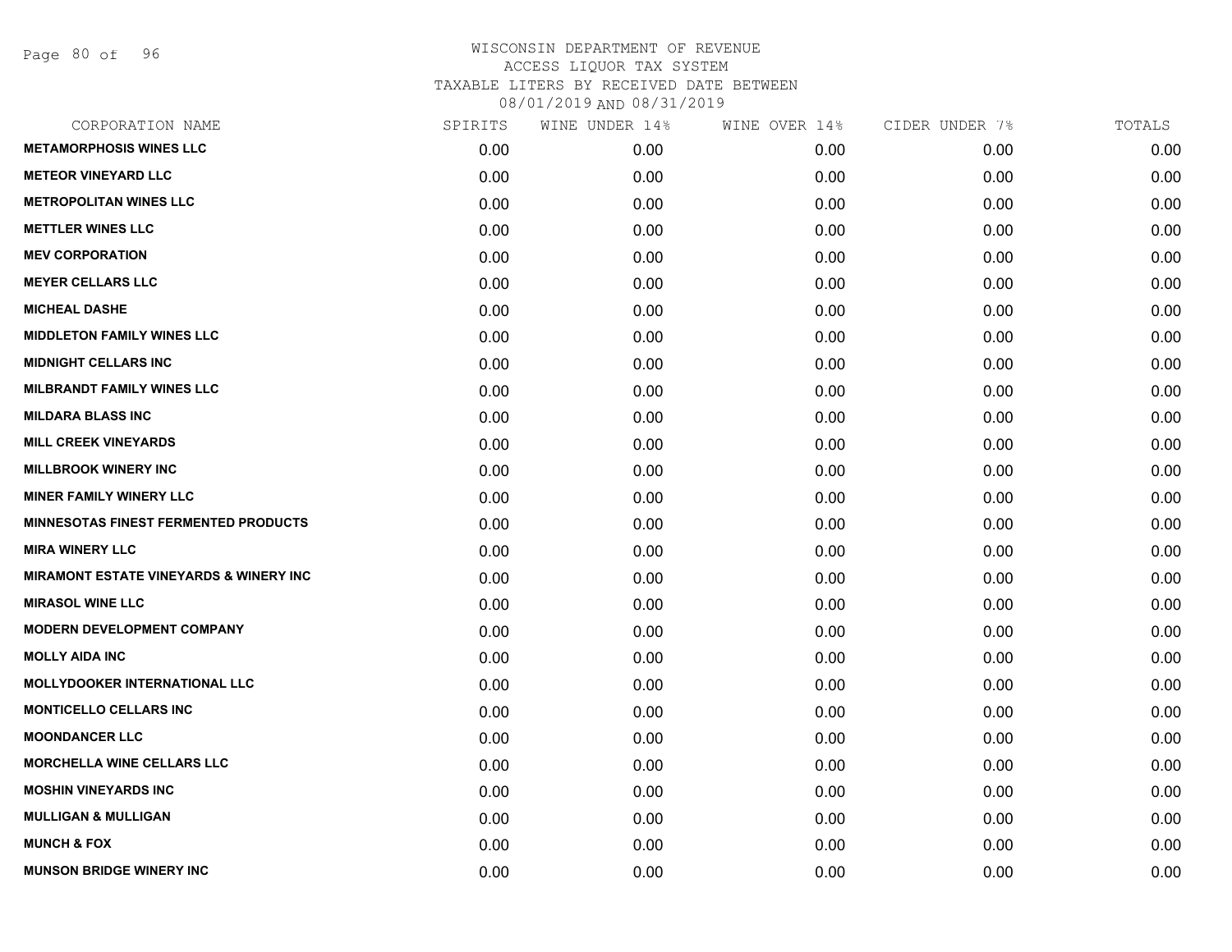WISCONSIN DEPARTMENT OF REVENUE
ACCESS LIQUOR TAX SYSTEM
TAXABLE LITERS BY RECEIVED DATE BETWEEN
08/01/2019 AND 08/31/2019

| CORPORATION NAME | SPIRITS | WINE UNDER 14% | WINE OVER 14% | CIDER UNDER 7% | TOTALS |
|---|---|---|---|---|---|
| **METAMORPHOSIS WINES LLC** | 0.00 | 0.00 | 0.00 | 0.00 | 0.00 |
| **METEOR VINEYARD LLC** | 0.00 | 0.00 | 0.00 | 0.00 | 0.00 |
| **METROPOLITAN WINES LLC** | 0.00 | 0.00 | 0.00 | 0.00 | 0.00 |
| **METTLER WINES LLC** | 0.00 | 0.00 | 0.00 | 0.00 | 0.00 |
| **MEV CORPORATION** | 0.00 | 0.00 | 0.00 | 0.00 | 0.00 |
| **MEYER CELLARS LLC** | 0.00 | 0.00 | 0.00 | 0.00 | 0.00 |
| **MICHEAL DASHE** | 0.00 | 0.00 | 0.00 | 0.00 | 0.00 |
| **MIDDLETON FAMILY WINES LLC** | 0.00 | 0.00 | 0.00 | 0.00 | 0.00 |
| **MIDNIGHT CELLARS INC** | 0.00 | 0.00 | 0.00 | 0.00 | 0.00 |
| **MILBRANDT FAMILY WINES LLC** | 0.00 | 0.00 | 0.00 | 0.00 | 0.00 |
| **MILDARA BLASS INC** | 0.00 | 0.00 | 0.00 | 0.00 | 0.00 |
| **MILL CREEK VINEYARDS** | 0.00 | 0.00 | 0.00 | 0.00 | 0.00 |
| **MILLBROOK WINERY INC** | 0.00 | 0.00 | 0.00 | 0.00 | 0.00 |
| **MINER FAMILY WINERY LLC** | 0.00 | 0.00 | 0.00 | 0.00 | 0.00 |
| **MINNESOTAS FINEST FERMENTED PRODUCTS** | 0.00 | 0.00 | 0.00 | 0.00 | 0.00 |
| **MIRA WINERY LLC** | 0.00 | 0.00 | 0.00 | 0.00 | 0.00 |
| **MIRAMONT ESTATE VINEYARDS & WINERY INC** | 0.00 | 0.00 | 0.00 | 0.00 | 0.00 |
| **MIRASOL WINE LLC** | 0.00 | 0.00 | 0.00 | 0.00 | 0.00 |
| **MODERN DEVELOPMENT COMPANY** | 0.00 | 0.00 | 0.00 | 0.00 | 0.00 |
| **MOLLY AIDA INC** | 0.00 | 0.00 | 0.00 | 0.00 | 0.00 |
| **MOLLYDOOKER INTERNATIONAL LLC** | 0.00 | 0.00 | 0.00 | 0.00 | 0.00 |
| **MONTICELLO CELLARS INC** | 0.00 | 0.00 | 0.00 | 0.00 | 0.00 |
| **MOONDANCER LLC** | 0.00 | 0.00 | 0.00 | 0.00 | 0.00 |
| **MORCHELLA WINE CELLARS LLC** | 0.00 | 0.00 | 0.00 | 0.00 | 0.00 |
| **MOSHIN VINEYARDS INC** | 0.00 | 0.00 | 0.00 | 0.00 | 0.00 |
| **MULLIGAN & MULLIGAN** | 0.00 | 0.00 | 0.00 | 0.00 | 0.00 |
| **MUNCH & FOX** | 0.00 | 0.00 | 0.00 | 0.00 | 0.00 |
| **MUNSON BRIDGE WINERY INC** | 0.00 | 0.00 | 0.00 | 0.00 | 0.00 |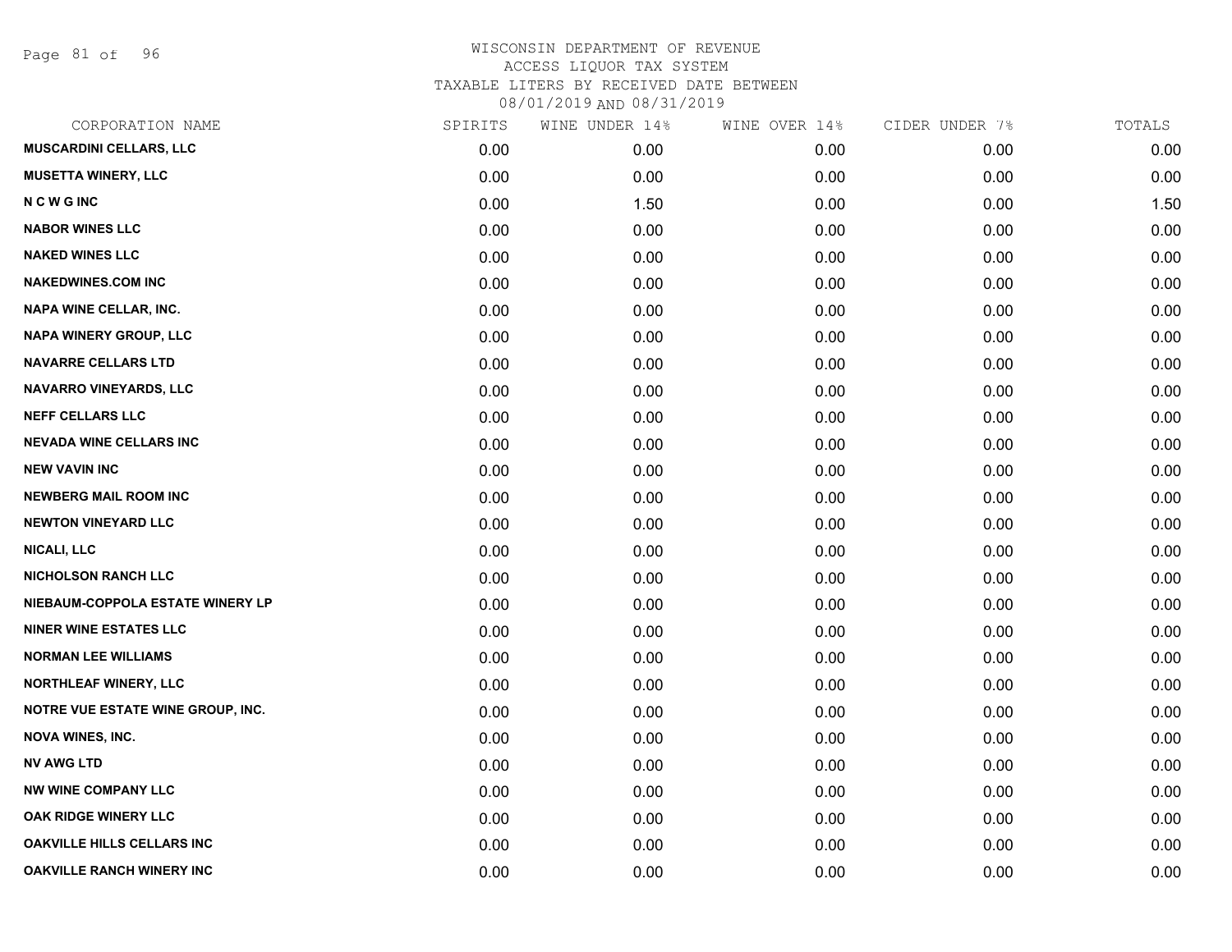# WISCONSIN DEPARTMENT OF REVENUE
ACCESS LIQUOR TAX SYSTEM
TAXABLE LITERS BY RECEIVED DATE BETWEEN
08/01/2019 AND 08/31/2019

| CORPORATION NAME | SPIRITS | WINE UNDER 14% | WINE OVER 14% | CIDER UNDER 7% | TOTALS |
|---|---|---|---|---|---|
| MUSCARDINI CELLARS, LLC | 0.00 | 0.00 | 0.00 | 0.00 | 0.00 |
| MUSETTA WINERY, LLC | 0.00 | 0.00 | 0.00 | 0.00 | 0.00 |
| N C W G INC | 0.00 | 1.50 | 0.00 | 0.00 | 1.50 |
| NABOR WINES LLC | 0.00 | 0.00 | 0.00 | 0.00 | 0.00 |
| NAKED WINES LLC | 0.00 | 0.00 | 0.00 | 0.00 | 0.00 |
| NAKEDWINES.COM INC | 0.00 | 0.00 | 0.00 | 0.00 | 0.00 |
| NAPA WINE CELLAR, INC. | 0.00 | 0.00 | 0.00 | 0.00 | 0.00 |
| NAPA WINERY GROUP, LLC | 0.00 | 0.00 | 0.00 | 0.00 | 0.00 |
| NAVARRE CELLARS LTD | 0.00 | 0.00 | 0.00 | 0.00 | 0.00 |
| NAVARRO VINEYARDS, LLC | 0.00 | 0.00 | 0.00 | 0.00 | 0.00 |
| NEFF CELLARS LLC | 0.00 | 0.00 | 0.00 | 0.00 | 0.00 |
| NEVADA WINE CELLARS INC | 0.00 | 0.00 | 0.00 | 0.00 | 0.00 |
| NEW VAVIN INC | 0.00 | 0.00 | 0.00 | 0.00 | 0.00 |
| NEWBERG MAIL ROOM INC | 0.00 | 0.00 | 0.00 | 0.00 | 0.00 |
| NEWTON VINEYARD LLC | 0.00 | 0.00 | 0.00 | 0.00 | 0.00 |
| NICALI, LLC | 0.00 | 0.00 | 0.00 | 0.00 | 0.00 |
| NICHOLSON RANCH LLC | 0.00 | 0.00 | 0.00 | 0.00 | 0.00 |
| NIEBAUM-COPPOLA ESTATE WINERY LP | 0.00 | 0.00 | 0.00 | 0.00 | 0.00 |
| NINER WINE ESTATES LLC | 0.00 | 0.00 | 0.00 | 0.00 | 0.00 |
| NORMAN LEE WILLIAMS | 0.00 | 0.00 | 0.00 | 0.00 | 0.00 |
| NORTHLEAF WINERY, LLC | 0.00 | 0.00 | 0.00 | 0.00 | 0.00 |
| NOTRE VUE ESTATE WINE GROUP, INC. | 0.00 | 0.00 | 0.00 | 0.00 | 0.00 |
| NOVA WINES, INC. | 0.00 | 0.00 | 0.00 | 0.00 | 0.00 |
| NV AWG LTD | 0.00 | 0.00 | 0.00 | 0.00 | 0.00 |
| NW WINE COMPANY LLC | 0.00 | 0.00 | 0.00 | 0.00 | 0.00 |
| OAK RIDGE WINERY LLC | 0.00 | 0.00 | 0.00 | 0.00 | 0.00 |
| OAKVILLE HILLS CELLARS INC | 0.00 | 0.00 | 0.00 | 0.00 | 0.00 |
| OAKVILLE RANCH WINERY INC | 0.00 | 0.00 | 0.00 | 0.00 | 0.00 |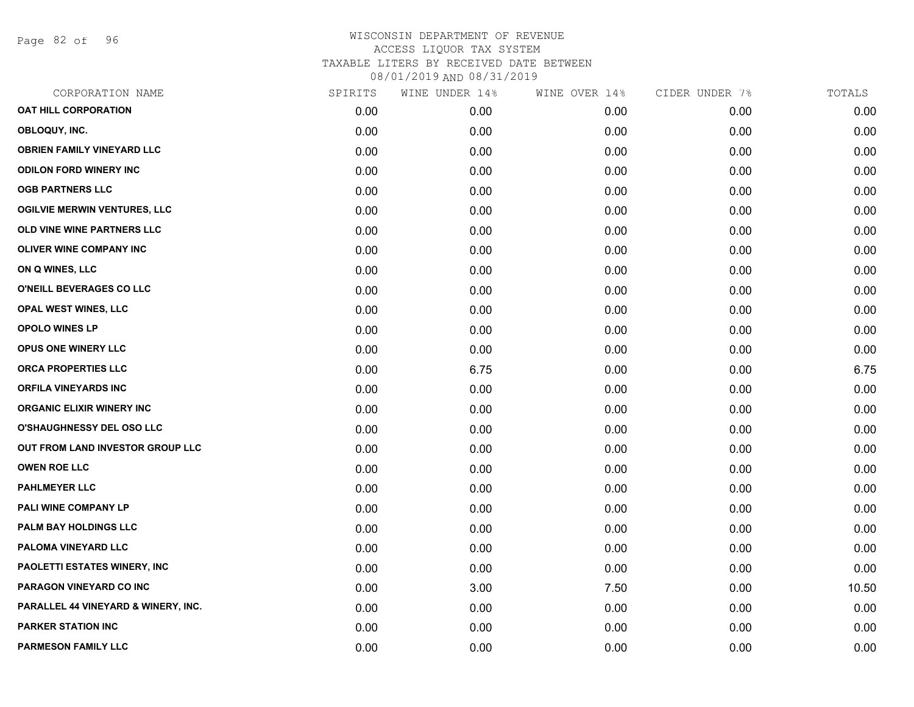# WISCONSIN DEPARTMENT OF REVENUE
## ACCESS LIQUOR TAX SYSTEM
## TAXABLE LITERS BY RECEIVED DATE BETWEEN 08/01/2019 AND 08/31/2019

| CORPORATION NAME | SPIRITS | WINE UNDER 14% | WINE OVER 14% | CIDER UNDER 7% | TOTALS |
|---|---|---|---|---|---|
| OAT HILL CORPORATION | 0.00 | 0.00 | 0.00 | 0.00 | 0.00 |
| OBLOQUY, INC. | 0.00 | 0.00 | 0.00 | 0.00 | 0.00 |
| OBRIEN FAMILY VINEYARD LLC | 0.00 | 0.00 | 0.00 | 0.00 | 0.00 |
| ODILON FORD WINERY INC | 0.00 | 0.00 | 0.00 | 0.00 | 0.00 |
| OGB PARTNERS LLC | 0.00 | 0.00 | 0.00 | 0.00 | 0.00 |
| OGILVIE MERWIN VENTURES, LLC | 0.00 | 0.00 | 0.00 | 0.00 | 0.00 |
| OLD VINE WINE PARTNERS LLC | 0.00 | 0.00 | 0.00 | 0.00 | 0.00 |
| OLIVER WINE COMPANY INC | 0.00 | 0.00 | 0.00 | 0.00 | 0.00 |
| ON Q WINES, LLC | 0.00 | 0.00 | 0.00 | 0.00 | 0.00 |
| O'NEILL BEVERAGES CO LLC | 0.00 | 0.00 | 0.00 | 0.00 | 0.00 |
| OPAL WEST WINES, LLC | 0.00 | 0.00 | 0.00 | 0.00 | 0.00 |
| OPOLO WINES LP | 0.00 | 0.00 | 0.00 | 0.00 | 0.00 |
| OPUS ONE WINERY LLC | 0.00 | 0.00 | 0.00 | 0.00 | 0.00 |
| ORCA PROPERTIES LLC | 0.00 | 6.75 | 0.00 | 0.00 | 6.75 |
| ORFILA VINEYARDS INC | 0.00 | 0.00 | 0.00 | 0.00 | 0.00 |
| ORGANIC ELIXIR WINERY INC | 0.00 | 0.00 | 0.00 | 0.00 | 0.00 |
| O'SHAUGHNESSY DEL OSO LLC | 0.00 | 0.00 | 0.00 | 0.00 | 0.00 |
| OUT FROM LAND INVESTOR GROUP LLC | 0.00 | 0.00 | 0.00 | 0.00 | 0.00 |
| OWEN ROE LLC | 0.00 | 0.00 | 0.00 | 0.00 | 0.00 |
| PAHLMEYER LLC | 0.00 | 0.00 | 0.00 | 0.00 | 0.00 |
| PALI WINE COMPANY LP | 0.00 | 0.00 | 0.00 | 0.00 | 0.00 |
| PALM BAY HOLDINGS LLC | 0.00 | 0.00 | 0.00 | 0.00 | 0.00 |
| PALOMA VINEYARD LLC | 0.00 | 0.00 | 0.00 | 0.00 | 0.00 |
| PAOLETTI ESTATES WINERY, INC | 0.00 | 0.00 | 0.00 | 0.00 | 0.00 |
| PARAGON VINEYARD CO INC | 0.00 | 3.00 | 7.50 | 0.00 | 10.50 |
| PARALLEL 44 VINEYARD & WINERY, INC. | 0.00 | 0.00 | 0.00 | 0.00 | 0.00 |
| PARKER STATION INC | 0.00 | 0.00 | 0.00 | 0.00 | 0.00 |
| PARMESON FAMILY LLC | 0.00 | 0.00 | 0.00 | 0.00 | 0.00 |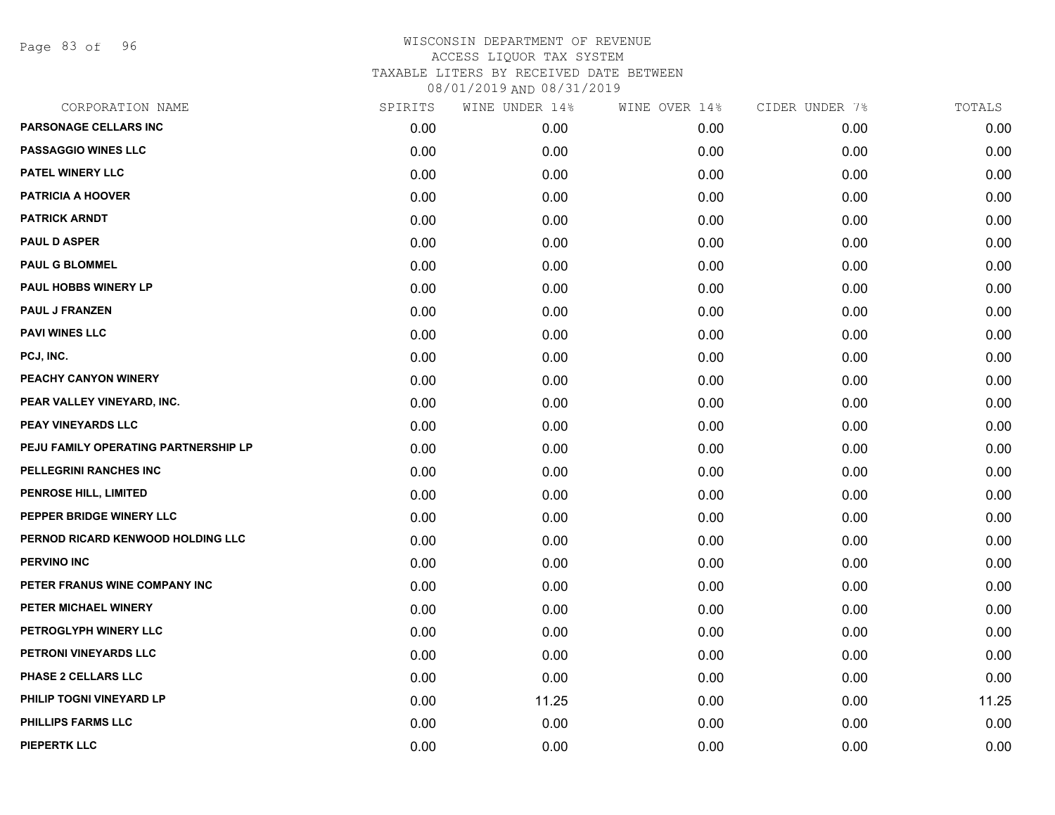# WISCONSIN DEPARTMENT OF REVENUE
## ACCESS LIQUOR TAX SYSTEM
### TAXABLE LITERS BY RECEIVED DATE BETWEEN 08/01/2019 AND 08/31/2019

| CORPORATION NAME | SPIRITS | WINE UNDER 14% | WINE OVER 14% | CIDER UNDER 7% | TOTALS |
|---|---|---|---|---|---|
| PARSONAGE CELLARS INC | 0.00 | 0.00 | 0.00 | 0.00 | 0.00 |
| PASSAGGIO WINES LLC | 0.00 | 0.00 | 0.00 | 0.00 | 0.00 |
| PATEL WINERY LLC | 0.00 | 0.00 | 0.00 | 0.00 | 0.00 |
| PATRICIA A HOOVER | 0.00 | 0.00 | 0.00 | 0.00 | 0.00 |
| PATRICK ARNDT | 0.00 | 0.00 | 0.00 | 0.00 | 0.00 |
| PAUL D ASPER | 0.00 | 0.00 | 0.00 | 0.00 | 0.00 |
| PAUL G BLOMMEL | 0.00 | 0.00 | 0.00 | 0.00 | 0.00 |
| PAUL HOBBS WINERY LP | 0.00 | 0.00 | 0.00 | 0.00 | 0.00 |
| PAUL J FRANZEN | 0.00 | 0.00 | 0.00 | 0.00 | 0.00 |
| PAVI WINES LLC | 0.00 | 0.00 | 0.00 | 0.00 | 0.00 |
| PCJ, INC. | 0.00 | 0.00 | 0.00 | 0.00 | 0.00 |
| PEACHY CANYON WINERY | 0.00 | 0.00 | 0.00 | 0.00 | 0.00 |
| PEAR VALLEY VINEYARD, INC. | 0.00 | 0.00 | 0.00 | 0.00 | 0.00 |
| PEAY VINEYARDS LLC | 0.00 | 0.00 | 0.00 | 0.00 | 0.00 |
| PEJU FAMILY OPERATING PARTNERSHIP LP | 0.00 | 0.00 | 0.00 | 0.00 | 0.00 |
| PELLEGRINI RANCHES INC | 0.00 | 0.00 | 0.00 | 0.00 | 0.00 |
| PENROSE HILL, LIMITED | 0.00 | 0.00 | 0.00 | 0.00 | 0.00 |
| PEPPER BRIDGE WINERY LLC | 0.00 | 0.00 | 0.00 | 0.00 | 0.00 |
| PERNOD RICARD KENWOOD HOLDING LLC | 0.00 | 0.00 | 0.00 | 0.00 | 0.00 |
| PERVINO INC | 0.00 | 0.00 | 0.00 | 0.00 | 0.00 |
| PETER FRANUS WINE COMPANY INC | 0.00 | 0.00 | 0.00 | 0.00 | 0.00 |
| PETER MICHAEL WINERY | 0.00 | 0.00 | 0.00 | 0.00 | 0.00 |
| PETROGLYPH WINERY LLC | 0.00 | 0.00 | 0.00 | 0.00 | 0.00 |
| PETRONI VINEYARDS LLC | 0.00 | 0.00 | 0.00 | 0.00 | 0.00 |
| PHASE 2 CELLARS LLC | 0.00 | 0.00 | 0.00 | 0.00 | 0.00 |
| PHILIP TOGNI VINEYARD LP | 0.00 | 11.25 | 0.00 | 0.00 | 11.25 |
| PHILLIPS FARMS LLC | 0.00 | 0.00 | 0.00 | 0.00 | 0.00 |
| PIEPERTK LLC | 0.00 | 0.00 | 0.00 | 0.00 | 0.00 |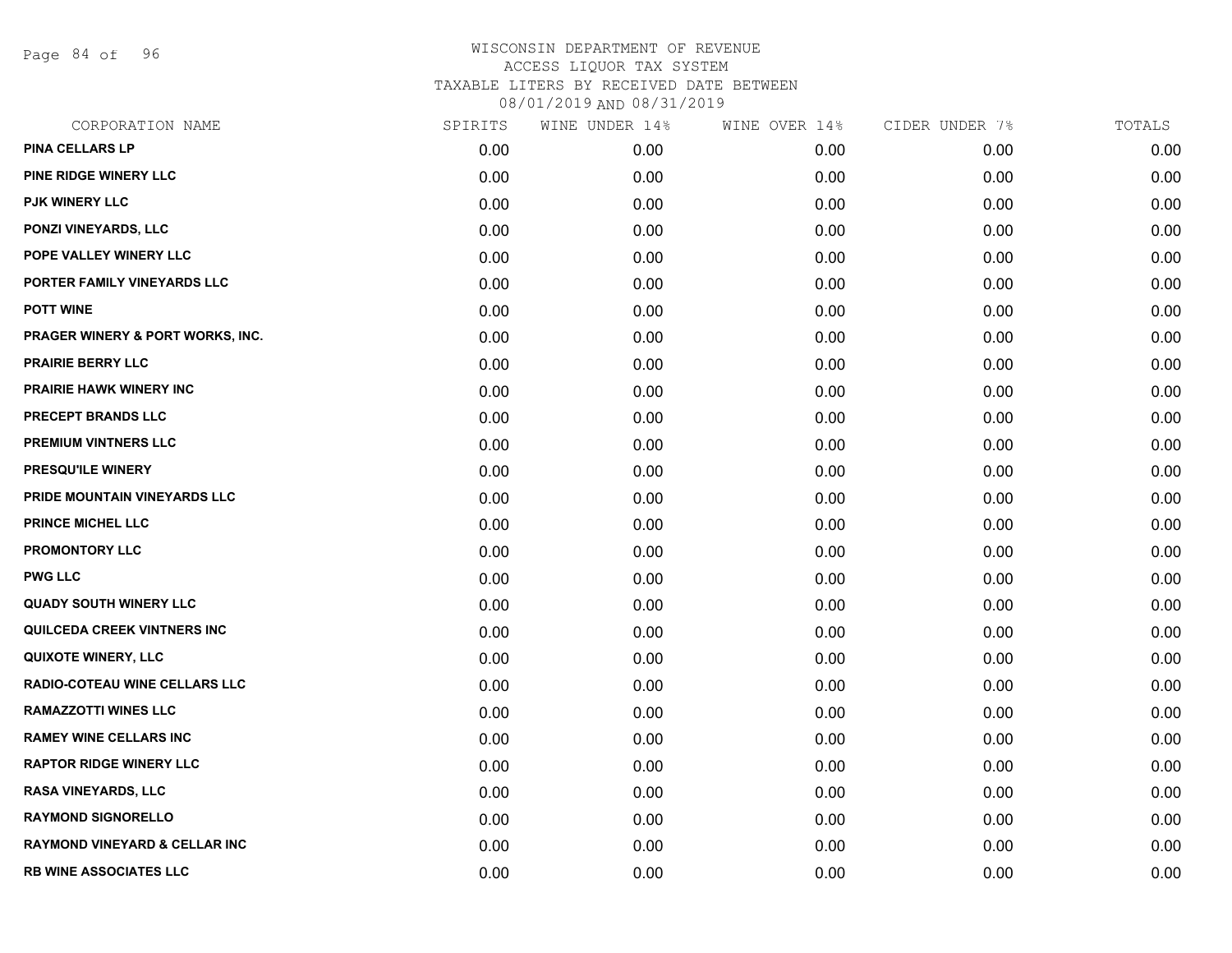# WISCONSIN DEPARTMENT OF REVENUE
## ACCESS LIQUOR TAX SYSTEM
### TAXABLE LITERS BY RECEIVED DATE BETWEEN 08/01/2019 AND 08/31/2019

| CORPORATION NAME | SPIRITS | WINE UNDER 14% | WINE OVER 14% | CIDER UNDER 7% | TOTALS |
|---|---|---|---|---|---|
| PINA CELLARS LP | 0.00 | 0.00 | 0.00 | 0.00 | 0.00 |
| PINE RIDGE WINERY LLC | 0.00 | 0.00 | 0.00 | 0.00 | 0.00 |
| PJK WINERY LLC | 0.00 | 0.00 | 0.00 | 0.00 | 0.00 |
| PONZI VINEYARDS, LLC | 0.00 | 0.00 | 0.00 | 0.00 | 0.00 |
| POPE VALLEY WINERY LLC | 0.00 | 0.00 | 0.00 | 0.00 | 0.00 |
| PORTER FAMILY VINEYARDS LLC | 0.00 | 0.00 | 0.00 | 0.00 | 0.00 |
| POTT WINE | 0.00 | 0.00 | 0.00 | 0.00 | 0.00 |
| PRAGER WINERY & PORT WORKS, INC. | 0.00 | 0.00 | 0.00 | 0.00 | 0.00 |
| PRAIRIE BERRY LLC | 0.00 | 0.00 | 0.00 | 0.00 | 0.00 |
| PRAIRIE HAWK WINERY INC | 0.00 | 0.00 | 0.00 | 0.00 | 0.00 |
| PRECEPT BRANDS LLC | 0.00 | 0.00 | 0.00 | 0.00 | 0.00 |
| PREMIUM VINTNERS LLC | 0.00 | 0.00 | 0.00 | 0.00 | 0.00 |
| PRESQU'ILE WINERY | 0.00 | 0.00 | 0.00 | 0.00 | 0.00 |
| PRIDE MOUNTAIN VINEYARDS LLC | 0.00 | 0.00 | 0.00 | 0.00 | 0.00 |
| PRINCE MICHEL LLC | 0.00 | 0.00 | 0.00 | 0.00 | 0.00 |
| PROMONTORY LLC | 0.00 | 0.00 | 0.00 | 0.00 | 0.00 |
| PWG LLC | 0.00 | 0.00 | 0.00 | 0.00 | 0.00 |
| QUADY SOUTH WINERY LLC | 0.00 | 0.00 | 0.00 | 0.00 | 0.00 |
| QUILCEDA CREEK VINTNERS INC | 0.00 | 0.00 | 0.00 | 0.00 | 0.00 |
| QUIXOTE WINERY, LLC | 0.00 | 0.00 | 0.00 | 0.00 | 0.00 |
| RADIO-COTEAU WINE CELLARS LLC | 0.00 | 0.00 | 0.00 | 0.00 | 0.00 |
| RAMAZZOTTI WINES LLC | 0.00 | 0.00 | 0.00 | 0.00 | 0.00 |
| RAMEY WINE CELLARS INC | 0.00 | 0.00 | 0.00 | 0.00 | 0.00 |
| RAPTOR RIDGE WINERY LLC | 0.00 | 0.00 | 0.00 | 0.00 | 0.00 |
| RASA VINEYARDS, LLC | 0.00 | 0.00 | 0.00 | 0.00 | 0.00 |
| RAYMOND SIGNORELLO | 0.00 | 0.00 | 0.00 | 0.00 | 0.00 |
| RAYMOND VINEYARD & CELLAR INC | 0.00 | 0.00 | 0.00 | 0.00 | 0.00 |
| RB WINE ASSOCIATES LLC | 0.00 | 0.00 | 0.00 | 0.00 | 0.00 |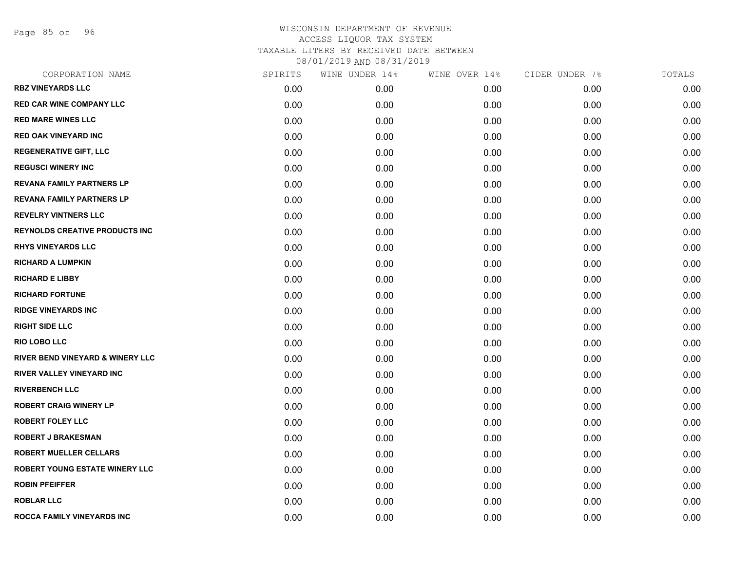WISCONSIN DEPARTMENT OF REVENUE
ACCESS LIQUOR TAX SYSTEM
TAXABLE LITERS BY RECEIVED DATE BETWEEN
08/01/2019 AND 08/31/2019

| CORPORATION NAME | SPIRITS | WINE UNDER 14% | WINE OVER 14% | CIDER UNDER 7% | TOTALS |
|---|---|---|---|---|---|
| RBZ VINEYARDS LLC | 0.00 | 0.00 | 0.00 | 0.00 | 0.00 |
| RED CAR WINE COMPANY LLC | 0.00 | 0.00 | 0.00 | 0.00 | 0.00 |
| RED MARE WINES LLC | 0.00 | 0.00 | 0.00 | 0.00 | 0.00 |
| RED OAK VINEYARD INC | 0.00 | 0.00 | 0.00 | 0.00 | 0.00 |
| REGENERATIVE GIFT, LLC | 0.00 | 0.00 | 0.00 | 0.00 | 0.00 |
| REGUSCI WINERY INC | 0.00 | 0.00 | 0.00 | 0.00 | 0.00 |
| REVANA FAMILY PARTNERS LP | 0.00 | 0.00 | 0.00 | 0.00 | 0.00 |
| REVANA FAMILY PARTNERS LP | 0.00 | 0.00 | 0.00 | 0.00 | 0.00 |
| REVELRY VINTNERS LLC | 0.00 | 0.00 | 0.00 | 0.00 | 0.00 |
| REYNOLDS CREATIVE PRODUCTS INC | 0.00 | 0.00 | 0.00 | 0.00 | 0.00 |
| RHYS VINEYARDS LLC | 0.00 | 0.00 | 0.00 | 0.00 | 0.00 |
| RICHARD A LUMPKIN | 0.00 | 0.00 | 0.00 | 0.00 | 0.00 |
| RICHARD E LIBBY | 0.00 | 0.00 | 0.00 | 0.00 | 0.00 |
| RICHARD FORTUNE | 0.00 | 0.00 | 0.00 | 0.00 | 0.00 |
| RIDGE VINEYARDS INC | 0.00 | 0.00 | 0.00 | 0.00 | 0.00 |
| RIGHT SIDE LLC | 0.00 | 0.00 | 0.00 | 0.00 | 0.00 |
| RIO LOBO LLC | 0.00 | 0.00 | 0.00 | 0.00 | 0.00 |
| RIVER BEND VINEYARD & WINERY LLC | 0.00 | 0.00 | 0.00 | 0.00 | 0.00 |
| RIVER VALLEY VINEYARD INC | 0.00 | 0.00 | 0.00 | 0.00 | 0.00 |
| RIVERBENCH LLC | 0.00 | 0.00 | 0.00 | 0.00 | 0.00 |
| ROBERT CRAIG WINERY LP | 0.00 | 0.00 | 0.00 | 0.00 | 0.00 |
| ROBERT FOLEY LLC | 0.00 | 0.00 | 0.00 | 0.00 | 0.00 |
| ROBERT J BRAKESMAN | 0.00 | 0.00 | 0.00 | 0.00 | 0.00 |
| ROBERT MUELLER CELLARS | 0.00 | 0.00 | 0.00 | 0.00 | 0.00 |
| ROBERT YOUNG ESTATE WINERY LLC | 0.00 | 0.00 | 0.00 | 0.00 | 0.00 |
| ROBIN PFEIFFER | 0.00 | 0.00 | 0.00 | 0.00 | 0.00 |
| ROBLAR LLC | 0.00 | 0.00 | 0.00 | 0.00 | 0.00 |
| ROCCA FAMILY VINEYARDS INC | 0.00 | 0.00 | 0.00 | 0.00 | 0.00 |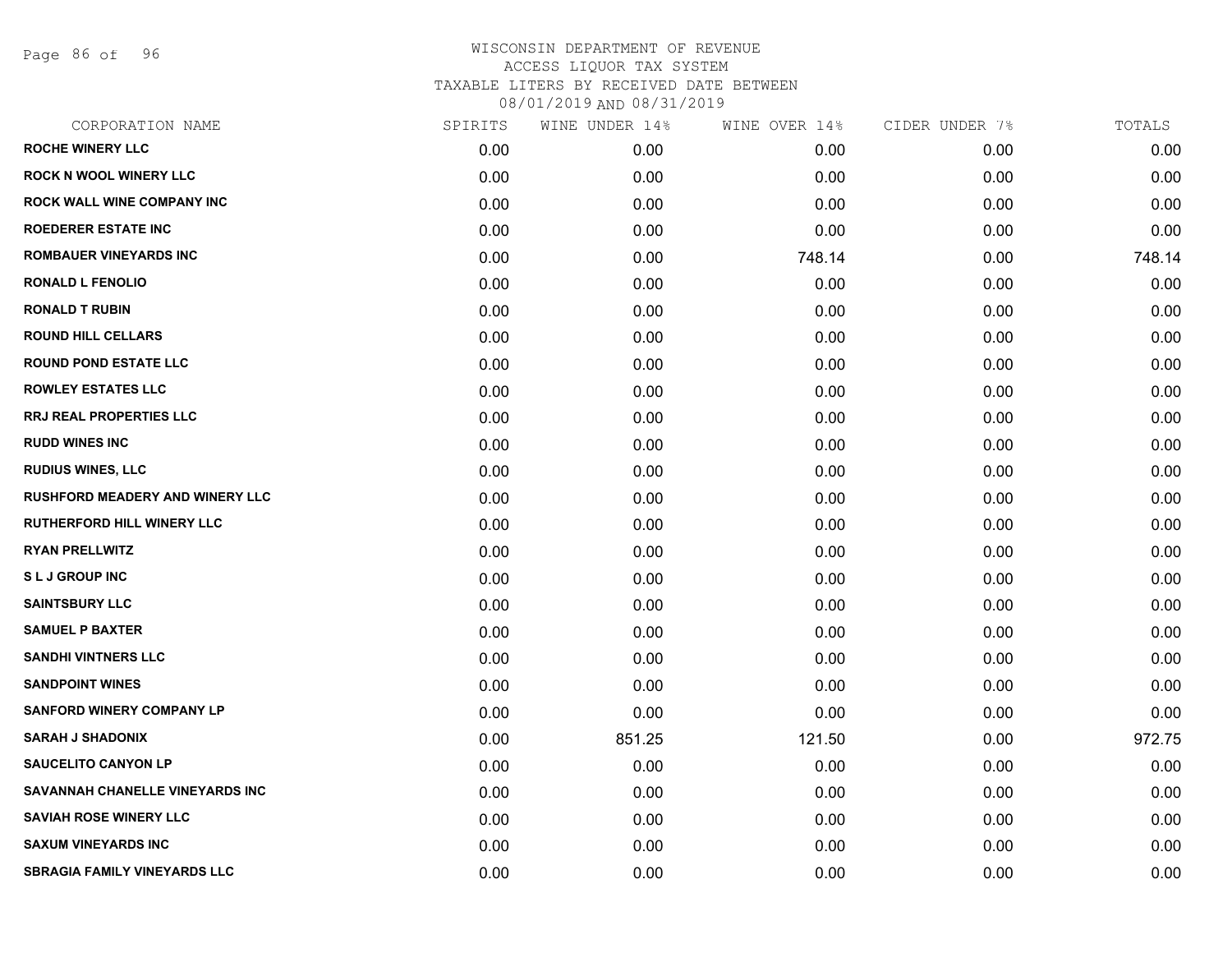WISCONSIN DEPARTMENT OF REVENUE
ACCESS LIQUOR TAX SYSTEM
TAXABLE LITERS BY RECEIVED DATE BETWEEN
08/01/2019 AND 08/31/2019

| CORPORATION NAME | SPIRITS | WINE UNDER 14% | WINE OVER 14% | CIDER UNDER 7% | TOTALS |
|---|---|---|---|---|---|
| ROCHE WINERY LLC | 0.00 | 0.00 | 0.00 | 0.00 | 0.00 |
| ROCK N WOOL WINERY LLC | 0.00 | 0.00 | 0.00 | 0.00 | 0.00 |
| ROCK WALL WINE COMPANY INC | 0.00 | 0.00 | 0.00 | 0.00 | 0.00 |
| ROEDERER ESTATE INC | 0.00 | 0.00 | 0.00 | 0.00 | 0.00 |
| ROMBAUER VINEYARDS INC | 0.00 | 0.00 | 748.14 | 0.00 | 748.14 |
| RONALD L FENOLIO | 0.00 | 0.00 | 0.00 | 0.00 | 0.00 |
| RONALD T RUBIN | 0.00 | 0.00 | 0.00 | 0.00 | 0.00 |
| ROUND HILL CELLARS | 0.00 | 0.00 | 0.00 | 0.00 | 0.00 |
| ROUND POND ESTATE LLC | 0.00 | 0.00 | 0.00 | 0.00 | 0.00 |
| ROWLEY ESTATES LLC | 0.00 | 0.00 | 0.00 | 0.00 | 0.00 |
| RRJ REAL PROPERTIES LLC | 0.00 | 0.00 | 0.00 | 0.00 | 0.00 |
| RUDD WINES INC | 0.00 | 0.00 | 0.00 | 0.00 | 0.00 |
| RUDIUS WINES, LLC | 0.00 | 0.00 | 0.00 | 0.00 | 0.00 |
| RUSHFORD MEADERY AND WINERY LLC | 0.00 | 0.00 | 0.00 | 0.00 | 0.00 |
| RUTHERFORD HILL WINERY LLC | 0.00 | 0.00 | 0.00 | 0.00 | 0.00 |
| RYAN PRELLWITZ | 0.00 | 0.00 | 0.00 | 0.00 | 0.00 |
| S L J GROUP INC | 0.00 | 0.00 | 0.00 | 0.00 | 0.00 |
| SAINTSBURY LLC | 0.00 | 0.00 | 0.00 | 0.00 | 0.00 |
| SAMUEL P BAXTER | 0.00 | 0.00 | 0.00 | 0.00 | 0.00 |
| SANDHI VINTNERS LLC | 0.00 | 0.00 | 0.00 | 0.00 | 0.00 |
| SANDPOINT WINES | 0.00 | 0.00 | 0.00 | 0.00 | 0.00 |
| SANFORD WINERY COMPANY LP | 0.00 | 0.00 | 0.00 | 0.00 | 0.00 |
| SARAH J SHADONIX | 0.00 | 851.25 | 121.50 | 0.00 | 972.75 |
| SAUCELITO CANYON LP | 0.00 | 0.00 | 0.00 | 0.00 | 0.00 |
| SAVANNAH CHANELLE VINEYARDS INC | 0.00 | 0.00 | 0.00 | 0.00 | 0.00 |
| SAVIAH ROSE WINERY LLC | 0.00 | 0.00 | 0.00 | 0.00 | 0.00 |
| SAXUM VINEYARDS INC | 0.00 | 0.00 | 0.00 | 0.00 | 0.00 |
| SBRAGIA FAMILY VINEYARDS LLC | 0.00 | 0.00 | 0.00 | 0.00 | 0.00 |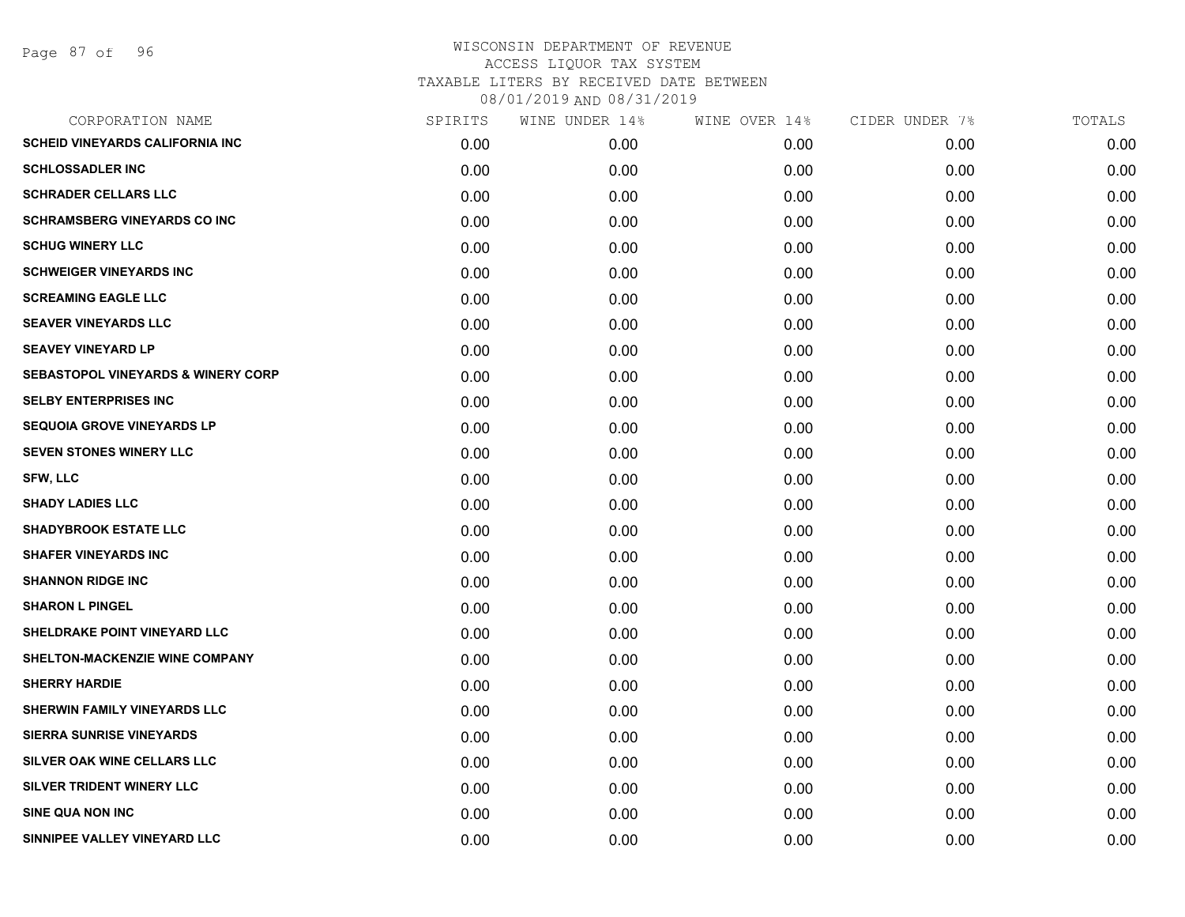# WISCONSIN DEPARTMENT OF REVENUE
## ACCESS LIQUOR TAX SYSTEM
### TAXABLE LITERS BY RECEIVED DATE BETWEEN 08/01/2019 AND 08/31/2019

| CORPORATION NAME | SPIRITS | WINE UNDER 14% | WINE OVER 14% | CIDER UNDER 7% | TOTALS |
|---|---|---|---|---|---|
| SCHEID VINEYARDS CALIFORNIA INC | 0.00 | 0.00 | 0.00 | 0.00 | 0.00 |
| SCHLOSSADLER INC | 0.00 | 0.00 | 0.00 | 0.00 | 0.00 |
| SCHRADER CELLARS LLC | 0.00 | 0.00 | 0.00 | 0.00 | 0.00 |
| SCHRAMSBERG VINEYARDS CO INC | 0.00 | 0.00 | 0.00 | 0.00 | 0.00 |
| SCHUG WINERY LLC | 0.00 | 0.00 | 0.00 | 0.00 | 0.00 |
| SCHWEIGER VINEYARDS INC | 0.00 | 0.00 | 0.00 | 0.00 | 0.00 |
| SCREAMING EAGLE LLC | 0.00 | 0.00 | 0.00 | 0.00 | 0.00 |
| SEAVER VINEYARDS LLC | 0.00 | 0.00 | 0.00 | 0.00 | 0.00 |
| SEAVEY VINEYARD LP | 0.00 | 0.00 | 0.00 | 0.00 | 0.00 |
| SEBASTOPOL VINEYARDS & WINERY CORP | 0.00 | 0.00 | 0.00 | 0.00 | 0.00 |
| SELBY ENTERPRISES INC | 0.00 | 0.00 | 0.00 | 0.00 | 0.00 |
| SEQUOIA GROVE VINEYARDS LP | 0.00 | 0.00 | 0.00 | 0.00 | 0.00 |
| SEVEN STONES WINERY LLC | 0.00 | 0.00 | 0.00 | 0.00 | 0.00 |
| SFW, LLC | 0.00 | 0.00 | 0.00 | 0.00 | 0.00 |
| SHADY LADIES LLC | 0.00 | 0.00 | 0.00 | 0.00 | 0.00 |
| SHADYBROOK ESTATE LLC | 0.00 | 0.00 | 0.00 | 0.00 | 0.00 |
| SHAFER VINEYARDS INC | 0.00 | 0.00 | 0.00 | 0.00 | 0.00 |
| SHANNON RIDGE INC | 0.00 | 0.00 | 0.00 | 0.00 | 0.00 |
| SHARON L PINGEL | 0.00 | 0.00 | 0.00 | 0.00 | 0.00 |
| SHELDRAKE POINT VINEYARD LLC | 0.00 | 0.00 | 0.00 | 0.00 | 0.00 |
| SHELTON-MACKENZIE WINE COMPANY | 0.00 | 0.00 | 0.00 | 0.00 | 0.00 |
| SHERRY HARDIE | 0.00 | 0.00 | 0.00 | 0.00 | 0.00 |
| SHERWIN FAMILY VINEYARDS LLC | 0.00 | 0.00 | 0.00 | 0.00 | 0.00 |
| SIERRA SUNRISE VINEYARDS | 0.00 | 0.00 | 0.00 | 0.00 | 0.00 |
| SILVER OAK WINE CELLARS LLC | 0.00 | 0.00 | 0.00 | 0.00 | 0.00 |
| SILVER TRIDENT WINERY LLC | 0.00 | 0.00 | 0.00 | 0.00 | 0.00 |
| SINE QUA NON INC | 0.00 | 0.00 | 0.00 | 0.00 | 0.00 |
| SINNIPEE VALLEY VINEYARD LLC | 0.00 | 0.00 | 0.00 | 0.00 | 0.00 |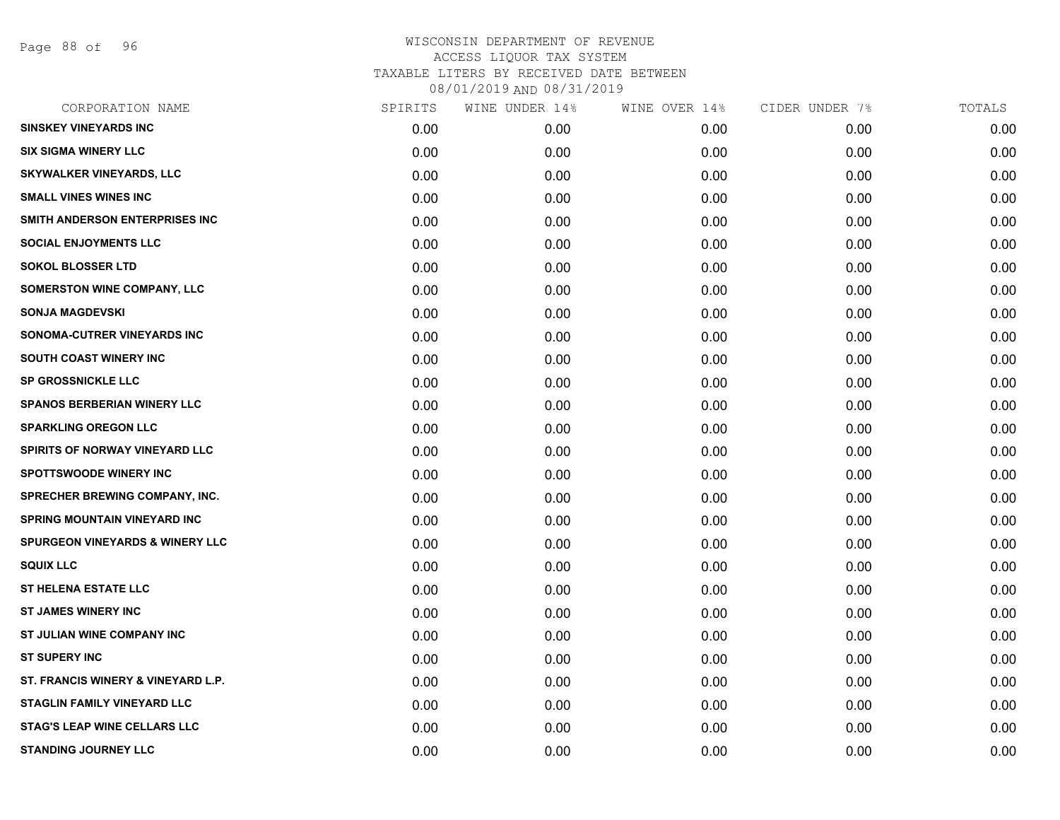WISCONSIN DEPARTMENT OF REVENUE
ACCESS LIQUOR TAX SYSTEM
TAXABLE LITERS BY RECEIVED DATE BETWEEN
08/01/2019 AND 08/31/2019

| CORPORATION NAME | SPIRITS | WINE UNDER 14% | WINE OVER 14% | CIDER UNDER 7% | TOTALS |
|---|---|---|---|---|---|
| SINSKEY VINEYARDS INC | 0.00 | 0.00 | 0.00 | 0.00 | 0.00 |
| SIX SIGMA WINERY LLC | 0.00 | 0.00 | 0.00 | 0.00 | 0.00 |
| SKYWALKER VINEYARDS, LLC | 0.00 | 0.00 | 0.00 | 0.00 | 0.00 |
| SMALL VINES WINES INC | 0.00 | 0.00 | 0.00 | 0.00 | 0.00 |
| SMITH ANDERSON ENTERPRISES INC | 0.00 | 0.00 | 0.00 | 0.00 | 0.00 |
| SOCIAL ENJOYMENTS LLC | 0.00 | 0.00 | 0.00 | 0.00 | 0.00 |
| SOKOL BLOSSER LTD | 0.00 | 0.00 | 0.00 | 0.00 | 0.00 |
| SOMERSTON WINE COMPANY, LLC | 0.00 | 0.00 | 0.00 | 0.00 | 0.00 |
| SONJA MAGDEVSKI | 0.00 | 0.00 | 0.00 | 0.00 | 0.00 |
| SONOMA-CUTRER VINEYARDS INC | 0.00 | 0.00 | 0.00 | 0.00 | 0.00 |
| SOUTH COAST WINERY INC | 0.00 | 0.00 | 0.00 | 0.00 | 0.00 |
| SP GROSSNICKLE LLC | 0.00 | 0.00 | 0.00 | 0.00 | 0.00 |
| SPANOS BERBERIAN WINERY LLC | 0.00 | 0.00 | 0.00 | 0.00 | 0.00 |
| SPARKLING OREGON LLC | 0.00 | 0.00 | 0.00 | 0.00 | 0.00 |
| SPIRITS OF NORWAY VINEYARD LLC | 0.00 | 0.00 | 0.00 | 0.00 | 0.00 |
| SPOTTSWOODE WINERY INC | 0.00 | 0.00 | 0.00 | 0.00 | 0.00 |
| SPRECHER BREWING COMPANY, INC. | 0.00 | 0.00 | 0.00 | 0.00 | 0.00 |
| SPRING MOUNTAIN VINEYARD INC | 0.00 | 0.00 | 0.00 | 0.00 | 0.00 |
| SPURGEON VINEYARDS & WINERY LLC | 0.00 | 0.00 | 0.00 | 0.00 | 0.00 |
| SQUIX LLC | 0.00 | 0.00 | 0.00 | 0.00 | 0.00 |
| ST HELENA ESTATE LLC | 0.00 | 0.00 | 0.00 | 0.00 | 0.00 |
| ST JAMES WINERY INC | 0.00 | 0.00 | 0.00 | 0.00 | 0.00 |
| ST JULIAN WINE COMPANY INC | 0.00 | 0.00 | 0.00 | 0.00 | 0.00 |
| ST SUPERY INC | 0.00 | 0.00 | 0.00 | 0.00 | 0.00 |
| ST. FRANCIS WINERY & VINEYARD L.P. | 0.00 | 0.00 | 0.00 | 0.00 | 0.00 |
| STAGLIN FAMILY VINEYARD LLC | 0.00 | 0.00 | 0.00 | 0.00 | 0.00 |
| STAG'S LEAP WINE CELLARS LLC | 0.00 | 0.00 | 0.00 | 0.00 | 0.00 |
| STANDING JOURNEY LLC | 0.00 | 0.00 | 0.00 | 0.00 | 0.00 |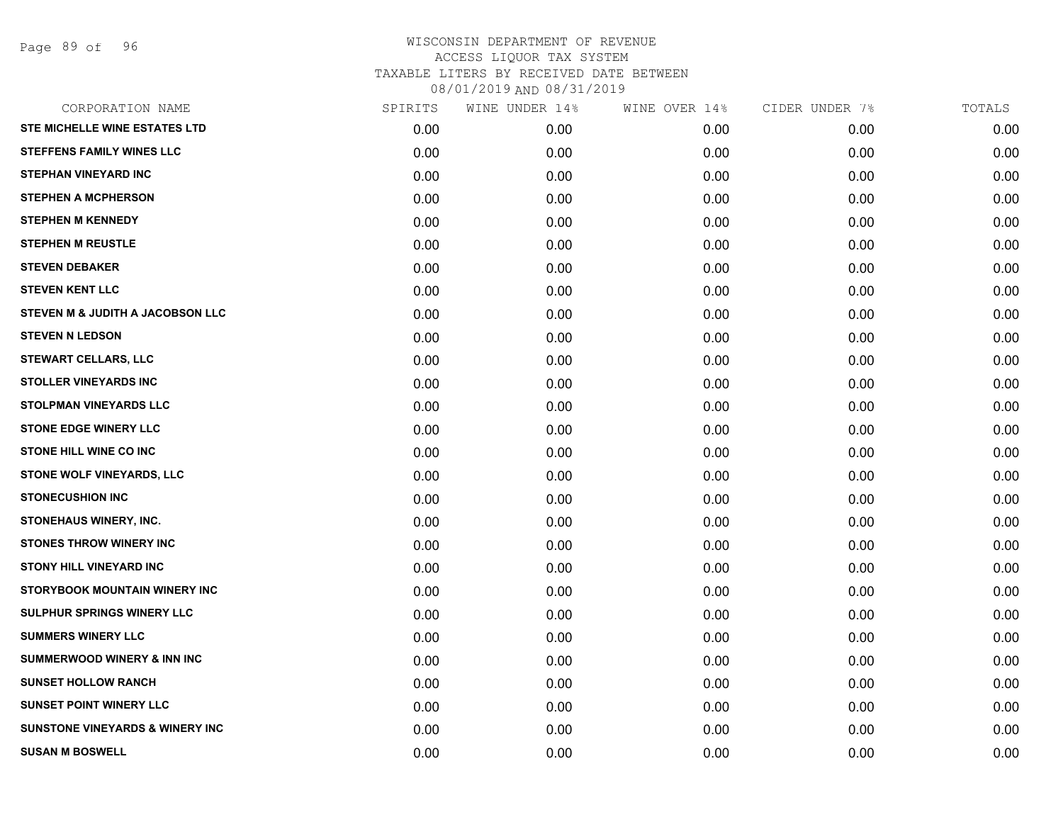# WISCONSIN DEPARTMENT OF REVENUE
ACCESS LIQUOR TAX SYSTEM
TAXABLE LITERS BY RECEIVED DATE BETWEEN
08/01/2019 AND 08/31/2019

| CORPORATION NAME | SPIRITS | WINE UNDER 14% | WINE OVER 14% | CIDER UNDER 7% | TOTALS |
|---|---|---|---|---|---|
| STE MICHELLE WINE ESTATES LTD | 0.00 | 0.00 | 0.00 | 0.00 | 0.00 |
| STEFFENS FAMILY WINES LLC | 0.00 | 0.00 | 0.00 | 0.00 | 0.00 |
| STEPHAN VINEYARD INC | 0.00 | 0.00 | 0.00 | 0.00 | 0.00 |
| STEPHEN A MCPHERSON | 0.00 | 0.00 | 0.00 | 0.00 | 0.00 |
| STEPHEN M KENNEDY | 0.00 | 0.00 | 0.00 | 0.00 | 0.00 |
| STEPHEN M REUSTLE | 0.00 | 0.00 | 0.00 | 0.00 | 0.00 |
| STEVEN DEBAKER | 0.00 | 0.00 | 0.00 | 0.00 | 0.00 |
| STEVEN KENT LLC | 0.00 | 0.00 | 0.00 | 0.00 | 0.00 |
| STEVEN M & JUDITH A JACOBSON LLC | 0.00 | 0.00 | 0.00 | 0.00 | 0.00 |
| STEVEN N LEDSON | 0.00 | 0.00 | 0.00 | 0.00 | 0.00 |
| STEWART CELLARS, LLC | 0.00 | 0.00 | 0.00 | 0.00 | 0.00 |
| STOLLER VINEYARDS INC | 0.00 | 0.00 | 0.00 | 0.00 | 0.00 |
| STOLPMAN VINEYARDS LLC | 0.00 | 0.00 | 0.00 | 0.00 | 0.00 |
| STONE EDGE WINERY LLC | 0.00 | 0.00 | 0.00 | 0.00 | 0.00 |
| STONE HILL WINE CO INC | 0.00 | 0.00 | 0.00 | 0.00 | 0.00 |
| STONE WOLF VINEYARDS, LLC | 0.00 | 0.00 | 0.00 | 0.00 | 0.00 |
| STONECUSHION INC | 0.00 | 0.00 | 0.00 | 0.00 | 0.00 |
| STONEHAUS WINERY, INC. | 0.00 | 0.00 | 0.00 | 0.00 | 0.00 |
| STONES THROW WINERY INC | 0.00 | 0.00 | 0.00 | 0.00 | 0.00 |
| STONY HILL VINEYARD INC | 0.00 | 0.00 | 0.00 | 0.00 | 0.00 |
| STORYBOOK MOUNTAIN WINERY INC | 0.00 | 0.00 | 0.00 | 0.00 | 0.00 |
| SULPHUR SPRINGS WINERY LLC | 0.00 | 0.00 | 0.00 | 0.00 | 0.00 |
| SUMMERS WINERY LLC | 0.00 | 0.00 | 0.00 | 0.00 | 0.00 |
| SUMMERWOOD WINERY & INN INC | 0.00 | 0.00 | 0.00 | 0.00 | 0.00 |
| SUNSET HOLLOW RANCH | 0.00 | 0.00 | 0.00 | 0.00 | 0.00 |
| SUNSET POINT WINERY LLC | 0.00 | 0.00 | 0.00 | 0.00 | 0.00 |
| SUNSTONE VINEYARDS & WINERY INC | 0.00 | 0.00 | 0.00 | 0.00 | 0.00 |
| SUSAN M BOSWELL | 0.00 | 0.00 | 0.00 | 0.00 | 0.00 |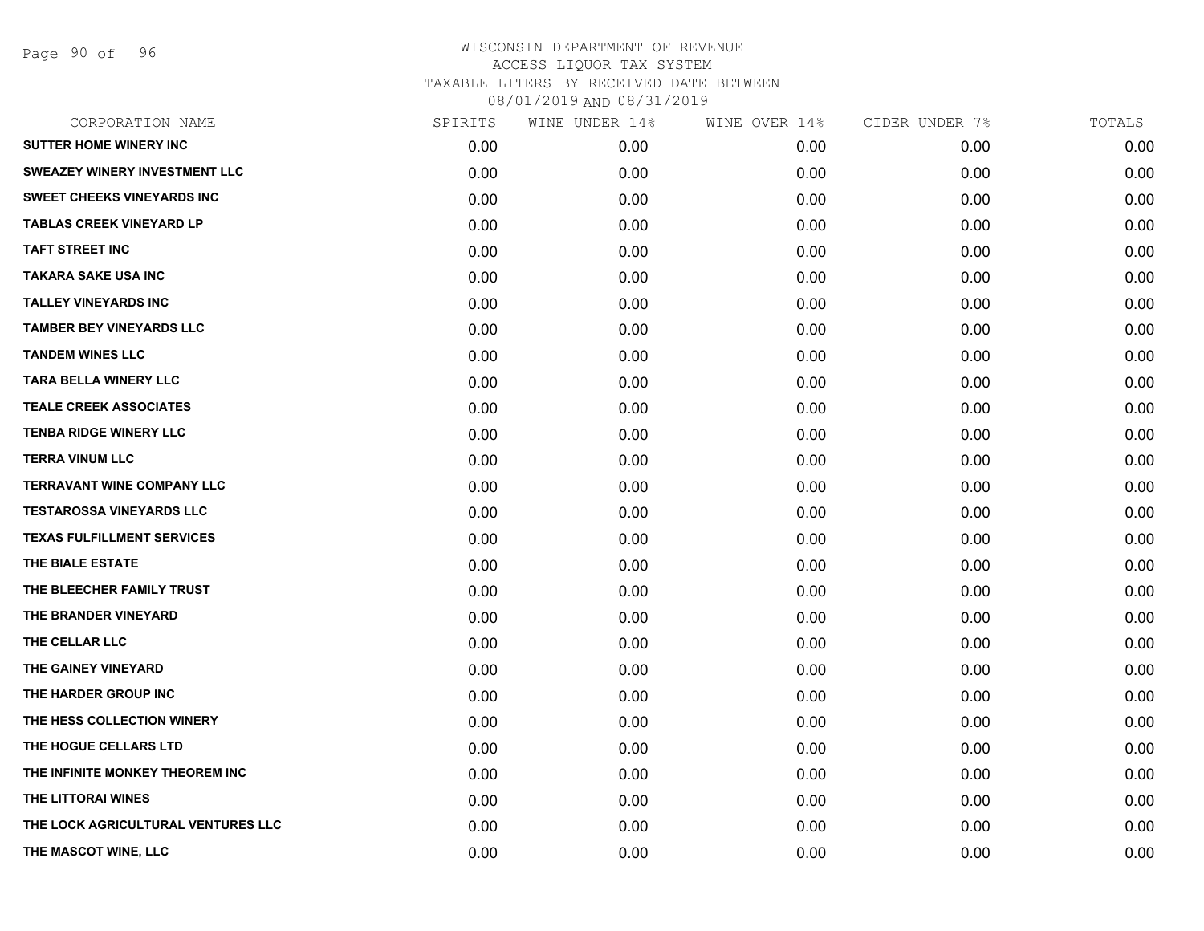WISCONSIN DEPARTMENT OF REVENUE
ACCESS LIQUOR TAX SYSTEM
TAXABLE LITERS BY RECEIVED DATE BETWEEN
08/01/2019 AND 08/31/2019

| CORPORATION NAME | SPIRITS | WINE UNDER 14% | WINE OVER 14% | CIDER UNDER 7% | TOTALS |
|---|---|---|---|---|---|
| SUTTER HOME WINERY INC | 0.00 | 0.00 | 0.00 | 0.00 | 0.00 |
| SWEAZEY WINERY INVESTMENT LLC | 0.00 | 0.00 | 0.00 | 0.00 | 0.00 |
| SWEET CHEEKS VINEYARDS INC | 0.00 | 0.00 | 0.00 | 0.00 | 0.00 |
| TABLAS CREEK VINEYARD LP | 0.00 | 0.00 | 0.00 | 0.00 | 0.00 |
| TAFT STREET INC | 0.00 | 0.00 | 0.00 | 0.00 | 0.00 |
| TAKARA SAKE USA INC | 0.00 | 0.00 | 0.00 | 0.00 | 0.00 |
| TALLEY VINEYARDS INC | 0.00 | 0.00 | 0.00 | 0.00 | 0.00 |
| TAMBER BEY VINEYARDS LLC | 0.00 | 0.00 | 0.00 | 0.00 | 0.00 |
| TANDEM WINES LLC | 0.00 | 0.00 | 0.00 | 0.00 | 0.00 |
| TARA BELLA WINERY LLC | 0.00 | 0.00 | 0.00 | 0.00 | 0.00 |
| TEALE CREEK ASSOCIATES | 0.00 | 0.00 | 0.00 | 0.00 | 0.00 |
| TENBA RIDGE WINERY LLC | 0.00 | 0.00 | 0.00 | 0.00 | 0.00 |
| TERRA VINUM LLC | 0.00 | 0.00 | 0.00 | 0.00 | 0.00 |
| TERRAVANT WINE COMPANY LLC | 0.00 | 0.00 | 0.00 | 0.00 | 0.00 |
| TESTAROSSA VINEYARDS LLC | 0.00 | 0.00 | 0.00 | 0.00 | 0.00 |
| TEXAS FULFILLMENT SERVICES | 0.00 | 0.00 | 0.00 | 0.00 | 0.00 |
| THE BIALE ESTATE | 0.00 | 0.00 | 0.00 | 0.00 | 0.00 |
| THE BLEECHER FAMILY TRUST | 0.00 | 0.00 | 0.00 | 0.00 | 0.00 |
| THE BRANDER VINEYARD | 0.00 | 0.00 | 0.00 | 0.00 | 0.00 |
| THE CELLAR LLC | 0.00 | 0.00 | 0.00 | 0.00 | 0.00 |
| THE GAINEY VINEYARD | 0.00 | 0.00 | 0.00 | 0.00 | 0.00 |
| THE HARDER GROUP INC | 0.00 | 0.00 | 0.00 | 0.00 | 0.00 |
| THE HESS COLLECTION WINERY | 0.00 | 0.00 | 0.00 | 0.00 | 0.00 |
| THE HOGUE CELLARS LTD | 0.00 | 0.00 | 0.00 | 0.00 | 0.00 |
| THE INFINITE MONKEY THEOREM INC | 0.00 | 0.00 | 0.00 | 0.00 | 0.00 |
| THE LITTORAI WINES | 0.00 | 0.00 | 0.00 | 0.00 | 0.00 |
| THE LOCK AGRICULTURAL VENTURES LLC | 0.00 | 0.00 | 0.00 | 0.00 | 0.00 |
| THE MASCOT WINE, LLC | 0.00 | 0.00 | 0.00 | 0.00 | 0.00 |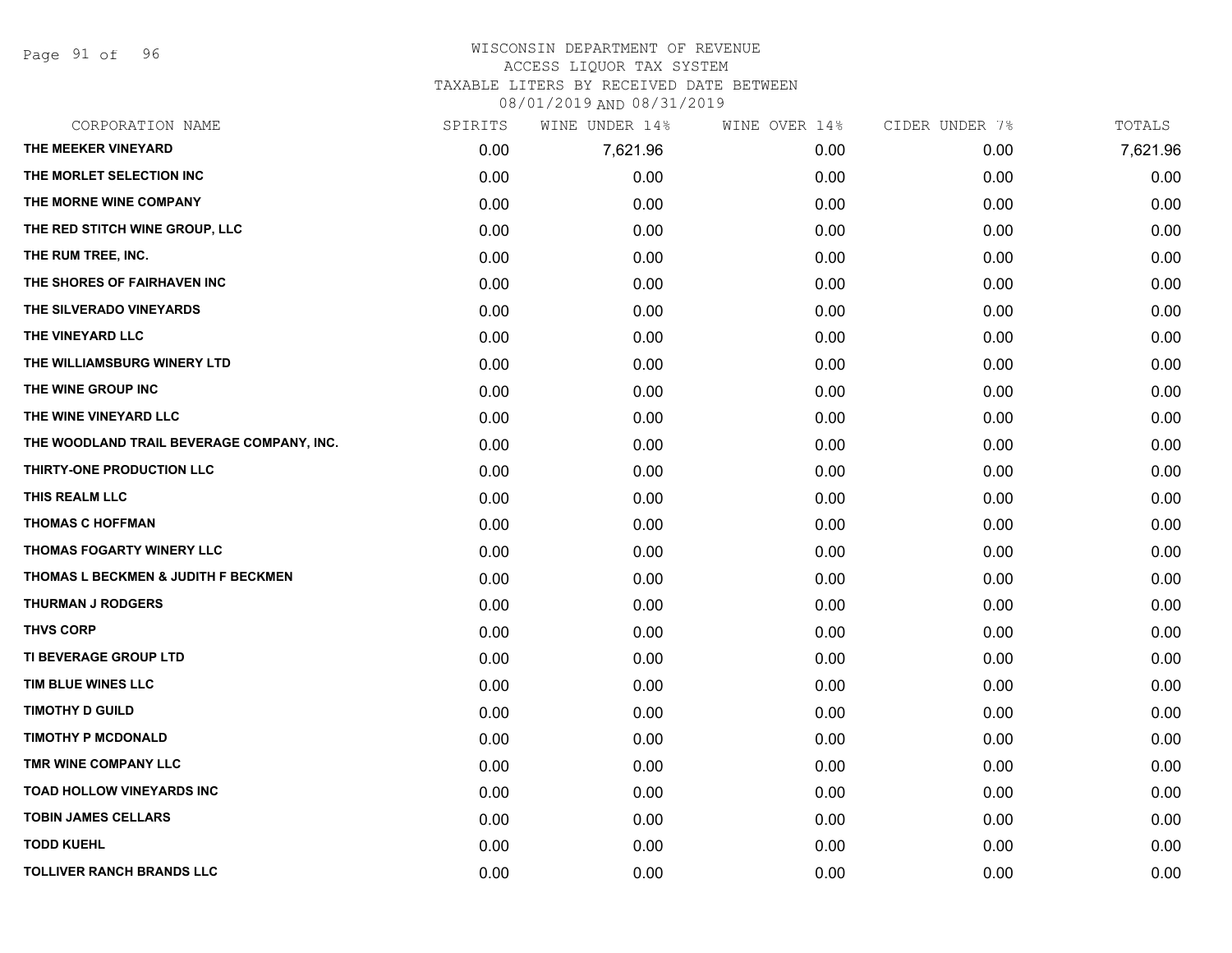# WISCONSIN DEPARTMENT OF REVENUE
## ACCESS LIQUOR TAX SYSTEM
## TAXABLE LITERS BY RECEIVED DATE BETWEEN
## 08/01/2019 AND 08/31/2019

| CORPORATION NAME | SPIRITS | WINE UNDER 14% | WINE OVER 14% | CIDER UNDER 7% | TOTALS |
|---|---|---|---|---|---|
| THE MEEKER VINEYARD | 0.00 | 7,621.96 | 0.00 | 0.00 | 7,621.96 |
| THE MORLET SELECTION INC | 0.00 | 0.00 | 0.00 | 0.00 | 0.00 |
| THE MORNE WINE COMPANY | 0.00 | 0.00 | 0.00 | 0.00 | 0.00 |
| THE RED STITCH WINE GROUP, LLC | 0.00 | 0.00 | 0.00 | 0.00 | 0.00 |
| THE RUM TREE, INC. | 0.00 | 0.00 | 0.00 | 0.00 | 0.00 |
| THE SHORES OF FAIRHAVEN INC | 0.00 | 0.00 | 0.00 | 0.00 | 0.00 |
| THE SILVERADO VINEYARDS | 0.00 | 0.00 | 0.00 | 0.00 | 0.00 |
| THE VINEYARD LLC | 0.00 | 0.00 | 0.00 | 0.00 | 0.00 |
| THE WILLIAMSBURG WINERY LTD | 0.00 | 0.00 | 0.00 | 0.00 | 0.00 |
| THE WINE GROUP INC | 0.00 | 0.00 | 0.00 | 0.00 | 0.00 |
| THE WINE VINEYARD LLC | 0.00 | 0.00 | 0.00 | 0.00 | 0.00 |
| THE WOODLAND TRAIL BEVERAGE COMPANY, INC. | 0.00 | 0.00 | 0.00 | 0.00 | 0.00 |
| THIRTY-ONE PRODUCTION LLC | 0.00 | 0.00 | 0.00 | 0.00 | 0.00 |
| THIS REALM LLC | 0.00 | 0.00 | 0.00 | 0.00 | 0.00 |
| THOMAS C HOFFMAN | 0.00 | 0.00 | 0.00 | 0.00 | 0.00 |
| THOMAS FOGARTY WINERY LLC | 0.00 | 0.00 | 0.00 | 0.00 | 0.00 |
| THOMAS L BECKMEN & JUDITH F BECKMEN | 0.00 | 0.00 | 0.00 | 0.00 | 0.00 |
| THURMAN J RODGERS | 0.00 | 0.00 | 0.00 | 0.00 | 0.00 |
| THVS CORP | 0.00 | 0.00 | 0.00 | 0.00 | 0.00 |
| TI BEVERAGE GROUP LTD | 0.00 | 0.00 | 0.00 | 0.00 | 0.00 |
| TIM BLUE WINES LLC | 0.00 | 0.00 | 0.00 | 0.00 | 0.00 |
| TIMOTHY D GUILD | 0.00 | 0.00 | 0.00 | 0.00 | 0.00 |
| TIMOTHY P MCDONALD | 0.00 | 0.00 | 0.00 | 0.00 | 0.00 |
| TMR WINE COMPANY LLC | 0.00 | 0.00 | 0.00 | 0.00 | 0.00 |
| TOAD HOLLOW VINEYARDS INC | 0.00 | 0.00 | 0.00 | 0.00 | 0.00 |
| TOBIN JAMES CELLARS | 0.00 | 0.00 | 0.00 | 0.00 | 0.00 |
| TODD KUEHL | 0.00 | 0.00 | 0.00 | 0.00 | 0.00 |
| TOLLIVER RANCH BRANDS LLC | 0.00 | 0.00 | 0.00 | 0.00 | 0.00 |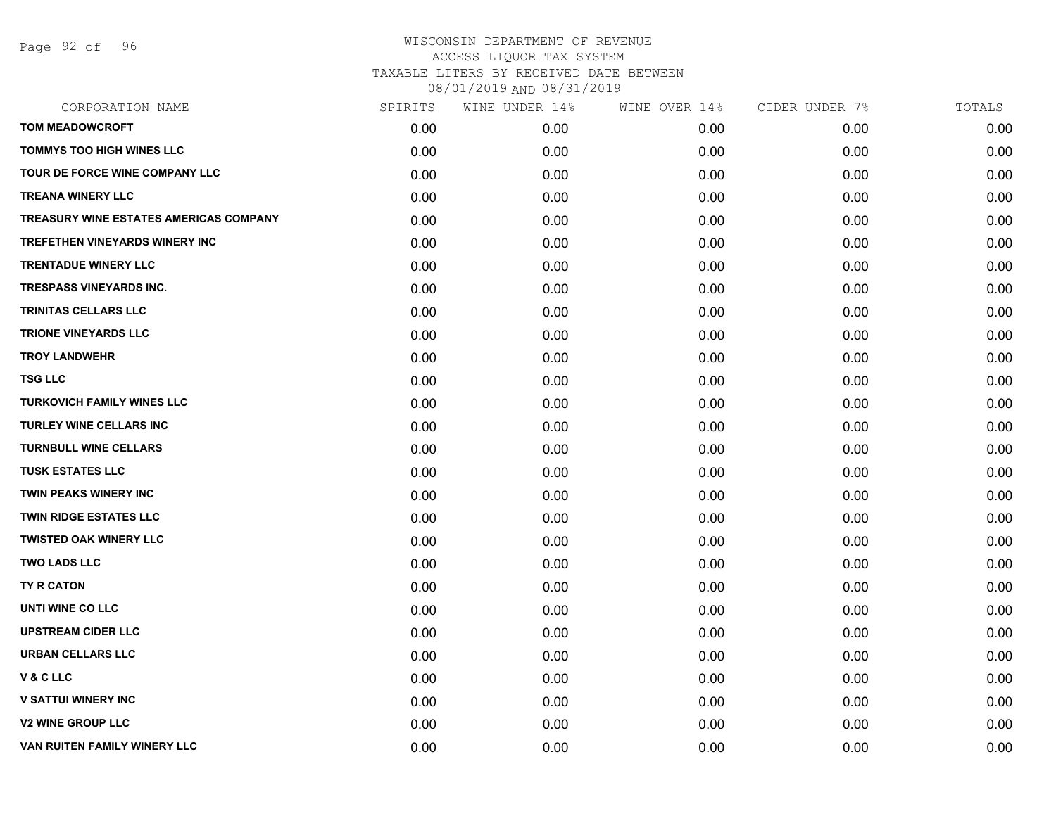WISCONSIN DEPARTMENT OF REVENUE
ACCESS LIQUOR TAX SYSTEM
TAXABLE LITERS BY RECEIVED DATE BETWEEN
08/01/2019 AND 08/31/2019

| CORPORATION NAME | SPIRITS | WINE UNDER 14% | WINE OVER 14% | CIDER UNDER 7% | TOTALS |
|---|---|---|---|---|---|
| TOM MEADOWCROFT | 0.00 | 0.00 | 0.00 | 0.00 | 0.00 |
| TOMMYS TOO HIGH WINES LLC | 0.00 | 0.00 | 0.00 | 0.00 | 0.00 |
| TOUR DE FORCE WINE COMPANY LLC | 0.00 | 0.00 | 0.00 | 0.00 | 0.00 |
| TREANA WINERY LLC | 0.00 | 0.00 | 0.00 | 0.00 | 0.00 |
| TREASURY WINE ESTATES AMERICAS COMPANY | 0.00 | 0.00 | 0.00 | 0.00 | 0.00 |
| TREFETHEN VINEYARDS WINERY INC | 0.00 | 0.00 | 0.00 | 0.00 | 0.00 |
| TRENTADUE WINERY LLC | 0.00 | 0.00 | 0.00 | 0.00 | 0.00 |
| TRESPASS VINEYARDS INC. | 0.00 | 0.00 | 0.00 | 0.00 | 0.00 |
| TRINITAS CELLARS LLC | 0.00 | 0.00 | 0.00 | 0.00 | 0.00 |
| TRIONE VINEYARDS LLC | 0.00 | 0.00 | 0.00 | 0.00 | 0.00 |
| TROY LANDWEHR | 0.00 | 0.00 | 0.00 | 0.00 | 0.00 |
| TSG LLC | 0.00 | 0.00 | 0.00 | 0.00 | 0.00 |
| TURKOVICH FAMILY WINES LLC | 0.00 | 0.00 | 0.00 | 0.00 | 0.00 |
| TURLEY WINE CELLARS INC | 0.00 | 0.00 | 0.00 | 0.00 | 0.00 |
| TURNBULL WINE CELLARS | 0.00 | 0.00 | 0.00 | 0.00 | 0.00 |
| TUSK ESTATES LLC | 0.00 | 0.00 | 0.00 | 0.00 | 0.00 |
| TWIN PEAKS WINERY INC | 0.00 | 0.00 | 0.00 | 0.00 | 0.00 |
| TWIN RIDGE ESTATES LLC | 0.00 | 0.00 | 0.00 | 0.00 | 0.00 |
| TWISTED OAK WINERY LLC | 0.00 | 0.00 | 0.00 | 0.00 | 0.00 |
| TWO LADS LLC | 0.00 | 0.00 | 0.00 | 0.00 | 0.00 |
| TY R CATON | 0.00 | 0.00 | 0.00 | 0.00 | 0.00 |
| UNTI WINE CO LLC | 0.00 | 0.00 | 0.00 | 0.00 | 0.00 |
| UPSTREAM CIDER LLC | 0.00 | 0.00 | 0.00 | 0.00 | 0.00 |
| URBAN CELLARS LLC | 0.00 | 0.00 | 0.00 | 0.00 | 0.00 |
| V & C LLC | 0.00 | 0.00 | 0.00 | 0.00 | 0.00 |
| V SATTUI WINERY INC | 0.00 | 0.00 | 0.00 | 0.00 | 0.00 |
| V2 WINE GROUP LLC | 0.00 | 0.00 | 0.00 | 0.00 | 0.00 |
| VAN RUITEN FAMILY WINERY LLC | 0.00 | 0.00 | 0.00 | 0.00 | 0.00 |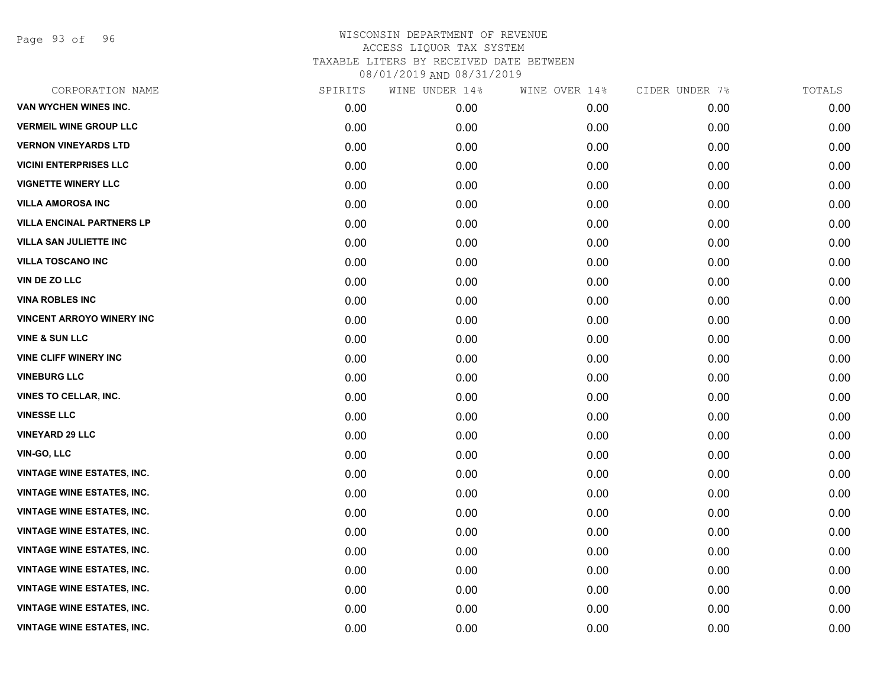# WISCONSIN DEPARTMENT OF REVENUE
## ACCESS LIQUOR TAX SYSTEM
### TAXABLE LITERS BY RECEIVED DATE BETWEEN 08/01/2019 AND 08/31/2019

| CORPORATION NAME | SPIRITS | WINE UNDER 14% | WINE OVER 14% | CIDER UNDER 7% | TOTALS |
|---|---|---|---|---|---|
| VAN WYCHEN WINES INC. | 0.00 | 0.00 | 0.00 | 0.00 | 0.00 |
| VERMEIL WINE GROUP LLC | 0.00 | 0.00 | 0.00 | 0.00 | 0.00 |
| VERNON VINEYARDS LTD | 0.00 | 0.00 | 0.00 | 0.00 | 0.00 |
| VICINI ENTERPRISES LLC | 0.00 | 0.00 | 0.00 | 0.00 | 0.00 |
| VIGNETTE WINERY LLC | 0.00 | 0.00 | 0.00 | 0.00 | 0.00 |
| VILLA AMOROSA INC | 0.00 | 0.00 | 0.00 | 0.00 | 0.00 |
| VILLA ENCINAL PARTNERS LP | 0.00 | 0.00 | 0.00 | 0.00 | 0.00 |
| VILLA SAN JULIETTE INC | 0.00 | 0.00 | 0.00 | 0.00 | 0.00 |
| VILLA TOSCANO INC | 0.00 | 0.00 | 0.00 | 0.00 | 0.00 |
| VIN DE ZO LLC | 0.00 | 0.00 | 0.00 | 0.00 | 0.00 |
| VINA ROBLES INC | 0.00 | 0.00 | 0.00 | 0.00 | 0.00 |
| VINCENT ARROYO WINERY INC | 0.00 | 0.00 | 0.00 | 0.00 | 0.00 |
| VINE & SUN LLC | 0.00 | 0.00 | 0.00 | 0.00 | 0.00 |
| VINE CLIFF WINERY INC | 0.00 | 0.00 | 0.00 | 0.00 | 0.00 |
| VINEBURG LLC | 0.00 | 0.00 | 0.00 | 0.00 | 0.00 |
| VINES TO CELLAR, INC. | 0.00 | 0.00 | 0.00 | 0.00 | 0.00 |
| VINESSE LLC | 0.00 | 0.00 | 0.00 | 0.00 | 0.00 |
| VINEYARD 29 LLC | 0.00 | 0.00 | 0.00 | 0.00 | 0.00 |
| VIN-GO, LLC | 0.00 | 0.00 | 0.00 | 0.00 | 0.00 |
| VINTAGE WINE ESTATES, INC. | 0.00 | 0.00 | 0.00 | 0.00 | 0.00 |
| VINTAGE WINE ESTATES, INC. | 0.00 | 0.00 | 0.00 | 0.00 | 0.00 |
| VINTAGE WINE ESTATES, INC. | 0.00 | 0.00 | 0.00 | 0.00 | 0.00 |
| VINTAGE WINE ESTATES, INC. | 0.00 | 0.00 | 0.00 | 0.00 | 0.00 |
| VINTAGE WINE ESTATES, INC. | 0.00 | 0.00 | 0.00 | 0.00 | 0.00 |
| VINTAGE WINE ESTATES, INC. | 0.00 | 0.00 | 0.00 | 0.00 | 0.00 |
| VINTAGE WINE ESTATES, INC. | 0.00 | 0.00 | 0.00 | 0.00 | 0.00 |
| VINTAGE WINE ESTATES, INC. | 0.00 | 0.00 | 0.00 | 0.00 | 0.00 |
| VINTAGE WINE ESTATES, INC. | 0.00 | 0.00 | 0.00 | 0.00 | 0.00 |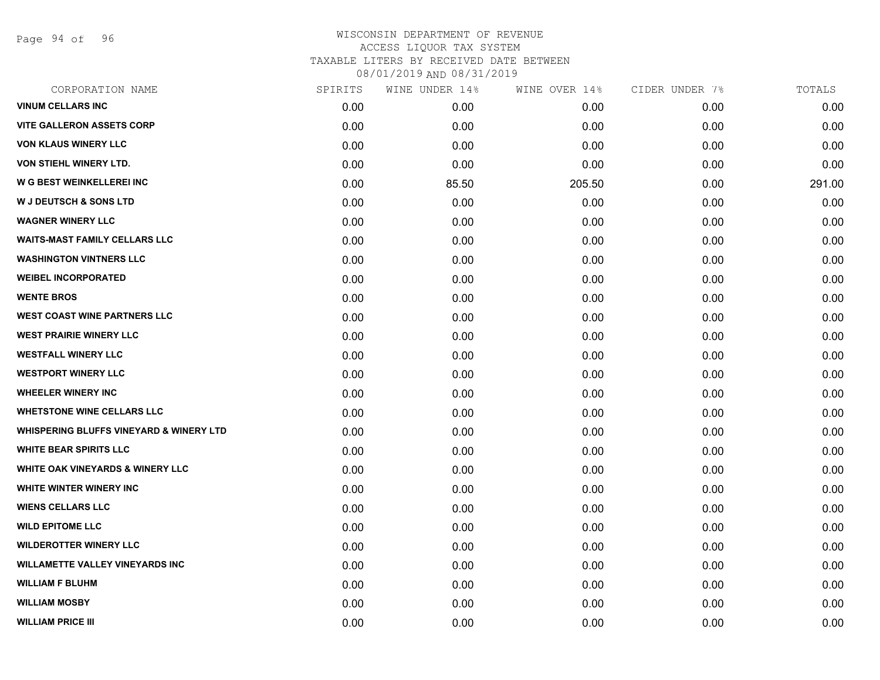WISCONSIN DEPARTMENT OF REVENUE
ACCESS LIQUOR TAX SYSTEM
TAXABLE LITERS BY RECEIVED DATE BETWEEN
08/01/2019 AND 08/31/2019

| CORPORATION NAME | SPIRITS | WINE UNDER 14% | WINE OVER 14% | CIDER UNDER 7% | TOTALS |
|---|---|---|---|---|---|
| VINUM CELLARS INC | 0.00 | 0.00 | 0.00 | 0.00 | 0.00 |
| VITE GALLERON ASSETS CORP | 0.00 | 0.00 | 0.00 | 0.00 | 0.00 |
| VON KLAUS WINERY LLC | 0.00 | 0.00 | 0.00 | 0.00 | 0.00 |
| VON STIEHL WINERY LTD. | 0.00 | 0.00 | 0.00 | 0.00 | 0.00 |
| W G BEST WEINKELLEREI INC | 0.00 | 85.50 | 205.50 | 0.00 | 291.00 |
| W J DEUTSCH & SONS LTD | 0.00 | 0.00 | 0.00 | 0.00 | 0.00 |
| WAGNER WINERY LLC | 0.00 | 0.00 | 0.00 | 0.00 | 0.00 |
| WAITS-MAST FAMILY CELLARS LLC | 0.00 | 0.00 | 0.00 | 0.00 | 0.00 |
| WASHINGTON VINTNERS LLC | 0.00 | 0.00 | 0.00 | 0.00 | 0.00 |
| WEIBEL INCORPORATED | 0.00 | 0.00 | 0.00 | 0.00 | 0.00 |
| WENTE BROS | 0.00 | 0.00 | 0.00 | 0.00 | 0.00 |
| WEST COAST WINE PARTNERS LLC | 0.00 | 0.00 | 0.00 | 0.00 | 0.00 |
| WEST PRAIRIE WINERY LLC | 0.00 | 0.00 | 0.00 | 0.00 | 0.00 |
| WESTFALL WINERY LLC | 0.00 | 0.00 | 0.00 | 0.00 | 0.00 |
| WESTPORT WINERY LLC | 0.00 | 0.00 | 0.00 | 0.00 | 0.00 |
| WHEELER WINERY INC | 0.00 | 0.00 | 0.00 | 0.00 | 0.00 |
| WHETSTONE WINE CELLARS LLC | 0.00 | 0.00 | 0.00 | 0.00 | 0.00 |
| WHISPERING BLUFFS VINEYARD & WINERY LTD | 0.00 | 0.00 | 0.00 | 0.00 | 0.00 |
| WHITE BEAR SPIRITS LLC | 0.00 | 0.00 | 0.00 | 0.00 | 0.00 |
| WHITE OAK VINEYARDS & WINERY LLC | 0.00 | 0.00 | 0.00 | 0.00 | 0.00 |
| WHITE WINTER WINERY INC | 0.00 | 0.00 | 0.00 | 0.00 | 0.00 |
| WIENS CELLARS LLC | 0.00 | 0.00 | 0.00 | 0.00 | 0.00 |
| WILD EPITOME LLC | 0.00 | 0.00 | 0.00 | 0.00 | 0.00 |
| WILDEROTTER WINERY LLC | 0.00 | 0.00 | 0.00 | 0.00 | 0.00 |
| WILLAMETTE VALLEY VINEYARDS INC | 0.00 | 0.00 | 0.00 | 0.00 | 0.00 |
| WILLIAM F BLUHM | 0.00 | 0.00 | 0.00 | 0.00 | 0.00 |
| WILLIAM MOSBY | 0.00 | 0.00 | 0.00 | 0.00 | 0.00 |
| WILLIAM PRICE III | 0.00 | 0.00 | 0.00 | 0.00 | 0.00 |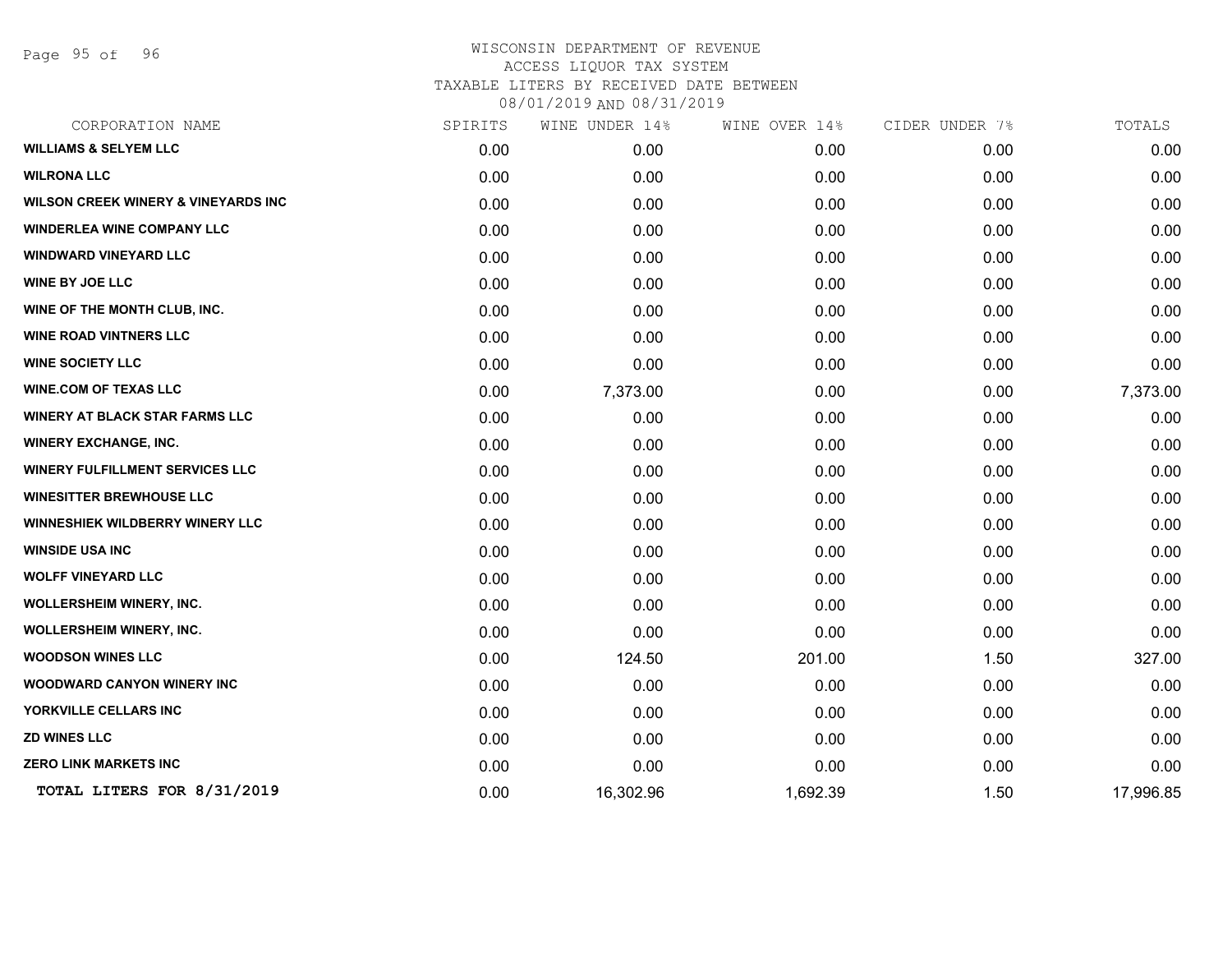WISCONSIN DEPARTMENT OF REVENUE
ACCESS LIQUOR TAX SYSTEM
TAXABLE LITERS BY RECEIVED DATE BETWEEN
08/01/2019 AND 08/31/2019

| CORPORATION NAME | SPIRITS | WINE UNDER 14% | WINE OVER 14% | CIDER UNDER 7% | TOTALS |
|---|---|---|---|---|---|
| WILLIAMS & SELYEM LLC | 0.00 | 0.00 | 0.00 | 0.00 | 0.00 |
| WILRONA LLC | 0.00 | 0.00 | 0.00 | 0.00 | 0.00 |
| WILSON CREEK WINERY & VINEYARDS INC | 0.00 | 0.00 | 0.00 | 0.00 | 0.00 |
| WINDERLEA WINE COMPANY LLC | 0.00 | 0.00 | 0.00 | 0.00 | 0.00 |
| WINDWARD VINEYARD LLC | 0.00 | 0.00 | 0.00 | 0.00 | 0.00 |
| WINE BY JOE LLC | 0.00 | 0.00 | 0.00 | 0.00 | 0.00 |
| WINE OF THE MONTH CLUB, INC. | 0.00 | 0.00 | 0.00 | 0.00 | 0.00 |
| WINE ROAD VINTNERS LLC | 0.00 | 0.00 | 0.00 | 0.00 | 0.00 |
| WINE SOCIETY LLC | 0.00 | 0.00 | 0.00 | 0.00 | 0.00 |
| WINE.COM OF TEXAS LLC | 0.00 | 7,373.00 | 0.00 | 0.00 | 7,373.00 |
| WINERY AT BLACK STAR FARMS LLC | 0.00 | 0.00 | 0.00 | 0.00 | 0.00 |
| WINERY EXCHANGE, INC. | 0.00 | 0.00 | 0.00 | 0.00 | 0.00 |
| WINERY FULFILLMENT SERVICES LLC | 0.00 | 0.00 | 0.00 | 0.00 | 0.00 |
| WINESITTER BREWHOUSE LLC | 0.00 | 0.00 | 0.00 | 0.00 | 0.00 |
| WINNESHIEK WILDBERRY WINERY LLC | 0.00 | 0.00 | 0.00 | 0.00 | 0.00 |
| WINSIDE USA INC | 0.00 | 0.00 | 0.00 | 0.00 | 0.00 |
| WOLFF VINEYARD LLC | 0.00 | 0.00 | 0.00 | 0.00 | 0.00 |
| WOLLERSHEIM WINERY, INC. | 0.00 | 0.00 | 0.00 | 0.00 | 0.00 |
| WOLLERSHEIM WINERY, INC. | 0.00 | 0.00 | 0.00 | 0.00 | 0.00 |
| WOODSON WINES LLC | 0.00 | 124.50 | 201.00 | 1.50 | 327.00 |
| WOODWARD CANYON WINERY INC | 0.00 | 0.00 | 0.00 | 0.00 | 0.00 |
| YORKVILLE CELLARS INC | 0.00 | 0.00 | 0.00 | 0.00 | 0.00 |
| ZD WINES LLC | 0.00 | 0.00 | 0.00 | 0.00 | 0.00 |
| ZERO LINK MARKETS INC | 0.00 | 0.00 | 0.00 | 0.00 | 0.00 |
| **TOTAL LITERS FOR 8/31/2019** | 0.00 | 16,302.96 | 1,692.39 | 1.50 | 17,996.85 |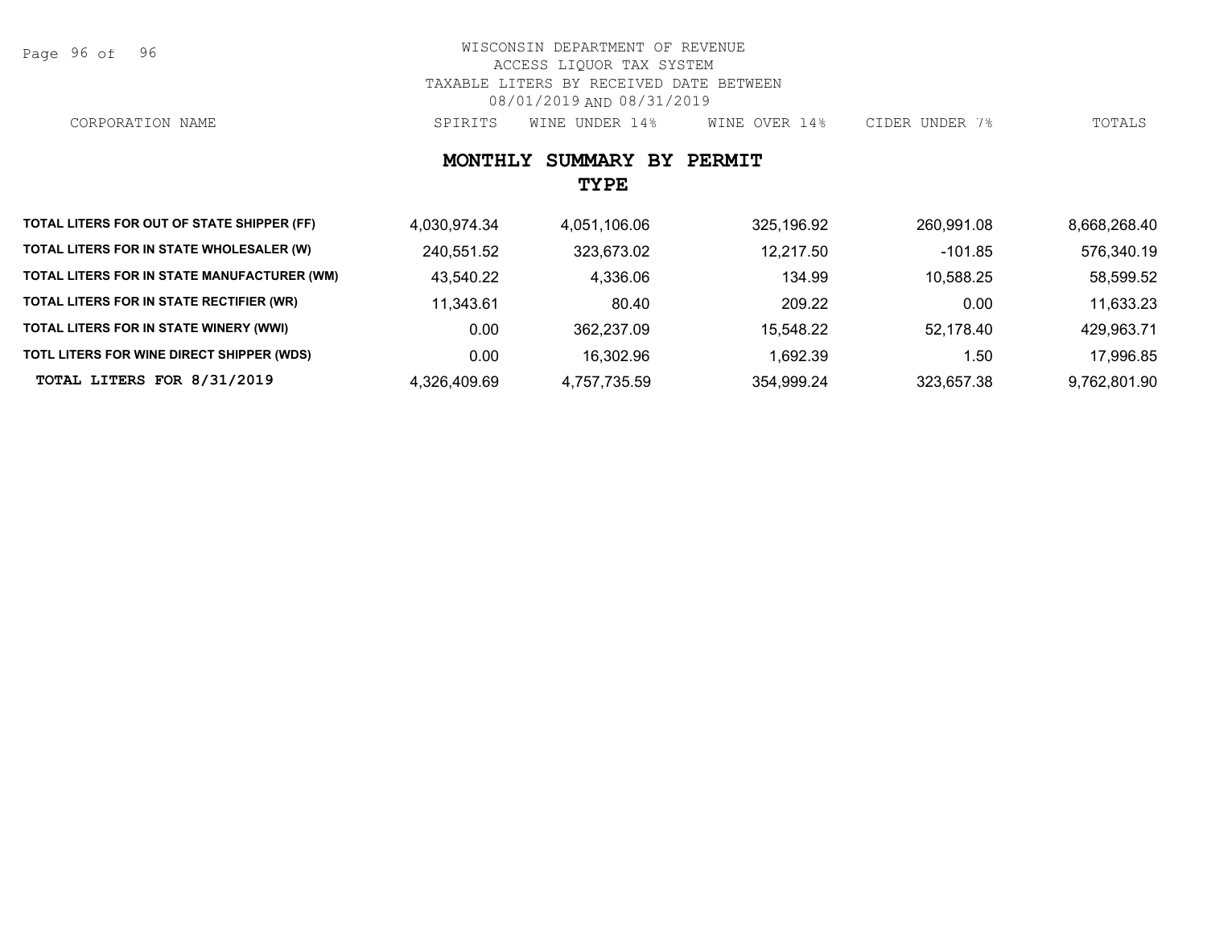WISCONSIN DEPARTMENT OF REVENUE
ACCESS LIQUOR TAX SYSTEM
TAXABLE LITERS BY RECEIVED DATE BETWEEN
08/01/2019 AND 08/31/2019

## MONTHLY SUMMARY BY PERMIT TYPE

| CORPORATION NAME | SPIRITS | WINE UNDER 14% | WINE OVER 14% | CIDER UNDER 7% | TOTALS |
|---|---|---|---|---|---|
| **TOTAL LITERS FOR OUT OF STATE SHIPPER (FF)** | 4,030,974.34 | 4,051,106.06 | 325,196.92 | 260,991.08 | 8,668,268.40 |
| **TOTAL LITERS FOR IN STATE WHOLESALER (W)** | 240,551.52 | 323,673.02 | 12,217.50 | -101.85 | 576,340.19 |
| **TOTAL LITERS FOR IN STATE MANUFACTURER (WM)** | 43,540.22 | 4,336.06 | 134.99 | 10,588.25 | 58,599.52 |
| **TOTAL LITERS FOR IN STATE RECTIFIER (WR)** | 11,343.61 | 80.40 | 209.22 | 0.00 | 11,633.23 |
| **TOTAL LITERS FOR IN STATE WINERY (WWI)** | 0.00 | 362,237.09 | 15,548.22 | 52,178.40 | 429,963.71 |
| **TOTL LITERS FOR WINE DIRECT SHIPPER (WDS)** | 0.00 | 16,302.96 | 1,692.39 | 1.50 | 17,996.85 |
| **TOTAL LITERS FOR 8/31/2019** | 4,326,409.69 | 4,757,735.59 | 354,999.24 | 323,657.38 | 9,762,801.90 |